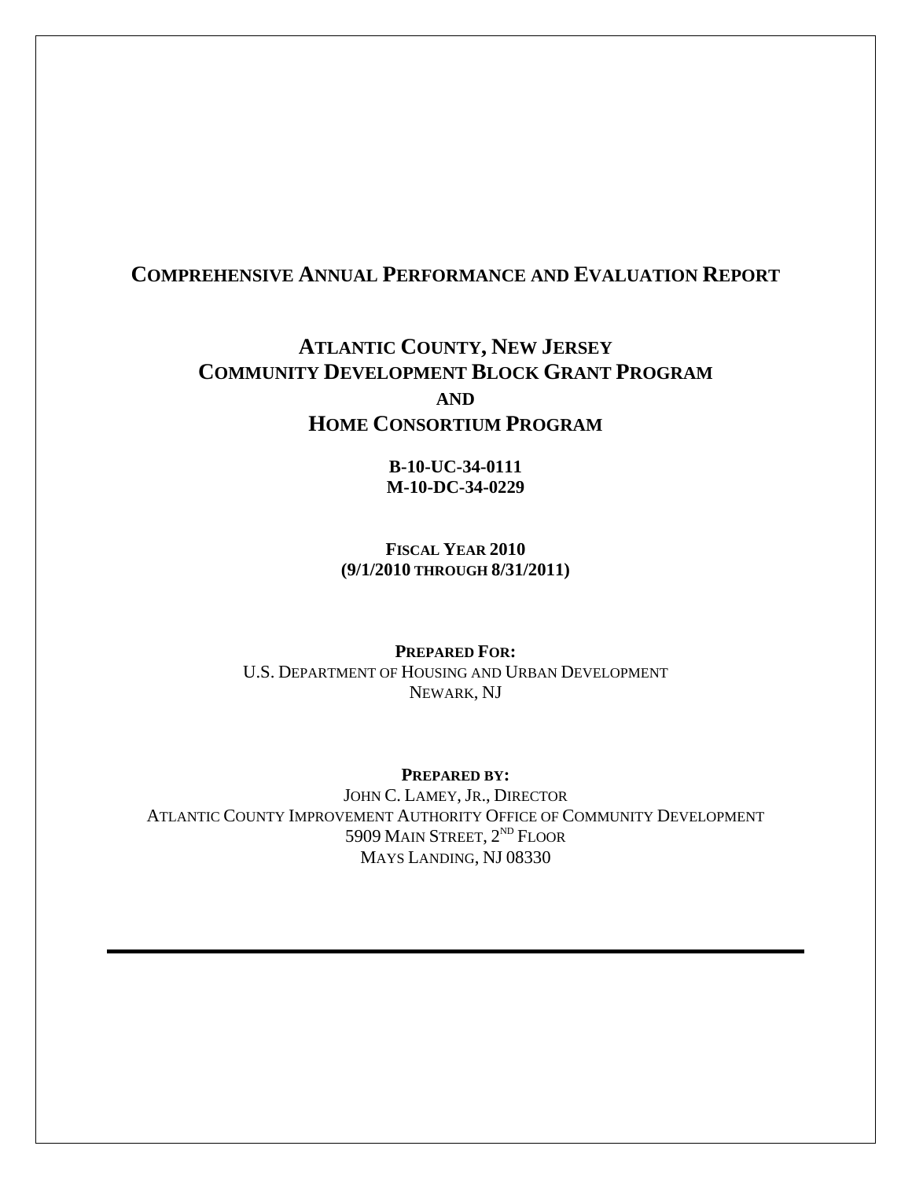# Comprehensive Annual Performance and Evaluation Report

## Atlantic County, New Jersey
## Community Development Block Grant Program
## and
## Home Consortium Program

**B-10-UC-34-0111**
**M-10-DC-34-0229**

**Fiscal Year 2010**
**(9/1/2010 through 8/31/2011)**

**Prepared For:**
U.S. Department of Housing and Urban Development
Newark, NJ

**Prepared by:**
John C. Lamey, Jr., Director
Atlantic County Improvement Authority Office of Community Development
5909 Main Street, 2nd Floor
Mays Landing, NJ 08330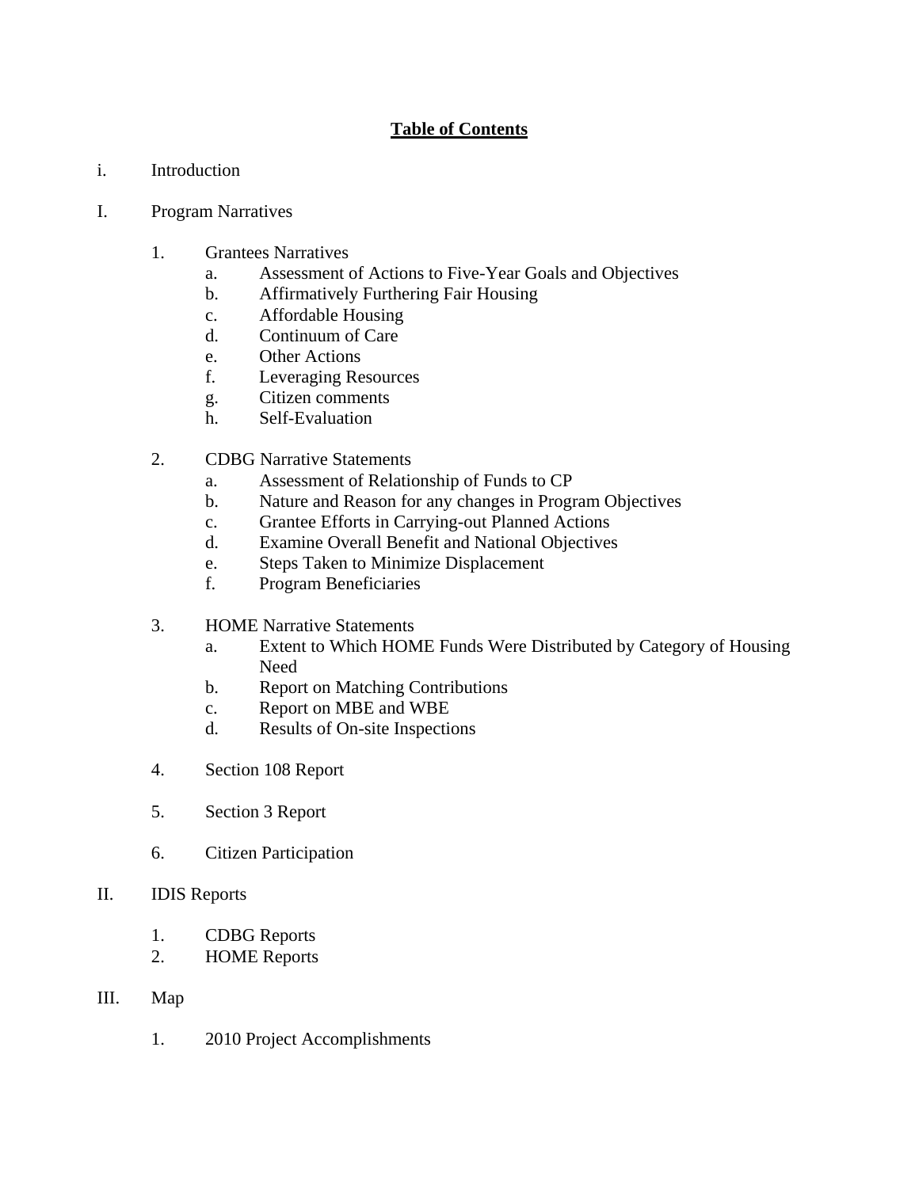# Table of Contents

i. Introduction

I. Program Narratives

1. Grantees Narratives
   a. Assessment of Actions to Five-Year Goals and Objectives
   b. Affirmatively Furthering Fair Housing
   c. Affordable Housing
   d. Continuum of Care
   e. Other Actions
   f. Leveraging Resources
   g. Citizen comments
   h. Self-Evaluation

2. CDBG Narrative Statements
   a. Assessment of Relationship of Funds to CP
   b. Nature and Reason for any changes in Program Objectives
   c. Grantee Efforts in Carrying-out Planned Actions
   d. Examine Overall Benefit and National Objectives
   e. Steps Taken to Minimize Displacement
   f. Program Beneficiaries

3. HOME Narrative Statements
   a. Extent to Which HOME Funds Were Distributed by Category of Housing Need
   b. Report on Matching Contributions
   c. Report on MBE and WBE
   d. Results of On-site Inspections

4. Section 108 Report

5. Section 3 Report

6. Citizen Participation

II. IDIS Reports

1. CDBG Reports
2. HOME Reports

III. Map

1. 2010 Project Accomplishments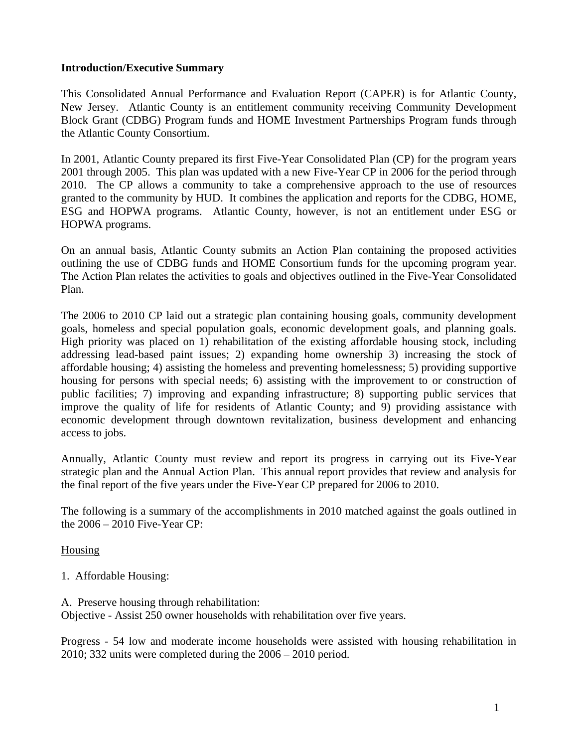**Introduction/Executive Summary**

This Consolidated Annual Performance and Evaluation Report (CAPER) is for Atlantic County, New Jersey. Atlantic County is an entitlement community receiving Community Development Block Grant (CDBG) Program funds and HOME Investment Partnerships Program funds through the Atlantic County Consortium.

In 2001, Atlantic County prepared its first Five-Year Consolidated Plan (CP) for the program years 2001 through 2005. This plan was updated with a new Five-Year CP in 2006 for the period through 2010. The CP allows a community to take a comprehensive approach to the use of resources granted to the community by HUD. It combines the application and reports for the CDBG, HOME, ESG and HOPWA programs. Atlantic County, however, is not an entitlement under ESG or HOPWA programs.

On an annual basis, Atlantic County submits an Action Plan containing the proposed activities outlining the use of CDBG funds and HOME Consortium funds for the upcoming program year. The Action Plan relates the activities to goals and objectives outlined in the Five-Year Consolidated Plan.

The 2006 to 2010 CP laid out a strategic plan containing housing goals, community development goals, homeless and special population goals, economic development goals, and planning goals. High priority was placed on 1) rehabilitation of the existing affordable housing stock, including addressing lead-based paint issues; 2) expanding home ownership 3) increasing the stock of affordable housing; 4) assisting the homeless and preventing homelessness; 5) providing supportive housing for persons with special needs; 6) assisting with the improvement to or construction of public facilities; 7) improving and expanding infrastructure; 8) supporting public services that improve the quality of life for residents of Atlantic County; and 9) providing assistance with economic development through downtown revitalization, business development and enhancing access to jobs.

Annually, Atlantic County must review and report its progress in carrying out its Five-Year strategic plan and the Annual Action Plan. This annual report provides that review and analysis for the final report of the five years under the Five-Year CP prepared for 2006 to 2010.

The following is a summary of the accomplishments in 2010 matched against the goals outlined in the 2006 – 2010 Five-Year CP:

<u>Housing</u>

1. Affordable Housing:

A. Preserve housing through rehabilitation:
Objective - Assist 250 owner households with rehabilitation over five years.

Progress - 54 low and moderate income households were assisted with housing rehabilitation in 2010; 332 units were completed during the 2006 – 2010 period.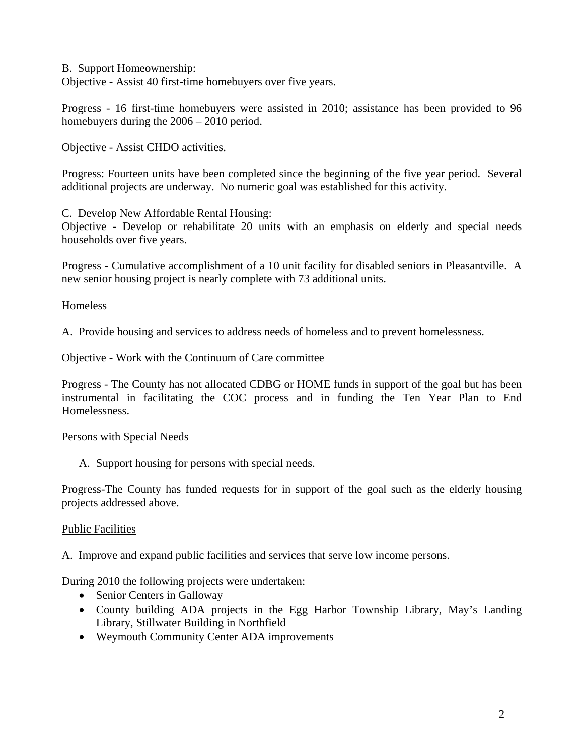B. Support Homeownership:
Objective - Assist 40 first-time homebuyers over five years.

Progress - 16 first-time homebuyers were assisted in 2010; assistance has been provided to 96 homebuyers during the 2006 – 2010 period.

Objective - Assist CHDO activities.

Progress: Fourteen units have been completed since the beginning of the five year period. Several additional projects are underway. No numeric goal was established for this activity.

C. Develop New Affordable Rental Housing:
Objective - Develop or rehabilitate 20 units with an emphasis on elderly and special needs households over five years.

Progress - Cumulative accomplishment of a 10 unit facility for disabled seniors in Pleasantville. A new senior housing project is nearly complete with 73 additional units.

<u>Homeless</u>

A. Provide housing and services to address needs of homeless and to prevent homelessness.

Objective - Work with the Continuum of Care committee

Progress - The County has not allocated CDBG or HOME funds in support of the goal but has been instrumental in facilitating the COC process and in funding the Ten Year Plan to End Homelessness.

<u>Persons with Special Needs</u>

A. Support housing for persons with special needs.

Progress-The County has funded requests for in support of the goal such as the elderly housing projects addressed above.

<u>Public Facilities</u>

A. Improve and expand public facilities and services that serve low income persons.

During 2010 the following projects were undertaken:

- Senior Centers in Galloway
- County building ADA projects in the Egg Harbor Township Library, May's Landing Library, Stillwater Building in Northfield
- Weymouth Community Center ADA improvements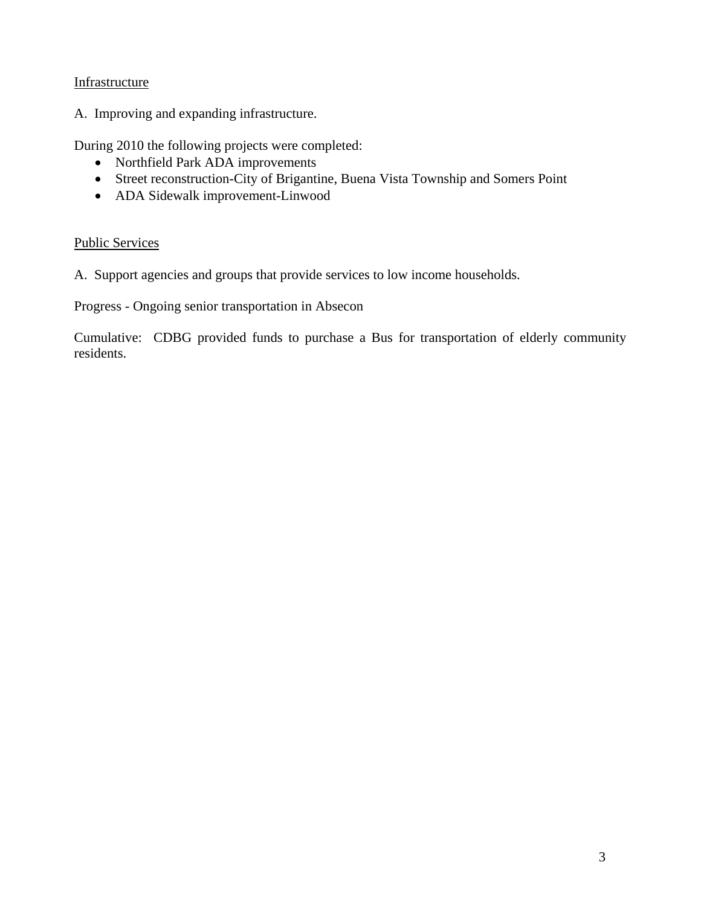Infrastructure

A. Improving and expanding infrastructure.

During 2010 the following projects were completed:

- Northfield Park ADA improvements
- Street reconstruction-City of Brigantine, Buena Vista Township and Somers Point
- ADA Sidewalk improvement-Linwood

Public Services

A. Support agencies and groups that provide services to low income households.

Progress - Ongoing senior transportation in Absecon

Cumulative: CDBG provided funds to purchase a Bus for transportation of elderly community residents.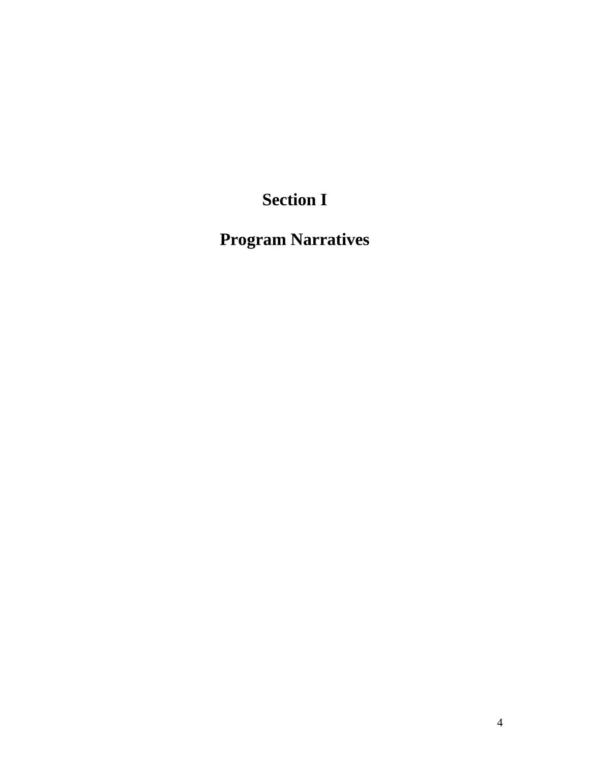# Section I

# Program Narratives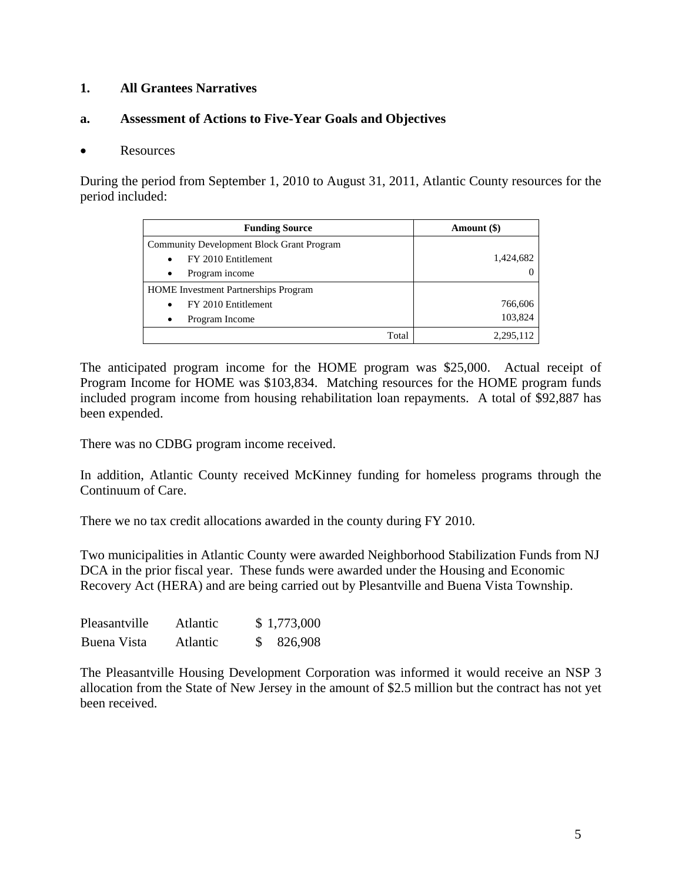## 1. All Grantees Narratives

### a. Assessment of Actions to Five-Year Goals and Objectives

- Resources

During the period from September 1, 2010 to August 31, 2011, Atlantic County resources for the period included:

| Funding Source | Amount ($) |
|---|---|
| Community Development Block Grant Program | |
| • FY 2010 Entitlement | 1,424,682 |
| • Program income | 0 |
| HOME Investment Partnerships Program | |
| • FY 2010 Entitlement | 766,606 |
| • Program Income | 103,824 |
| Total | 2,295,112 |

The anticipated program income for the HOME program was $25,000. Actual receipt of Program Income for HOME was $103,834. Matching resources for the HOME program funds included program income from housing rehabilitation loan repayments. A total of $92,887 has been expended.

There was no CDBG program income received.

In addition, Atlantic County received McKinney funding for homeless programs through the Continuum of Care.

There we no tax credit allocations awarded in the county during FY 2010.

Two municipalities in Atlantic County were awarded Neighborhood Stabilization Funds from NJ DCA in the prior fiscal year. These funds were awarded under the Housing and Economic Recovery Act (HERA) and are being carried out by Plesantville and Buena Vista Township.

| | | |
|---|---|---|
| Pleasantville | Atlantic | $ 1,773,000 |
| Buena Vista | Atlantic | $ 826,908 |

The Pleasantville Housing Development Corporation was informed it would receive an NSP 3 allocation from the State of New Jersey in the amount of $2.5 million but the contract has not yet been received.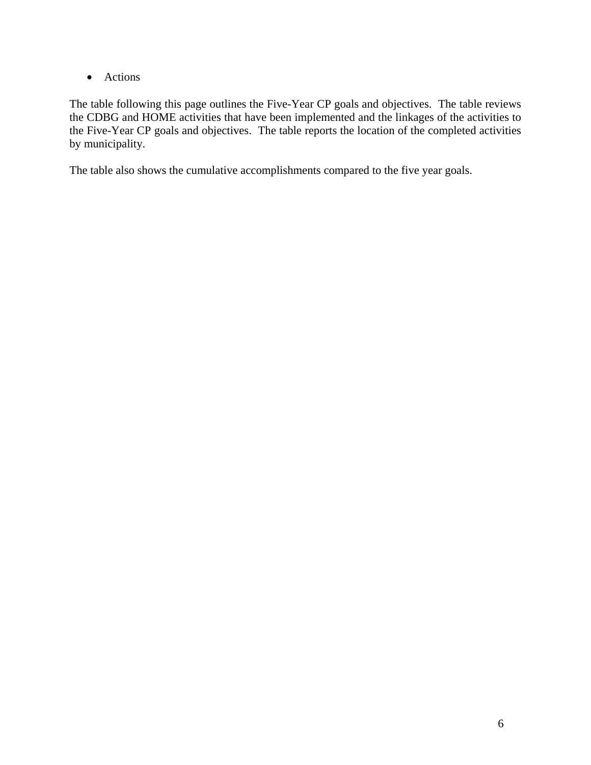- Actions

The table following this page outlines the Five-Year CP goals and objectives. The table reviews the CDBG and HOME activities that have been implemented and the linkages of the activities to the Five-Year CP goals and objectives. The table reports the location of the completed activities by municipality.

The table also shows the cumulative accomplishments compared to the five year goals.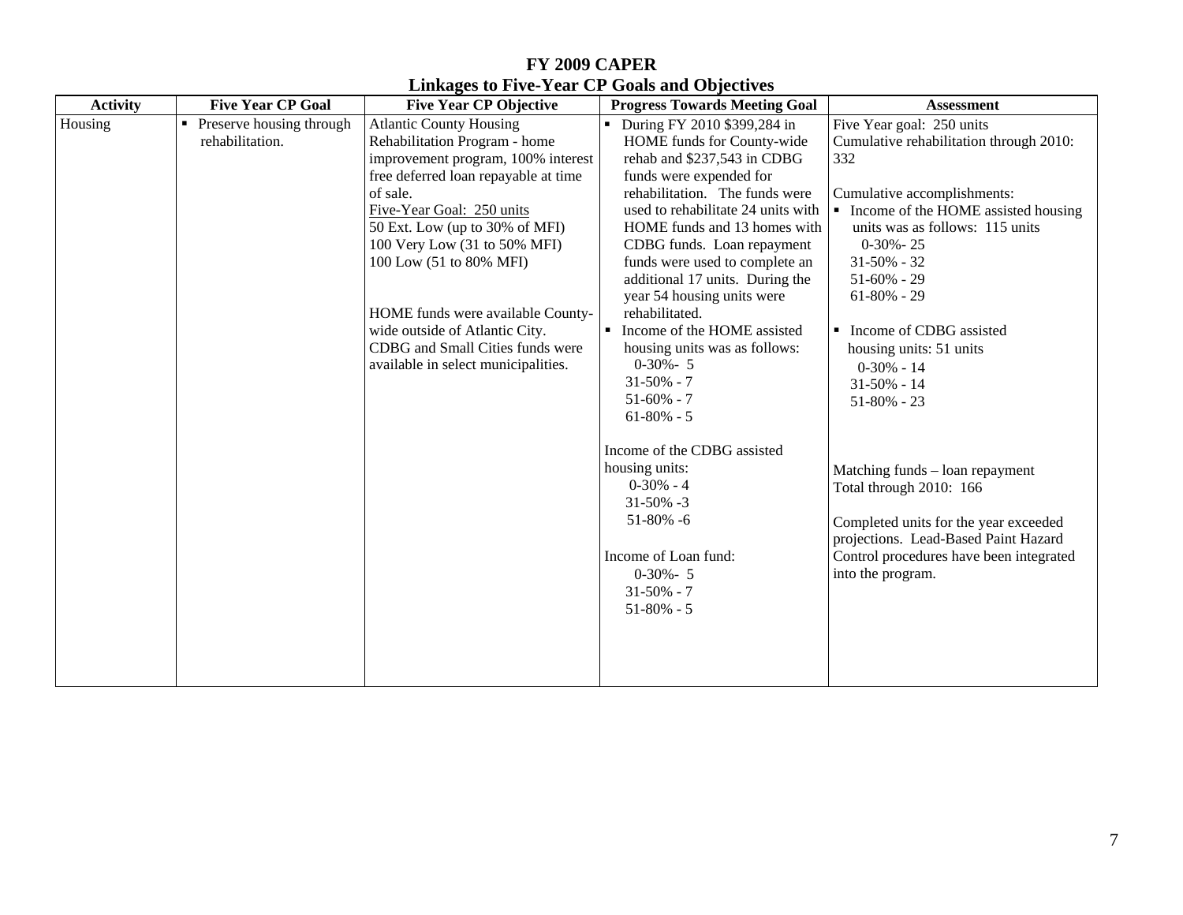# FY 2009 CAPER

## Linkages to Five-Year CP Goals and Objectives

| Activity | Five Year CP Goal | Five Year CP Objective | Progress Towards Meeting Goal | Assessment |
|---|---|---|---|---|
| Housing | ▪ Preserve housing through rehabilitation. | Atlantic County Housing Rehabilitation Program - home improvement program, 100% interest free deferred loan repayable at time of sale.<br>Five-Year Goal: 250 units<br>50 Ext. Low (up to 30% of MFI)<br>100 Very Low (31 to 50% MFI)<br>100 Low (51 to 80% MFI)<br><br>HOME funds were available County-wide outside of Atlantic City. CDBG and Small Cities funds were available in select municipalities. | ▪ During FY 2010 $399,284 in HOME funds for County-wide rehab and $237,543 in CDBG funds were expended for rehabilitation. The funds were used to rehabilitate 24 units with HOME funds and 13 homes with CDBG funds. Loan repayment funds were used to complete an additional 17 units. During the year 54 housing units were rehabilitated.<br>▪ Income of the HOME assisted housing units was as follows:<br>0-30%- 5<br>31-50% - 7<br>51-60% - 7<br>61-80% - 5<br><br>Income of the CDBG assisted housing units:<br>0-30% - 4<br>31-50% -3<br>51-80% -6<br><br>Income of Loan fund:<br>0-30%- 5<br>31-50% - 7<br>51-80% - 5 | Five Year goal: 250 units<br>Cumulative rehabilitation through 2010: 332<br><br>Cumulative accomplishments:<br>▪ Income of the HOME assisted housing units was as follows: 115 units<br>0-30%- 25<br>31-50% - 32<br>51-60% - 29<br>61-80% - 29<br><br>▪ Income of CDBG assisted housing units: 51 units<br>0-30% - 14<br>31-50% - 14<br>51-80% - 23<br><br>Matching funds – loan repayment<br>Total through 2010: 166<br><br>Completed units for the year exceeded projections. Lead-Based Paint Hazard Control procedures have been integrated into the program. |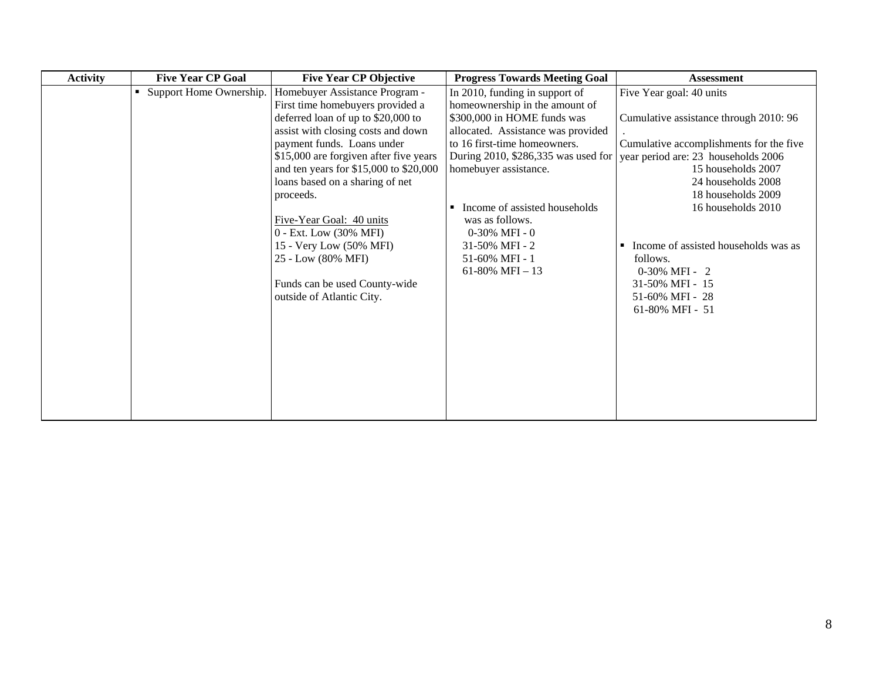| Activity | Five Year CP Goal | Five Year CP Objective | Progress Towards Meeting Goal | Assessment |
|---|---|---|---|---|
| | ▪ Support Home Ownership. | Homebuyer Assistance Program - First time homebuyers provided a deferred loan of up to $20,000 to assist with closing costs and down payment funds. Loans under $15,000 are forgiven after five years and ten years for $15,000 to $20,000 loans based on a sharing of net proceeds.<br><br>Five-Year Goal: 40 units<br>0 - Ext. Low (30% MFI)<br>15 - Very Low (50% MFI)<br>25 - Low (80% MFI)<br><br>Funds can be used County-wide outside of Atlantic City. | In 2010, funding in support of homeownership in the amount of $300,000 in HOME funds was allocated. Assistance was provided to 16 first-time homeowners. During 2010, $286,335 was used for homebuyer assistance.<br><br>▪ Income of assisted households was as follows.<br>0-30% MFI - 0<br>31-50% MFI - 2<br>51-60% MFI - 1<br>61-80% MFI – 13 | Five Year goal: 40 units<br><br>Cumulative assistance through 2010: 96<br>.<br>Cumulative accomplishments for the five year period are: 23 households 2006<br>15 households 2007<br>24 households 2008<br>18 households 2009<br>16 households 2010<br><br>▪ Income of assisted households was as follows.<br>0-30% MFI - 2<br>31-50% MFI - 15<br>51-60% MFI - 28<br>61-80% MFI - 51 |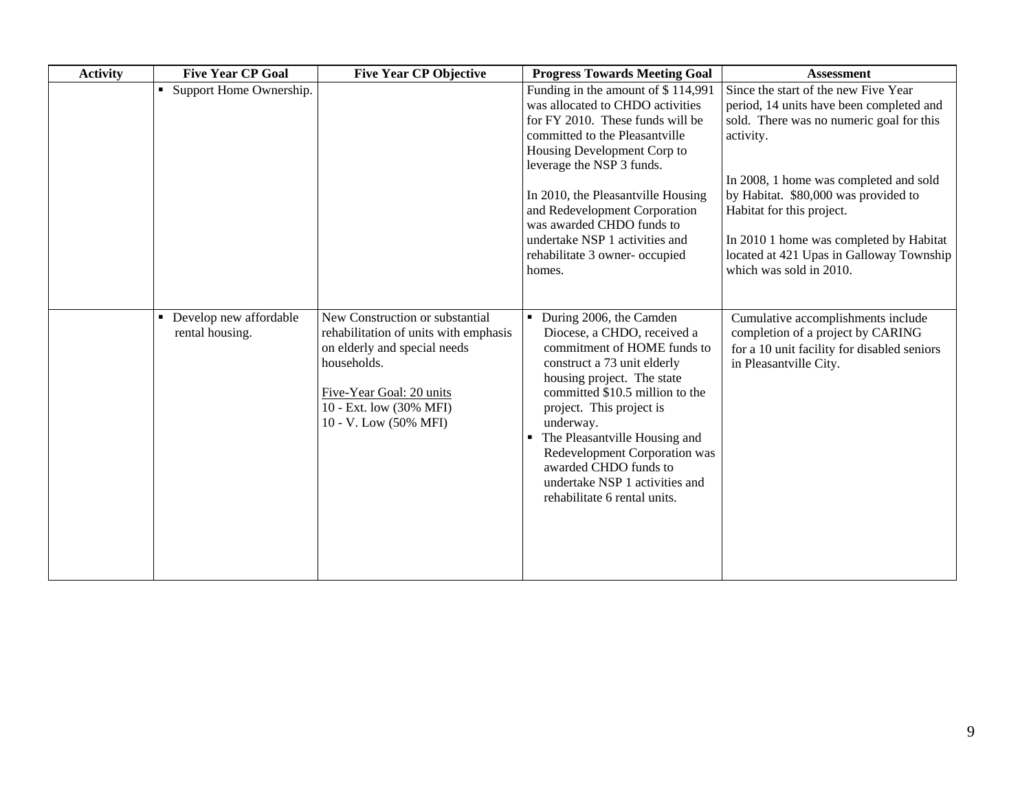| Activity | Five Year CP Goal | Five Year CP Objective | Progress Towards Meeting Goal | Assessment |
|---|---|---|---|---|
| | ▪ Support Home Ownership. | | Funding in the amount of $ 114,991 was allocated to CHDO activities for FY 2010. These funds will be committed to the Pleasantville Housing Development Corp to leverage the NSP 3 funds.<br><br>In 2010, the Pleasantville Housing and Redevelopment Corporation was awarded CHDO funds to undertake NSP 1 activities and rehabilitate 3 owner- occupied homes. | Since the start of the new Five Year period, 14 units have been completed and sold. There was no numeric goal for this activity.<br><br>In 2008, 1 home was completed and sold by Habitat. $80,000 was provided to Habitat for this project.<br><br>In 2010 1 home was completed by Habitat located at 421 Upas in Galloway Township which was sold in 2010. |
| | ▪ Develop new affordable rental housing. | New Construction or substantial rehabilitation of units with emphasis on elderly and special needs households.<br><br>Five-Year Goal: 20 units<br>10 - Ext. low (30% MFI)<br>10 - V. Low (50% MFI) | ▪ During 2006, the Camden Diocese, a CHDO, received a commitment of HOME funds to construct a 73 unit elderly housing project. The state committed $10.5 million to the project. This project is underway.<br>▪ The Pleasantville Housing and Redevelopment Corporation was awarded CHDO funds to undertake NSP 1 activities and rehabilitate 6 rental units. | Cumulative accomplishments include completion of a project by CARING for a 10 unit facility for disabled seniors in Pleasantville City. |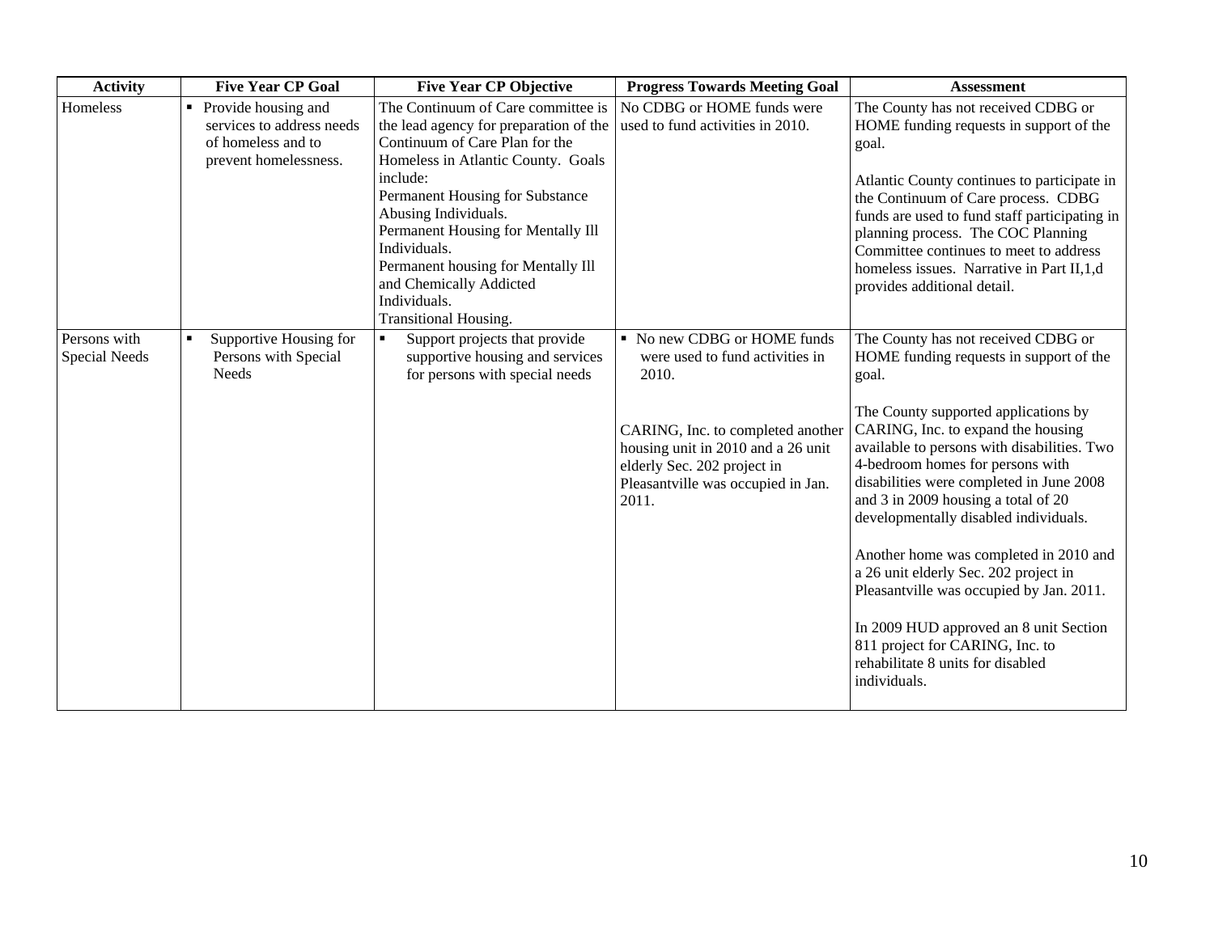| Activity | Five Year CP Goal | Five Year CP Objective | Progress Towards Meeting Goal | Assessment |
|---|---|---|---|---|
| Homeless | ▪ Provide housing and services to address needs of homeless and to prevent homelessness. | The Continuum of Care committee is the lead agency for preparation of the Continuum of Care Plan for the Homeless in Atlantic County. Goals include:<br>Permanent Housing for Substance Abusing Individuals.<br>Permanent Housing for Mentally Ill Individuals.<br>Permanent housing for Mentally Ill and Chemically Addicted Individuals.<br>Transitional Housing. | No CDBG or HOME funds were used to fund activities in 2010. | The County has not received CDBG or HOME funding requests in support of the goal.<br><br>Atlantic County continues to participate in the Continuum of Care process. CDBG funds are used to fund staff participating in planning process. The COC Planning Committee continues to meet to address homeless issues. Narrative in Part II,1,d provides additional detail. |
| Persons with Special Needs | ▪ Supportive Housing for Persons with Special Needs | ▪ Support projects that provide supportive housing and services for persons with special needs | ▪ No new CDBG or HOME funds were used to fund activities in 2010.<br><br>CARING, Inc. to completed another housing unit in 2010 and a 26 unit elderly Sec. 202 project in Pleasantville was occupied in Jan. 2011. | The County has not received CDBG or HOME funding requests in support of the goal.<br><br>The County supported applications by CARING, Inc. to expand the housing available to persons with disabilities. Two 4-bedroom homes for persons with disabilities were completed in June 2008 and 3 in 2009 housing a total of 20 developmentally disabled individuals.<br><br>Another home was completed in 2010 and a 26 unit elderly Sec. 202 project in Pleasantville was occupied by Jan. 2011.<br><br>In 2009 HUD approved an 8 unit Section 811 project for CARING, Inc. to rehabilitate 8 units for disabled individuals. |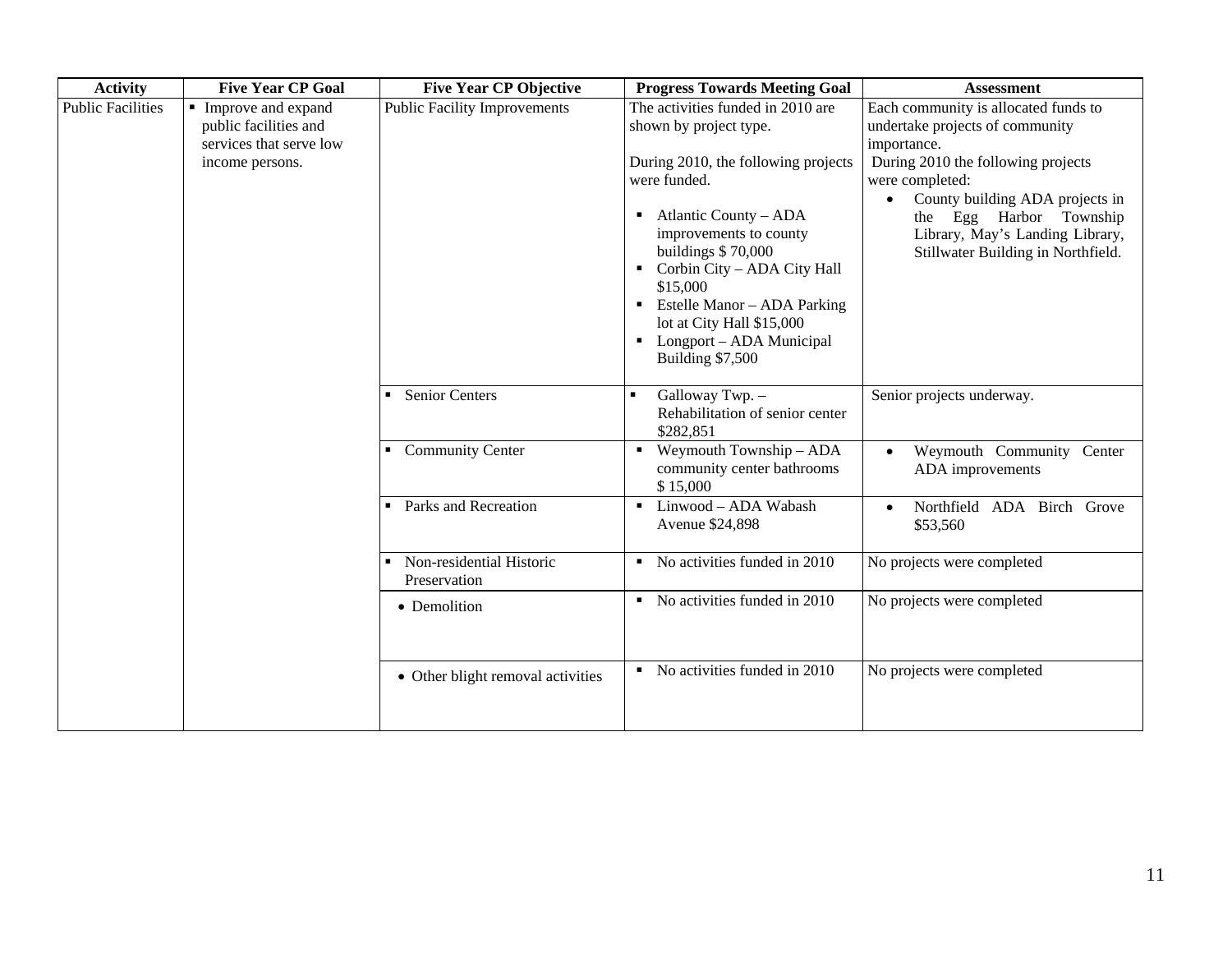| Activity | Five Year CP Goal | Five Year CP Objective | Progress Towards Meeting Goal | Assessment |
|---|---|---|---|---|
| Public Facilities | ▪ Improve and expand public facilities and services that serve low income persons. | Public Facility Improvements | The activities funded in 2010 are shown by project type.<br><br>During 2010, the following projects were funded.<br><br>▪ Atlantic County – ADA improvements to county buildings $ 70,000<br>▪ Corbin City – ADA City Hall $15,000<br>▪ Estelle Manor – ADA Parking lot at City Hall $15,000<br>▪ Longport – ADA Municipal Building $7,500 | Each community is allocated funds to undertake projects of community importance.<br>During 2010 the following projects were completed:<br>• County building ADA projects in the Egg Harbor Township Library, May's Landing Library, Stillwater Building in Northfield. |
| | | ▪ Senior Centers | ▪ Galloway Twp. – Rehabilitation of senior center $282,851 | Senior projects underway. |
| | | ▪ Community Center | ▪ Weymouth Township – ADA community center bathrooms $ 15,000 | • Weymouth Community Center ADA improvements |
| | | ▪ Parks and Recreation | ▪ Linwood – ADA Wabash Avenue $24,898 | • Northfield ADA Birch Grove $53,560 |
| | | ▪ Non-residential Historic Preservation | ▪ No activities funded in 2010 | No projects were completed |
| | | • Demolition | ▪ No activities funded in 2010 | No projects were completed |
| | | • Other blight removal activities | ▪ No activities funded in 2010 | No projects were completed |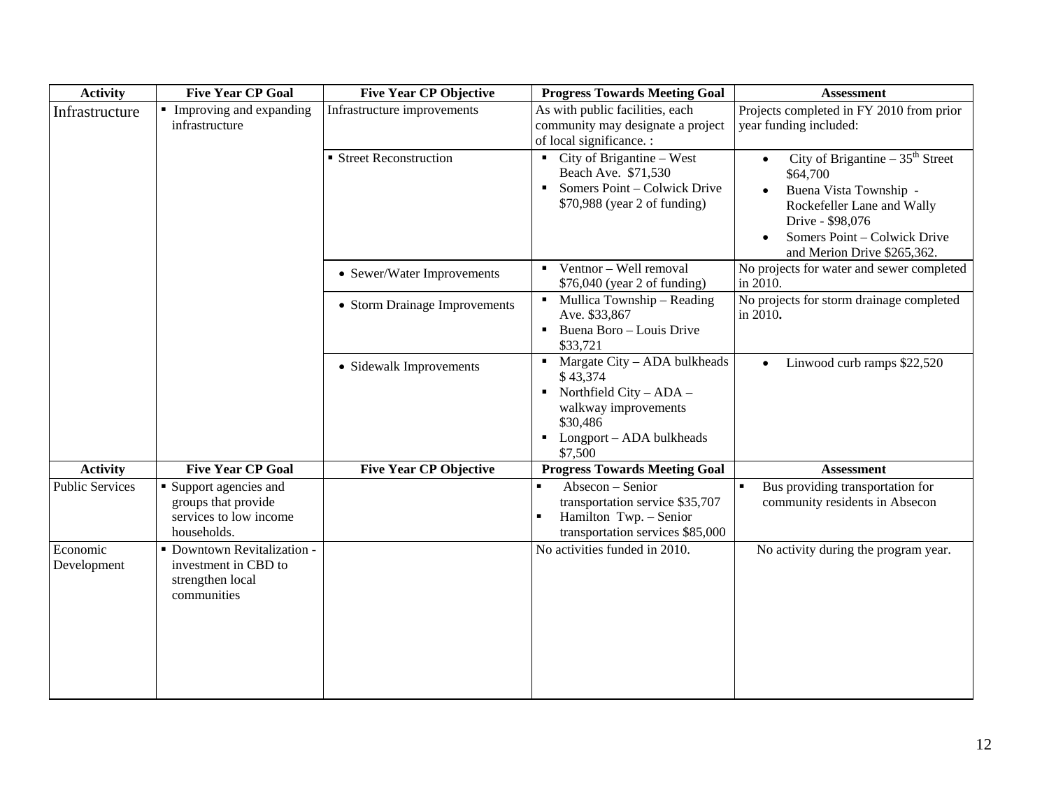| Activity | Five Year CP Goal | Five Year CP Objective | Progress Towards Meeting Goal | Assessment |
|---|---|---|---|---|
| Infrastructure | ▪ Improving and expanding infrastructure | Infrastructure improvements | As with public facilities, each community may designate a project of local significance. : | Projects completed in FY 2010 from prior year funding included: |
| | | ▪ Street Reconstruction | ▪ City of Brigantine – West Beach Ave. $71,530<br>▪ Somers Point – Colwick Drive $70,988 (year 2 of funding) | • City of Brigantine – 35th Street $64,700<br>• Buena Vista Township - Rockefeller Lane and Wally Drive - $98,076<br>• Somers Point – Colwick Drive and Merion Drive $265,362. |
| | | • Sewer/Water Improvements | ▪ Ventnor – Well removal $76,040 (year 2 of funding) | No projects for water and sewer completed in 2010. |
| | | • Storm Drainage Improvements | ▪ Mullica Township – Reading Ave. $33,867<br>▪ Buena Boro – Louis Drive $33,721 | No projects for storm drainage completed in 2010**.** |
| | | • Sidewalk Improvements | ▪ Margate City – ADA bulkheads $ 43,374<br>▪ Northfield City – ADA – walkway improvements $30,486<br>▪ Longport – ADA bulkheads $7,500 | • Linwood curb ramps $22,520 |
| **Activity** | **Five Year CP Goal** | **Five Year CP Objective** | **Progress Towards Meeting Goal** | **Assessment** |
| Public Services | ▪ Support agencies and groups that provide services to low income households. | | ▪ Absecon – Senior transportation service $35,707<br>▪ Hamilton Twp. – Senior transportation services $85,000 | ▪ Bus providing transportation for community residents in Absecon |
| Economic Development | ▪ Downtown Revitalization - investment in CBD to strengthen local communities | | No activities funded in 2010. | No activity during the program year. |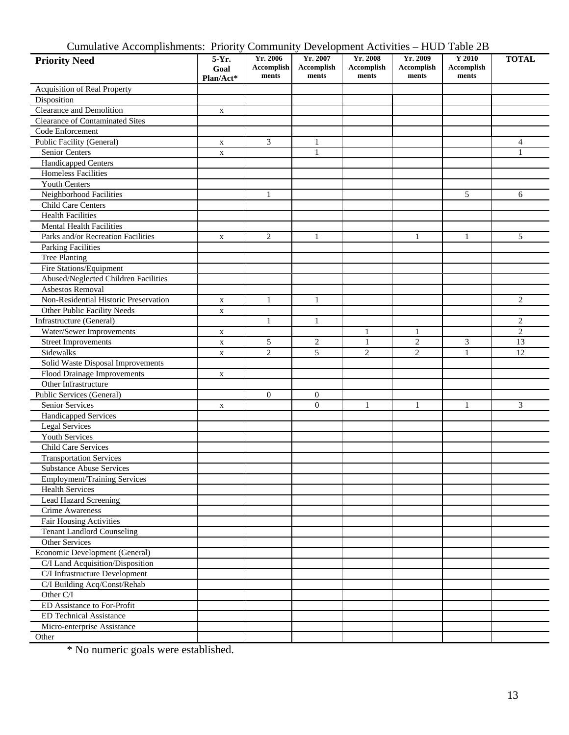Cumulative Accomplishments: Priority Community Development Activities – HUD Table 2B

| Priority Need | 5-Yr. Goal Plan/Act* | Yr. 2006 Accomplishments | Yr. 2007 Accomplishments | Yr. 2008 Accomplishments | Yr. 2009 Accomplishments | Y 2010 Accomplishments | TOTAL |
|---|---|---|---|---|---|---|---|
| Acquisition of Real Property | | | | | | | |
| Disposition | | | | | | | |
| Clearance and Demolition | x | | | | | | |
| Clearance of Contaminated Sites | | | | | | | |
| Code Enforcement | | | | | | | |
| Public Facility (General) | x | 3 | 1 | | | | 4 |
| Senior Centers | x | | 1 | | | | 1 |
| Handicapped Centers | | | | | | | |
| Homeless Facilities | | | | | | | |
| Youth Centers | | | | | | | |
| Neighborhood Facilities | | 1 | | | | 5 | 6 |
| Child Care Centers | | | | | | | |
| Health Facilities | | | | | | | |
| Mental Health Facilities | | | | | | | |
| Parks and/or Recreation Facilities | x | 2 | 1 | | 1 | 1 | 5 |
| Parking Facilities | | | | | | | |
| Tree Planting | | | | | | | |
| Fire Stations/Equipment | | | | | | | |
| Abused/Neglected Children Facilities | | | | | | | |
| Asbestos Removal | | | | | | | |
| Non-Residential Historic Preservation | x | 1 | 1 | | | | 2 |
| Other Public Facility Needs | x | | | | | | |
| Infrastructure (General) | | 1 | 1 | | | | 2 |
| Water/Sewer Improvements | x | | | 1 | 1 | | 2 |
| Street Improvements | x | 5 | 2 | 1 | 2 | 3 | 13 |
| Sidewalks | x | 2 | 5 | 2 | 2 | 1 | 12 |
| Solid Waste Disposal Improvements | | | | | | | |
| Flood Drainage Improvements | x | | | | | | |
| Other Infrastructure | | | | | | | |
| Public Services (General) | | 0 | 0 | | | | |
| Senior Services | x | | 0 | 1 | 1 | 1 | 3 |
| Handicapped Services | | | | | | | |
| Legal Services | | | | | | | |
| Youth Services | | | | | | | |
| Child Care Services | | | | | | | |
| Transportation Services | | | | | | | |
| Substance Abuse Services | | | | | | | |
| Employment/Training Services | | | | | | | |
| Health Services | | | | | | | |
| Lead Hazard Screening | | | | | | | |
| Crime Awareness | | | | | | | |
| Fair Housing Activities | | | | | | | |
| Tenant Landlord Counseling | | | | | | | |
| Other Services | | | | | | | |
| Economic Development (General) | | | | | | | |
| C/I Land Acquisition/Disposition | | | | | | | |
| C/I Infrastructure Development | | | | | | | |
| C/I Building Acq/Const/Rehab | | | | | | | |
| Other C/I | | | | | | | |
| ED Assistance to For-Profit | | | | | | | |
| ED Technical Assistance | | | | | | | |
| Micro-enterprise Assistance | | | | | | | |
| Other | | | | | | | |

* No numeric goals were established.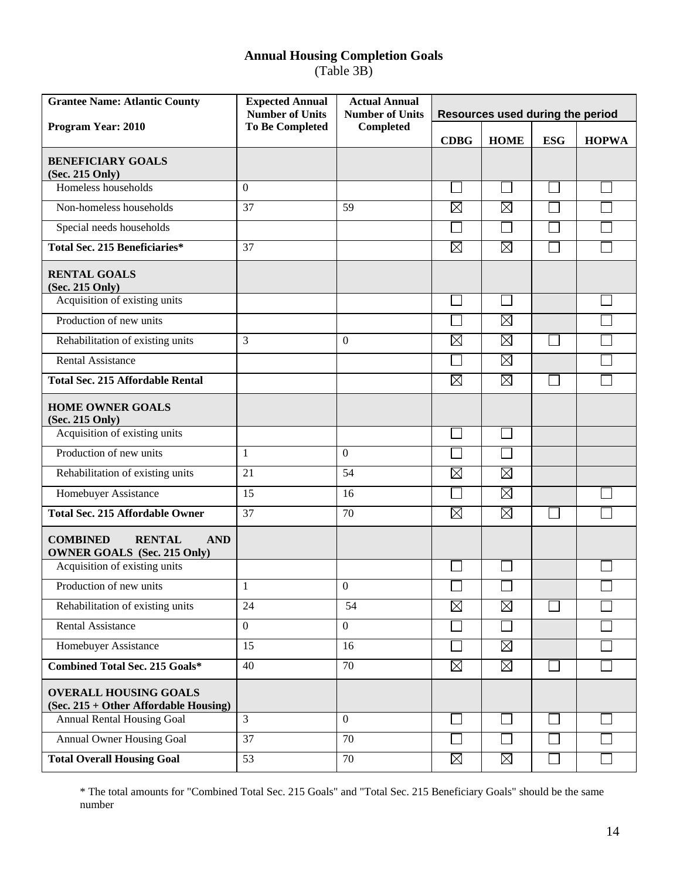## Annual Housing Completion Goals

(Table 3B)

| Grantee Name: Atlantic County<br><br>Program Year: 2010 | Expected Annual Number of Units To Be Completed | Actual Annual Number of Units Completed | Resources used during the period | | | |
|---|---|---|---|---|---|---|
| | | | CDBG | HOME | ESG | HOPWA |
| **BENEFICIARY GOALS (Sec. 215 Only)** | | | | | | |
| Homeless households | 0 | | ☐ | ☐ | ☐ | ☐ |
| Non-homeless households | 37 | 59 | ☒ | ☒ | ☐ | ☐ |
| Special needs households | | | ☐ | ☐ | ☐ | ☐ |
| **Total Sec. 215 Beneficiaries*** | 37 | | ☒ | ☒ | ☐ | ☐ |
| **RENTAL GOALS (Sec. 215 Only)** | | | | | | |
| Acquisition of existing units | | | ☐ | ☐ | | ☐ |
| Production of new units | | | ☐ | ☒ | | ☐ |
| Rehabilitation of existing units | 3 | 0 | ☒ | ☒ | ☐ | ☐ |
| Rental Assistance | | | ☐ | ☒ | | ☐ |
| **Total Sec. 215 Affordable Rental** | | | ☒ | ☒ | ☐ | ☐ |
| **HOME OWNER GOALS (Sec. 215 Only)** | | | | | | |
| Acquisition of existing units | | | ☐ | ☐ | | |
| Production of new units | 1 | 0 | ☐ | ☐ | | |
| Rehabilitation of existing units | 21 | 54 | ☒ | ☒ | | |
| Homebuyer Assistance | 15 | 16 | ☐ | ☒ | | ☐ |
| **Total Sec. 215 Affordable Owner** | 37 | 70 | ☒ | ☒ | ☐ | ☐ |
| **COMBINED RENTAL AND OWNER GOALS (Sec. 215 Only)** | | | | | | |
| Acquisition of existing units | | | ☐ | ☐ | | ☐ |
| Production of new units | 1 | 0 | ☐ | ☐ | | ☐ |
| Rehabilitation of existing units | 24 | 54 | ☒ | ☒ | ☐ | ☐ |
| Rental Assistance | 0 | 0 | ☐ | ☐ | | ☐ |
| Homebuyer Assistance | 15 | 16 | ☐ | ☒ | | ☐ |
| **Combined Total Sec. 215 Goals*** | 40 | 70 | ☒ | ☒ | ☐ | ☐ |
| **OVERALL HOUSING GOALS (Sec. 215 + Other Affordable Housing)** | | | | | | |
| Annual Rental Housing Goal | 3 | 0 | ☐ | ☐ | ☐ | ☐ |
| Annual Owner Housing Goal | 37 | 70 | ☐ | ☐ | ☐ | ☐ |
| **Total Overall Housing Goal** | 53 | 70 | ☒ | ☒ | ☐ | ☐ |

* The total amounts for "Combined Total Sec. 215 Goals" and "Total Sec. 215 Beneficiary Goals" should be the same number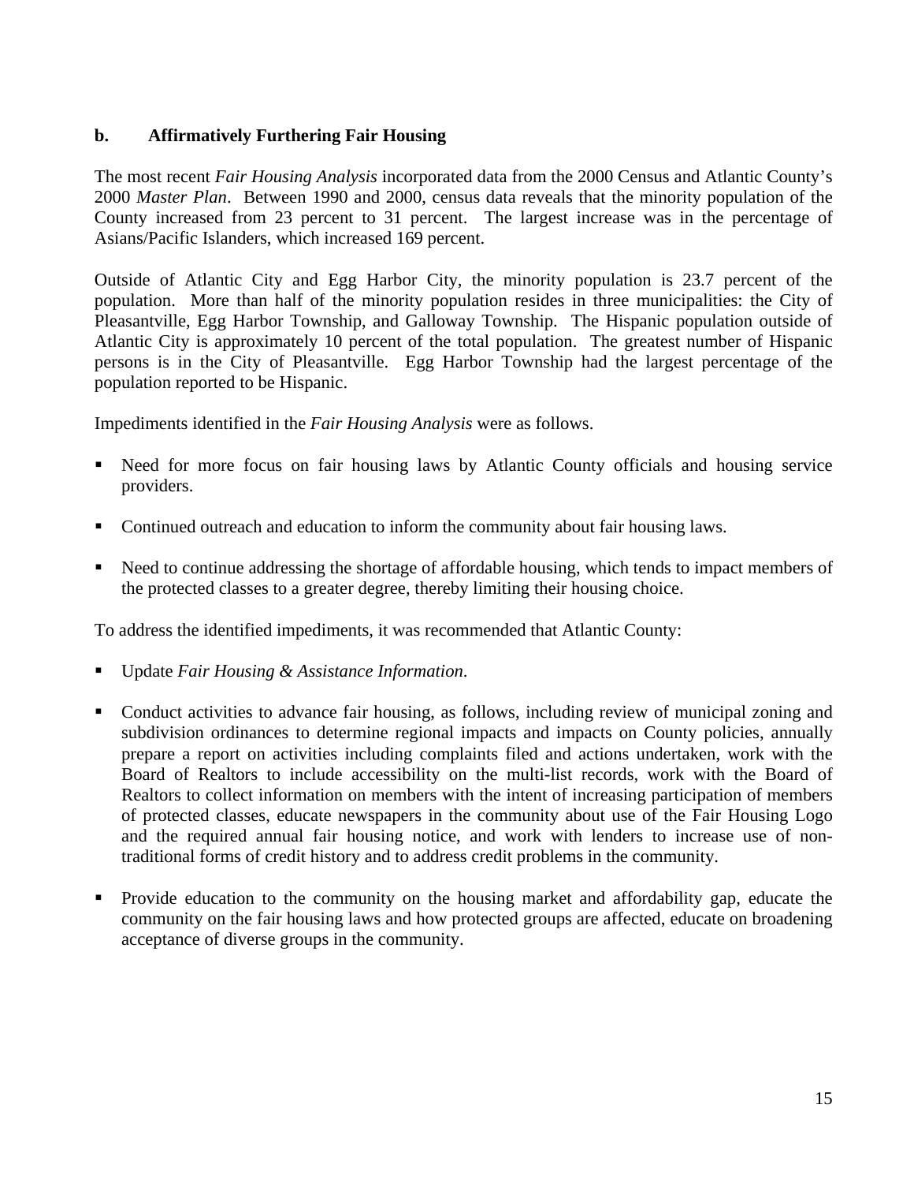### b. Affirmatively Furthering Fair Housing

The most recent *Fair Housing Analysis* incorporated data from the 2000 Census and Atlantic County's 2000 *Master Plan*. Between 1990 and 2000, census data reveals that the minority population of the County increased from 23 percent to 31 percent. The largest increase was in the percentage of Asians/Pacific Islanders, which increased 169 percent.

Outside of Atlantic City and Egg Harbor City, the minority population is 23.7 percent of the population. More than half of the minority population resides in three municipalities: the City of Pleasantville, Egg Harbor Township, and Galloway Township. The Hispanic population outside of Atlantic City is approximately 10 percent of the total population. The greatest number of Hispanic persons is in the City of Pleasantville. Egg Harbor Township had the largest percentage of the population reported to be Hispanic.

Impediments identified in the *Fair Housing Analysis* were as follows.

- Need for more focus on fair housing laws by Atlantic County officials and housing service providers.
- Continued outreach and education to inform the community about fair housing laws.
- Need to continue addressing the shortage of affordable housing, which tends to impact members of the protected classes to a greater degree, thereby limiting their housing choice.

To address the identified impediments, it was recommended that Atlantic County:

- Update *Fair Housing & Assistance Information*.
- Conduct activities to advance fair housing, as follows, including review of municipal zoning and subdivision ordinances to determine regional impacts and impacts on County policies, annually prepare a report on activities including complaints filed and actions undertaken, work with the Board of Realtors to include accessibility on the multi-list records, work with the Board of Realtors to collect information on members with the intent of increasing participation of members of protected classes, educate newspapers in the community about use of the Fair Housing Logo and the required annual fair housing notice, and work with lenders to increase use of non-traditional forms of credit history and to address credit problems in the community.
- Provide education to the community on the housing market and affordability gap, educate the community on the fair housing laws and how protected groups are affected, educate on broadening acceptance of diverse groups in the community.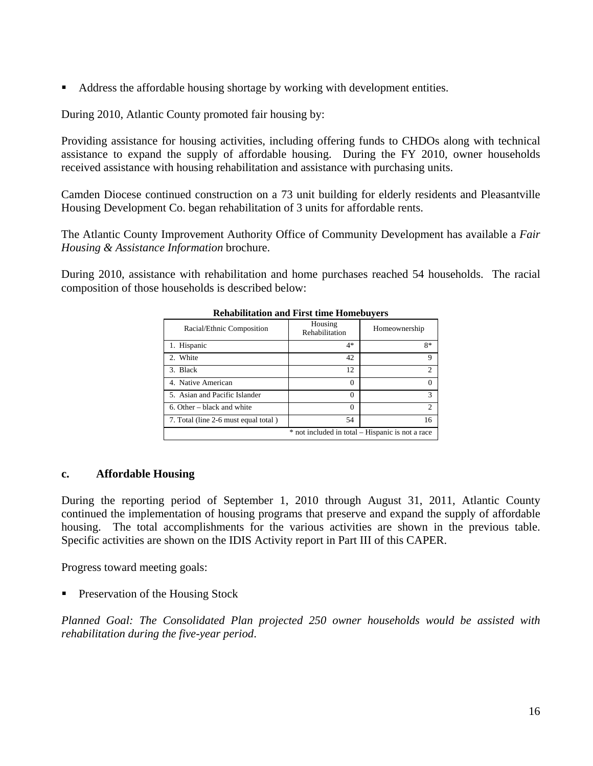- Address the affordable housing shortage by working with development entities.

During 2010, Atlantic County promoted fair housing by:

Providing assistance for housing activities, including offering funds to CHDOs along with technical assistance to expand the supply of affordable housing. During the FY 2010, owner households received assistance with housing rehabilitation and assistance with purchasing units.

Camden Diocese continued construction on a 73 unit building for elderly residents and Pleasantville Housing Development Co. began rehabilitation of 3 units for affordable rents.

The Atlantic County Improvement Authority Office of Community Development has available a *Fair Housing & Assistance Information* brochure.

During 2010, assistance with rehabilitation and home purchases reached 54 households. The racial composition of those households is described below:

**Rehabilitation and First time Homebuyers**

| Racial/Ethnic Composition | Housing Rehabilitation | Homeownership |
|---|---|---|
| 1. Hispanic | 4* | 8* |
| 2. White | 42 | 9 |
| 3. Black | 12 | 2 |
| 4. Native American | 0 | 0 |
| 5. Asian and Pacific Islander | 0 | 3 |
| 6. Other – black and white | 0 | 2 |
| 7. Total (line 2-6 must equal total ) | 54 | 16 |
| * not included in total – Hispanic is not a race | | |

### c. Affordable Housing

During the reporting period of September 1, 2010 through August 31, 2011, Atlantic County continued the implementation of housing programs that preserve and expand the supply of affordable housing. The total accomplishments for the various activities are shown in the previous table. Specific activities are shown on the IDIS Activity report in Part III of this CAPER.

Progress toward meeting goals:

- Preservation of the Housing Stock

*Planned Goal: The Consolidated Plan projected 250 owner households would be assisted with rehabilitation during the five-year period.*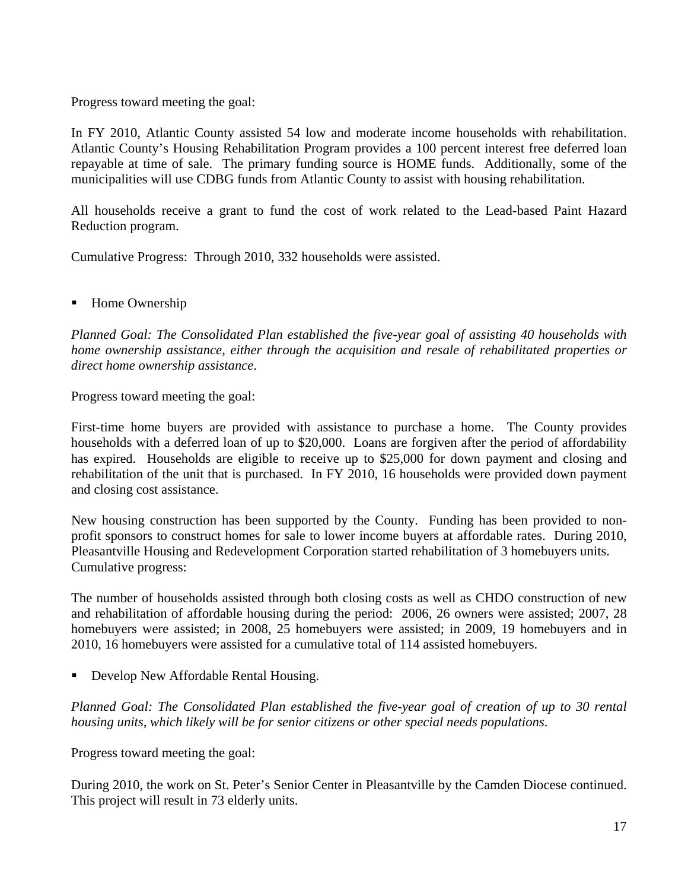Progress toward meeting the goal:

In FY 2010, Atlantic County assisted 54 low and moderate income households with rehabilitation. Atlantic County's Housing Rehabilitation Program provides a 100 percent interest free deferred loan repayable at time of sale. The primary funding source is HOME funds. Additionally, some of the municipalities will use CDBG funds from Atlantic County to assist with housing rehabilitation.

All households receive a grant to fund the cost of work related to the Lead-based Paint Hazard Reduction program.

Cumulative Progress: Through 2010, 332 households were assisted.

- Home Ownership

*Planned Goal: The Consolidated Plan established the five-year goal of assisting 40 households with home ownership assistance, either through the acquisition and resale of rehabilitated properties or direct home ownership assistance.*

Progress toward meeting the goal:

First-time home buyers are provided with assistance to purchase a home. The County provides households with a deferred loan of up to $20,000. Loans are forgiven after the period of affordability has expired. Households are eligible to receive up to $25,000 for down payment and closing and rehabilitation of the unit that is purchased. In FY 2010, 16 households were provided down payment and closing cost assistance.

New housing construction has been supported by the County. Funding has been provided to non-profit sponsors to construct homes for sale to lower income buyers at affordable rates. During 2010, Pleasantville Housing and Redevelopment Corporation started rehabilitation of 3 homebuyers units.
Cumulative progress:

The number of households assisted through both closing costs as well as CHDO construction of new and rehabilitation of affordable housing during the period: 2006, 26 owners were assisted; 2007, 28 homebuyers were assisted; in 2008, 25 homebuyers were assisted; in 2009, 19 homebuyers and in 2010, 16 homebuyers were assisted for a cumulative total of 114 assisted homebuyers.

- Develop New Affordable Rental Housing.

*Planned Goal: The Consolidated Plan established the five-year goal of creation of up to 30 rental housing units, which likely will be for senior citizens or other special needs populations.*

Progress toward meeting the goal:

During 2010, the work on St. Peter's Senior Center in Pleasantville by the Camden Diocese continued. This project will result in 73 elderly units.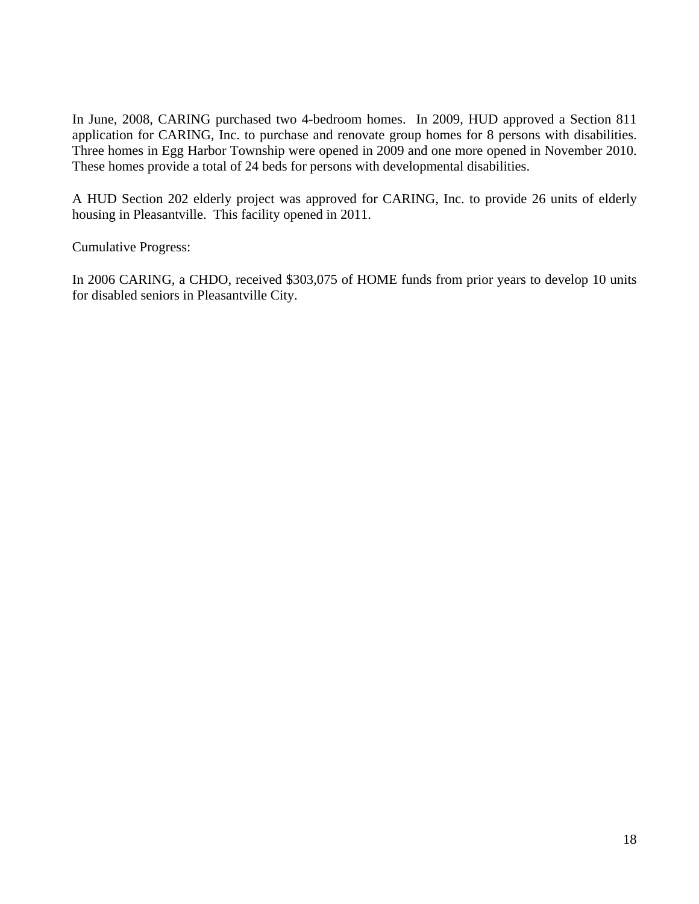In June, 2008, CARING purchased two 4-bedroom homes. In 2009, HUD approved a Section 811 application for CARING, Inc. to purchase and renovate group homes for 8 persons with disabilities. Three homes in Egg Harbor Township were opened in 2009 and one more opened in November 2010. These homes provide a total of 24 beds for persons with developmental disabilities.

A HUD Section 202 elderly project was approved for CARING, Inc. to provide 26 units of elderly housing in Pleasantville. This facility opened in 2011.

Cumulative Progress:

In 2006 CARING, a CHDO, received $303,075 of HOME funds from prior years to develop 10 units for disabled seniors in Pleasantville City.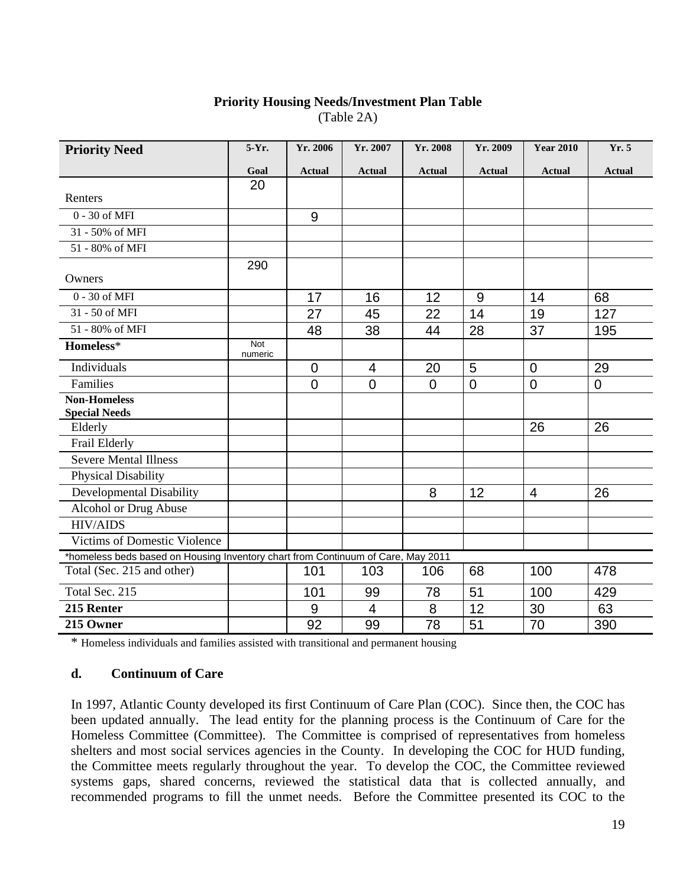**Priority Housing Needs/Investment Plan Table**
(Table 2A)

| Priority Need | 5-Yr. Goal | Yr. 2006 Actual | Yr. 2007 Actual | Yr. 2008 Actual | Yr. 2009 Actual | Year 2010 Actual | Yr. 5 Actual |
|---|---|---|---|---|---|---|---|
| Renters | 20 | | | | | | |
| 0 - 30 of MFI | | 9 | | | | | |
| 31 - 50% of MFI | | | | | | | |
| 51 - 80% of MFI | | | | | | | |
| Owners | 290 | | | | | | |
| 0 - 30 of MFI | | 17 | 16 | 12 | 9 | 14 | 68 |
| 31 - 50 of MFI | | 27 | 45 | 22 | 14 | 19 | 127 |
| 51 - 80% of MFI | | 48 | 38 | 44 | 28 | 37 | 195 |
| **Homeless*** | Not numeric | | | | | | |
| Individuals | | 0 | 4 | 20 | 5 | 0 | 29 |
| Families | | 0 | 0 | 0 | 0 | 0 | 0 |
| **Non-Homeless Special Needs** | | | | | | | |
| Elderly | | | | | | 26 | 26 |
| Frail Elderly | | | | | | | |
| Severe Mental Illness | | | | | | | |
| Physical Disability | | | | | | | |
| Developmental Disability | | | | 8 | 12 | 4 | 26 |
| Alcohol or Drug Abuse | | | | | | | |
| HIV/AIDS | | | | | | | |
| Victims of Domestic Violence | | | | | | | |
| *homeless beds based on Housing Inventory chart from Continuum of Care, May 2011 | | | | | | | |
| Total (Sec. 215 and other) | | 101 | 103 | 106 | 68 | 100 | 478 |
| Total Sec. 215 | | 101 | 99 | 78 | 51 | 100 | 429 |
| **215 Renter** | | 9 | 4 | 8 | 12 | 30 | 63 |
| **215 Owner** | | 92 | 99 | 78 | 51 | 70 | 390 |

\* Homeless individuals and families assisted with transitional and permanent housing

### d. Continuum of Care

In 1997, Atlantic County developed its first Continuum of Care Plan (COC). Since then, the COC has been updated annually. The lead entity for the planning process is the Continuum of Care for the Homeless Committee (Committee). The Committee is comprised of representatives from homeless shelters and most social services agencies in the County. In developing the COC for HUD funding, the Committee meets regularly throughout the year. To develop the COC, the Committee reviewed systems gaps, shared concerns, reviewed the statistical data that is collected annually, and recommended programs to fill the unmet needs. Before the Committee presented its COC to the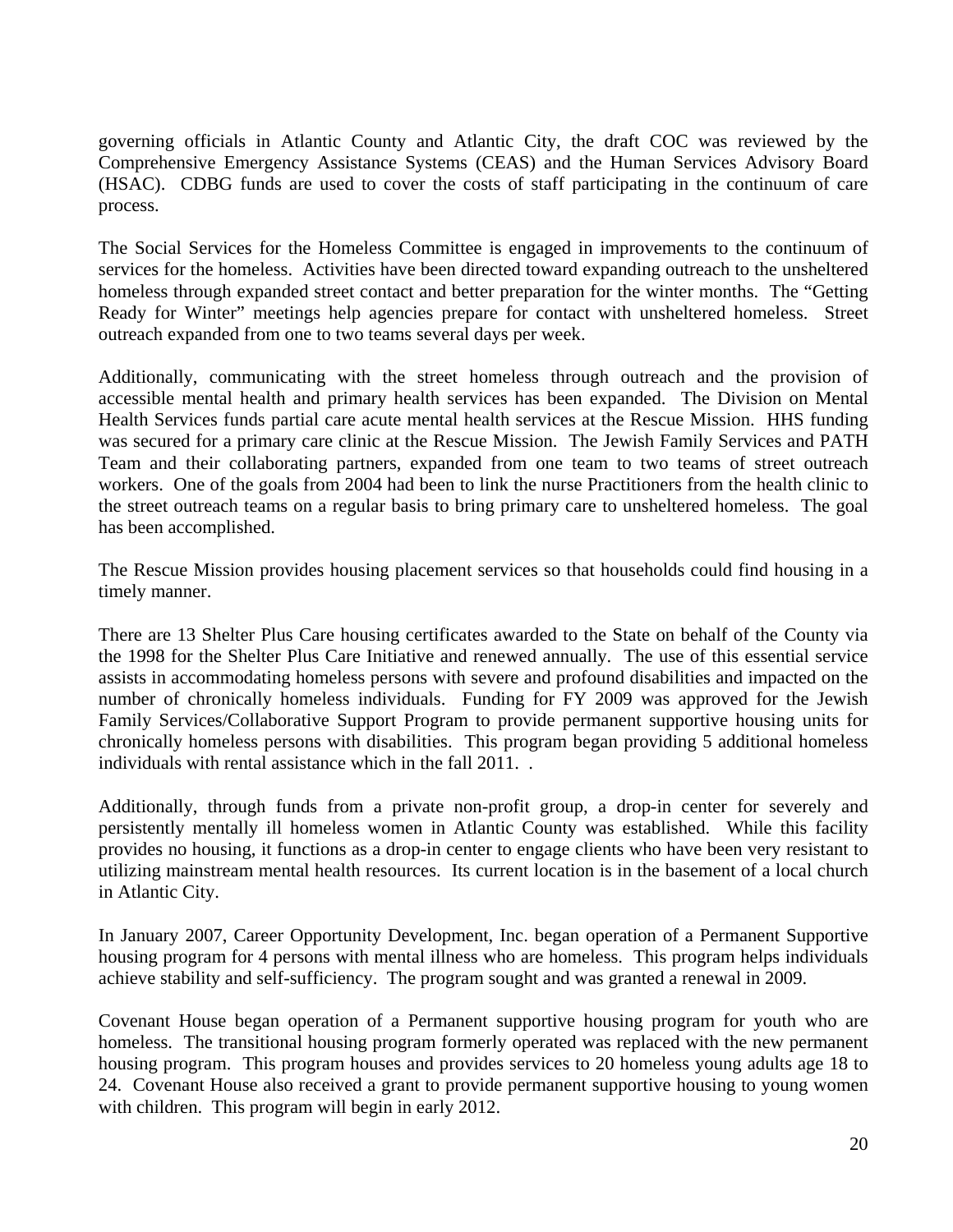governing officials in Atlantic County and Atlantic City, the draft COC was reviewed by the Comprehensive Emergency Assistance Systems (CEAS) and the Human Services Advisory Board (HSAC). CDBG funds are used to cover the costs of staff participating in the continuum of care process.

The Social Services for the Homeless Committee is engaged in improvements to the continuum of services for the homeless. Activities have been directed toward expanding outreach to the unsheltered homeless through expanded street contact and better preparation for the winter months. The "Getting Ready for Winter" meetings help agencies prepare for contact with unsheltered homeless. Street outreach expanded from one to two teams several days per week.

Additionally, communicating with the street homeless through outreach and the provision of accessible mental health and primary health services has been expanded. The Division on Mental Health Services funds partial care acute mental health services at the Rescue Mission. HHS funding was secured for a primary care clinic at the Rescue Mission. The Jewish Family Services and PATH Team and their collaborating partners, expanded from one team to two teams of street outreach workers. One of the goals from 2004 had been to link the nurse Practitioners from the health clinic to the street outreach teams on a regular basis to bring primary care to unsheltered homeless. The goal has been accomplished.

The Rescue Mission provides housing placement services so that households could find housing in a timely manner.

There are 13 Shelter Plus Care housing certificates awarded to the State on behalf of the County via the 1998 for the Shelter Plus Care Initiative and renewed annually. The use of this essential service assists in accommodating homeless persons with severe and profound disabilities and impacted on the number of chronically homeless individuals. Funding for FY 2009 was approved for the Jewish Family Services/Collaborative Support Program to provide permanent supportive housing units for chronically homeless persons with disabilities. This program began providing 5 additional homeless individuals with rental assistance which in the fall 2011. .

Additionally, through funds from a private non-profit group, a drop-in center for severely and persistently mentally ill homeless women in Atlantic County was established. While this facility provides no housing, it functions as a drop-in center to engage clients who have been very resistant to utilizing mainstream mental health resources. Its current location is in the basement of a local church in Atlantic City.

In January 2007, Career Opportunity Development, Inc. began operation of a Permanent Supportive housing program for 4 persons with mental illness who are homeless. This program helps individuals achieve stability and self-sufficiency. The program sought and was granted a renewal in 2009.

Covenant House began operation of a Permanent supportive housing program for youth who are homeless. The transitional housing program formerly operated was replaced with the new permanent housing program. This program houses and provides services to 20 homeless young adults age 18 to 24. Covenant House also received a grant to provide permanent supportive housing to young women with children. This program will begin in early 2012.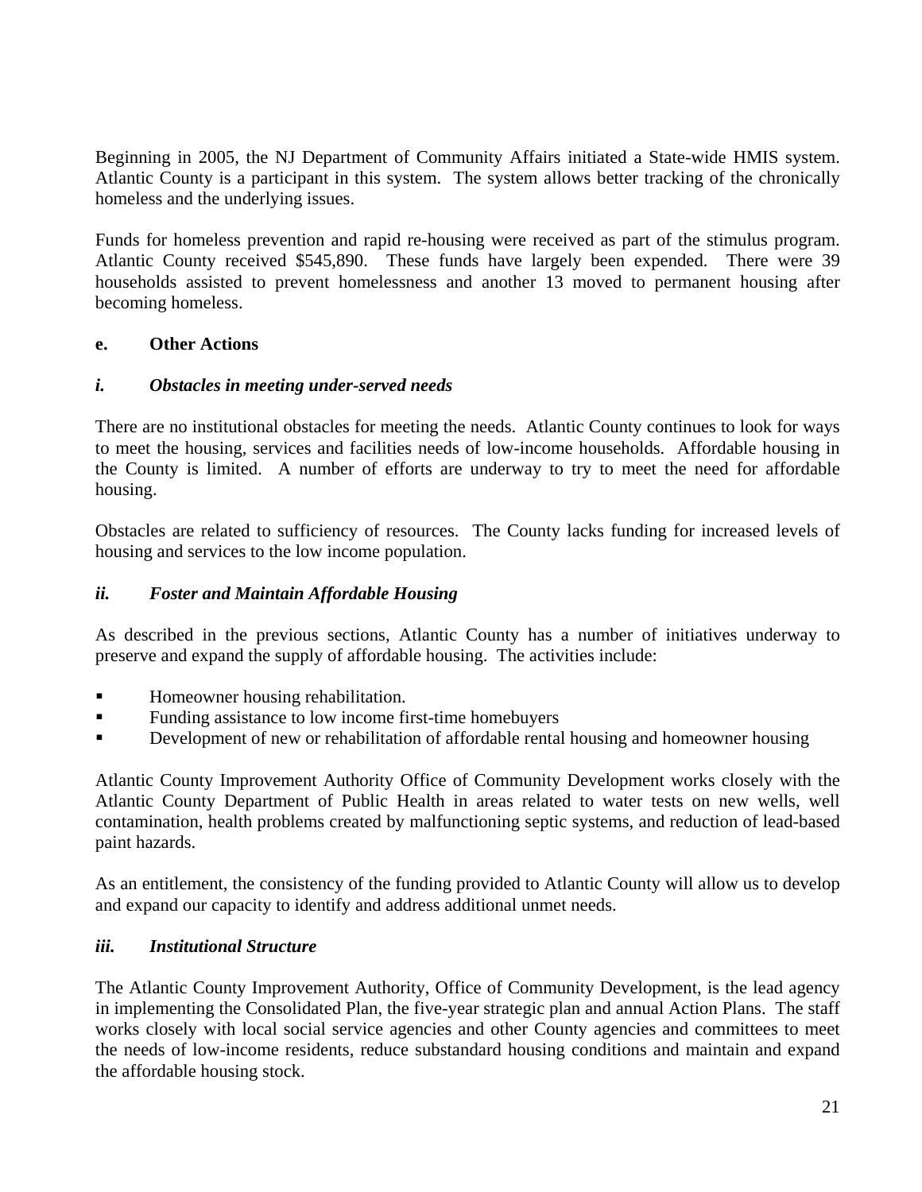Beginning in 2005, the NJ Department of Community Affairs initiated a State-wide HMIS system. Atlantic County is a participant in this system. The system allows better tracking of the chronically homeless and the underlying issues.

Funds for homeless prevention and rapid re-housing were received as part of the stimulus program. Atlantic County received $545,890. These funds have largely been expended. There were 39 households assisted to prevent homelessness and another 13 moved to permanent housing after becoming homeless.

**e. Other Actions**

***i. Obstacles in meeting under-served needs***

There are no institutional obstacles for meeting the needs. Atlantic County continues to look for ways to meet the housing, services and facilities needs of low-income households. Affordable housing in the County is limited. A number of efforts are underway to try to meet the need for affordable housing.

Obstacles are related to sufficiency of resources. The County lacks funding for increased levels of housing and services to the low income population.

***ii. Foster and Maintain Affordable Housing***

As described in the previous sections, Atlantic County has a number of initiatives underway to preserve and expand the supply of affordable housing. The activities include:

- Homeowner housing rehabilitation.
- Funding assistance to low income first-time homebuyers
- Development of new or rehabilitation of affordable rental housing and homeowner housing

Atlantic County Improvement Authority Office of Community Development works closely with the Atlantic County Department of Public Health in areas related to water tests on new wells, well contamination, health problems created by malfunctioning septic systems, and reduction of lead-based paint hazards.

As an entitlement, the consistency of the funding provided to Atlantic County will allow us to develop and expand our capacity to identify and address additional unmet needs.

***iii. Institutional Structure***

The Atlantic County Improvement Authority, Office of Community Development, is the lead agency in implementing the Consolidated Plan, the five-year strategic plan and annual Action Plans. The staff works closely with local social service agencies and other County agencies and committees to meet the needs of low-income residents, reduce substandard housing conditions and maintain and expand the affordable housing stock.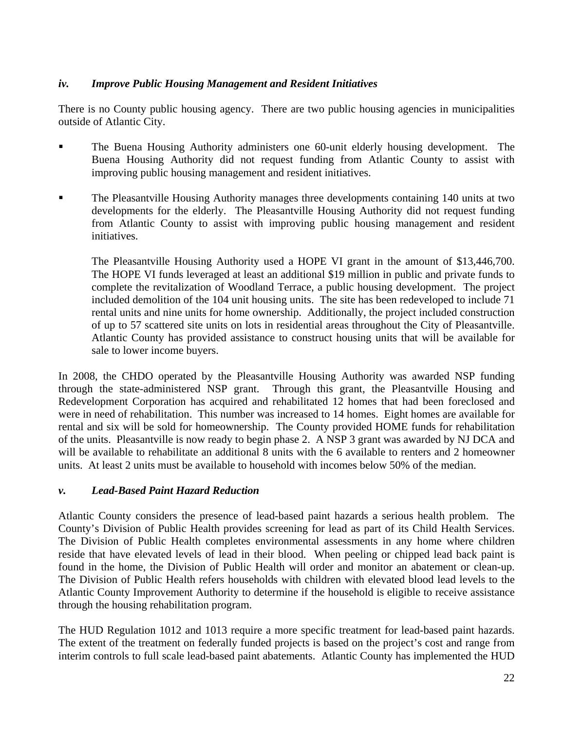### *iv. Improve Public Housing Management and Resident Initiatives*

There is no County public housing agency. There are two public housing agencies in municipalities outside of Atlantic City.

- The Buena Housing Authority administers one 60-unit elderly housing development. The Buena Housing Authority did not request funding from Atlantic County to assist with improving public housing management and resident initiatives.

- The Pleasantville Housing Authority manages three developments containing 140 units at two developments for the elderly. The Pleasantville Housing Authority did not request funding from Atlantic County to assist with improving public housing management and resident initiatives.

  The Pleasantville Housing Authority used a HOPE VI grant in the amount of $13,446,700. The HOPE VI funds leveraged at least an additional $19 million in public and private funds to complete the revitalization of Woodland Terrace, a public housing development. The project included demolition of the 104 unit housing units. The site has been redeveloped to include 71 rental units and nine units for home ownership. Additionally, the project included construction of up to 57 scattered site units on lots in residential areas throughout the City of Pleasantville. Atlantic County has provided assistance to construct housing units that will be available for sale to lower income buyers.

In 2008, the CHDO operated by the Pleasantville Housing Authority was awarded NSP funding through the state-administered NSP grant. Through this grant, the Pleasantville Housing and Redevelopment Corporation has acquired and rehabilitated 12 homes that had been foreclosed and were in need of rehabilitation. This number was increased to 14 homes. Eight homes are available for rental and six will be sold for homeownership. The County provided HOME funds for rehabilitation of the units. Pleasantville is now ready to begin phase 2. A NSP 3 grant was awarded by NJ DCA and will be available to rehabilitate an additional 8 units with the 6 available to renters and 2 homeowner units. At least 2 units must be available to household with incomes below 50% of the median.

### *v. Lead-Based Paint Hazard Reduction*

Atlantic County considers the presence of lead-based paint hazards a serious health problem. The County's Division of Public Health provides screening for lead as part of its Child Health Services. The Division of Public Health completes environmental assessments in any home where children reside that have elevated levels of lead in their blood. When peeling or chipped lead back paint is found in the home, the Division of Public Health will order and monitor an abatement or clean-up. The Division of Public Health refers households with children with elevated blood lead levels to the Atlantic County Improvement Authority to determine if the household is eligible to receive assistance through the housing rehabilitation program.

The HUD Regulation 1012 and 1013 require a more specific treatment for lead-based paint hazards. The extent of the treatment on federally funded projects is based on the project's cost and range from interim controls to full scale lead-based paint abatements. Atlantic County has implemented the HUD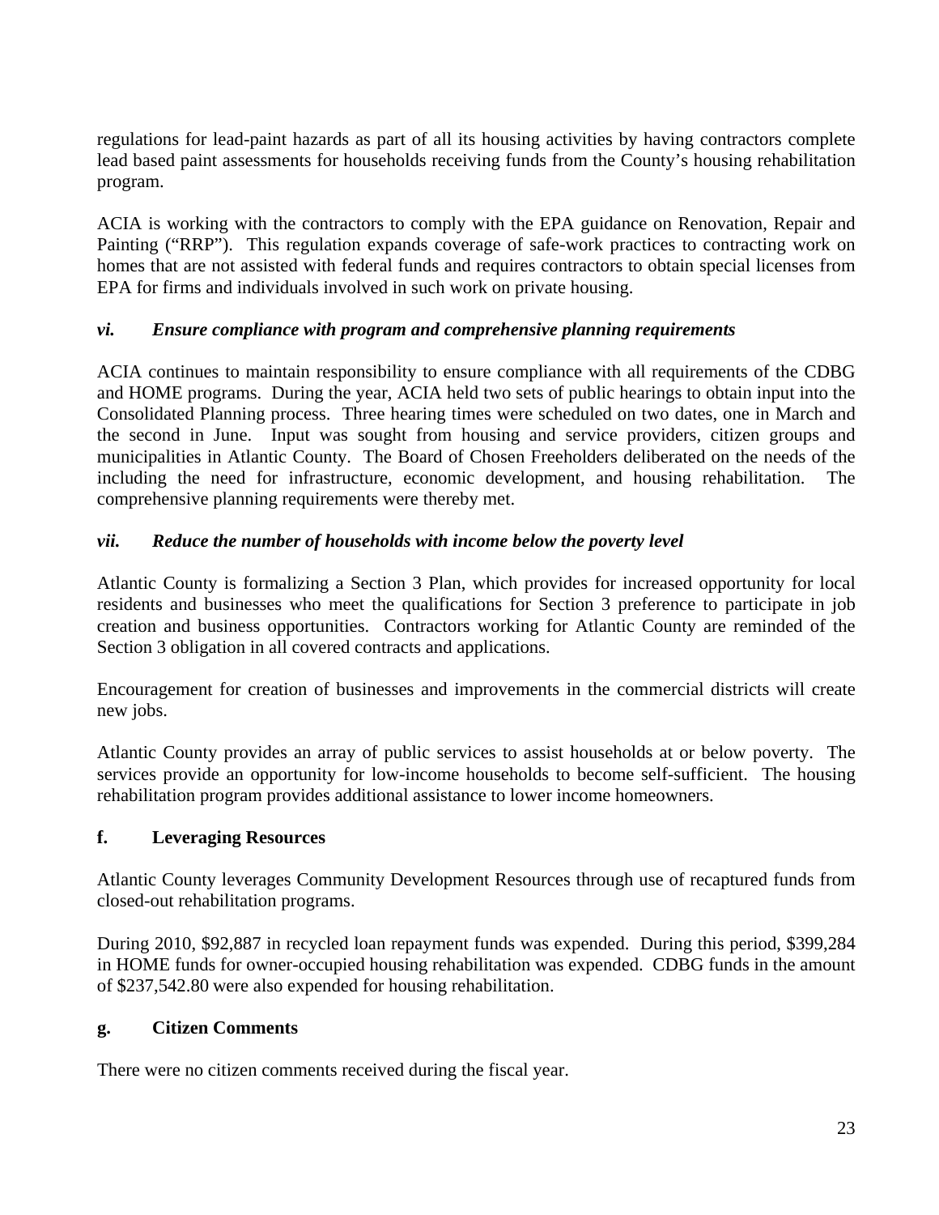regulations for lead-paint hazards as part of all its housing activities by having contractors complete lead based paint assessments for households receiving funds from the County's housing rehabilitation program.

ACIA is working with the contractors to comply with the EPA guidance on Renovation, Repair and Painting ("RRP"). This regulation expands coverage of safe-work practices to contracting work on homes that are not assisted with federal funds and requires contractors to obtain special licenses from EPA for firms and individuals involved in such work on private housing.

### *vi. Ensure compliance with program and comprehensive planning requirements*

ACIA continues to maintain responsibility to ensure compliance with all requirements of the CDBG and HOME programs. During the year, ACIA held two sets of public hearings to obtain input into the Consolidated Planning process. Three hearing times were scheduled on two dates, one in March and the second in June. Input was sought from housing and service providers, citizen groups and municipalities in Atlantic County. The Board of Chosen Freeholders deliberated on the needs of the including the need for infrastructure, economic development, and housing rehabilitation. The comprehensive planning requirements were thereby met.

### *vii. Reduce the number of households with income below the poverty level*

Atlantic County is formalizing a Section 3 Plan, which provides for increased opportunity for local residents and businesses who meet the qualifications for Section 3 preference to participate in job creation and business opportunities. Contractors working for Atlantic County are reminded of the Section 3 obligation in all covered contracts and applications.

Encouragement for creation of businesses and improvements in the commercial districts will create new jobs.

Atlantic County provides an array of public services to assist households at or below poverty. The services provide an opportunity for low-income households to become self-sufficient. The housing rehabilitation program provides additional assistance to lower income homeowners.

## f. Leveraging Resources

Atlantic County leverages Community Development Resources through use of recaptured funds from closed-out rehabilitation programs.

During 2010, $92,887 in recycled loan repayment funds was expended. During this period, $399,284 in HOME funds for owner-occupied housing rehabilitation was expended. CDBG funds in the amount of $237,542.80 were also expended for housing rehabilitation.

## g. Citizen Comments

There were no citizen comments received during the fiscal year.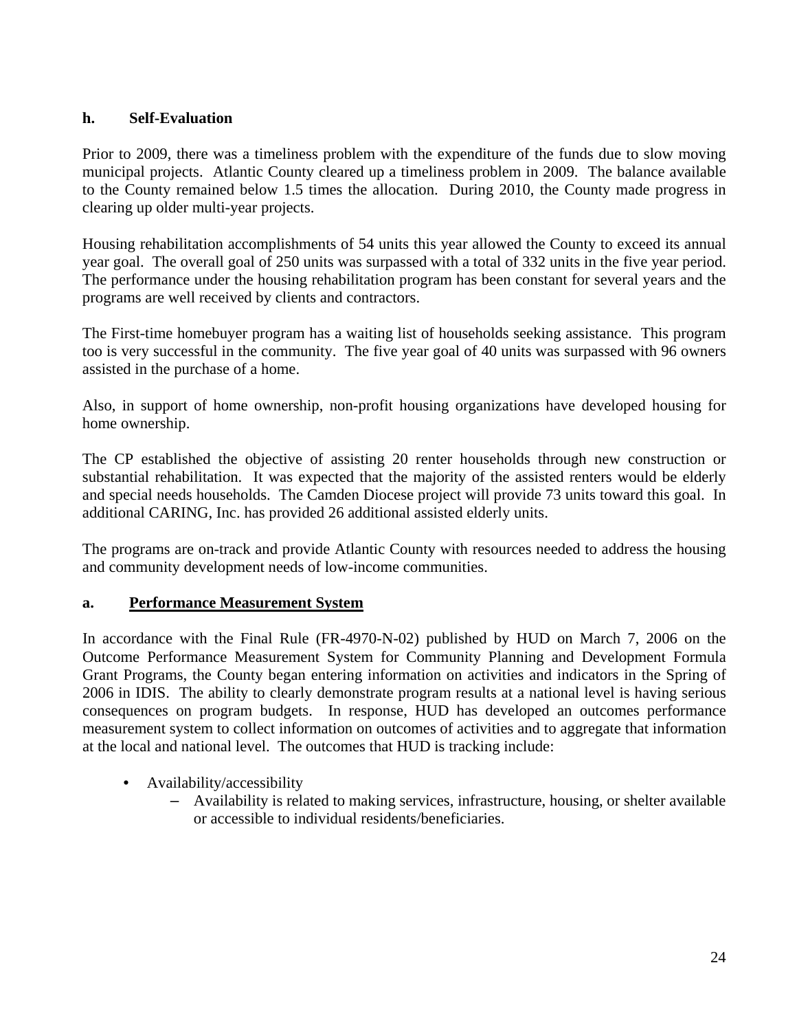#### h. Self-Evaluation

Prior to 2009, there was a timeliness problem with the expenditure of the funds due to slow moving municipal projects. Atlantic County cleared up a timeliness problem in 2009. The balance available to the County remained below 1.5 times the allocation. During 2010, the County made progress in clearing up older multi-year projects.

Housing rehabilitation accomplishments of 54 units this year allowed the County to exceed its annual year goal. The overall goal of 250 units was surpassed with a total of 332 units in the five year period. The performance under the housing rehabilitation program has been constant for several years and the programs are well received by clients and contractors.

The First-time homebuyer program has a waiting list of households seeking assistance. This program too is very successful in the community. The five year goal of 40 units was surpassed with 96 owners assisted in the purchase of a home.

Also, in support of home ownership, non-profit housing organizations have developed housing for home ownership.

The CP established the objective of assisting 20 renter households through new construction or substantial rehabilitation. It was expected that the majority of the assisted renters would be elderly and special needs households. The Camden Diocese project will provide 73 units toward this goal. In additional CARING, Inc. has provided 26 additional assisted elderly units.

The programs are on-track and provide Atlantic County with resources needed to address the housing and community development needs of low-income communities.

#### a. <u>Performance Measurement System</u>

In accordance with the Final Rule (FR-4970-N-02) published by HUD on March 7, 2006 on the Outcome Performance Measurement System for Community Planning and Development Formula Grant Programs, the County began entering information on activities and indicators in the Spring of 2006 in IDIS. The ability to clearly demonstrate program results at a national level is having serious consequences on program budgets. In response, HUD has developed an outcomes performance measurement system to collect information on outcomes of activities and to aggregate that information at the local and national level. The outcomes that HUD is tracking include:

- Availability/accessibility
  - Availability is related to making services, infrastructure, housing, or shelter available or accessible to individual residents/beneficiaries.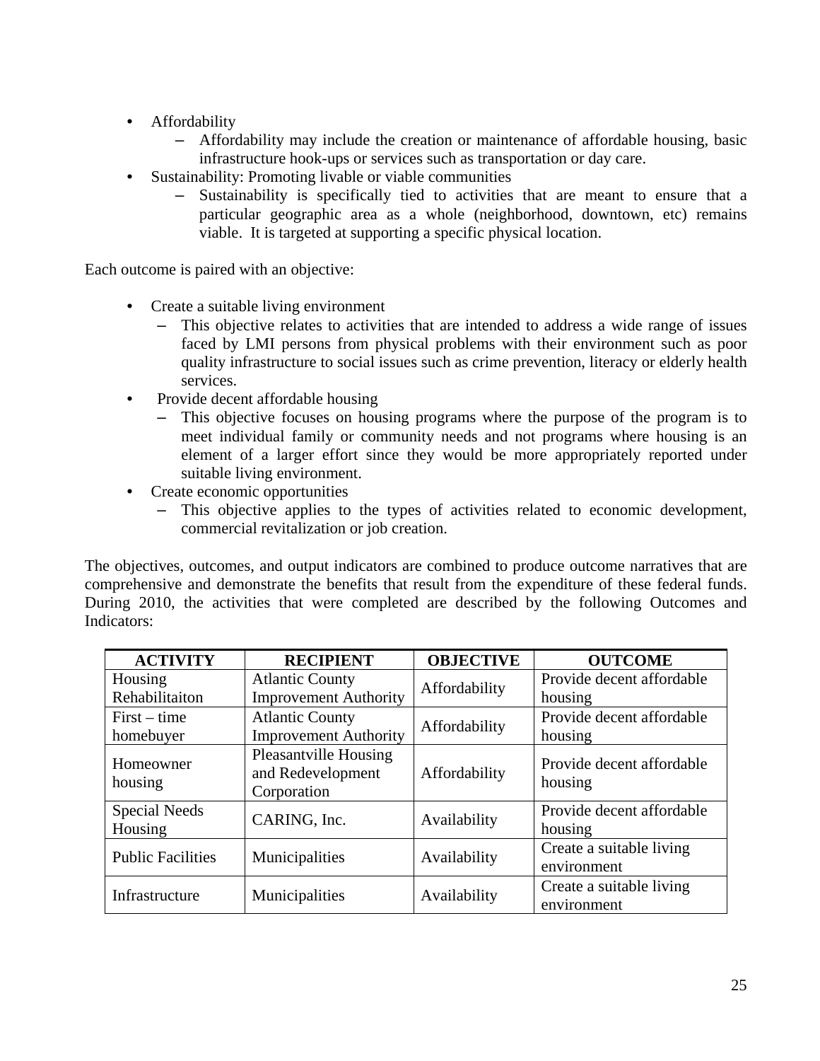- Affordability
  - Affordability may include the creation or maintenance of affordable housing, basic infrastructure hook-ups or services such as transportation or day care.
- Sustainability: Promoting livable or viable communities
  - Sustainability is specifically tied to activities that are meant to ensure that a particular geographic area as a whole (neighborhood, downtown, etc) remains viable. It is targeted at supporting a specific physical location.

Each outcome is paired with an objective:

- Create a suitable living environment
  - This objective relates to activities that are intended to address a wide range of issues faced by LMI persons from physical problems with their environment such as poor quality infrastructure to social issues such as crime prevention, literacy or elderly health services.
- Provide decent affordable housing
  - This objective focuses on housing programs where the purpose of the program is to meet individual family or community needs and not programs where housing is an element of a larger effort since they would be more appropriately reported under suitable living environment.
- Create economic opportunities
  - This objective applies to the types of activities related to economic development, commercial revitalization or job creation.

The objectives, outcomes, and output indicators are combined to produce outcome narratives that are comprehensive and demonstrate the benefits that result from the expenditure of these federal funds. During 2010, the activities that were completed are described by the following Outcomes and Indicators:

| ACTIVITY | RECIPIENT | OBJECTIVE | OUTCOME |
|---|---|---|---|
| Housing Rehabilitaiton | Atlantic County Improvement Authority | Affordability | Provide decent affordable housing |
| First – time homebuyer | Atlantic County Improvement Authority | Affordability | Provide decent affordable housing |
| Homeowner housing | Pleasantville Housing and Redevelopment Corporation | Affordability | Provide decent affordable housing |
| Special Needs Housing | CARING, Inc. | Availability | Provide decent affordable housing |
| Public Facilities | Municipalities | Availability | Create a suitable living environment |
| Infrastructure | Municipalities | Availability | Create a suitable living environment |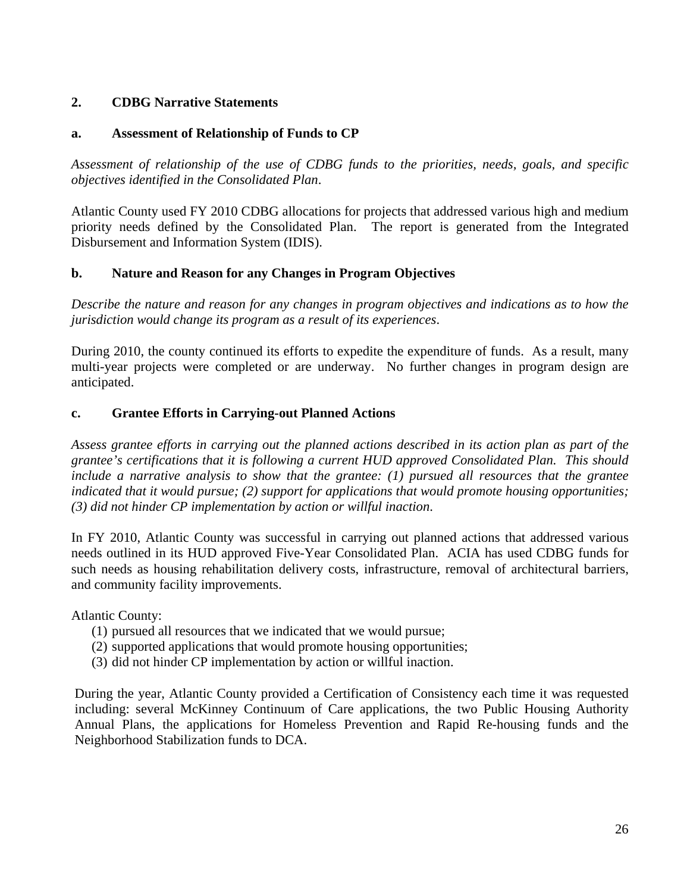## 2. CDBG Narrative Statements

### a. Assessment of Relationship of Funds to CP

*Assessment of relationship of the use of CDBG funds to the priorities, needs, goals, and specific objectives identified in the Consolidated Plan.*

Atlantic County used FY 2010 CDBG allocations for projects that addressed various high and medium priority needs defined by the Consolidated Plan. The report is generated from the Integrated Disbursement and Information System (IDIS).

### b. Nature and Reason for any Changes in Program Objectives

*Describe the nature and reason for any changes in program objectives and indications as to how the jurisdiction would change its program as a result of its experiences.*

During 2010, the county continued its efforts to expedite the expenditure of funds. As a result, many multi-year projects were completed or are underway. No further changes in program design are anticipated.

### c. Grantee Efforts in Carrying-out Planned Actions

*Assess grantee efforts in carrying out the planned actions described in its action plan as part of the grantee's certifications that it is following a current HUD approved Consolidated Plan. This should include a narrative analysis to show that the grantee: (1) pursued all resources that the grantee indicated that it would pursue; (2) support for applications that would promote housing opportunities; (3) did not hinder CP implementation by action or willful inaction.*

In FY 2010, Atlantic County was successful in carrying out planned actions that addressed various needs outlined in its HUD approved Five-Year Consolidated Plan. ACIA has used CDBG funds for such needs as housing rehabilitation delivery costs, infrastructure, removal of architectural barriers, and community facility improvements.

Atlantic County:

(1) pursued all resources that we indicated that we would pursue;
(2) supported applications that would promote housing opportunities;
(3) did not hinder CP implementation by action or willful inaction.

During the year, Atlantic County provided a Certification of Consistency each time it was requested including: several McKinney Continuum of Care applications, the two Public Housing Authority Annual Plans, the applications for Homeless Prevention and Rapid Re-housing funds and the Neighborhood Stabilization funds to DCA.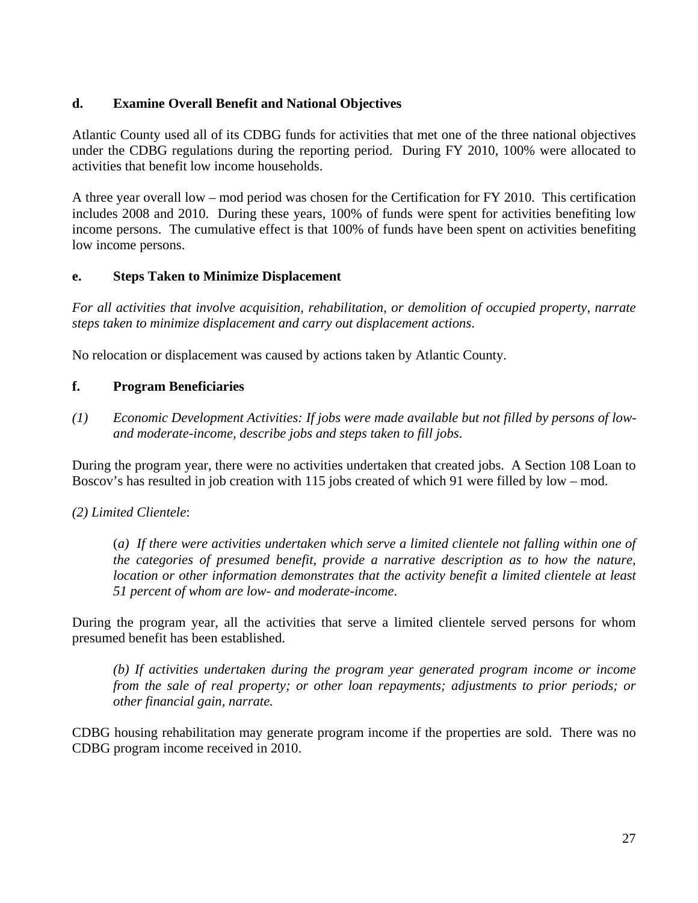### d. Examine Overall Benefit and National Objectives

Atlantic County used all of its CDBG funds for activities that met one of the three national objectives under the CDBG regulations during the reporting period. During FY 2010, 100% were allocated to activities that benefit low income households.

A three year overall low – mod period was chosen for the Certification for FY 2010. This certification includes 2008 and 2010. During these years, 100% of funds were spent for activities benefiting low income persons. The cumulative effect is that 100% of funds have been spent on activities benefiting low income persons.

### e. Steps Taken to Minimize Displacement

*For all activities that involve acquisition, rehabilitation, or demolition of occupied property, narrate steps taken to minimize displacement and carry out displacement actions.*

No relocation or displacement was caused by actions taken by Atlantic County.

### f. Program Beneficiaries

*(1) Economic Development Activities: If jobs were made available but not filled by persons of low- and moderate-income, describe jobs and steps taken to fill jobs.*

During the program year, there were no activities undertaken that created jobs. A Section 108 Loan to Boscov's has resulted in job creation with 115 jobs created of which 91 were filled by low – mod.

*(2) Limited Clientele*:

> (*a) If there were activities undertaken which serve a limited clientele not falling within one of the categories of presumed benefit, provide a narrative description as to how the nature, location or other information demonstrates that the activity benefit a limited clientele at least 51 percent of whom are low- and moderate-income.*

During the program year, all the activities that serve a limited clientele served persons for whom presumed benefit has been established.

> *(b) If activities undertaken during the program year generated program income or income from the sale of real property; or other loan repayments; adjustments to prior periods; or other financial gain, narrate.*

CDBG housing rehabilitation may generate program income if the properties are sold. There was no CDBG program income received in 2010.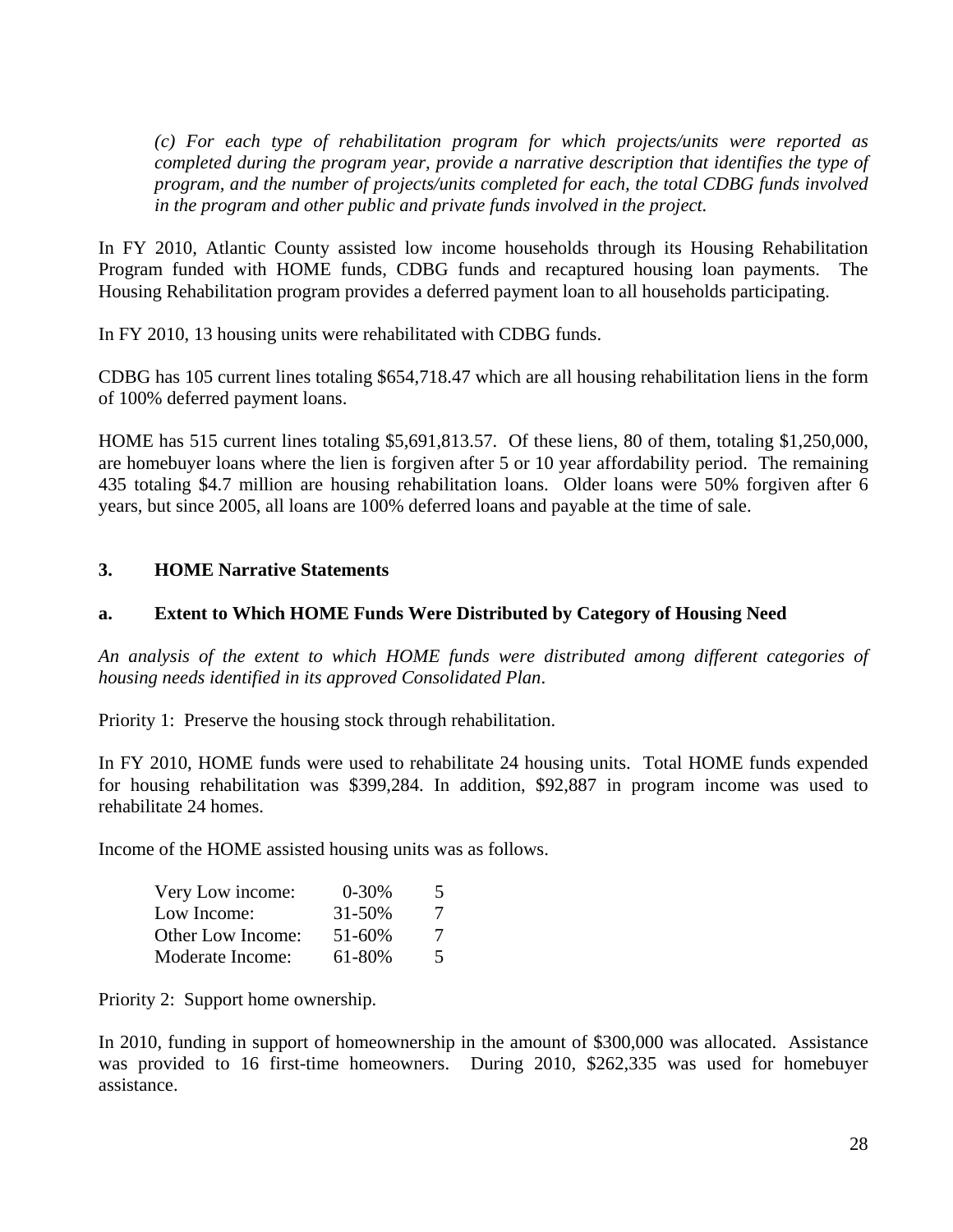*(c) For each type of rehabilitation program for which projects/units were reported as completed during the program year, provide a narrative description that identifies the type of program, and the number of projects/units completed for each, the total CDBG funds involved in the program and other public and private funds involved in the project.*

In FY 2010, Atlantic County assisted low income households through its Housing Rehabilitation Program funded with HOME funds, CDBG funds and recaptured housing loan payments. The Housing Rehabilitation program provides a deferred payment loan to all households participating.

In FY 2010, 13 housing units were rehabilitated with CDBG funds.

CDBG has 105 current lines totaling $654,718.47 which are all housing rehabilitation liens in the form of 100% deferred payment loans.

HOME has 515 current lines totaling $5,691,813.57. Of these liens, 80 of them, totaling $1,250,000, are homebuyer loans where the lien is forgiven after 5 or 10 year affordability period. The remaining 435 totaling $4.7 million are housing rehabilitation loans. Older loans were 50% forgiven after 6 years, but since 2005, all loans are 100% deferred loans and payable at the time of sale.

## 3. HOME Narrative Statements

### a. Extent to Which HOME Funds Were Distributed by Category of Housing Need

*An analysis of the extent to which HOME funds were distributed among different categories of housing needs identified in its approved Consolidated Plan.*

Priority 1: Preserve the housing stock through rehabilitation.

In FY 2010, HOME funds were used to rehabilitate 24 housing units. Total HOME funds expended for housing rehabilitation was $399,284. In addition, $92,887 in program income was used to rehabilitate 24 homes.

Income of the HOME assisted housing units was as follows.

| | | |
|---|---|---|
| Very Low income: | 0-30% | 5 |
| Low Income: | 31-50% | 7 |
| Other Low Income: | 51-60% | 7 |
| Moderate Income: | 61-80% | 5 |

Priority 2: Support home ownership.

In 2010, funding in support of homeownership in the amount of $300,000 was allocated. Assistance was provided to 16 first-time homeowners. During 2010, $262,335 was used for homebuyer assistance.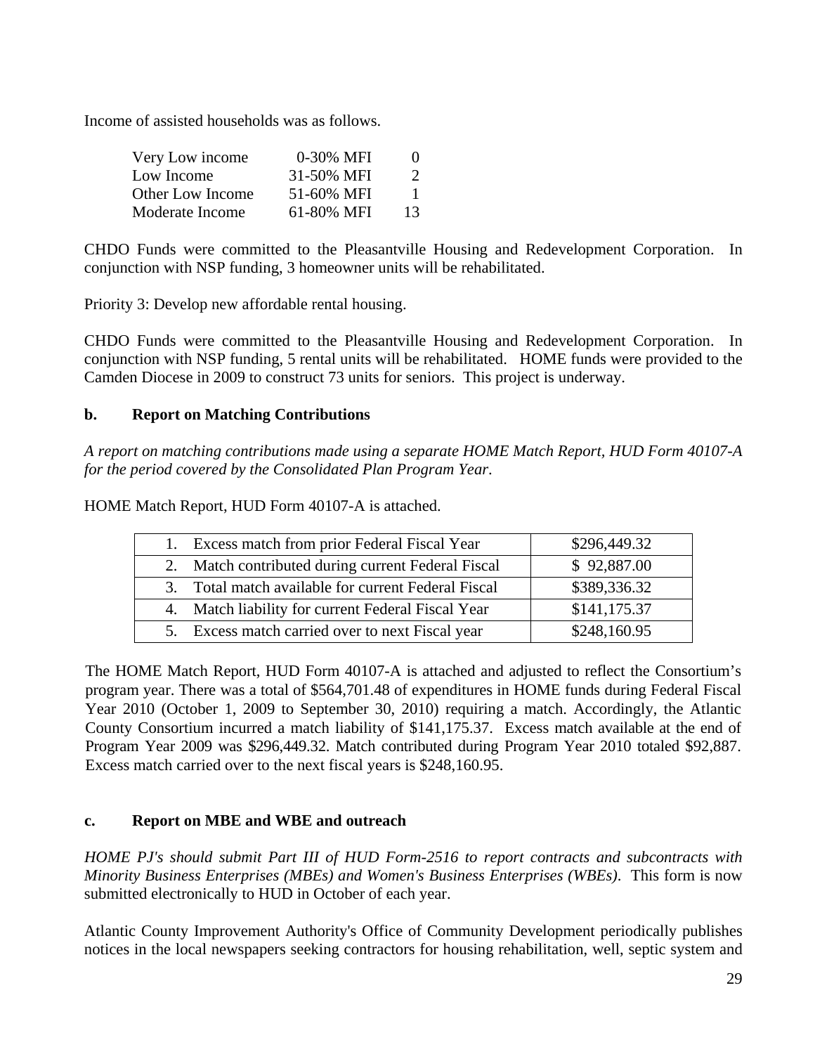Income of assisted households was as follows.

| | | |
|---|---|---|
| Very Low income | 0-30% MFI | 0 |
| Low Income | 31-50% MFI | 2 |
| Other Low Income | 51-60% MFI | 1 |
| Moderate Income | 61-80% MFI | 13 |

CHDO Funds were committed to the Pleasantville Housing and Redevelopment Corporation. In conjunction with NSP funding, 3 homeowner units will be rehabilitated.

Priority 3: Develop new affordable rental housing.

CHDO Funds were committed to the Pleasantville Housing and Redevelopment Corporation. In conjunction with NSP funding, 5 rental units will be rehabilitated. HOME funds were provided to the Camden Diocese in 2009 to construct 73 units for seniors. This project is underway.

**b. Report on Matching Contributions**

*A report on matching contributions made using a separate HOME Match Report, HUD Form 40107-A for the period covered by the Consolidated Plan Program Year.*

HOME Match Report, HUD Form 40107-A is attached.

| | |
|---|---|
| 1. Excess match from prior Federal Fiscal Year | $296,449.32 |
| 2. Match contributed during current Federal Fiscal | $ 92,887.00 |
| 3. Total match available for current Federal Fiscal | $389,336.32 |
| 4. Match liability for current Federal Fiscal Year | $141,175.37 |
| 5. Excess match carried over to next Fiscal year | $248,160.95 |

The HOME Match Report, HUD Form 40107-A is attached and adjusted to reflect the Consortium's program year. There was a total of $564,701.48 of expenditures in HOME funds during Federal Fiscal Year 2010 (October 1, 2009 to September 30, 2010) requiring a match. Accordingly, the Atlantic County Consortium incurred a match liability of $141,175.37. Excess match available at the end of Program Year 2009 was $296,449.32. Match contributed during Program Year 2010 totaled $92,887. Excess match carried over to the next fiscal years is $248,160.95.

**c. Report on MBE and WBE and outreach**

*HOME PJ's should submit Part III of HUD Form-2516 to report contracts and subcontracts with Minority Business Enterprises (MBEs) and Women's Business Enterprises (WBEs).* This form is now submitted electronically to HUD in October of each year.

Atlantic County Improvement Authority's Office of Community Development periodically publishes notices in the local newspapers seeking contractors for housing rehabilitation, well, septic system and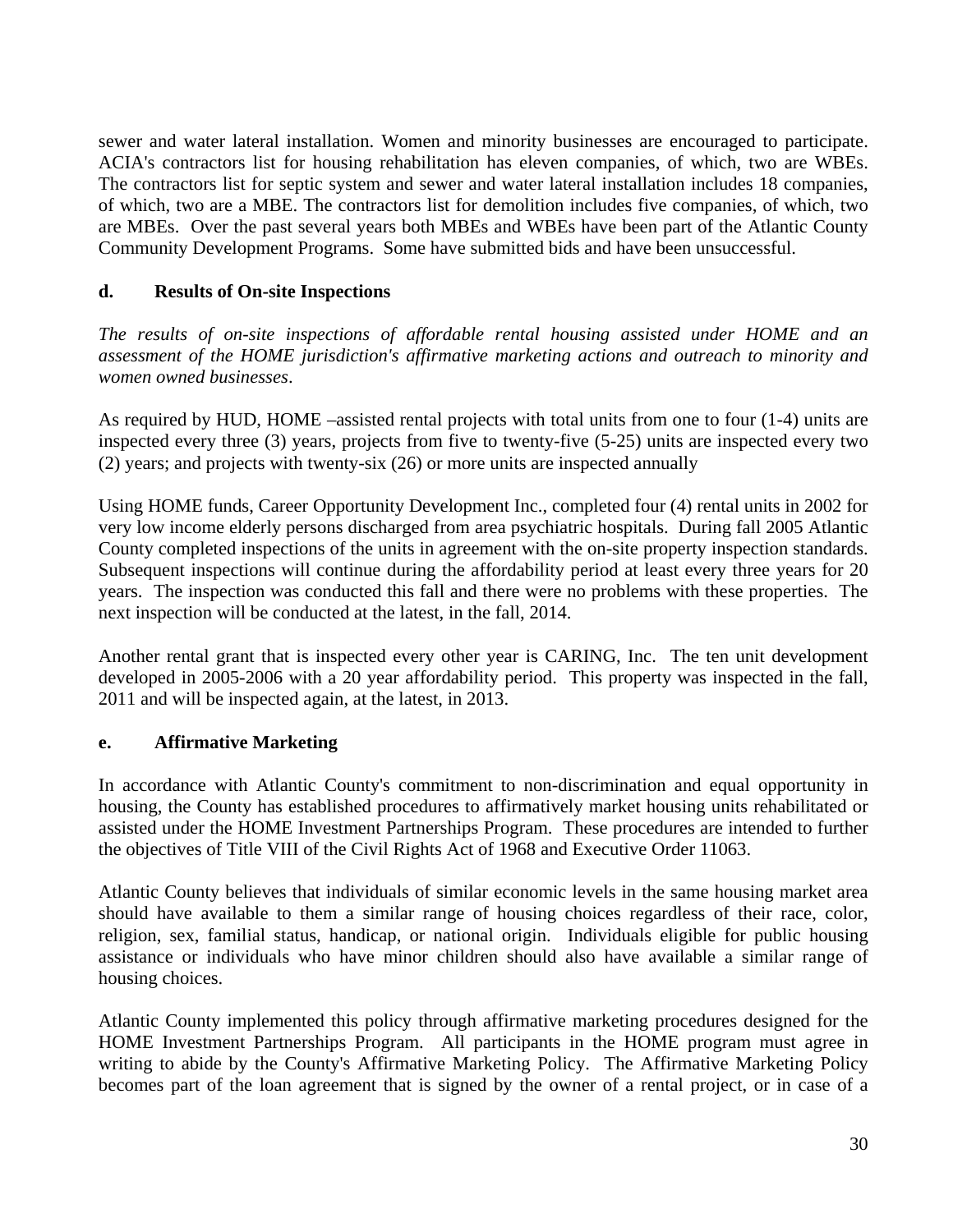sewer and water lateral installation. Women and minority businesses are encouraged to participate. ACIA's contractors list for housing rehabilitation has eleven companies, of which, two are WBEs. The contractors list for septic system and sewer and water lateral installation includes 18 companies, of which, two are a MBE. The contractors list for demolition includes five companies, of which, two are MBEs. Over the past several years both MBEs and WBEs have been part of the Atlantic County Community Development Programs. Some have submitted bids and have been unsuccessful.

### d. Results of On-site Inspections

*The results of on-site inspections of affordable rental housing assisted under HOME and an assessment of the HOME jurisdiction's affirmative marketing actions and outreach to minority and women owned businesses*.

As required by HUD, HOME –assisted rental projects with total units from one to four (1-4) units are inspected every three (3) years, projects from five to twenty-five (5-25) units are inspected every two (2) years; and projects with twenty-six (26) or more units are inspected annually

Using HOME funds, Career Opportunity Development Inc., completed four (4) rental units in 2002 for very low income elderly persons discharged from area psychiatric hospitals. During fall 2005 Atlantic County completed inspections of the units in agreement with the on-site property inspection standards. Subsequent inspections will continue during the affordability period at least every three years for 20 years. The inspection was conducted this fall and there were no problems with these properties. The next inspection will be conducted at the latest, in the fall, 2014.

Another rental grant that is inspected every other year is CARING, Inc. The ten unit development developed in 2005-2006 with a 20 year affordability period. This property was inspected in the fall, 2011 and will be inspected again, at the latest, in 2013.

### e. Affirmative Marketing

In accordance with Atlantic County's commitment to non-discrimination and equal opportunity in housing, the County has established procedures to affirmatively market housing units rehabilitated or assisted under the HOME Investment Partnerships Program. These procedures are intended to further the objectives of Title VIII of the Civil Rights Act of 1968 and Executive Order 11063.

Atlantic County believes that individuals of similar economic levels in the same housing market area should have available to them a similar range of housing choices regardless of their race, color, religion, sex, familial status, handicap, or national origin. Individuals eligible for public housing assistance or individuals who have minor children should also have available a similar range of housing choices.

Atlantic County implemented this policy through affirmative marketing procedures designed for the HOME Investment Partnerships Program. All participants in the HOME program must agree in writing to abide by the County's Affirmative Marketing Policy. The Affirmative Marketing Policy becomes part of the loan agreement that is signed by the owner of a rental project, or in case of a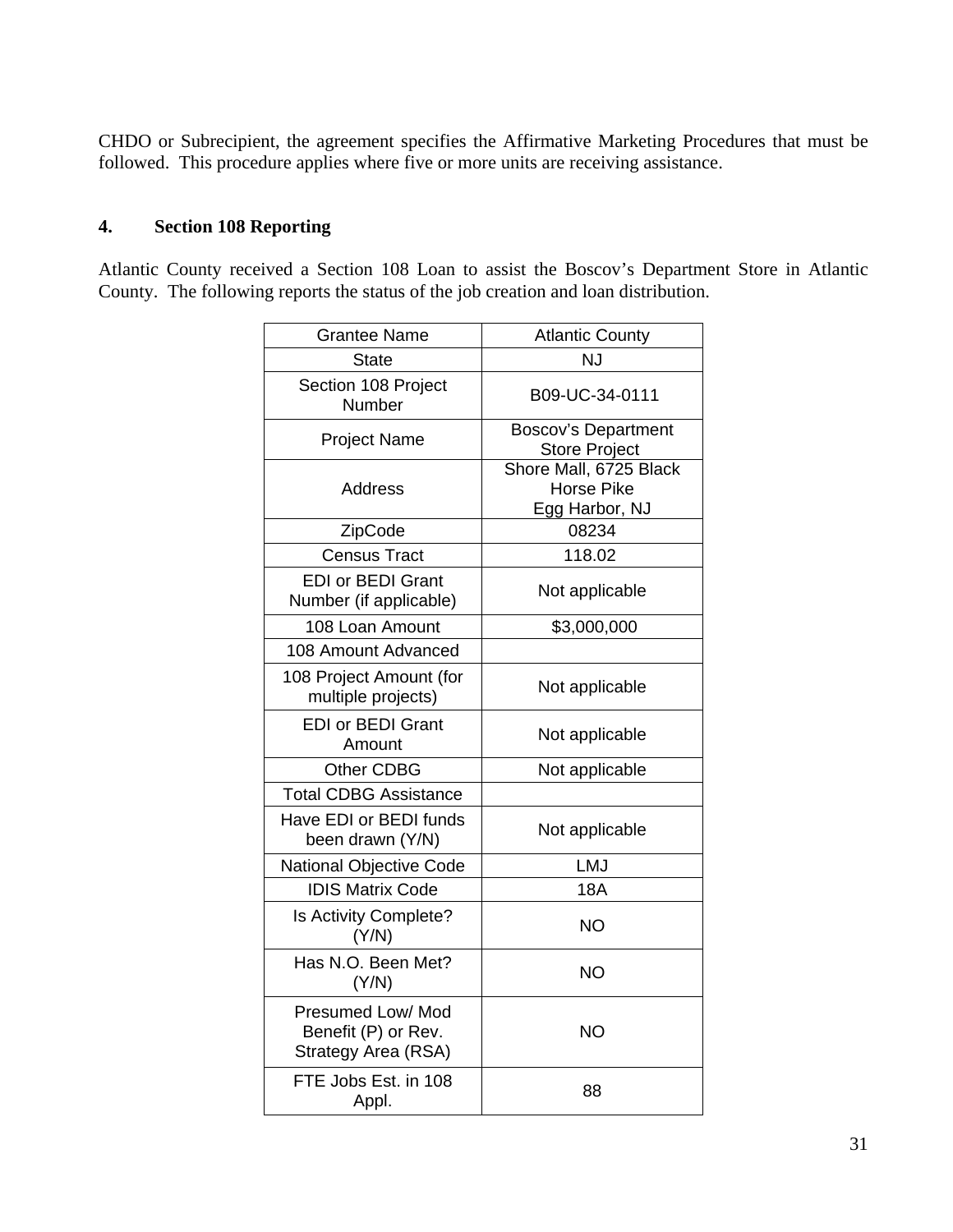CHDO or Subrecipient, the agreement specifies the Affirmative Marketing Procedures that must be followed. This procedure applies where five or more units are receiving assistance.

## 4. Section 108 Reporting

Atlantic County received a Section 108 Loan to assist the Boscov's Department Store in Atlantic County. The following reports the status of the job creation and loan distribution.

| Grantee Name | Atlantic County |
|---|---|
| State | NJ |
| Section 108 Project Number | B09-UC-34-0111 |
| Project Name | Boscov's Department Store Project |
| Address | Shore Mall, 6725 Black Horse Pike Egg Harbor, NJ |
| ZipCode | 08234 |
| Census Tract | 118.02 |
| EDI or BEDI Grant Number (if applicable) | Not applicable |
| 108 Loan Amount | $3,000,000 |
| 108 Amount Advanced | |
| 108 Project Amount (for multiple projects) | Not applicable |
| EDI or BEDI Grant Amount | Not applicable |
| Other CDBG | Not applicable |
| Total CDBG Assistance | |
| Have EDI or BEDI funds been drawn (Y/N) | Not applicable |
| National Objective Code | LMJ |
| IDIS Matrix Code | 18A |
| Is Activity Complete? (Y/N) | NO |
| Has N.O. Been Met? (Y/N) | NO |
| Presumed Low/ Mod Benefit (P) or Rev. Strategy Area (RSA) | NO |
| FTE Jobs Est. in 108 Appl. | 88 |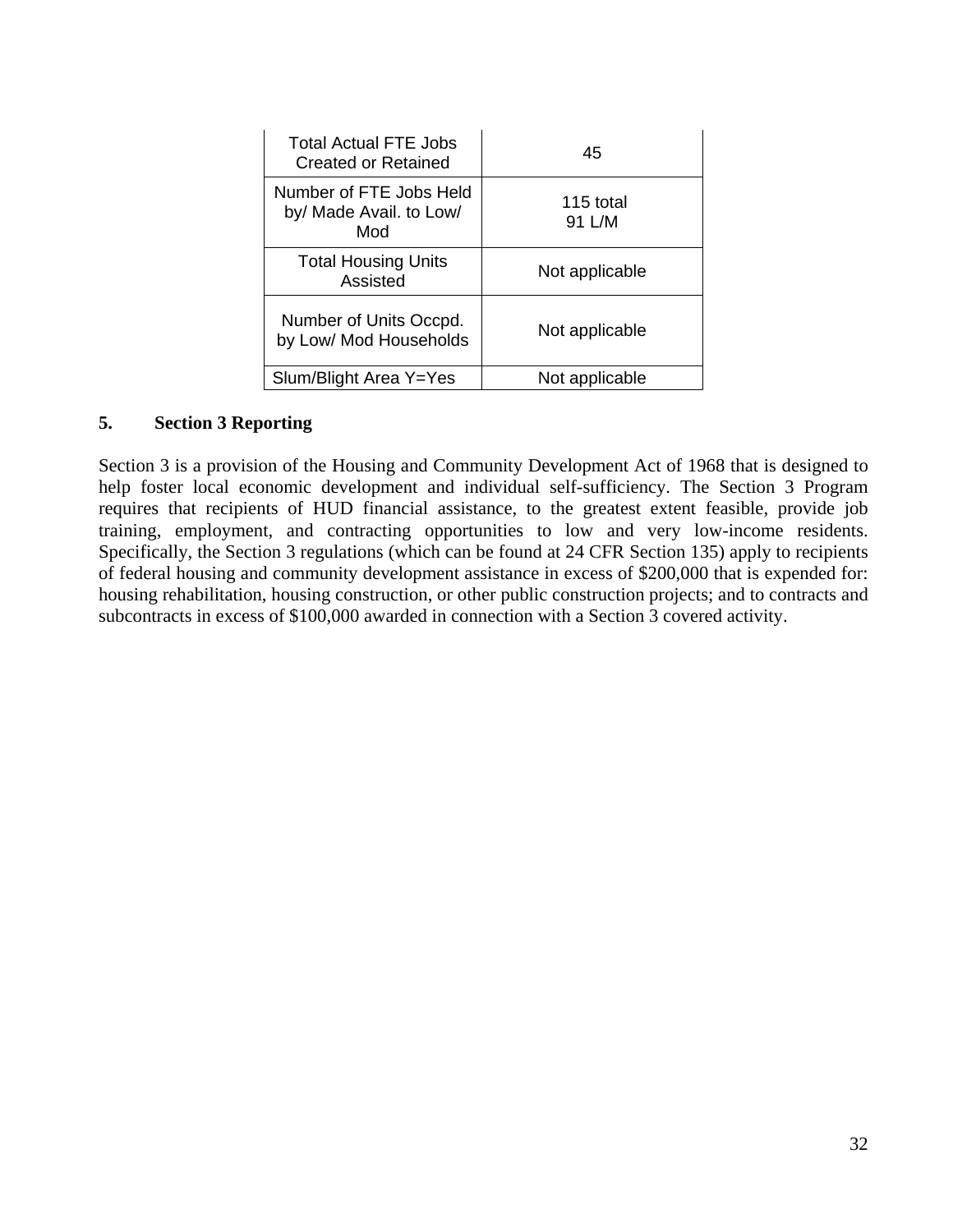| Total Actual FTE Jobs Created or Retained | 45 |
|---|---|
| Number of FTE Jobs Held by/ Made Avail. to Low/ Mod | 115 total<br>91 L/M |
| Total Housing Units Assisted | Not applicable |
| Number of Units Occpd. by Low/ Mod Households | Not applicable |
| Slum/Blight Area Y=Yes | Not applicable |

### 5. Section 3 Reporting

Section 3 is a provision of the Housing and Community Development Act of 1968 that is designed to help foster local economic development and individual self-sufficiency. The Section 3 Program requires that recipients of HUD financial assistance, to the greatest extent feasible, provide job training, employment, and contracting opportunities to low and very low-income residents. Specifically, the Section 3 regulations (which can be found at 24 CFR Section 135) apply to recipients of federal housing and community development assistance in excess of $200,000 that is expended for: housing rehabilitation, housing construction, or other public construction projects; and to contracts and subcontracts in excess of $100,000 awarded in connection with a Section 3 covered activity.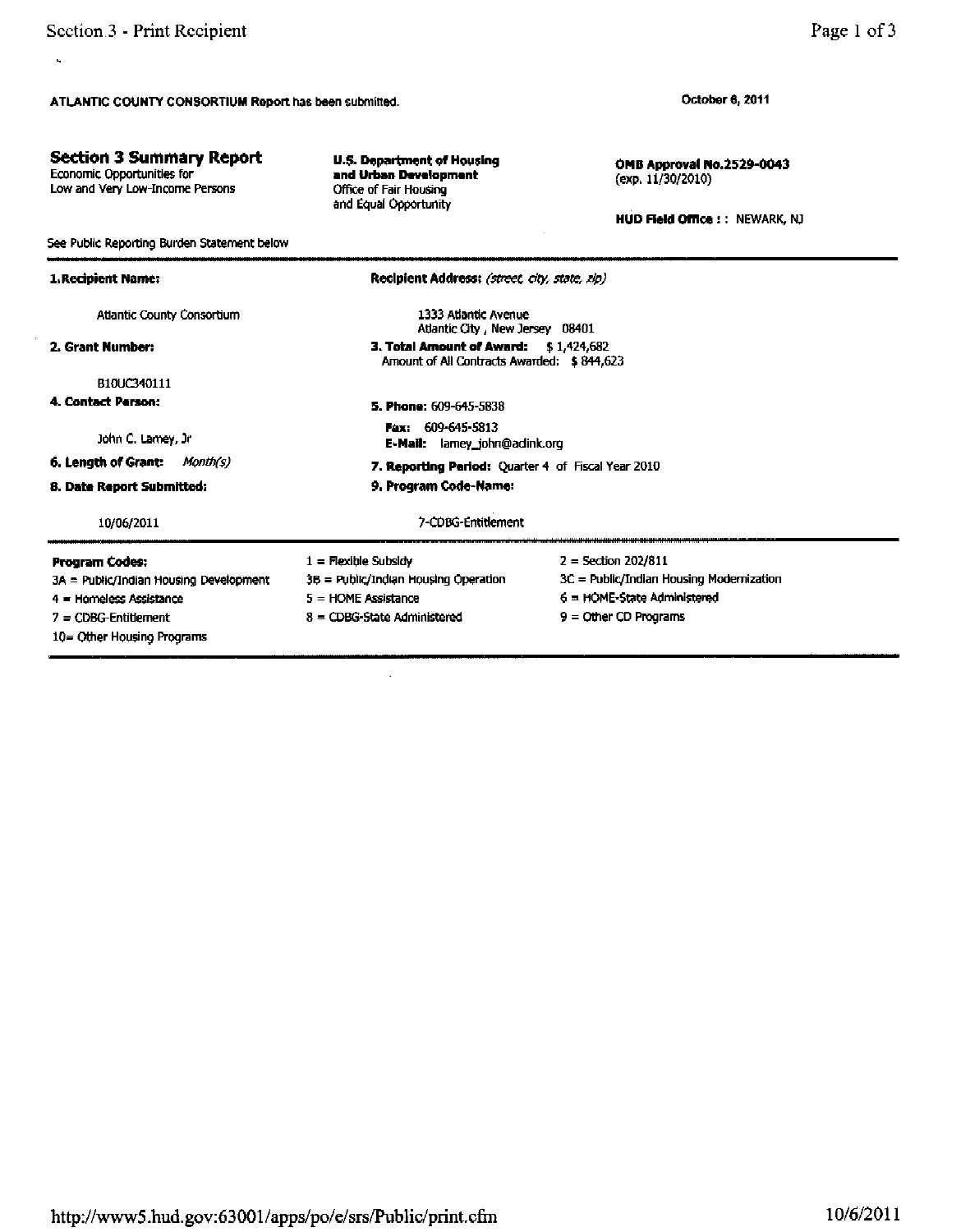ATLANTIC COUNTY CONSORTIUM Report has been submitted.

October 6, 2011

## Section 3 Summary Report

Economic Opportunities for Low and Very Low-Income Persons

**U.S. Department of Housing and Urban Development**
Office of Fair Housing and Equal Opportunity

**OMB Approval No.2529-0043**
(exp. 11/30/2010)

**HUD Field Office : :** NEWARK, NJ

See Public Reporting Burden Statement below

| | |
|---|---|
| **1.Recipient Name:** | **Recipient Address:** *(street, city, state, zip)* |
| Atlantic County Consortium | 1333 Atlantic Avenue<br>Atlantic City , New Jersey 08401 |
| **2. Grant Number:** | **3. Total Amount of Award:** $ 1,424,682<br>Amount of All Contracts Awarded: $ 844,623 |
| B10UC340111 | |
| **4. Contact Person:** | **5. Phone:** 609-645-5838 |
| John C. Lamey, Jr | **Fax:** 609-645-5813<br>**E-Mail:** lamey_john@aclink.org |
| **6. Length of Grant:** *Month(s)* | **7. Reporting Period:** Quarter 4 of Fiscal Year 2010 |
| **8. Date Report Submitted:** | **9. Program Code-Name:** |
| 10/06/2011 | 7-CDBG-Entitlement |

| **Program Codes:** | | |
|---|---|---|
| | 1 = Flexible Subsidy | 2 = Section 202/811 |
| 3A = Public/Indian Housing Development | 3B = Public/Indian Housing Operation | 3C = Public/Indian Housing Modernization |
| 4 = Homeless Assistance | 5 = HOME Assistance | 6 = HOME-State Administered |
| 7 = CDBG-Entitlement | 8 = CDBG-State Administered | 9 = Other CD Programs |
| 10= Other Housing Programs | | |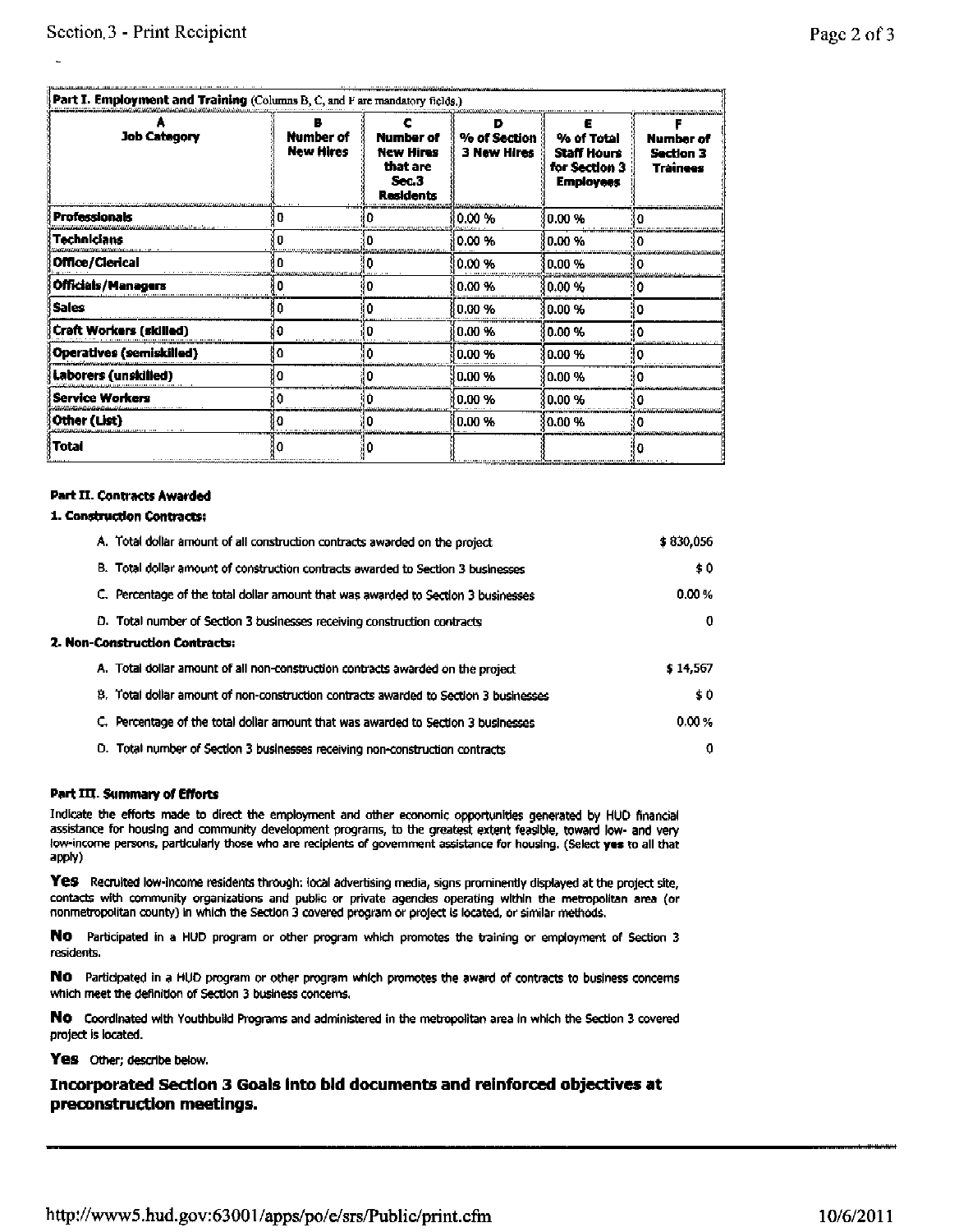| Part I. Employment and Training (Columns B, C, and F are mandatory fields.) | | | | | |
|---|---|---|---|---|---|
| **A Job Category** | **B Number of New Hires** | **C Number of New Hires that are Sec.3 Residents** | **D % of Section 3 New Hires** | **E % of Total Staff Hours for Section 3 Employees** | **F Number of Section 3 Trainees** |
| **Professionals** | 0 | 0 | 0.00 % | 0.00 % | 0 |
| **Technicians** | 0 | 0 | 0.00 % | 0.00 % | 0 |
| **Office/Clerical** | 0 | 0 | 0.00 % | 0.00 % | 0 |
| **Officials/Managers** | 0 | 0 | 0.00 % | 0.00 % | 0 |
| **Sales** | 0 | 0 | 0.00 % | 0.00 % | 0 |
| **Craft Workers (skilled)** | 0 | 0 | 0.00 % | 0.00 % | 0 |
| **Operatives (semiskilled)** | 0 | 0 | 0.00 % | 0.00 % | 0 |
| **Laborers (unskilled)** | 0 | 0 | 0.00 % | 0.00 % | 0 |
| **Service Workers** | 0 | 0 | 0.00 % | 0.00 % | 0 |
| **Other (List)** | 0 | 0 | 0.00 % | 0.00 % | 0 |
| **Total** | 0 | 0 | | | 0 |

**Part II. Contracts Awarded**

**1. Construction Contracts:**

| | |
|---|---|
| A. Total dollar amount of all construction contracts awarded on the project | $ 830,056 |
| B. Total dollar amount of construction contracts awarded to Section 3 businesses | $ 0 |
| C. Percentage of the total dollar amount that was awarded to Section 3 businesses | 0.00 % |
| D. Total number of Section 3 businesses receiving construction contracts | 0 |

**2. Non-Construction Contracts:**

| | |
|---|---|
| A. Total dollar amount of all non-construction contracts awarded on the project | $ 14,567 |
| B. Total dollar amount of non-construction contracts awarded to Section 3 businesses | $ 0 |
| C. Percentage of the total dollar amount that was awarded to Section 3 businesses | 0.00 % |
| D. Total number of Section 3 businesses receiving non-construction contracts | 0 |

**Part III. Summary of Efforts**

Indicate the efforts made to direct the employment and other economic opportunities generated by HUD financial assistance for housing and community development programs, to the greatest extent feasible, toward low- and very low-income persons, particularly those who are recipients of government assistance for housing. (Select **yes** to all that apply)

**Yes** Recruited low-income residents through: local advertising media, signs prominently displayed at the project site, contacts with community organizations and public or private agencies operating within the metropolitan area (or nonmetropolitan county) in which the Section 3 covered program or project is located, or similar methods.

**No** Participated in a HUD program or other program which promotes the training or employment of Section 3 residents.

**No** Participated in a HUD program or other program which promotes the award of contracts to business concerns which meet the definition of Section 3 business concerns.

**No** Coordinated with Youthbuild Programs and administered in the metropolitan area in which the Section 3 covered project is located.

**Yes** Other; describe below.

**Incorporated Section 3 Goals into bid documents and reinforced objectives at preconstruction meetings.**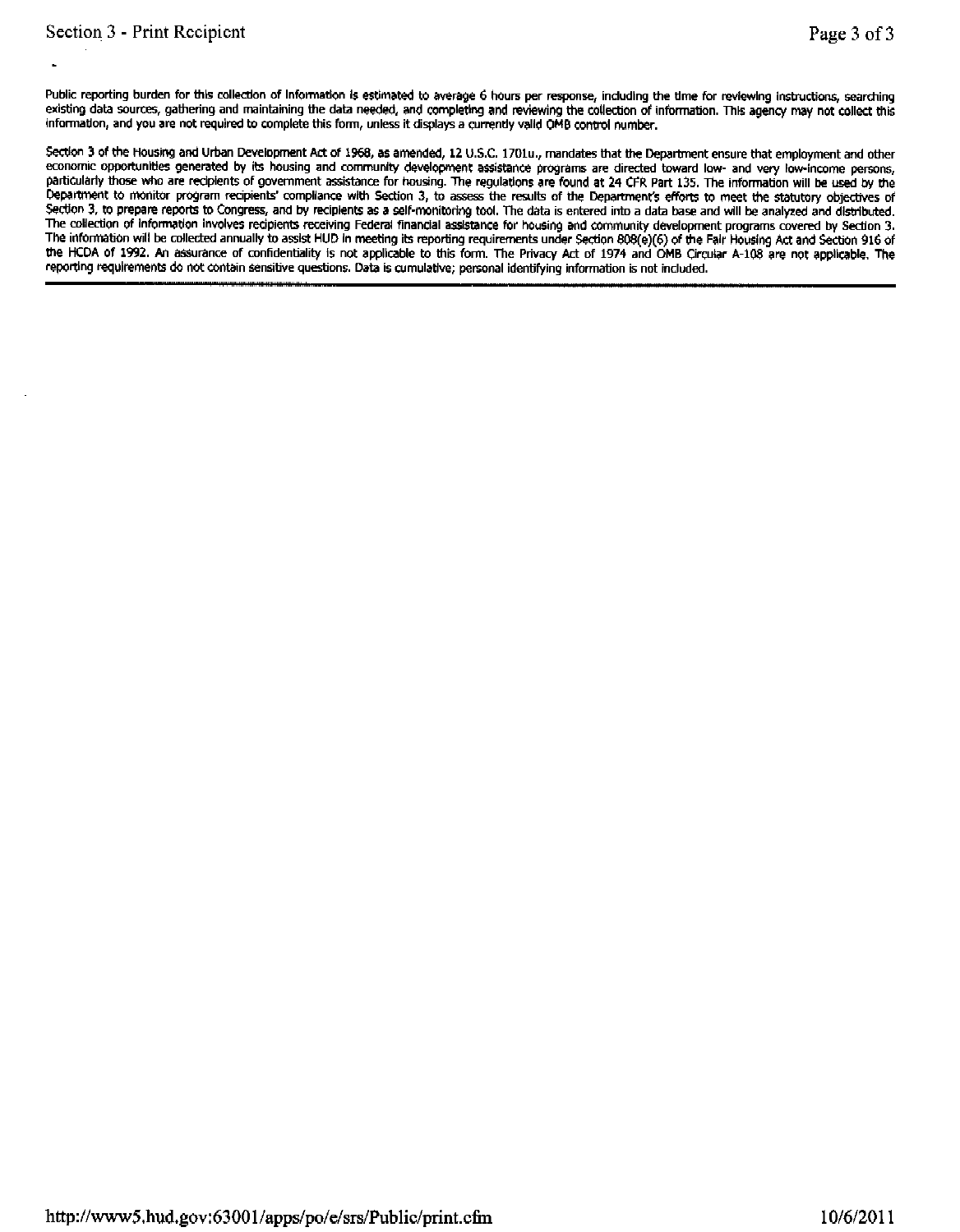Public reporting burden for this collection of information is estimated to average 6 hours per response, including the time for reviewing instructions, searching existing data sources, gathering and maintaining the data needed, and completing and reviewing the collection of information. This agency may not collect this information, and you are not required to complete this form, unless it displays a currently valid OMB control number.

Section 3 of the Housing and Urban Development Act of 1968, as amended, 12 U.S.C. 1701u., mandates that the Department ensure that employment and other economic opportunities generated by its housing and community development assistance programs are directed toward low- and very low-income persons, particularly those who are recipients of government assistance for housing. The regulations are found at 24 CFR Part 135. The information will be used by the Department to monitor program recipients' compliance with Section 3, to assess the results of the Department's efforts to meet the statutory objectives of Section 3, to prepare reports to Congress, and by recipients as a self-monitoring tool. The data is entered into a data base and will be analyzed and distributed. The collection of information involves recipients receiving Federal financial assistance for housing and community development programs covered by Section 3. The information will be collected annually to assist HUD in meeting its reporting requirements under Section 808(e)(6) of the Fair Housing Act and Section 916 of the HCDA of 1992. An assurance of confidentiality is not applicable to this form. The Privacy Act of 1974 and OMB Circular A-108 are not applicable. The reporting requirements do not contain sensitive questions. Data is cumulative; personal identifying information is not included.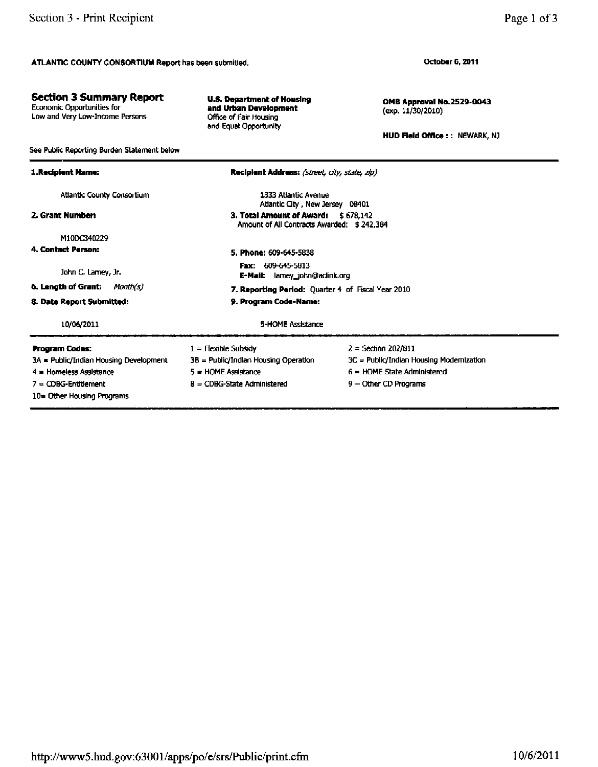ATLANTIC COUNTY CONSORTIUM Report has been submitted.

**October 6, 2011**

## Section 3 Summary Report

Economic Opportunities for
Low and Very Low-Income Persons

**U.S. Department of Housing and Urban Development**
Office of Fair Housing
and Equal Opportunity

**OMB Approval No.2529-0043**
(exp. 11/30/2010)

**HUD Field Office : :** NEWARK, NJ

See Public Reporting Burden Statement below

**1.Recipient Name:**

Atlantic County Consortium

**Recipient Address:** *(street, city, state, zip)*

1333 Atlantic Avenue
Atlantic City , New Jersey 08401

**2. Grant Number:**

M10DC340229

**3. Total Amount of Award:** $ 678,142
Amount of All Contracts Awarded: $ 242,384

**4. Contact Person:**

John C. Lamey, Jr.

**5. Phone:** 609-645-5838

**Fax:** 609-645-5813
**E-Mail:** lamey_john@aclink.org

**6. Length of Grant:** *Month(s)*

**7. Reporting Period:** Quarter 4 of Fiscal Year 2010

**8. Date Report Submitted:**

10/06/2011

**9. Program Code-Name:**

5-HOME Assistance

| **Program Codes:** | | |
|---|---|---|
| | 1 = Flexible Subsidy | 2 = Section 202/811 |
| 3A = Public/Indian Housing Development | 3B = Public/Indian Housing Operation | 3C = Public/Indian Housing Modernization |
| 4 = Homeless Assistance | 5 = HOME Assistance | 6 = HOME-State Administered |
| 7 = CDBG-Entitlement | 8 = CDBG-State Administered | 9 = Other CD Programs |
| 10= Other Housing Programs | | |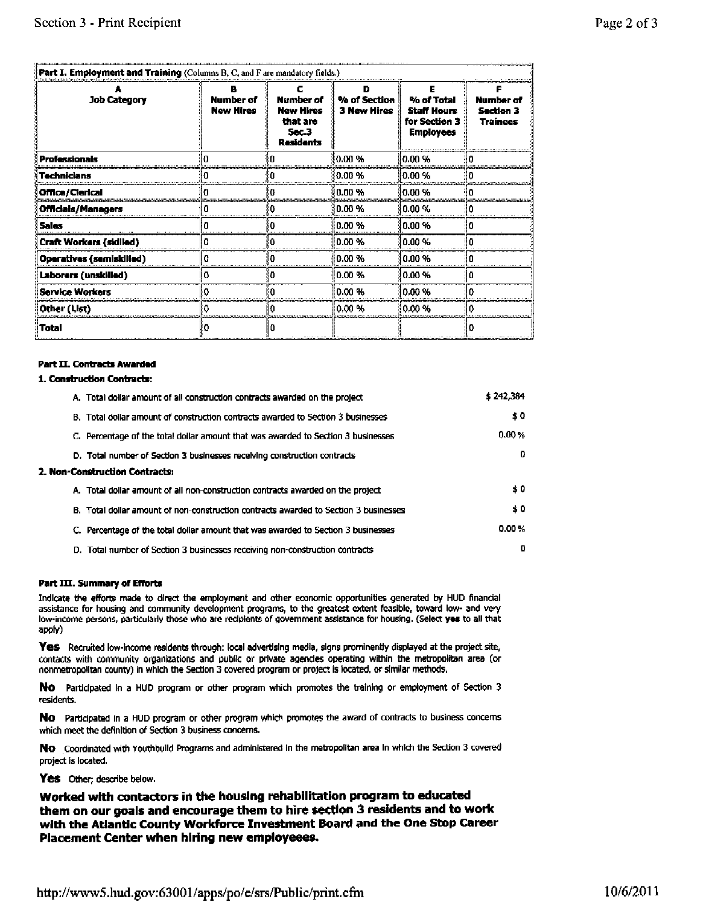| Part I. Employment and Training (Columns B, C, and F are mandatory fields.) | | | | | |
|---|---|---|---|---|---|
| **A Job Category** | **B Number of New Hires** | **C Number of New Hires that are Sec.3 Residents** | **D % of Section 3 New Hires** | **E % of Total Staff Hours for Section 3 Employees** | **F Number of Section 3 Trainees** |
| **Professionals** | 0 | 0 | 0.00 % | 0.00 % | 0 |
| **Technicians** | 0 | 0 | 0.00 % | 0.00 % | 0 |
| **Office/Clerical** | 0 | 0 | 0.00 % | 0.00 % | 0 |
| **Officials/Managers** | 0 | 0 | 0.00 % | 0.00 % | 0 |
| **Sales** | 0 | 0 | 0.00 % | 0.00 % | 0 |
| **Craft Workers (skilled)** | 0 | 0 | 0.00 % | 0.00 % | 0 |
| **Operatives (semiskilled)** | 0 | 0 | 0.00 % | 0.00 % | 0 |
| **Laborers (unskilled)** | 0 | 0 | 0.00 % | 0.00 % | 0 |
| **Service Workers** | 0 | 0 | 0.00 % | 0.00 % | 0 |
| **Other (List)** | 0 | 0 | 0.00 % | 0.00 % | 0 |
| **Total** | 0 | 0 | | | 0 |

**Part II. Contracts Awarded**

**1. Construction Contracts:**

| | |
|---|---|
| A. Total dollar amount of all construction contracts awarded on the project | $ 242,384 |
| B. Total dollar amount of construction contracts awarded to Section 3 businesses | $ 0 |
| C. Percentage of the total dollar amount that was awarded to Section 3 businesses | 0.00 % |
| D. Total number of Section 3 businesses receiving construction contracts | 0 |

**2. Non-Construction Contracts:**

| | |
|---|---|
| A. Total dollar amount of all non-construction contracts awarded on the project | $ 0 |
| B. Total dollar amount of non-construction contracts awarded to Section 3 businesses | $ 0 |
| C. Percentage of the total dollar amount that was awarded to Section 3 businesses | 0.00 % |
| D. Total number of Section 3 businesses receiving non-construction contracts | 0 |

**Part III. Summary of Efforts**

Indicate the efforts made to direct the employment and other economic opportunities generated by HUD financial assistance for housing and community development programs, to the greatest extent feasible, toward low- and very low-income persons, particularly those who are recipients of government assistance for housing. (Select **yes** to all that apply)

**Yes** Recruited low-income residents through: local advertising media, signs prominently displayed at the project site, contacts with community organizations and public or private agencies operating within the metropolitan area (or nonmetropolitan county) in which the Section 3 covered program or project is located, or similar methods.

**No** Participated in a HUD program or other program which promotes the training or employment of Section 3 residents.

**No** Participated in a HUD program or other program which promotes the award of contracts to business concerns which meet the definition of Section 3 business concerns.

**No** Coordinated with Youthbuild Programs and administered in the metropolitan area in which the Section 3 covered project is located.

**Yes** Other; describe below.

**Worked with contactors in the housing rehabilitation program to educated them on our goals and encourage them to hire section 3 residents and to work with the Atlantic County Workforce Investment Board and the One Stop Career Placement Center when hiring new employeees.**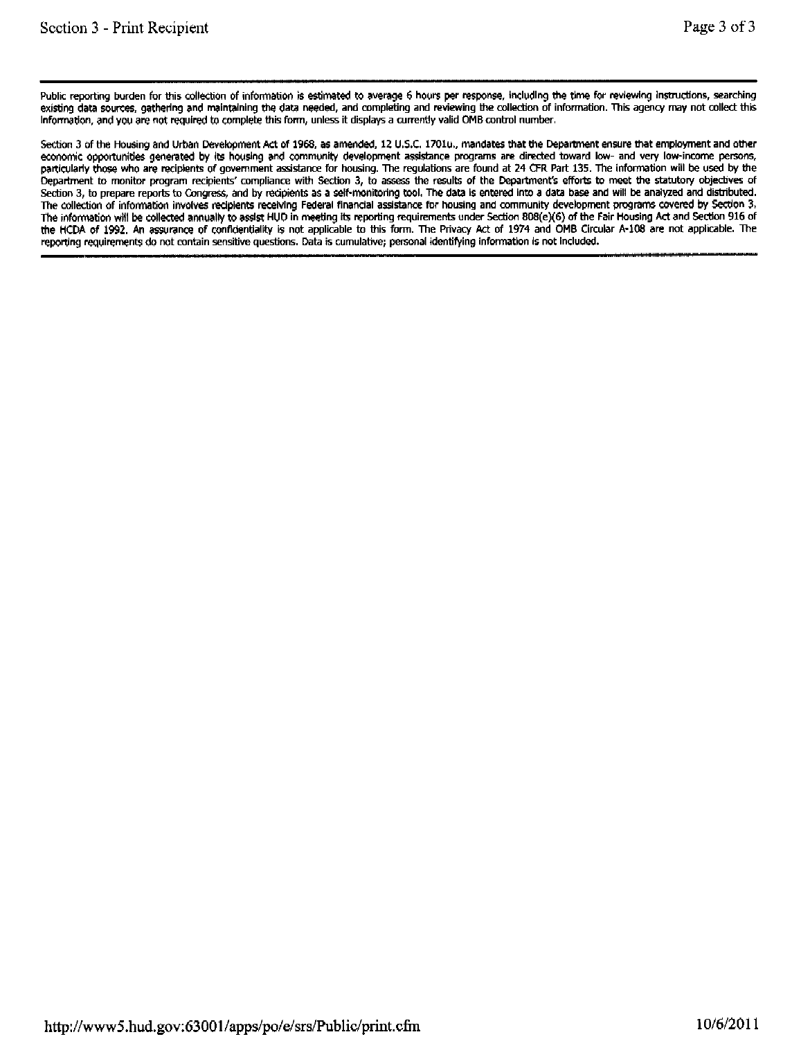Public reporting burden for this collection of information is estimated to average 6 hours per response, including the time for reviewing instructions, searching existing data sources, gathering and maintaining the data needed, and completing and reviewing the collection of information. This agency may not collect this information, and you are not required to complete this form, unless it displays a currently valid OMB control number.

Section 3 of the Housing and Urban Development Act of 1968, as amended, 12 U.S.C. 1701u., mandates that the Department ensure that employment and other economic opportunities generated by its housing and community development assistance programs are directed toward low- and very low-income persons, particularly those who are recipients of government assistance for housing. The regulations are found at 24 CFR Part 135. The information will be used by the Department to monitor program recipients' compliance with Section 3, to assess the results of the Department's efforts to meet the statutory objectives of Section 3, to prepare reports to Congress, and by recipients as a self-monitoring tool. The data is entered into a data base and will be analyzed and distributed. The collection of information involves recipients receiving Federal financial assistance for housing and community development programs covered by Section 3. The information will be collected annually to assist HUD in meeting its reporting requirements under Section 808(e)(6) of the Fair Housing Act and Section 916 of the HCDA of 1992. An assurance of confidentiality is not applicable to this form. The Privacy Act of 1974 and OMB Circular A-108 are not applicable. The reporting requirements do not contain sensitive questions. Data is cumulative; personal identifying information is not included.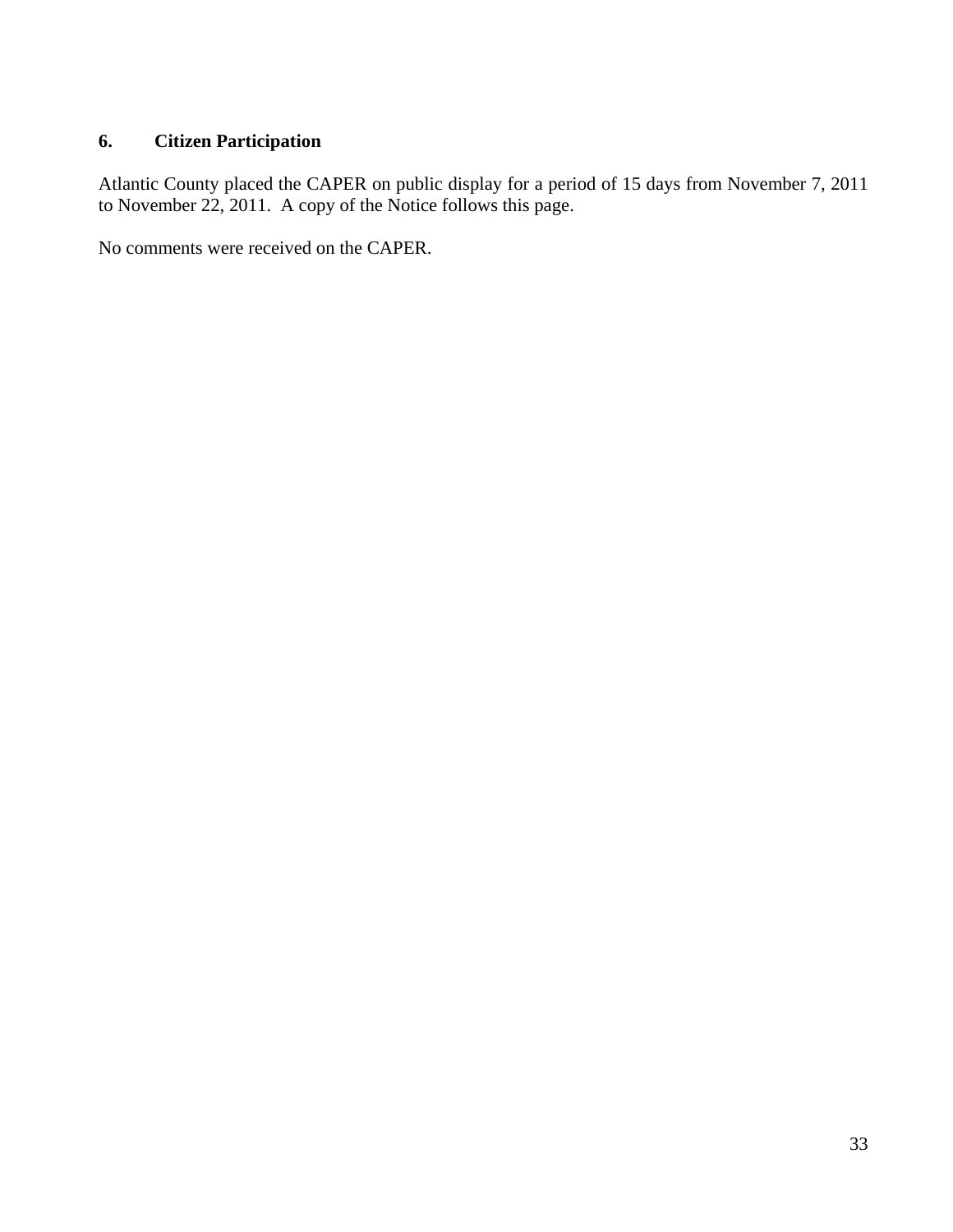## 6. Citizen Participation

Atlantic County placed the CAPER on public display for a period of 15 days from November 7, 2011 to November 22, 2011. A copy of the Notice follows this page.

No comments were received on the CAPER.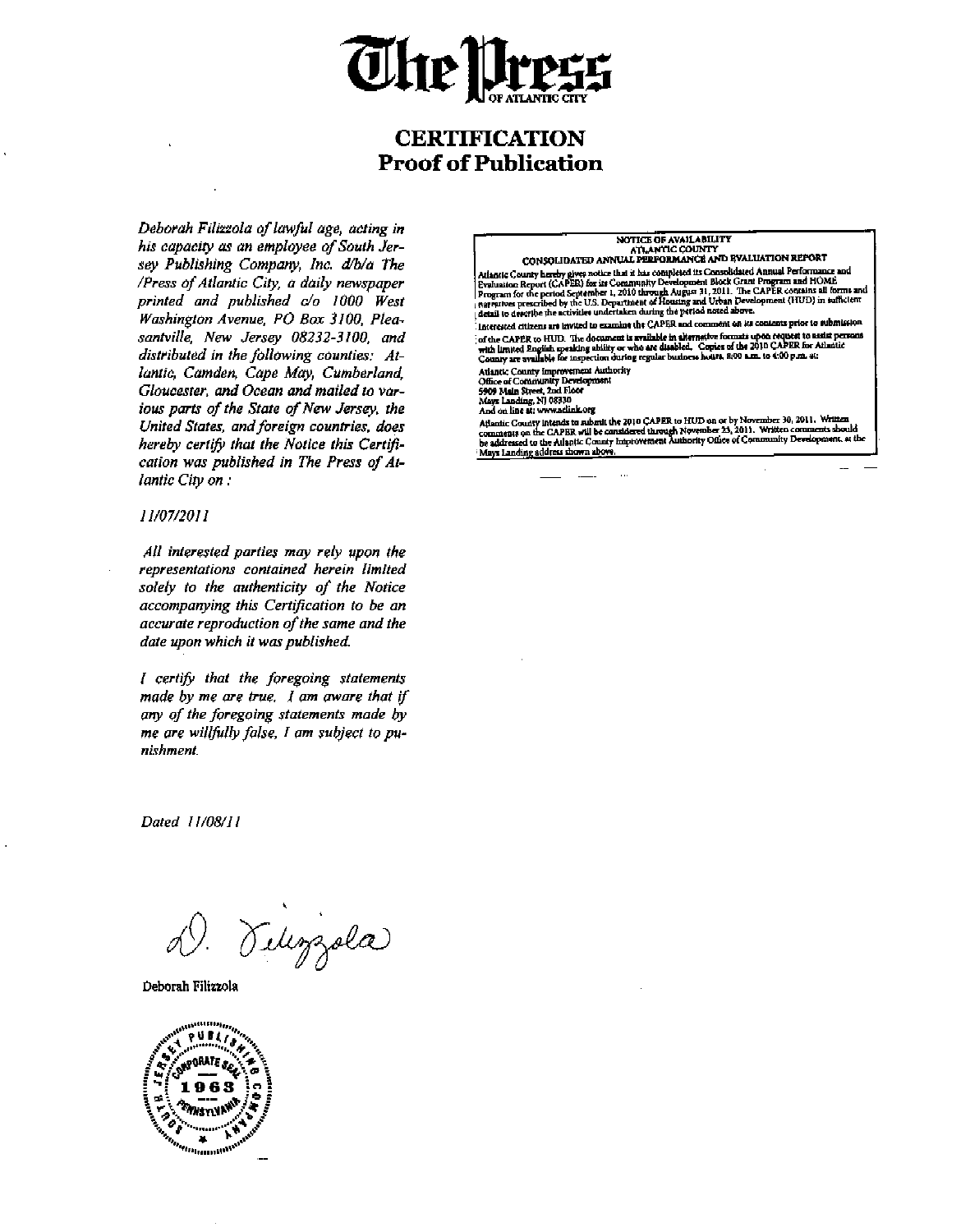# The Press
OF ATLANTIC CITY

## CERTIFICATION
## Proof of Publication

*Deborah Filizzola of lawful age, acting in his capacity as an employee of South Jersey Publishing Company, Inc. d/b/a The /Press of Atlantic City, a daily newspaper printed and published c/o 1000 West Washington Avenue, PO Box 3100, Pleasantville, New Jersey 08232-3100, and distributed in the following counties: Atlantic, Camden, Cape May, Cumberland, Gloucester, and Ocean and mailed to various parts of the State of New Jersey, the United States, and foreign countries, does hereby certify that the Notice this Certification was published in The Press of Atlantic City on :*

*11/07/2011*

*All interested parties may rely upon the representations contained herein limited solely to the authenticity of the Notice accompanying this Certification to be an accurate reproduction of the same and the date upon which it was published.*

*I certify that the foregoing statements made by me are true. I am aware that if any of the foregoing statements made by me are willfully false, I am subject to punishment.*

*Dated 11/08/11*

D. Filizzola

Deborah Filizzola

SOUTH JERSEY PUBLISHING COMPANY CORPORATE SEAL 1963 PENNSYLVANIA

---

**NOTICE OF AVAILABILITY**
**ATLANTIC COUNTY**
**CONSOLIDATED ANNUAL PERFORMANCE AND EVALUATION REPORT**

Atlantic County hereby gives notice that it has completed its Consolidated Annual Performance and Evaluation Report (CAPER) for its Community Development Block Grant Program and HOME Program for the period September 1, 2010 through August 31, 2011. The CAPER contains all forms and narratives prescribed by the U.S. Department of Housing and Urban Development (HUD) in sufficient detail to describe the activities undertaken during the period noted above.

Interested citizens are invited to examine the CAPER and comment on its contents prior to submission of the CAPER to HUD. The document is available in alternative formats upon request to assist persons with limited English speaking ability or who are disabled. Copies of the 2010 CAPER for Atlantic County are available for inspection during regular business hours, 8:00 a.m. to 4:00 p.m. at:

Atlantic County Improvement Authority
Office of Community Development
5909 Main Street, 2nd Floor
Mays Landing, NJ 08330
And on line at: www.aclink.org

Atlantic County intends to submit the 2010 CAPER to HUD on or by November 30, 2011. Written comments on the CAPER will be considered through November 23, 2011. Written comments should be addressed to the Atlantic County Improvement Authority Office of Community Development, at the Mays Landing address shown above.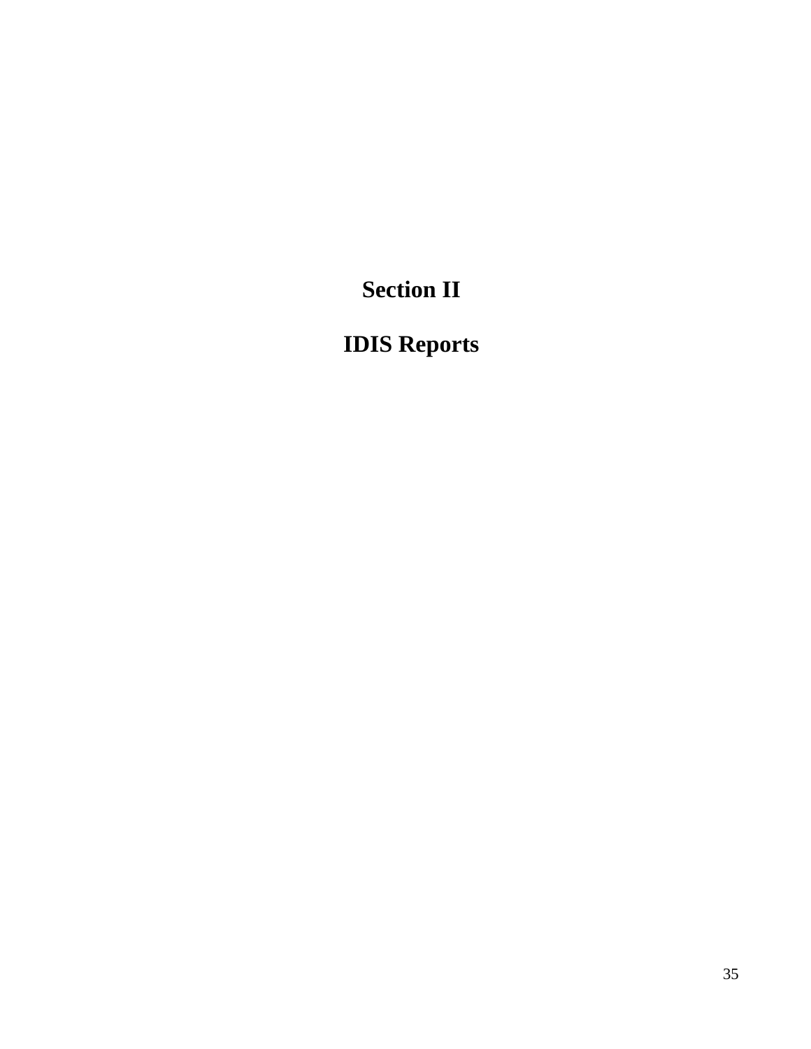# Section II

# IDIS Reports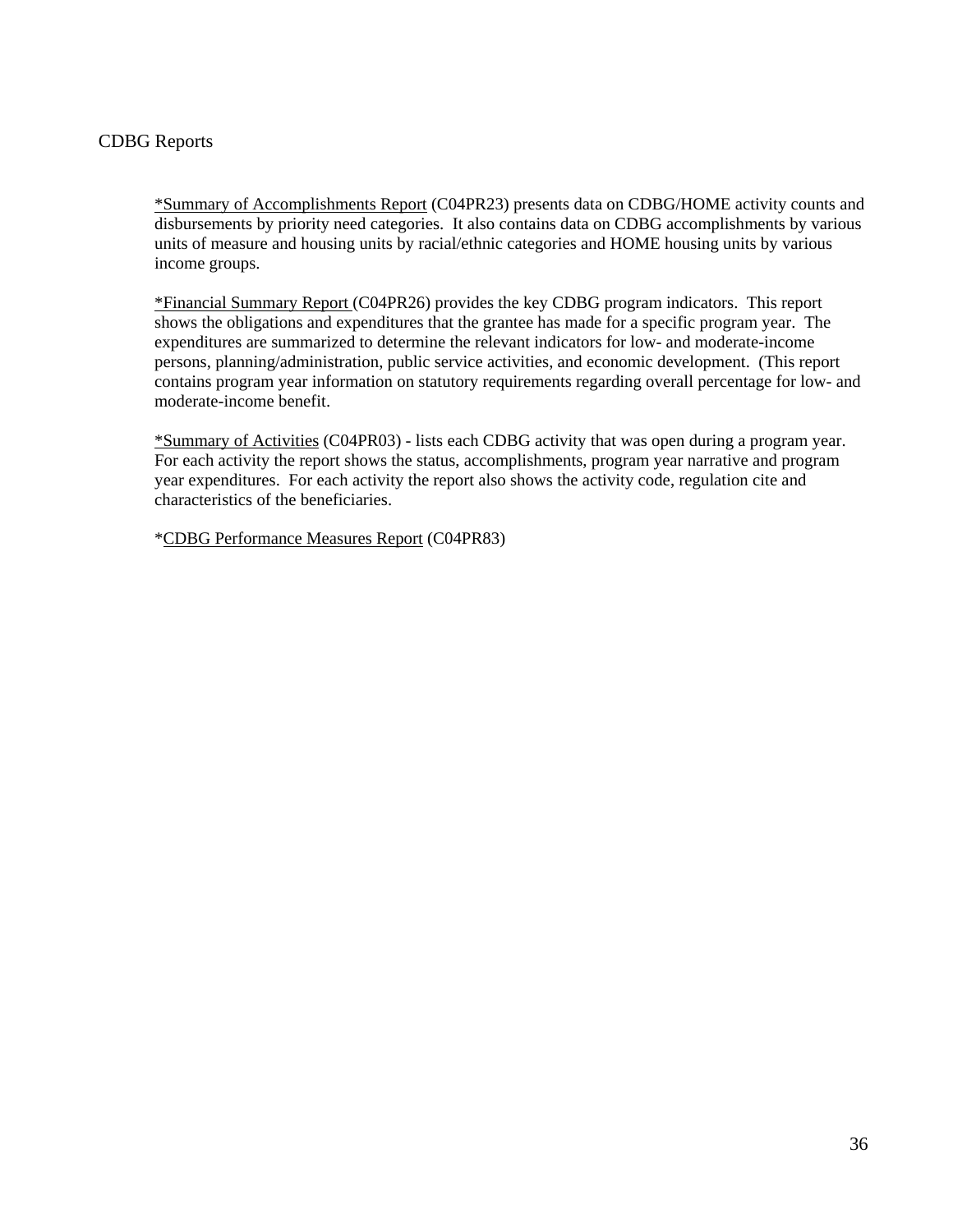## CDBG Reports

*Summary of Accomplishments Report (C04PR23) presents data on CDBG/HOME activity counts and disbursements by priority need categories. It also contains data on CDBG accomplishments by various units of measure and housing units by racial/ethnic categories and HOME housing units by various income groups.

*Financial Summary Report (C04PR26) provides the key CDBG program indicators. This report shows the obligations and expenditures that the grantee has made for a specific program year. The expenditures are summarized to determine the relevant indicators for low- and moderate-income persons, planning/administration, public service activities, and economic development. (This report contains program year information on statutory requirements regarding overall percentage for low- and moderate-income benefit.

*Summary of Activities (C04PR03) - lists each CDBG activity that was open during a program year. For each activity the report shows the status, accomplishments, program year narrative and program year expenditures. For each activity the report also shows the activity code, regulation cite and characteristics of the beneficiaries.

*CDBG Performance Measures Report (C04PR83)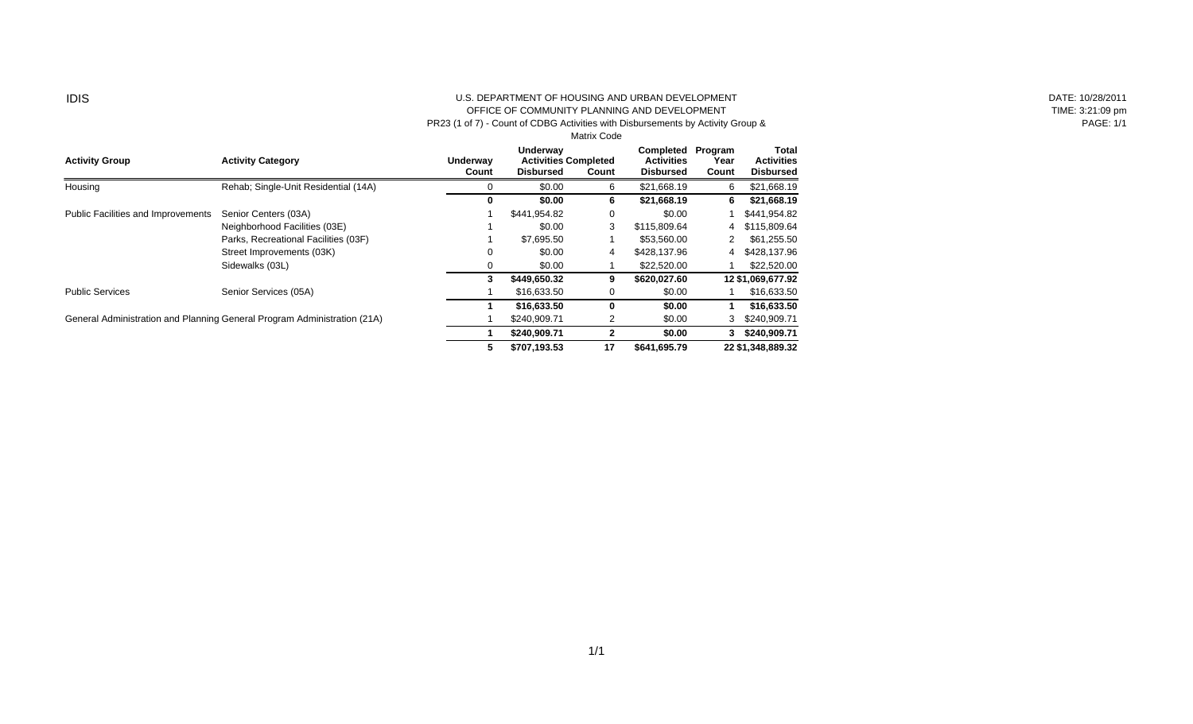IDIS

U.S. DEPARTMENT OF HOUSING AND URBAN DEVELOPMENT
OFFICE OF COMMUNITY PLANNING AND DEVELOPMENT
PR23 (1 of 7) - Count of CDBG Activities with Disbursements by Activity Group & Matrix Code

DATE: 10/28/2011
TIME: 3:21:09 pm
PAGE: 1/1

| Activity Group | Activity Category | Underway Count | Underway Activities Disbursed | Completed Count | Completed Activities Disbursed | Program Year Count | Total Activities Disbursed |
|---|---|---|---|---|---|---|---|
| Housing | Rehab; Single-Unit Residential (14A) | 0 | $0.00 | 6 | $21,668.19 | 6 | $21,668.19 |
| | | **0** | **$0.00** | **6** | **$21,668.19** | **6** | **$21,668.19** |
| Public Facilities and Improvements | Senior Centers (03A) | 1 | $441,954.82 | 0 | $0.00 | 1 | $441,954.82 |
| | Neighborhood Facilities (03E) | 1 | $0.00 | 3 | $115,809.64 | 4 | $115,809.64 |
| | Parks, Recreational Facilities (03F) | 1 | $7,695.50 | 1 | $53,560.00 | 2 | $61,255.50 |
| | Street Improvements (03K) | 0 | $0.00 | 4 | $428,137.96 | 4 | $428,137.96 |
| | Sidewalks (03L) | 0 | $0.00 | 1 | $22,520.00 | 1 | $22,520.00 |
| | | **3** | **$449,650.32** | **9** | **$620,027.60** | **12** | **$1,069,677.92** |
| Public Services | Senior Services (05A) | 1 | $16,633.50 | 0 | $0.00 | 1 | $16,633.50 |
| | | **1** | **$16,633.50** | **0** | **$0.00** | **1** | **$16,633.50** |
| General Administration and Planning | General Program Administration (21A) | 1 | $240,909.71 | 2 | $0.00 | 3 | $240,909.71 |
| | | **1** | **$240,909.71** | **2** | **$0.00** | **3** | **$240,909.71** |
| | | **5** | **$707,193.53** | **17** | **$641,695.79** | **22** | **$1,348,889.32** |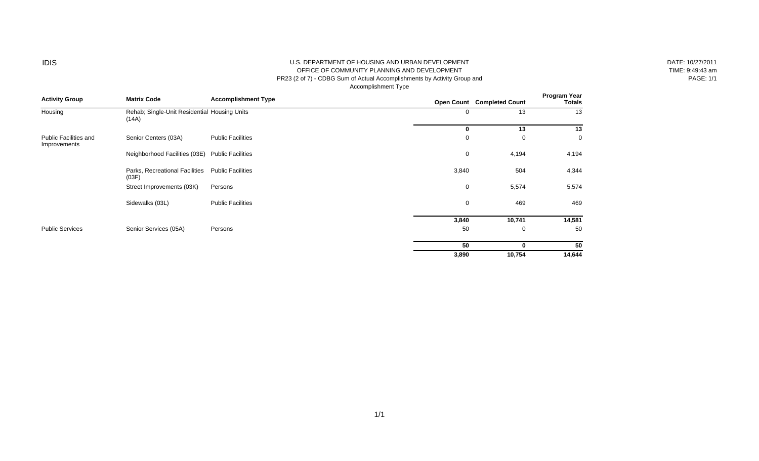IDIS

U.S. DEPARTMENT OF HOUSING AND URBAN DEVELOPMENT
OFFICE OF COMMUNITY PLANNING AND DEVELOPMENT
PR23 (2 of 7) - CDBG Sum of Actual Accomplishments by Activity Group and Accomplishment Type

DATE: 10/27/2011
TIME: 9:49:43 am
PAGE: 1/1

| Activity Group | Matrix Code | Accomplishment Type | Open Count | Completed Count | Program Year Totals |
|---|---|---|---|---|---|
| Housing | Rehab; Single-Unit Residential (14A) | Housing Units | 0 | 13 | 13 |
| | | | **0** | **13** | **13** |
| Public Facilities and Improvements | Senior Centers (03A) | Public Facilities | 0 | 0 | 0 |
| | Neighborhood Facilities (03E) | Public Facilities | 0 | 4,194 | 4,194 |
| | Parks, Recreational Facilities (03F) | Public Facilities | 3,840 | 504 | 4,344 |
| | Street Improvements (03K) | Persons | 0 | 5,574 | 5,574 |
| | Sidewalks (03L) | Public Facilities | 0 | 469 | 469 |
| | | | **3,840** | **10,741** | **14,581** |
| Public Services | Senior Services (05A) | Persons | 50 | 0 | 50 |
| | | | **50** | **0** | **50** |
| | | | **3,890** | **10,754** | **14,644** |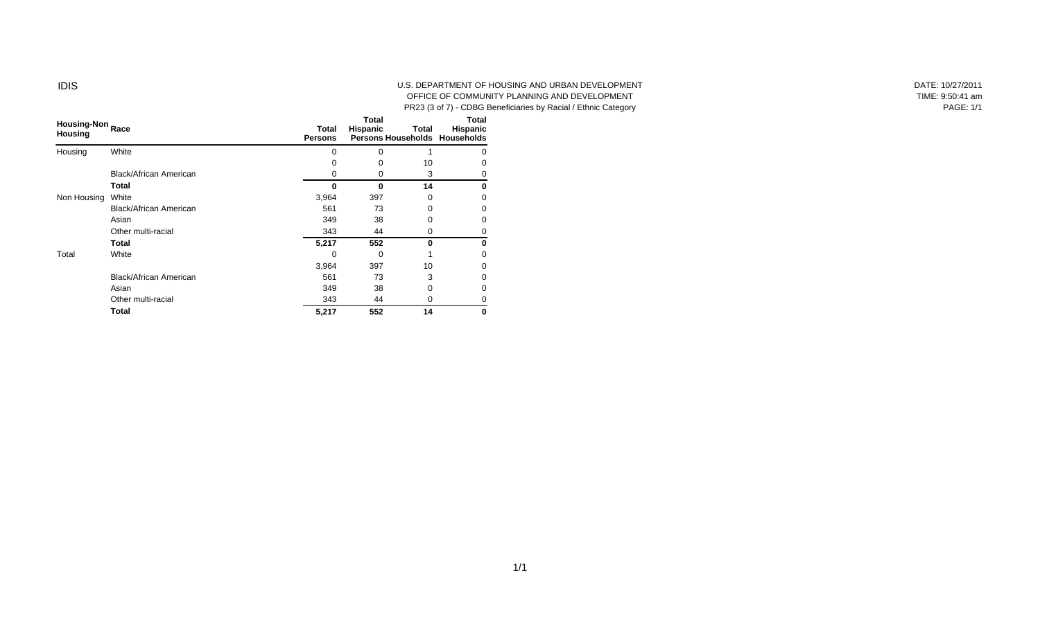IDIS

U.S. DEPARTMENT OF HOUSING AND URBAN DEVELOPMENT
OFFICE OF COMMUNITY PLANNING AND DEVELOPMENT
PR23 (3 of 7) - CDBG Beneficiaries by Racial / Ethnic Category

DATE: 10/27/2011
TIME: 9:50:41 am
PAGE: 1/1

| Housing-Non Housing | Race | Total Persons | Total Hispanic Persons | Total Households | Total Hispanic Households |
|---|---|---|---|---|---|
| Housing | White | 0 | 0 | 1 | 0 |
| | | 0 | 0 | 10 | 0 |
| | Black/African American | 0 | 0 | 3 | 0 |
| | **Total** | **0** | **0** | **14** | **0** |
| Non Housing | White | 3,964 | 397 | 0 | 0 |
| | Black/African American | 561 | 73 | 0 | 0 |
| | Asian | 349 | 38 | 0 | 0 |
| | Other multi-racial | 343 | 44 | 0 | 0 |
| | **Total** | **5,217** | **552** | **0** | **0** |
| Total | White | 0 | 0 | 1 | 0 |
| | | 3,964 | 397 | 10 | 0 |
| | Black/African American | 561 | 73 | 3 | 0 |
| | Asian | 349 | 38 | 0 | 0 |
| | Other multi-racial | 343 | 44 | 0 | 0 |
| | **Total** | **5,217** | **552** | **14** | **0** |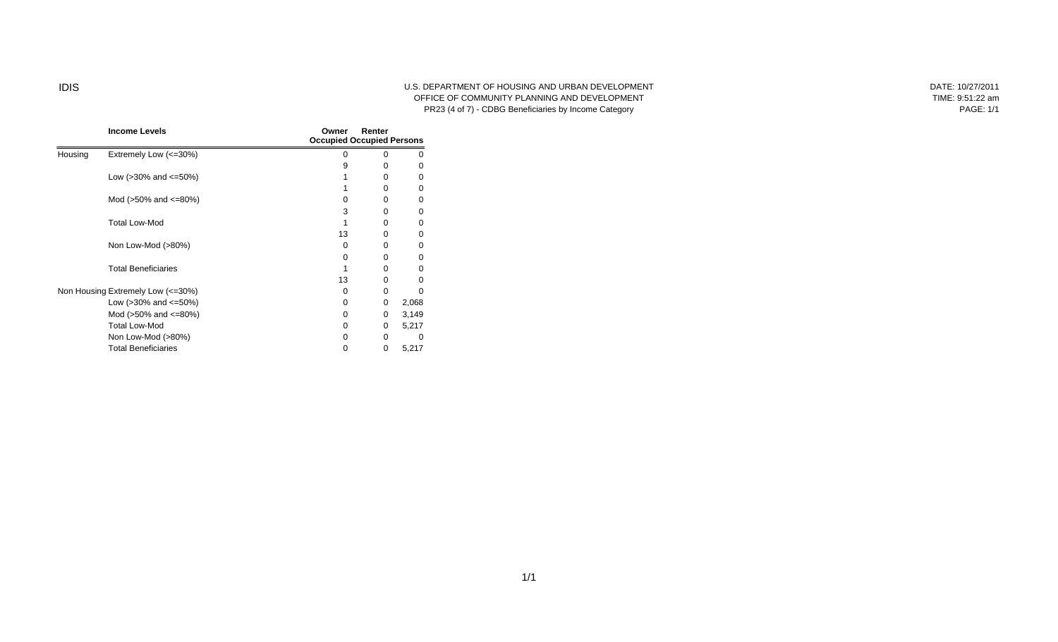IDIS

U.S. DEPARTMENT OF HOUSING AND URBAN DEVELOPMENT
OFFICE OF COMMUNITY PLANNING AND DEVELOPMENT
PR23 (4 of 7) - CDBG Beneficiaries by Income Category

DATE: 10/27/2011
TIME: 9:51:22 am
PAGE: 1/1

| | Income Levels | Owner Occupied | Renter Occupied | Persons |
|---|---|---|---|---|
| Housing | Extremely Low (<=30%) | 0 | 0 | 0 |
| | | 9 | 0 | 0 |
| | Low (>30% and <=50%) | 1 | 0 | 0 |
| | | 1 | 0 | 0 |
| | Mod (>50% and <=80%) | 0 | 0 | 0 |
| | | 3 | 0 | 0 |
| | Total Low-Mod | 1 | 0 | 0 |
| | | 13 | 0 | 0 |
| | Non Low-Mod (>80%) | 0 | 0 | 0 |
| | | 0 | 0 | 0 |
| | Total Beneficiaries | 1 | 0 | 0 |
| | | 13 | 0 | 0 |
| Non Housing | Extremely Low (<=30%) | 0 | 0 | 0 |
| | Low (>30% and <=50%) | 0 | 0 | 2,068 |
| | Mod (>50% and <=80%) | 0 | 0 | 3,149 |
| | Total Low-Mod | 0 | 0 | 5,217 |
| | Non Low-Mod (>80%) | 0 | 0 | 0 |
| | Total Beneficiaries | 0 | 0 | 5,217 |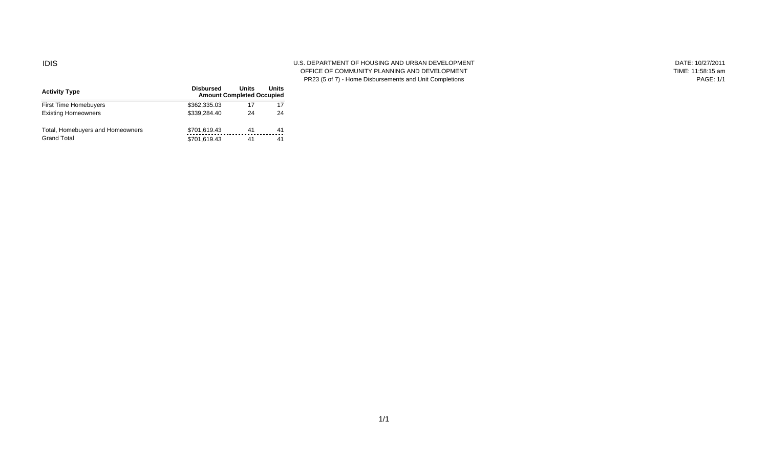IDIS

U.S. DEPARTMENT OF HOUSING AND URBAN DEVELOPMENT
OFFICE OF COMMUNITY PLANNING AND DEVELOPMENT
PR23 (5 of 7) - Home Disbursements and Unit Completions

DATE: 10/27/2011
TIME: 11:58:15 am

| Activity Type | Disbursed Amount | Units Completed | Units Occupied |
|---|---|---|---|
| First Time Homebuyers | $362,335.03 | 17 | 17 |
| Existing Homeowners | $339,284.40 | 24 | 24 |
| Total, Homebuyers and Homeowners | $701,619.43 | 41 | 41 |
| Grand Total | $701,619.43 | 41 | 41 |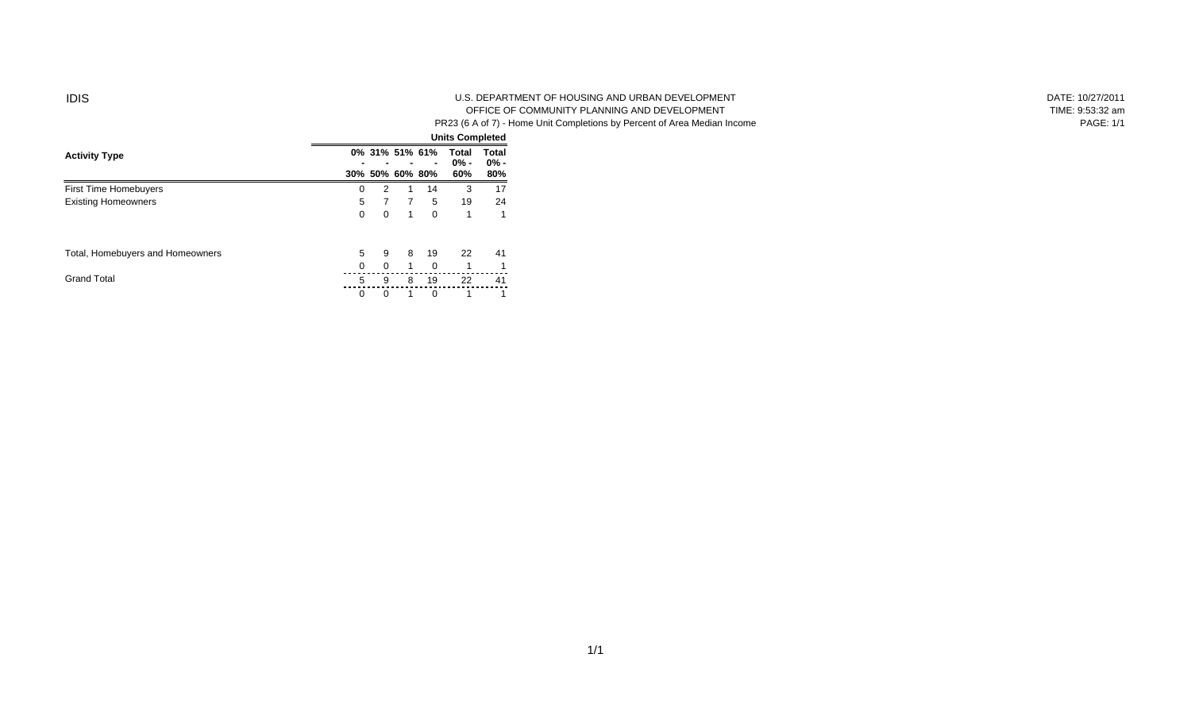IDIS

U.S. DEPARTMENT OF HOUSING AND URBAN DEVELOPMENT
OFFICE OF COMMUNITY PLANNING AND DEVELOPMENT
PR23 (6 A of 7) - Home Unit Completions by Percent of Area Median Income

DATE: 10/27/2011
TIME: 9:53:32 am
PAGE: 1/1

| Activity Type | Units Completed | | | | | |
|---|---|---|---|---|---|---|
| | 0% - 30% | 31% - 50% | 51% - 60% | 61% - 80% | Total 0% - 60% | Total 0% - 80% |
| First Time Homebuyers | 0 | 2 | 1 | 14 | 3 | 17 |
| Existing Homeowners | 5 | 7 | 7 | 5 | 19 | 24 |
| | 0 | 0 | 1 | 0 | 1 | 1 |
| Total, Homebuyers and Homeowners | 5 | 9 | 8 | 19 | 22 | 41 |
| | 0 | 0 | 1 | 0 | 1 | 1 |
| Grand Total | 5 | 9 | 8 | 19 | 22 | 41 |
| | 0 | 0 | 1 | 0 | 1 | 1 |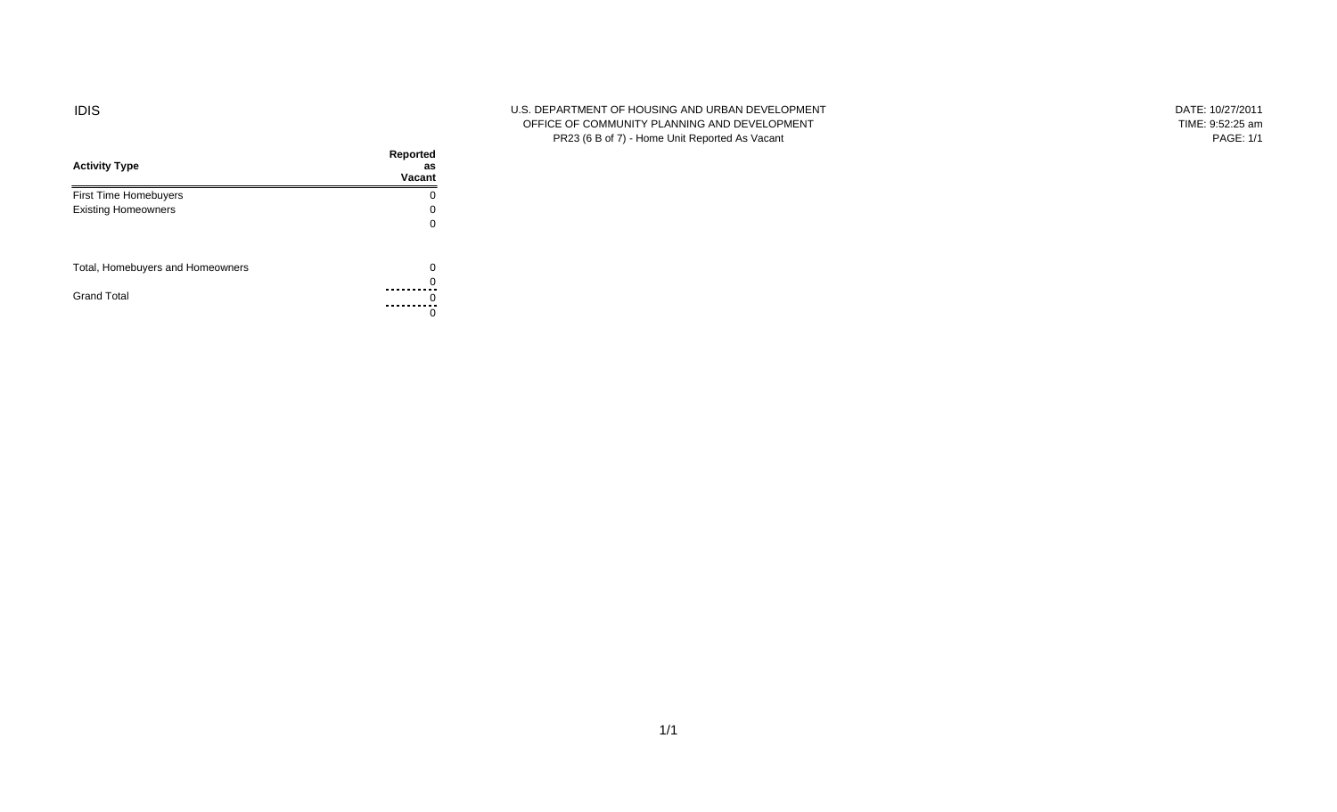IDIS

U.S. DEPARTMENT OF HOUSING AND URBAN DEVELOPMENT
OFFICE OF COMMUNITY PLANNING AND DEVELOPMENT
PR23 (6 B of 7) - Home Unit Reported As Vacant

DATE: 10/27/2011
TIME: 9:52:25 am
PAGE: 1/1

| Activity Type | Reported as Vacant |
|---|---|
| First Time Homebuyers | 0 |
| Existing Homeowners | 0 |
| | 0 |
| Total, Homebuyers and Homeowners | 0 |
| | 0 |
| Grand Total | 0 |
| | 0 |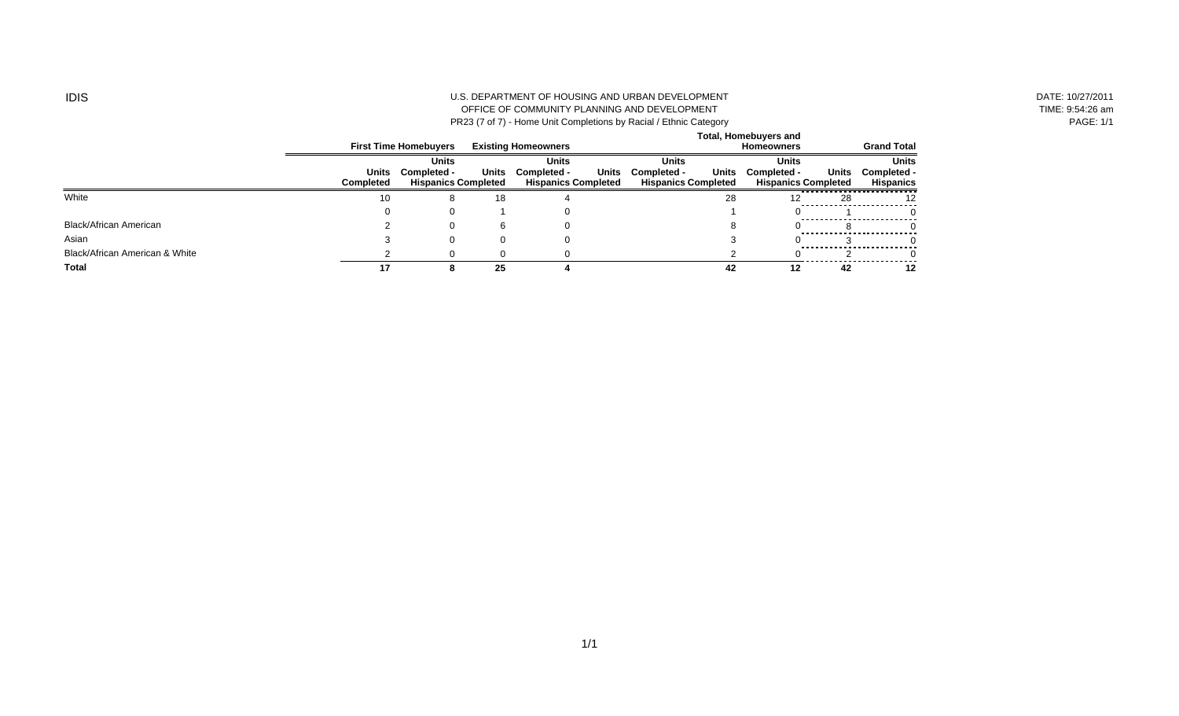IDIS

U.S. DEPARTMENT OF HOUSING AND URBAN DEVELOPMENT
OFFICE OF COMMUNITY PLANNING AND DEVELOPMENT
PR23 (7 of 7) - Home Unit Completions by Racial / Ethnic Category

DATE: 10/27/2011
TIME: 9:54:26 am
PAGE: 1/1

| | First Time Homebuyers | | Existing Homeowners | | Total, Homebuyers and Homeowners | | Grand Total | |
|---|---|---|---|---|---|---|---|---|
| | Units Completed | Units Completed - Hispanics | Units Completed | Units Completed - Hispanics | Units Completed | Units Completed - Hispanics | Units Completed | Units Completed - Hispanics |
| White | 10 | 8 | 18 | 4 | 28 | 12 | 28 | 12 |
| | 0 | 0 | 1 | 0 | 1 | 0 | 1 | 0 |
| Black/African American | 2 | 0 | 6 | 0 | 8 | 0 | 8 | 0 |
| Asian | 3 | 0 | 0 | 0 | 3 | 0 | 3 | 0 |
| Black/African American & White | 2 | 0 | 0 | 0 | 2 | 0 | 2 | 0 |
| **Total** | **17** | **8** | **25** | **4** | **42** | **12** | **42** | **12** |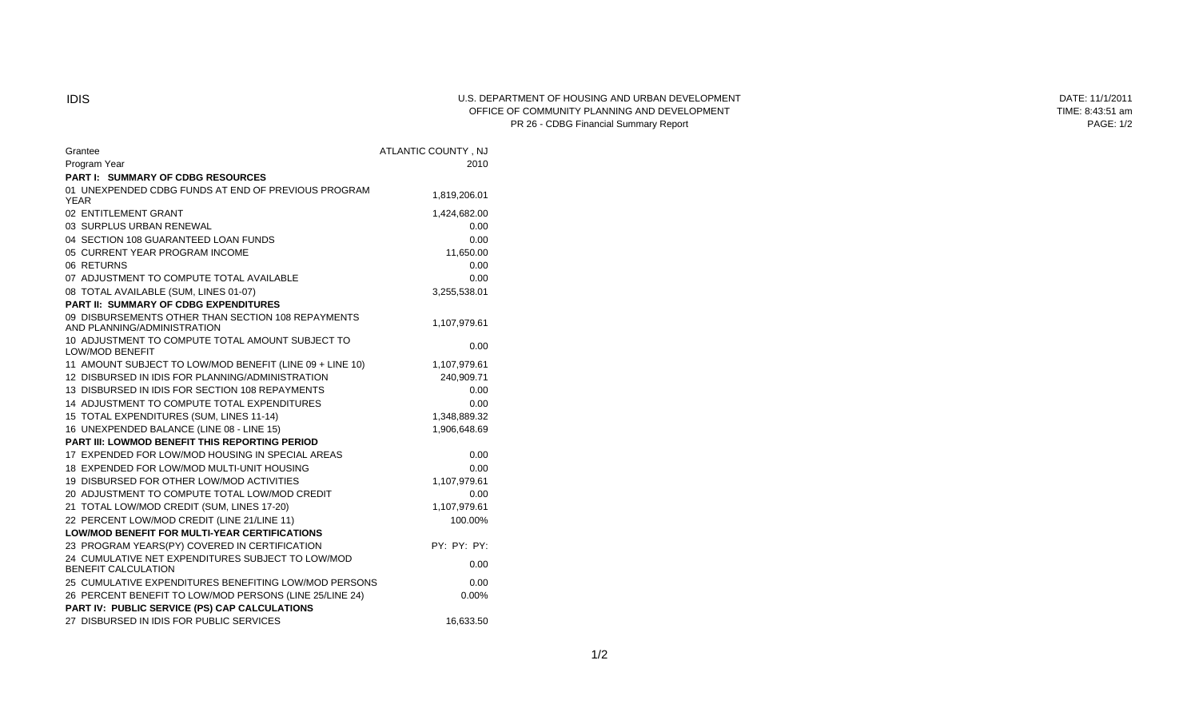IDIS

U.S. DEPARTMENT OF HOUSING AND URBAN DEVELOPMENT
OFFICE OF COMMUNITY PLANNING AND DEVELOPMENT
PR 26 - CDBG Financial Summary Report

DATE: 11/1/2011
TIME: 8:43:51 am

| Grantee | ATLANTIC COUNTY , NJ |
|---|---|
| Program Year | 2010 |
| **PART I: SUMMARY OF CDBG RESOURCES** | |
| 01 UNEXPENDED CDBG FUNDS AT END OF PREVIOUS PROGRAM YEAR | 1,819,206.01 |
| 02 ENTITLEMENT GRANT | 1,424,682.00 |
| 03 SURPLUS URBAN RENEWAL | 0.00 |
| 04 SECTION 108 GUARANTEED LOAN FUNDS | 0.00 |
| 05 CURRENT YEAR PROGRAM INCOME | 11,650.00 |
| 06 RETURNS | 0.00 |
| 07 ADJUSTMENT TO COMPUTE TOTAL AVAILABLE | 0.00 |
| 08 TOTAL AVAILABLE (SUM, LINES 01-07) | 3,255,538.01 |
| **PART II: SUMMARY OF CDBG EXPENDITURES** | |
| 09 DISBURSEMENTS OTHER THAN SECTION 108 REPAYMENTS AND PLANNING/ADMINISTRATION | 1,107,979.61 |
| 10 ADJUSTMENT TO COMPUTE TOTAL AMOUNT SUBJECT TO LOW/MOD BENEFIT | 0.00 |
| 11 AMOUNT SUBJECT TO LOW/MOD BENEFIT (LINE 09 + LINE 10) | 1,107,979.61 |
| 12 DISBURSED IN IDIS FOR PLANNING/ADMINISTRATION | 240,909.71 |
| 13 DISBURSED IN IDIS FOR SECTION 108 REPAYMENTS | 0.00 |
| 14 ADJUSTMENT TO COMPUTE TOTAL EXPENDITURES | 0.00 |
| 15 TOTAL EXPENDITURES (SUM, LINES 11-14) | 1,348,889.32 |
| 16 UNEXPENDED BALANCE (LINE 08 - LINE 15) | 1,906,648.69 |
| **PART III: LOWMOD BENEFIT THIS REPORTING PERIOD** | |
| 17 EXPENDED FOR LOW/MOD HOUSING IN SPECIAL AREAS | 0.00 |
| 18 EXPENDED FOR LOW/MOD MULTI-UNIT HOUSING | 0.00 |
| 19 DISBURSED FOR OTHER LOW/MOD ACTIVITIES | 1,107,979.61 |
| 20 ADJUSTMENT TO COMPUTE TOTAL LOW/MOD CREDIT | 0.00 |
| 21 TOTAL LOW/MOD CREDIT (SUM, LINES 17-20) | 1,107,979.61 |
| 22 PERCENT LOW/MOD CREDIT (LINE 21/LINE 11) | 100.00% |
| **LOW/MOD BENEFIT FOR MULTI-YEAR CERTIFICATIONS** | |
| 23 PROGRAM YEARS(PY) COVERED IN CERTIFICATION | PY: PY: PY: |
| 24 CUMULATIVE NET EXPENDITURES SUBJECT TO LOW/MOD BENEFIT CALCULATION | 0.00 |
| 25 CUMULATIVE EXPENDITURES BENEFITING LOW/MOD PERSONS | 0.00 |
| 26 PERCENT BENEFIT TO LOW/MOD PERSONS (LINE 25/LINE 24) | 0.00% |
| **PART IV: PUBLIC SERVICE (PS) CAP CALCULATIONS** | |
| 27 DISBURSED IN IDIS FOR PUBLIC SERVICES | 16,633.50 |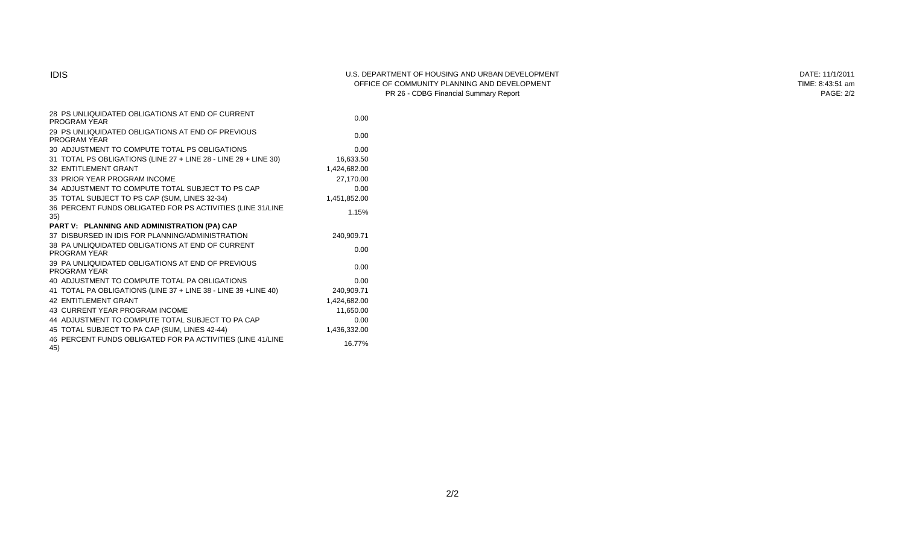| | |
|---|---|
| 28 PS UNLIQUIDATED OBLIGATIONS AT END OF CURRENT PROGRAM YEAR | 0.00 |
| 29 PS UNLIQUIDATED OBLIGATIONS AT END OF PREVIOUS PROGRAM YEAR | 0.00 |
| 30 ADJUSTMENT TO COMPUTE TOTAL PS OBLIGATIONS | 0.00 |
| 31 TOTAL PS OBLIGATIONS (LINE 27 + LINE 28 - LINE 29 + LINE 30) | 16,633.50 |
| 32 ENTITLEMENT GRANT | 1,424,682.00 |
| 33 PRIOR YEAR PROGRAM INCOME | 27,170.00 |
| 34 ADJUSTMENT TO COMPUTE TOTAL SUBJECT TO PS CAP | 0.00 |
| 35 TOTAL SUBJECT TO PS CAP (SUM, LINES 32-34) | 1,451,852.00 |
| 36 PERCENT FUNDS OBLIGATED FOR PS ACTIVITIES (LINE 31/LINE 35) | 1.15% |
| **PART V: PLANNING AND ADMINISTRATION (PA) CAP** | |
| 37 DISBURSED IN IDIS FOR PLANNING/ADMINISTRATION | 240,909.71 |
| 38 PA UNLIQUIDATED OBLIGATIONS AT END OF CURRENT PROGRAM YEAR | 0.00 |
| 39 PA UNLIQUIDATED OBLIGATIONS AT END OF PREVIOUS PROGRAM YEAR | 0.00 |
| 40 ADJUSTMENT TO COMPUTE TOTAL PA OBLIGATIONS | 0.00 |
| 41 TOTAL PA OBLIGATIONS (LINE 37 + LINE 38 - LINE 39 +LINE 40) | 240,909.71 |
| 42 ENTITLEMENT GRANT | 1,424,682.00 |
| 43 CURRENT YEAR PROGRAM INCOME | 11,650.00 |
| 44 ADJUSTMENT TO COMPUTE TOTAL SUBJECT TO PA CAP | 0.00 |
| 45 TOTAL SUBJECT TO PA CAP (SUM, LINES 42-44) | 1,436,332.00 |
| 46 PERCENT FUNDS OBLIGATED FOR PA ACTIVITIES (LINE 41/LINE 45) | 16.77% |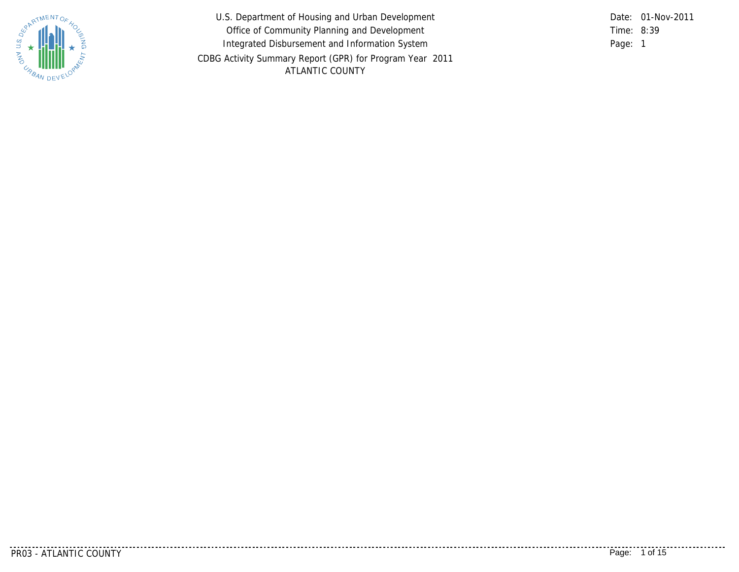U.S. Department of Housing and Urban Development

Office of Community Planning and Development

Integrated Disbursement and Information System

CDBG Activity Summary Report (GPR) for Program Year 2011

ATLANTIC COUNTY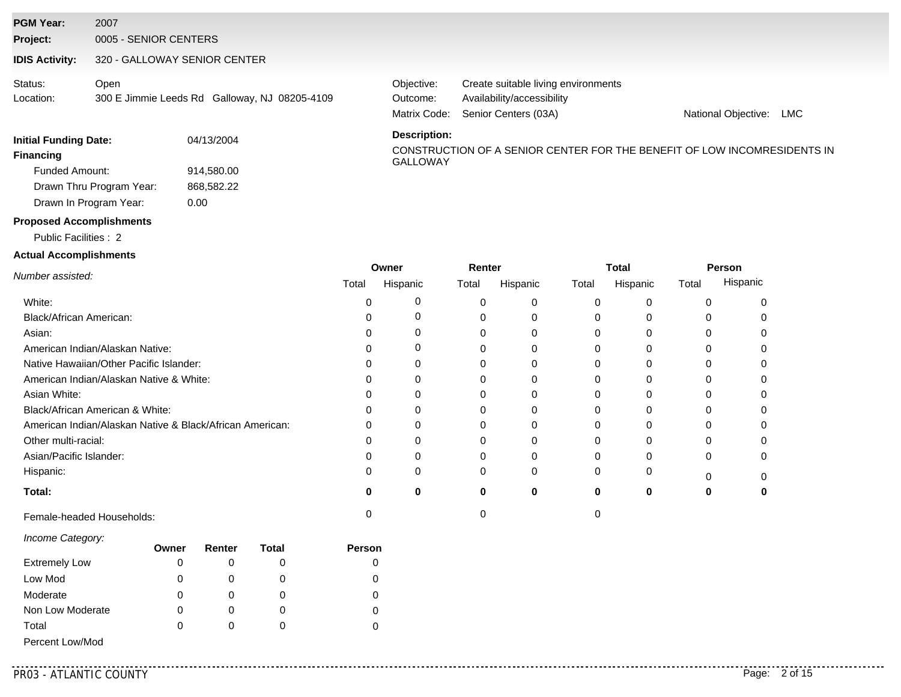**PGM Year:** 2007

**Project:** 0005 - SENIOR CENTERS

**IDIS Activity:** 320 - GALLOWAY SENIOR CENTER

Status: Open

Location: 300 E Jimmie Leeds Rd Galloway, NJ 08205-4109

Objective: Create suitable living environments

Outcome: Availability/accessibility

Matrix Code: Senior Centers (03A)

National Objective: LMC

**Initial Funding Date:** 04/13/2004

**Financing**

Funded Amount: 914,580.00

Drawn Thru Program Year: 868,582.22

Drawn In Program Year: 0.00

**Description:**

CONSTRUCTION OF A SENIOR CENTER FOR THE BENEFIT OF LOW INCOMRESIDENTS IN GALLOWAY

**Proposed Accomplishments**

Public Facilities : 2

**Actual Accomplishments**

| *Number assisted:* | Owner | | Renter | | Total | | Person | |
|---|---|---|---|---|---|---|---|---|
| | Total | Hispanic | Total | Hispanic | Total | Hispanic | Total | Hispanic |
| White: | 0 | 0 | 0 | 0 | 0 | 0 | 0 | 0 |
| Black/African American: | 0 | 0 | 0 | 0 | 0 | 0 | 0 | 0 |
| Asian: | 0 | 0 | 0 | 0 | 0 | 0 | 0 | 0 |
| American Indian/Alaskan Native: | 0 | 0 | 0 | 0 | 0 | 0 | 0 | 0 |
| Native Hawaiian/Other Pacific Islander: | 0 | 0 | 0 | 0 | 0 | 0 | 0 | 0 |
| American Indian/Alaskan Native & White: | 0 | 0 | 0 | 0 | 0 | 0 | 0 | 0 |
| Asian White: | 0 | 0 | 0 | 0 | 0 | 0 | 0 | 0 |
| Black/African American & White: | 0 | 0 | 0 | 0 | 0 | 0 | 0 | 0 |
| American Indian/Alaskan Native & Black/African American: | 0 | 0 | 0 | 0 | 0 | 0 | 0 | 0 |
| Other multi-racial: | 0 | 0 | 0 | 0 | 0 | 0 | 0 | 0 |
| Asian/Pacific Islander: | 0 | 0 | 0 | 0 | 0 | 0 | 0 | 0 |
| Hispanic: | 0 | 0 | 0 | 0 | 0 | 0 | 0 | 0 |
| **Total:** | **0** | **0** | **0** | **0** | **0** | **0** | **0** | **0** |
| Female-headed Households: | 0 | | 0 | | 0 | | | |

*Income Category:*

| | Owner | Renter | Total | Person |
|---|---|---|---|---|
| Extremely Low | 0 | 0 | 0 | 0 |
| Low Mod | 0 | 0 | 0 | 0 |
| Moderate | 0 | 0 | 0 | 0 |
| Non Low Moderate | 0 | 0 | 0 | 0 |
| Total | 0 | 0 | 0 | 0 |
| Percent Low/Mod | | | | |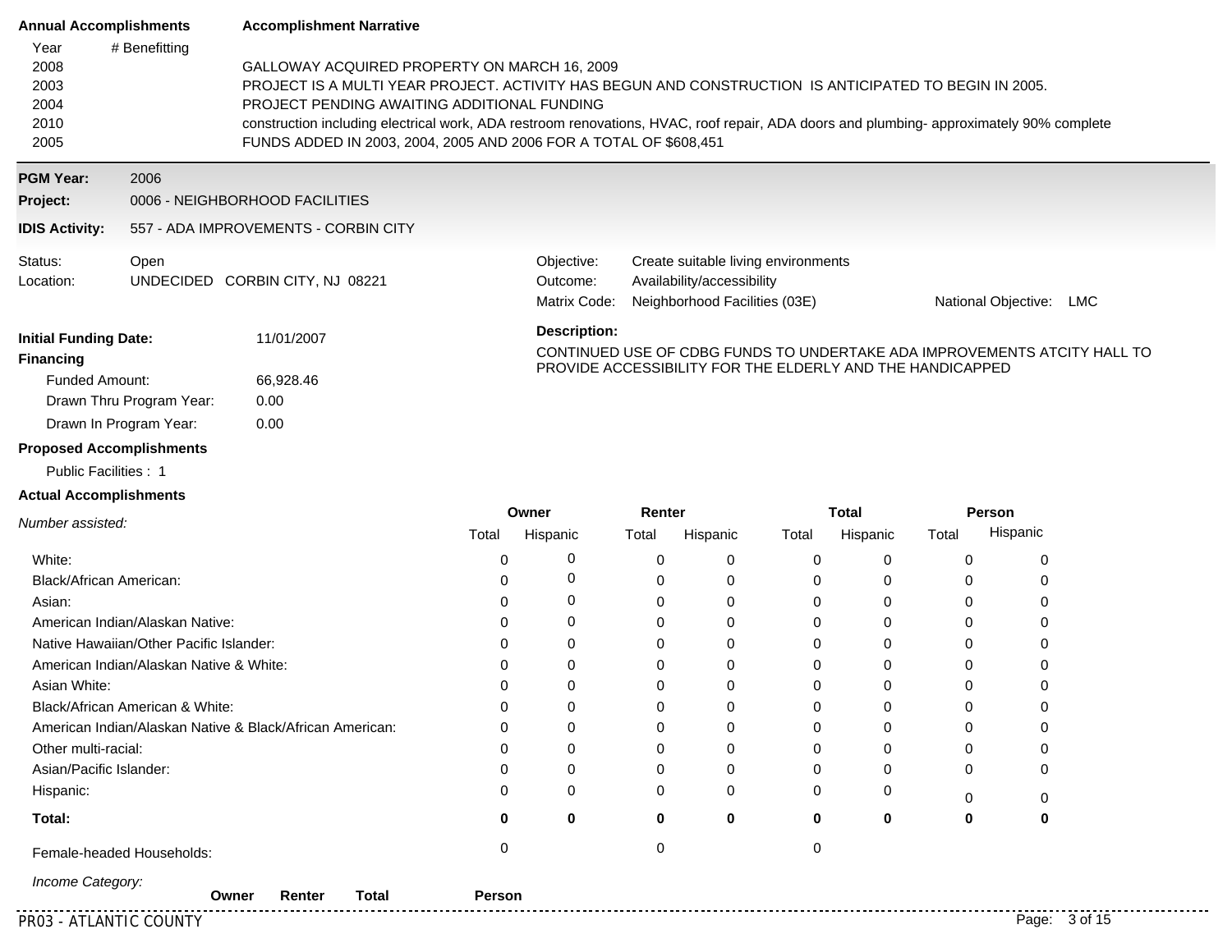**Annual Accomplishments** | **Accomplishment Narrative**

| Year | # Benefitting | Accomplishment Narrative |
|---|---|---|
| 2008 | | GALLOWAY ACQUIRED PROPERTY ON MARCH 16, 2009 |
| 2003 | | PROJECT IS A MULTI YEAR PROJECT. ACTIVITY HAS BEGUN AND CONSTRUCTION IS ANTICIPATED TO BEGIN IN 2005. |
| 2004 | | PROJECT PENDING AWAITING ADDITIONAL FUNDING |
| 2010 | | construction including electrical work, ADA restroom renovations, HVAC, roof repair, ADA doors and plumbing- approximately 90% complete |
| 2005 | | FUNDS ADDED IN 2003, 2004, 2005 AND 2006 FOR A TOTAL OF $608,451 |

---

**PGM Year:** 2006

**Project:** 0006 - NEIGHBORHOOD FACILITIES

**IDIS Activity:** 557 - ADA IMPROVEMENTS - CORBIN CITY

Status: Open

Location: UNDECIDED CORBIN CITY, NJ 08221

Objective: Create suitable living environments

Outcome: Availability/accessibility

Matrix Code: Neighborhood Facilities (03E)

National Objective: LMC

**Initial Funding Date:** 11/01/2007

**Financing**

- Funded Amount: 66,928.46
- Drawn Thru Program Year: 0.00
- Drawn In Program Year: 0.00

**Description:**

CONTINUED USE OF CDBG FUNDS TO UNDERTAKE ADA IMPROVEMENTS ATCITY HALL TO PROVIDE ACCESSIBILITY FOR THE ELDERLY AND THE HANDICAPPED

**Proposed Accomplishments**

Public Facilities : 1

**Actual Accomplishments**

| *Number assisted:* | Owner Total | Owner Hispanic | Renter Total | Renter Hispanic | Total Total | Total Hispanic | Person Total | Person Hispanic |
|---|---|---|---|---|---|---|---|---|
| White: | 0 | 0 | 0 | 0 | 0 | 0 | 0 | 0 |
| Black/African American: | 0 | 0 | 0 | 0 | 0 | 0 | 0 | 0 |
| Asian: | 0 | 0 | 0 | 0 | 0 | 0 | 0 | 0 |
| American Indian/Alaskan Native: | 0 | 0 | 0 | 0 | 0 | 0 | 0 | 0 |
| Native Hawaiian/Other Pacific Islander: | 0 | 0 | 0 | 0 | 0 | 0 | 0 | 0 |
| American Indian/Alaskan Native & White: | 0 | 0 | 0 | 0 | 0 | 0 | 0 | 0 |
| Asian White: | 0 | 0 | 0 | 0 | 0 | 0 | 0 | 0 |
| Black/African American & White: | 0 | 0 | 0 | 0 | 0 | 0 | 0 | 0 |
| American Indian/Alaskan Native & Black/African American: | 0 | 0 | 0 | 0 | 0 | 0 | 0 | 0 |
| Other multi-racial: | 0 | 0 | 0 | 0 | 0 | 0 | 0 | 0 |
| Asian/Pacific Islander: | 0 | 0 | 0 | 0 | 0 | 0 | 0 | 0 |
| Hispanic: | 0 | 0 | 0 | 0 | 0 | 0 | 0 | 0 |
| **Total:** | **0** | **0** | **0** | **0** | **0** | **0** | **0** | **0** |
| Female-headed Households: | 0 | | 0 | | 0 | | | |

*Income Category:*

| | Owner | Renter | Total | Person |
|---|---|---|---|---|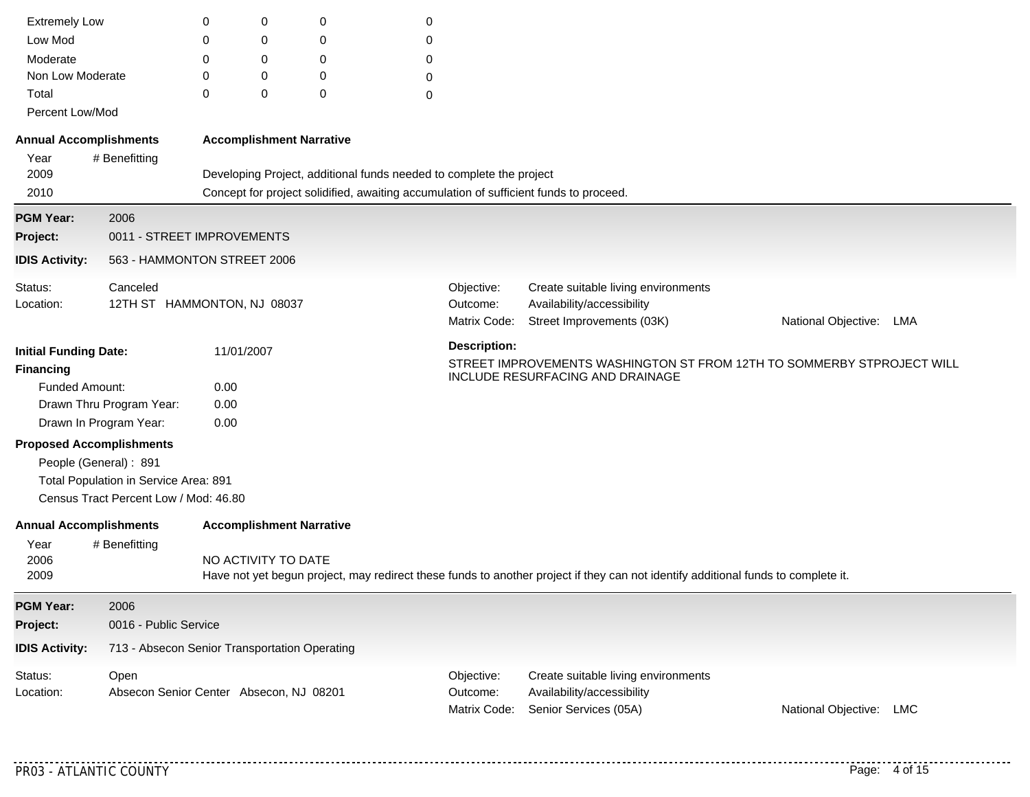| | | | | |
|---|---|---|---|---|
| Extremely Low | 0 | 0 | 0 | 0 |
| Low Mod | 0 | 0 | 0 | 0 |
| Moderate | 0 | 0 | 0 | 0 |
| Non Low Moderate | 0 | 0 | 0 | 0 |
| Total | 0 | 0 | 0 | 0 |
| Percent Low/Mod | | | | |

**Annual Accomplishments** | **Accomplishment Narrative**

| Year | # Benefitting | |
|---|---|---|
| 2009 | | Developing Project, additional funds needed to complete the project |
| 2010 | | Concept for project solidified, awaiting accumulation of sufficient funds to proceed. |

---

**PGM Year:** 2006

**Project:** 0011 - STREET IMPROVEMENTS

**IDIS Activity:** 563 - HAMMONTON STREET 2006

Status: Canceled

Location: 12TH ST HAMMONTON, NJ 08037

Objective: Create suitable living environments

Outcome: Availability/accessibility

Matrix Code: Street Improvements (03K) National Objective: LMA

**Initial Funding Date:** 11/01/2007

**Financing**

- Funded Amount: 0.00
- Drawn Thru Program Year: 0.00
- Drawn In Program Year: 0.00

**Description:**

STREET IMPROVEMENTS WASHINGTON ST FROM 12TH TO SOMMERBY STPROJECT WILL INCLUDE RESURFACING AND DRAINAGE

**Proposed Accomplishments**

- People (General) : 891
- Total Population in Service Area: 891
- Census Tract Percent Low / Mod: 46.80

**Annual Accomplishments** | **Accomplishment Narrative**

| Year | # Benefitting | |
|---|---|---|
| 2006 | | NO ACTIVITY TO DATE |
| 2009 | | Have not yet begun project, may redirect these funds to another project if they can not identify additional funds to complete it. |

---

**PGM Year:** 2006

**Project:** 0016 - Public Service

**IDIS Activity:** 713 - Absecon Senior Transportation Operating

Status: Open

Location: Absecon Senior Center Absecon, NJ 08201

Objective: Create suitable living environments

Outcome: Availability/accessibility

Matrix Code: Senior Services (05A) National Objective: LMC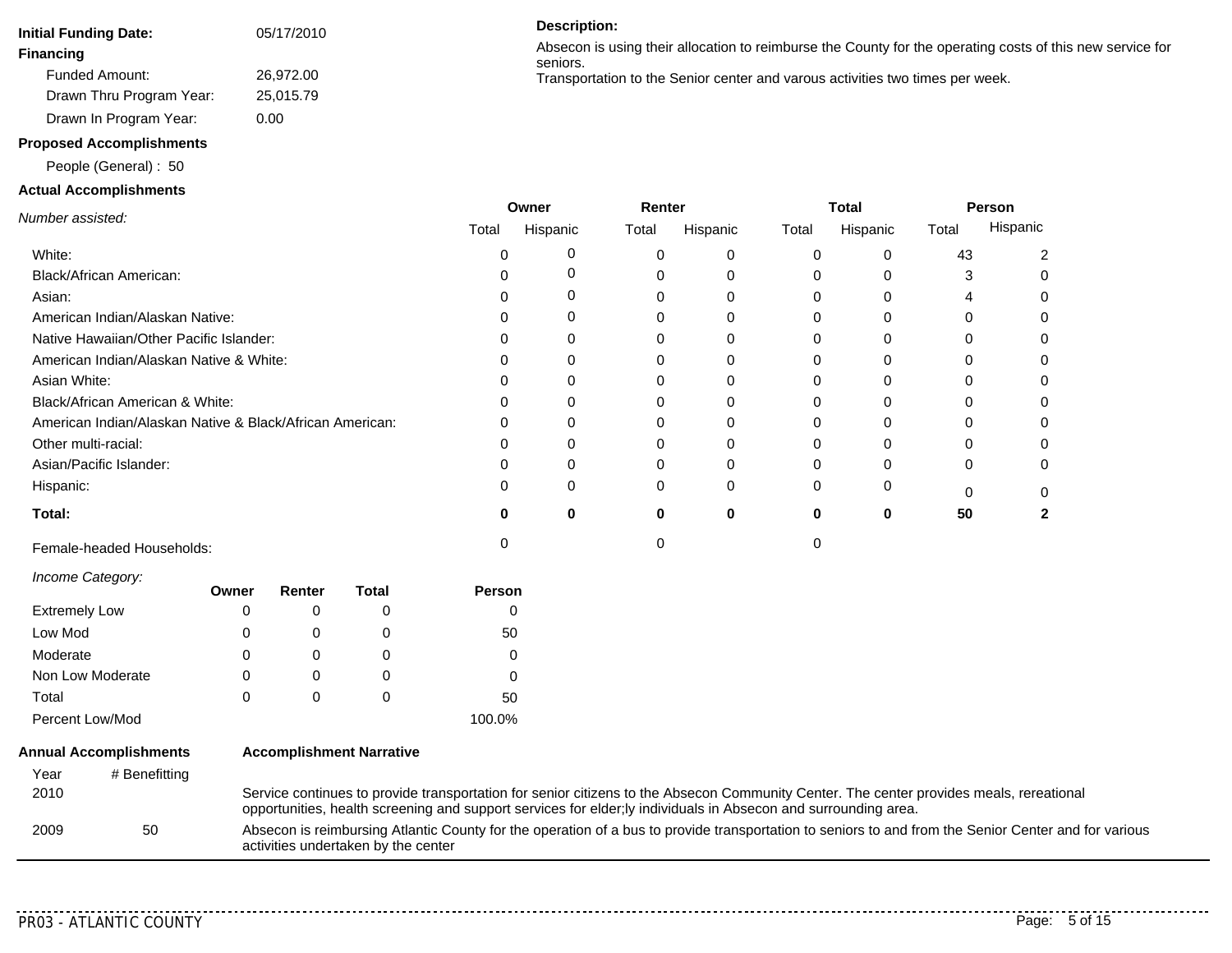**Initial Funding Date:** 05/17/2010

**Financing**

Funded Amount: 26,972.00

Drawn Thru Program Year: 25,015.79

Drawn In Program Year: 0.00

**Description:**

Absecon is using their allocation to reimburse the County for the operating costs of this new service for seniors.
Transportation to the Senior center and varous activities two times per week.

**Proposed Accomplishments**

People (General) : 50

**Actual Accomplishments**

| *Number assisted:* | Owner | | Renter | | Total | | Person | |
|---|---|---|---|---|---|---|---|---|
| | Total | Hispanic | Total | Hispanic | Total | Hispanic | Total | Hispanic |
| White: | 0 | 0 | 0 | 0 | 0 | 0 | 43 | 2 |
| Black/African American: | 0 | 0 | 0 | 0 | 0 | 0 | 3 | 0 |
| Asian: | 0 | 0 | 0 | 0 | 0 | 0 | 4 | 0 |
| American Indian/Alaskan Native: | 0 | 0 | 0 | 0 | 0 | 0 | 0 | 0 |
| Native Hawaiian/Other Pacific Islander: | 0 | 0 | 0 | 0 | 0 | 0 | 0 | 0 |
| American Indian/Alaskan Native & White: | 0 | 0 | 0 | 0 | 0 | 0 | 0 | 0 |
| Asian White: | 0 | 0 | 0 | 0 | 0 | 0 | 0 | 0 |
| Black/African American & White: | 0 | 0 | 0 | 0 | 0 | 0 | 0 | 0 |
| American Indian/Alaskan Native & Black/African American: | 0 | 0 | 0 | 0 | 0 | 0 | 0 | 0 |
| Other multi-racial: | 0 | 0 | 0 | 0 | 0 | 0 | 0 | 0 |
| Asian/Pacific Islander: | 0 | 0 | 0 | 0 | 0 | 0 | 0 | 0 |
| Hispanic: | 0 | 0 | 0 | 0 | 0 | 0 | 0 | 0 |
| **Total:** | **0** | **0** | **0** | **0** | **0** | **0** | **50** | **2** |
| Female-headed Households: | 0 | | 0 | | 0 | | | |

| *Income Category:* | Owner | Renter | Total | Person |
|---|---|---|---|---|
| Extremely Low | 0 | 0 | 0 | 0 |
| Low Mod | 0 | 0 | 0 | 50 |
| Moderate | 0 | 0 | 0 | 0 |
| Non Low Moderate | 0 | 0 | 0 | 0 |
| Total | 0 | 0 | 0 | 50 |
| Percent Low/Mod | | | | 100.0% |

| **Annual Accomplishments** | | **Accomplishment Narrative** |
|---|---|---|
| Year | # Benefitting | |
| 2010 | | Service continues to provide transportation for senior citizens to the Absecon Community Center. The center provides meals, rereational opportunities, health screening and support services for elder;ly individuals in Absecon and surrounding area. |
| 2009 | 50 | Absecon is reimbursing Atlantic County for the operation of a bus to provide transportation to seniors to and from the Senior Center and for various activities undertaken by the center |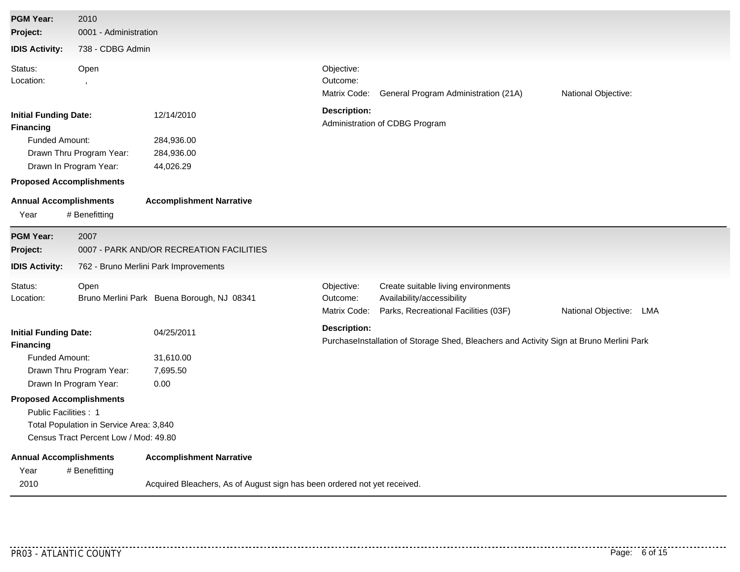**PGM Year:** 2010
**Project:** 0001 - Administration
**IDIS Activity:** 738 - CDBG Admin

Status: Open
Location: ,

Objective:
Outcome:
Matrix Code: General Program Administration (21A)
National Objective:

**Initial Funding Date:** 12/14/2010

**Financing**

- Funded Amount: 284,936.00
- Drawn Thru Program Year: 284,936.00
- Drawn In Program Year: 44,026.29

**Description:**
Administration of CDBG Program

**Proposed Accomplishments**

**Annual Accomplishments** | **Accomplishment Narrative**

| Year | # Benefitting | Accomplishment Narrative |
| --- | --- | --- |

---

**PGM Year:** 2007
**Project:** 0007 - PARK AND/OR RECREATION FACILITIES
**IDIS Activity:** 762 - Bruno Merlini Park Improvements

Status: Open
Location: Bruno Merlini Park Buena Borough, NJ 08341

Objective: Create suitable living environments
Outcome: Availability/accessibility
Matrix Code: Parks, Recreational Facilities (03F)
National Objective: LMA

**Initial Funding Date:** 04/25/2011

**Financing**

- Funded Amount: 31,610.00
- Drawn Thru Program Year: 7,695.50
- Drawn In Program Year: 0.00

**Description:**
PurchaseInstallation of Storage Shed, Bleachers and Activity Sign at Bruno Merlini Park

**Proposed Accomplishments**

- Public Facilities : 1
- Total Population in Service Area: 3,840
- Census Tract Percent Low / Mod: 49.80

**Annual Accomplishments** | **Accomplishment Narrative**

| Year | # Benefitting | Accomplishment Narrative |
| --- | --- | --- |
| 2010 | | Acquired Bleachers, As of August sign has been ordered not yet received. |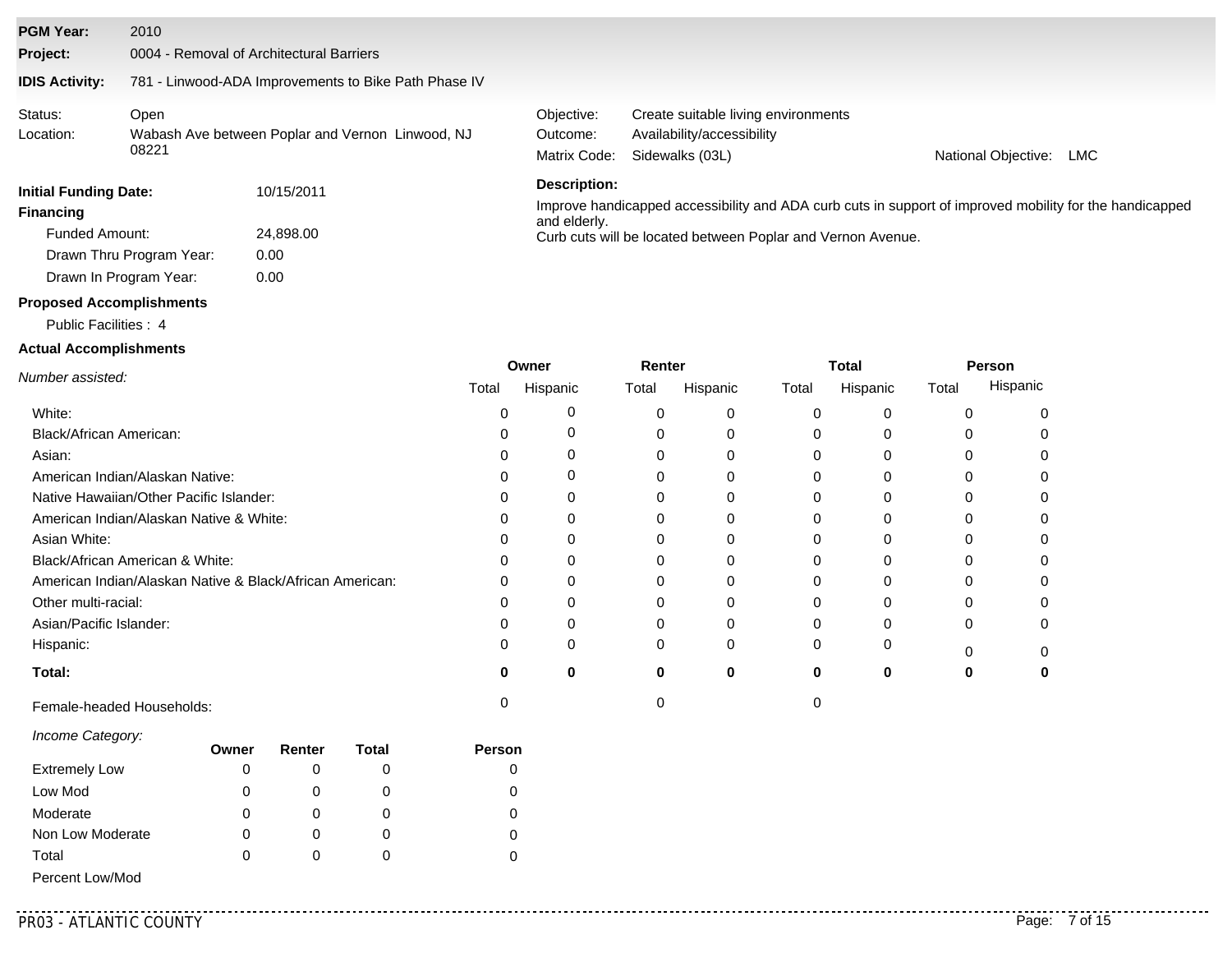**PGM Year:** 2010

**Project:** 0004 - Removal of Architectural Barriers

**IDIS Activity:** 781 - Linwood-ADA Improvements to Bike Path Phase IV

Status: Open

Location: Wabash Ave between Poplar and Vernon Linwood, NJ 08221

Objective: Create suitable living environments

Outcome: Availability/accessibility

Matrix Code: Sidewalks (03L)

National Objective: LMC

**Initial Funding Date:** 10/15/2011

**Financing**

Funded Amount: 24,898.00

Drawn Thru Program Year: 0.00

Drawn In Program Year: 0.00

**Description:**

Improve handicapped accessibility and ADA curb cuts in support of improved mobility for the handicapped and elderly.
Curb cuts will be located between Poplar and Vernon Avenue.

**Proposed Accomplishments**

Public Facilities : 4

**Actual Accomplishments**

| *Number assisted:* | Owner | | Renter | | Total | | Person | |
|---|---|---|---|---|---|---|---|---|
| | Total | Hispanic | Total | Hispanic | Total | Hispanic | Total | Hispanic |
| White: | 0 | 0 | 0 | 0 | 0 | 0 | 0 | 0 |
| Black/African American: | 0 | 0 | 0 | 0 | 0 | 0 | 0 | 0 |
| Asian: | 0 | 0 | 0 | 0 | 0 | 0 | 0 | 0 |
| American Indian/Alaskan Native: | 0 | 0 | 0 | 0 | 0 | 0 | 0 | 0 |
| Native Hawaiian/Other Pacific Islander: | 0 | 0 | 0 | 0 | 0 | 0 | 0 | 0 |
| American Indian/Alaskan Native & White: | 0 | 0 | 0 | 0 | 0 | 0 | 0 | 0 |
| Asian White: | 0 | 0 | 0 | 0 | 0 | 0 | 0 | 0 |
| Black/African American & White: | 0 | 0 | 0 | 0 | 0 | 0 | 0 | 0 |
| American Indian/Alaskan Native & Black/African American: | 0 | 0 | 0 | 0 | 0 | 0 | 0 | 0 |
| Other multi-racial: | 0 | 0 | 0 | 0 | 0 | 0 | 0 | 0 |
| Asian/Pacific Islander: | 0 | 0 | 0 | 0 | 0 | 0 | 0 | 0 |
| Hispanic: | 0 | 0 | 0 | 0 | 0 | 0 | 0 | 0 |
| **Total:** | **0** | **0** | **0** | **0** | **0** | **0** | **0** | **0** |
| Female-headed Households: | 0 | | 0 | | 0 | | | |

| *Income Category:* | Owner | Renter | Total | Person |
|---|---|---|---|---|
| Extremely Low | 0 | 0 | 0 | 0 |
| Low Mod | 0 | 0 | 0 | 0 |
| Moderate | 0 | 0 | 0 | 0 |
| Non Low Moderate | 0 | 0 | 0 | 0 |
| Total | 0 | 0 | 0 | 0 |
| Percent Low/Mod | | | | |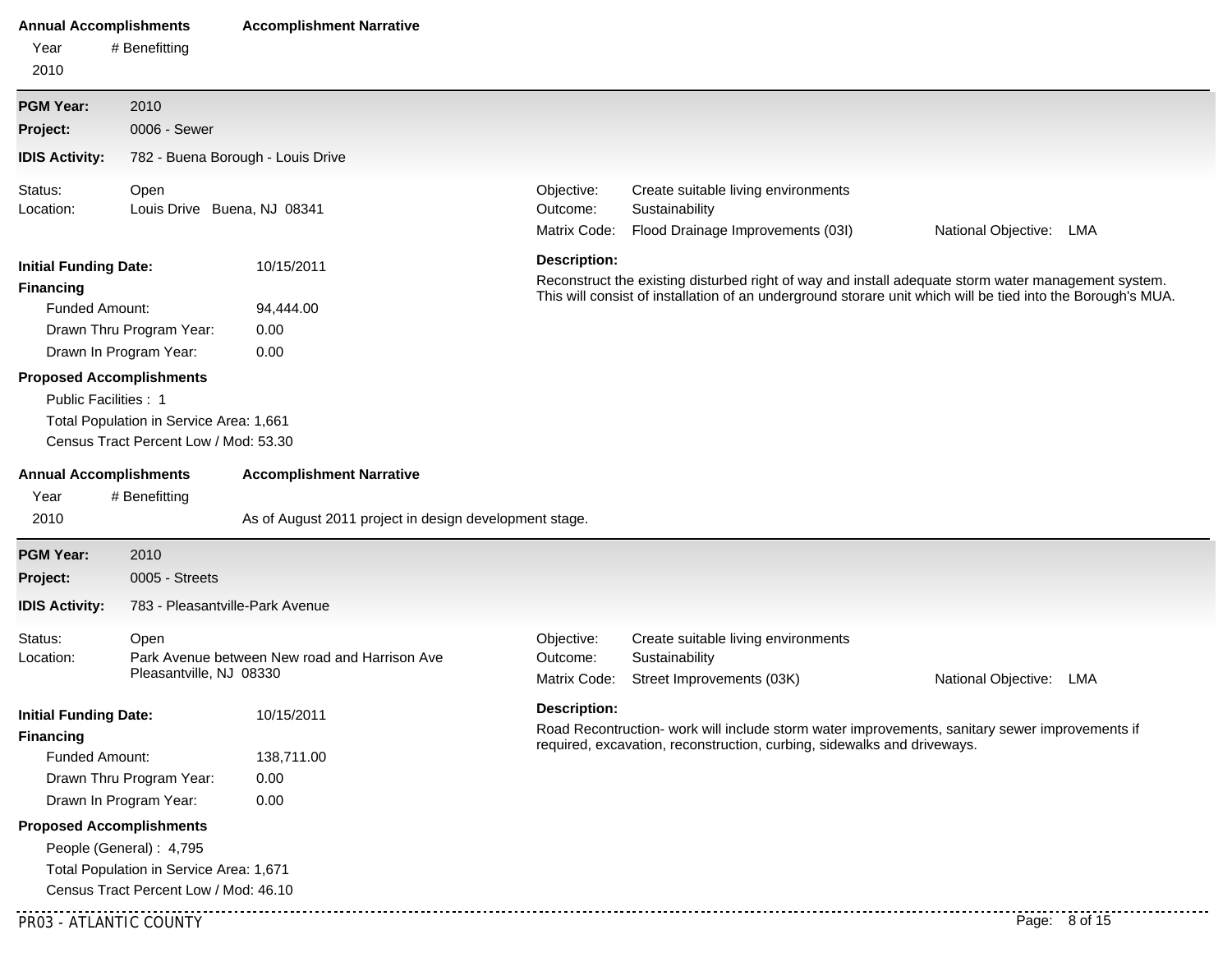**Annual Accomplishments** | **Accomplishment Narrative**

| Year | # Benefitting | |
|---|---|---|
| 2010 | | |

---

**PGM Year:** 2010

**Project:** 0006 - Sewer

**IDIS Activity:** 782 - Buena Borough - Louis Drive

Status: Open

Location: Louis Drive Buena, NJ 08341

Objective: Create suitable living environments

Outcome: Sustainability

Matrix Code: Flood Drainage Improvements (03I) National Objective: LMA

**Initial Funding Date:** 10/15/2011

**Financing**

- Funded Amount: 94,444.00
- Drawn Thru Program Year: 0.00
- Drawn In Program Year: 0.00

**Description:**

Reconstruct the existing disturbed right of way and install adequate storm water management system. This will consist of installation of an underground storare unit which will be tied into the Borough's MUA.

**Proposed Accomplishments**

- Public Facilities : 1
- Total Population in Service Area: 1,661
- Census Tract Percent Low / Mod: 53.30

**Annual Accomplishments** | **Accomplishment Narrative**

| Year | # Benefitting | |
|---|---|---|
| 2010 | | As of August 2011 project in design development stage. |

---

**PGM Year:** 2010

**Project:** 0005 - Streets

**IDIS Activity:** 783 - Pleasantville-Park Avenue

Status: Open

Location: Park Avenue between New road and Harrison Ave Pleasantville, NJ 08330

Objective: Create suitable living environments

Outcome: Sustainability

Matrix Code: Street Improvements (03K) National Objective: LMA

**Initial Funding Date:** 10/15/2011

**Financing**

- Funded Amount: 138,711.00
- Drawn Thru Program Year: 0.00
- Drawn In Program Year: 0.00

**Description:**

Road Recontruction- work will include storm water improvements, sanitary sewer improvements if required, excavation, reconstruction, curbing, sidewalks and driveways.

**Proposed Accomplishments**

- People (General) : 4,795
- Total Population in Service Area: 1,671
- Census Tract Percent Low / Mod: 46.10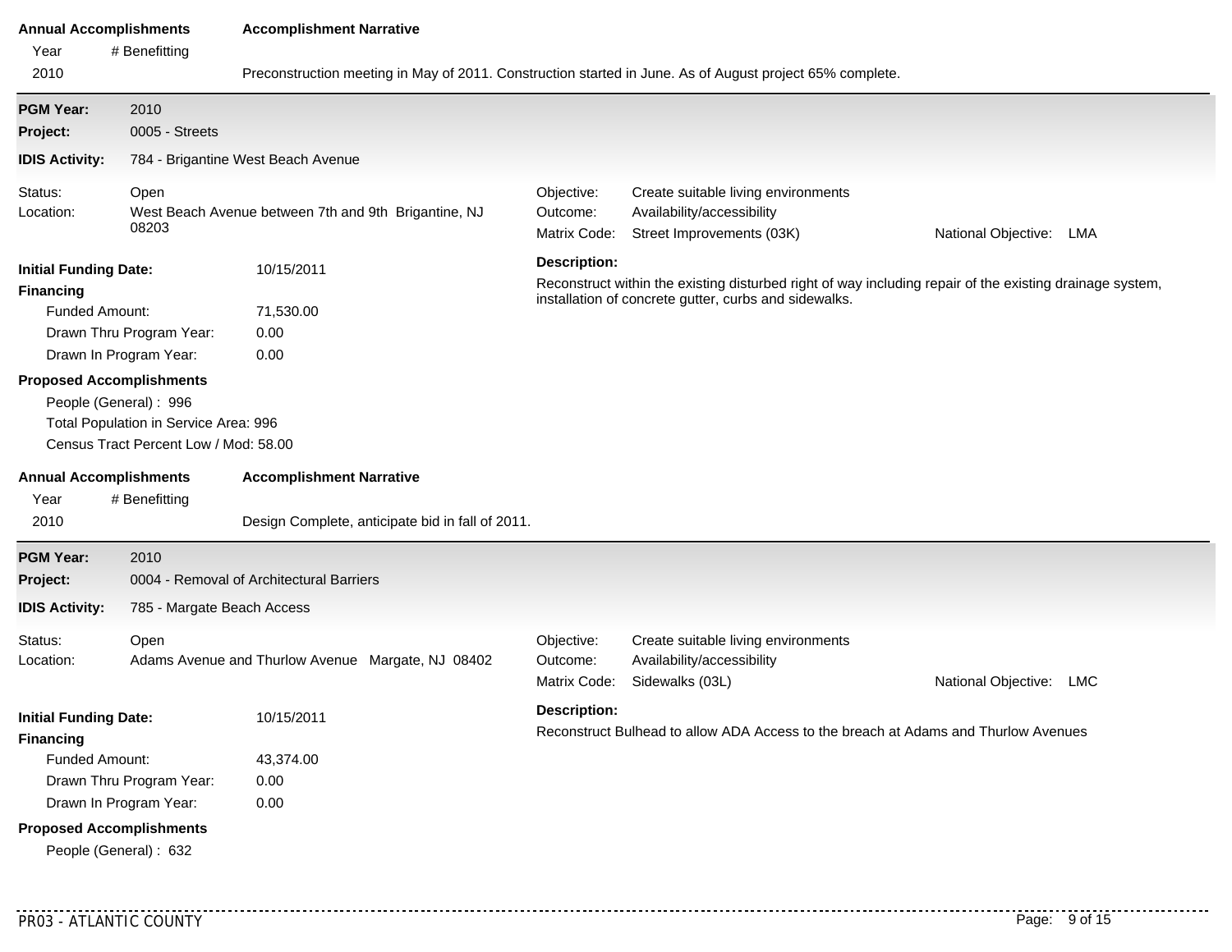**Annual Accomplishments** | **Accomplishment Narrative**

| Year | # Benefitting | |
|---|---|---|
| 2010 | | Preconstruction meeting in May of 2011. Construction started in June. As of August project 65% complete. |

---

**PGM Year:** 2010

**Project:** 0005 - Streets

**IDIS Activity:** 784 - Brigantine West Beach Avenue

Status: Open

Location: West Beach Avenue between 7th and 9th Brigantine, NJ 08203

Objective: Create suitable living environments

Outcome: Availability/accessibility

Matrix Code: Street Improvements (03K)

National Objective: LMA

**Initial Funding Date:** 10/15/2011

**Financing**

- Funded Amount: 71,530.00
- Drawn Thru Program Year: 0.00
- Drawn In Program Year: 0.00

**Description:**

Reconstruct within the existing disturbed right of way including repair of the existing drainage system, installation of concrete gutter, curbs and sidewalks.

**Proposed Accomplishments**

- People (General) : 996
- Total Population in Service Area: 996
- Census Tract Percent Low / Mod: 58.00

**Annual Accomplishments** | **Accomplishment Narrative**

| Year | # Benefitting | |
|---|---|---|
| 2010 | | Design Complete, anticipate bid in fall of 2011. |

---

**PGM Year:** 2010

**Project:** 0004 - Removal of Architectural Barriers

**IDIS Activity:** 785 - Margate Beach Access

Status: Open

Location: Adams Avenue and Thurlow Avenue Margate, NJ 08402

Objective: Create suitable living environments

Outcome: Availability/accessibility

Matrix Code: Sidewalks (03L)

National Objective: LMC

**Initial Funding Date:** 10/15/2011

**Financing**

- Funded Amount: 43,374.00
- Drawn Thru Program Year: 0.00
- Drawn In Program Year: 0.00

**Description:**

Reconstruct Bulhead to allow ADA Access to the breach at Adams and Thurlow Avenues

**Proposed Accomplishments**

- People (General) : 632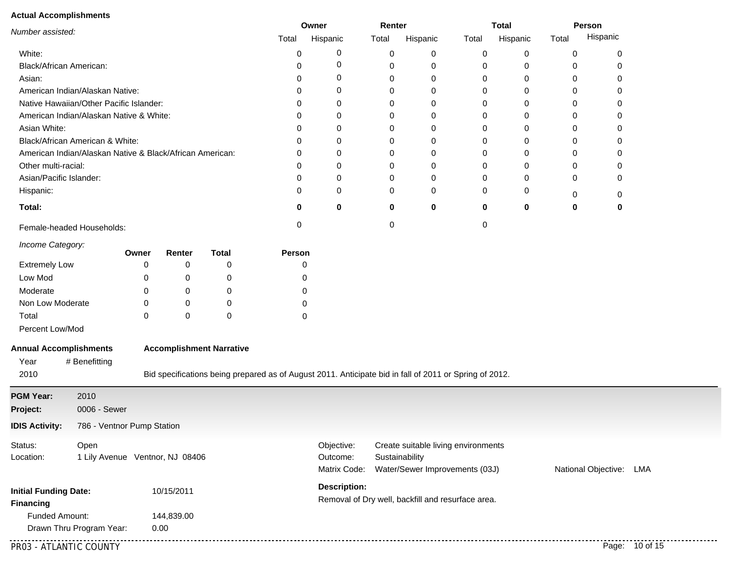**Actual Accomplishments**

| *Number assisted:* | Owner | | Renter | | Total | | Person | |
|---|---|---|---|---|---|---|---|---|
| | Total | Hispanic | Total | Hispanic | Total | Hispanic | Total | Hispanic |
| White: | 0 | 0 | 0 | 0 | 0 | 0 | 0 | 0 |
| Black/African American: | 0 | 0 | 0 | 0 | 0 | 0 | 0 | 0 |
| Asian: | 0 | 0 | 0 | 0 | 0 | 0 | 0 | 0 |
| American Indian/Alaskan Native: | 0 | 0 | 0 | 0 | 0 | 0 | 0 | 0 |
| Native Hawaiian/Other Pacific Islander: | 0 | 0 | 0 | 0 | 0 | 0 | 0 | 0 |
| American Indian/Alaskan Native & White: | 0 | 0 | 0 | 0 | 0 | 0 | 0 | 0 |
| Asian White: | 0 | 0 | 0 | 0 | 0 | 0 | 0 | 0 |
| Black/African American & White: | 0 | 0 | 0 | 0 | 0 | 0 | 0 | 0 |
| American Indian/Alaskan Native & Black/African American: | 0 | 0 | 0 | 0 | 0 | 0 | 0 | 0 |
| Other multi-racial: | 0 | 0 | 0 | 0 | 0 | 0 | 0 | 0 |
| Asian/Pacific Islander: | 0 | 0 | 0 | 0 | 0 | 0 | 0 | 0 |
| Hispanic: | 0 | 0 | 0 | 0 | 0 | 0 | 0 | 0 |
| **Total:** | **0** | **0** | **0** | **0** | **0** | **0** | **0** | **0** |
| Female-headed Households: | 0 | | 0 | | 0 | | | |

| *Income Category:* | Owner | Renter | Total | Person |
|---|---|---|---|---|
| Extremely Low | 0 | 0 | 0 | 0 |
| Low Mod | 0 | 0 | 0 | 0 |
| Moderate | 0 | 0 | 0 | 0 |
| Non Low Moderate | 0 | 0 | 0 | 0 |
| Total | 0 | 0 | 0 | 0 |
| Percent Low/Mod | | | | |

| Annual Accomplishments | | Accomplishment Narrative |
|---|---|---|
| Year | # Benefitting | |
| 2010 | | Bid specifications being prepared as of August 2011. Anticipate bid in fall of 2011 or Spring of 2012. |

---

**PGM Year:** 2010

**Project:** 0006 - Sewer

**IDIS Activity:** 786 - Ventnor Pump Station

Status: Open

Location: 1 Lily Avenue Ventnor, NJ 08406

Objective: Create suitable living environments

Outcome: Sustainability

Matrix Code: Water/Sewer Improvements (03J)

National Objective: LMA

**Initial Funding Date:** 10/15/2011

**Financing**

Funded Amount: 144,839.00

Drawn Thru Program Year: 0.00

**Description:**

Removal of Dry well, backfill and resurface area.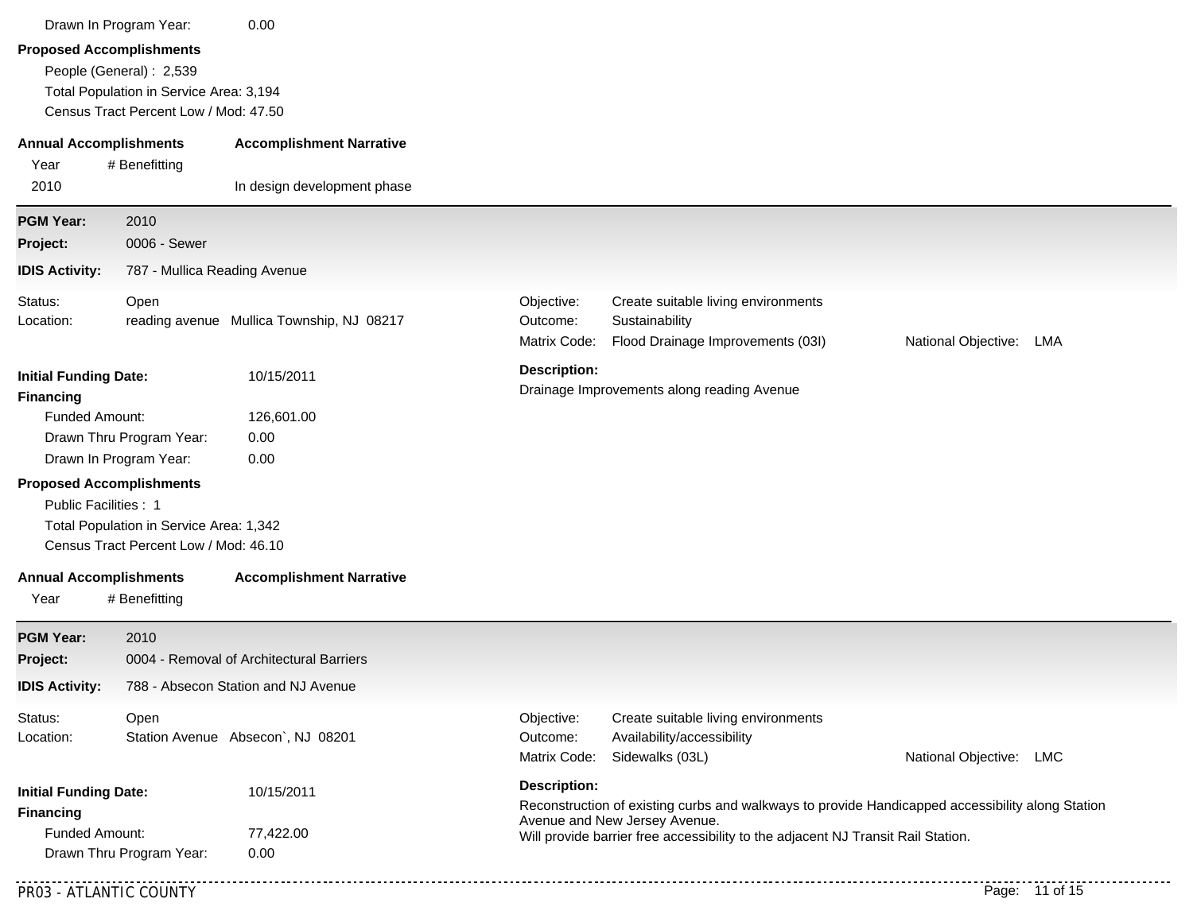Drawn In Program Year: 0.00

**Proposed Accomplishments**

People (General) : 2,539

Total Population in Service Area: 3,194

Census Tract Percent Low / Mod: 47.50

| **Annual Accomplishments** | | **Accomplishment Narrative** |
|---|---|---|
| Year | # Benefitting | |
| 2010 | | In design development phase |

---

**PGM Year:** 2010

**Project:** 0006 - Sewer

**IDIS Activity:** 787 - Mullica Reading Avenue

Status: Open

Location: reading avenue Mullica Township, NJ 08217

Objective: Create suitable living environments

Outcome: Sustainability

Matrix Code: Flood Drainage Improvements (03I)

National Objective: LMA

**Initial Funding Date:** 10/15/2011

**Financing**

Funded Amount: 126,601.00

Drawn Thru Program Year: 0.00

Drawn In Program Year: 0.00

**Description:**

Drainage Improvements along reading Avenue

**Proposed Accomplishments**

Public Facilities : 1

Total Population in Service Area: 1,342

Census Tract Percent Low / Mod: 46.10

| **Annual Accomplishments** | | **Accomplishment Narrative** |
|---|---|---|
| Year | # Benefitting | |

---

**PGM Year:** 2010

**Project:** 0004 - Removal of Architectural Barriers

**IDIS Activity:** 788 - Absecon Station and NJ Avenue

Status: Open

Location: Station Avenue Absecon`, NJ 08201

Objective: Create suitable living environments

Outcome: Availability/accessibility

Matrix Code: Sidewalks (03L)

National Objective: LMC

**Initial Funding Date:** 10/15/2011

**Financing**

Funded Amount: 77,422.00

Drawn Thru Program Year: 0.00

**Description:**

Reconstruction of existing curbs and walkways to provide Handicapped accessibility along Station Avenue and New Jersey Avenue.

Will provide barrier free accessibility to the adjacent NJ Transit Rail Station.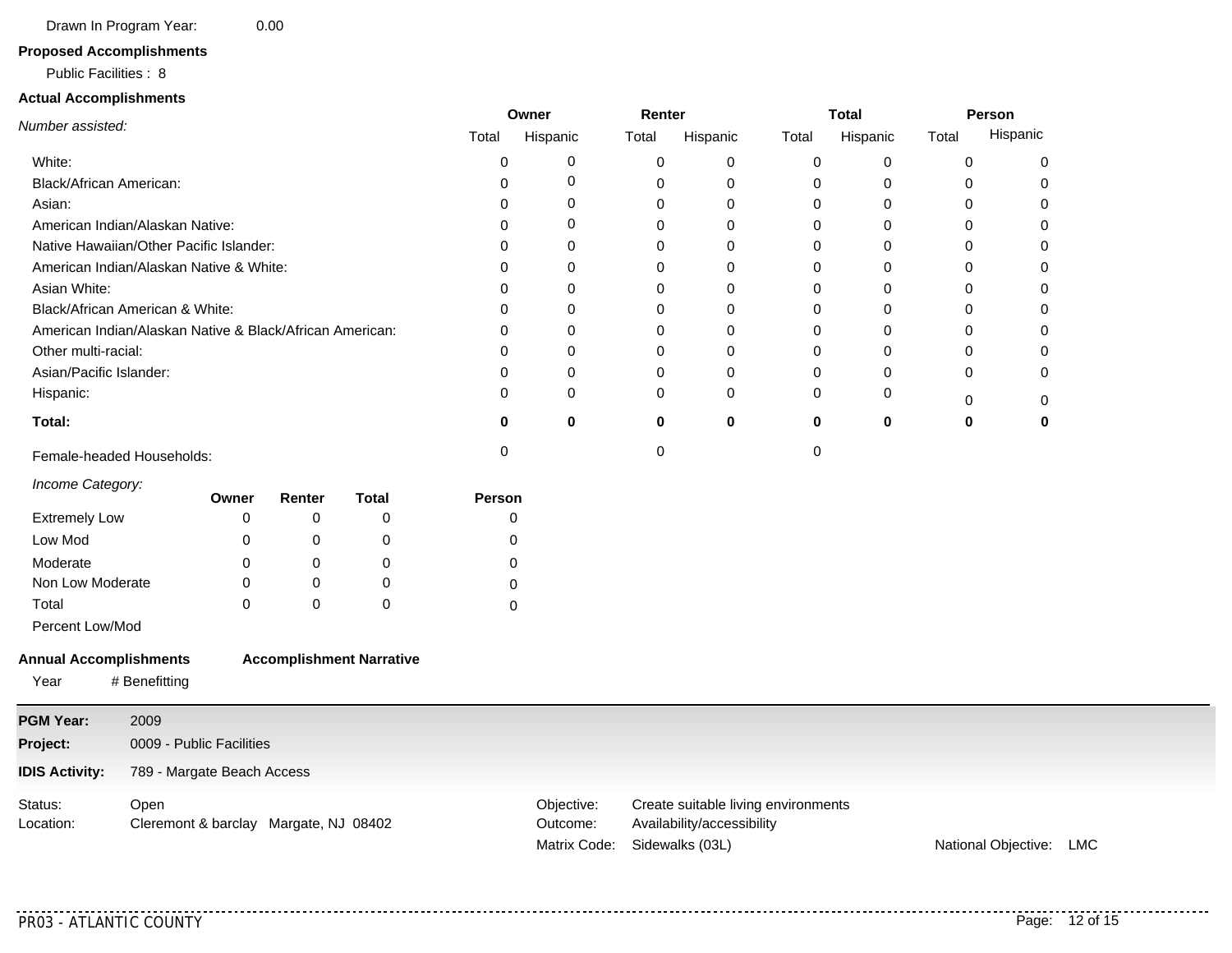Drawn In Program Year: 0.00

**Proposed Accomplishments**

Public Facilities : 8

**Actual Accomplishments**

| *Number assisted:* | Owner | | Renter | | Total | | Person | |
|---|---|---|---|---|---|---|---|---|
| | Total | Hispanic | Total | Hispanic | Total | Hispanic | Total | Hispanic |
| White: | 0 | 0 | 0 | 0 | 0 | 0 | 0 | 0 |
| Black/African American: | 0 | 0 | 0 | 0 | 0 | 0 | 0 | 0 |
| Asian: | 0 | 0 | 0 | 0 | 0 | 0 | 0 | 0 |
| American Indian/Alaskan Native: | 0 | 0 | 0 | 0 | 0 | 0 | 0 | 0 |
| Native Hawaiian/Other Pacific Islander: | 0 | 0 | 0 | 0 | 0 | 0 | 0 | 0 |
| American Indian/Alaskan Native & White: | 0 | 0 | 0 | 0 | 0 | 0 | 0 | 0 |
| Asian White: | 0 | 0 | 0 | 0 | 0 | 0 | 0 | 0 |
| Black/African American & White: | 0 | 0 | 0 | 0 | 0 | 0 | 0 | 0 |
| American Indian/Alaskan Native & Black/African American: | 0 | 0 | 0 | 0 | 0 | 0 | 0 | 0 |
| Other multi-racial: | 0 | 0 | 0 | 0 | 0 | 0 | 0 | 0 |
| Asian/Pacific Islander: | 0 | 0 | 0 | 0 | 0 | 0 | 0 | 0 |
| Hispanic: | 0 | 0 | 0 | 0 | 0 | 0 | 0 | 0 |
| **Total:** | **0** | **0** | **0** | **0** | **0** | **0** | **0** | **0** |
| Female-headed Households: | 0 | | 0 | | 0 | | | |

| *Income Category:* | Owner | Renter | Total | Person |
|---|---|---|---|---|
| Extremely Low | 0 | 0 | 0 | 0 |
| Low Mod | 0 | 0 | 0 | 0 |
| Moderate | 0 | 0 | 0 | 0 |
| Non Low Moderate | 0 | 0 | 0 | 0 |
| Total | 0 | 0 | 0 | 0 |
| Percent Low/Mod | | | | |

**Annual Accomplishments** **Accomplishment Narrative**

Year # Benefitting

---

**PGM Year:** 2009

**Project:** 0009 - Public Facilities

**IDIS Activity:** 789 - Margate Beach Access

Status: Open

Location: Cleremont & barclay Margate, NJ 08402

Objective: Create suitable living environments

Outcome: Availability/accessibility

Matrix Code: Sidewalks (03L)

National Objective: LMC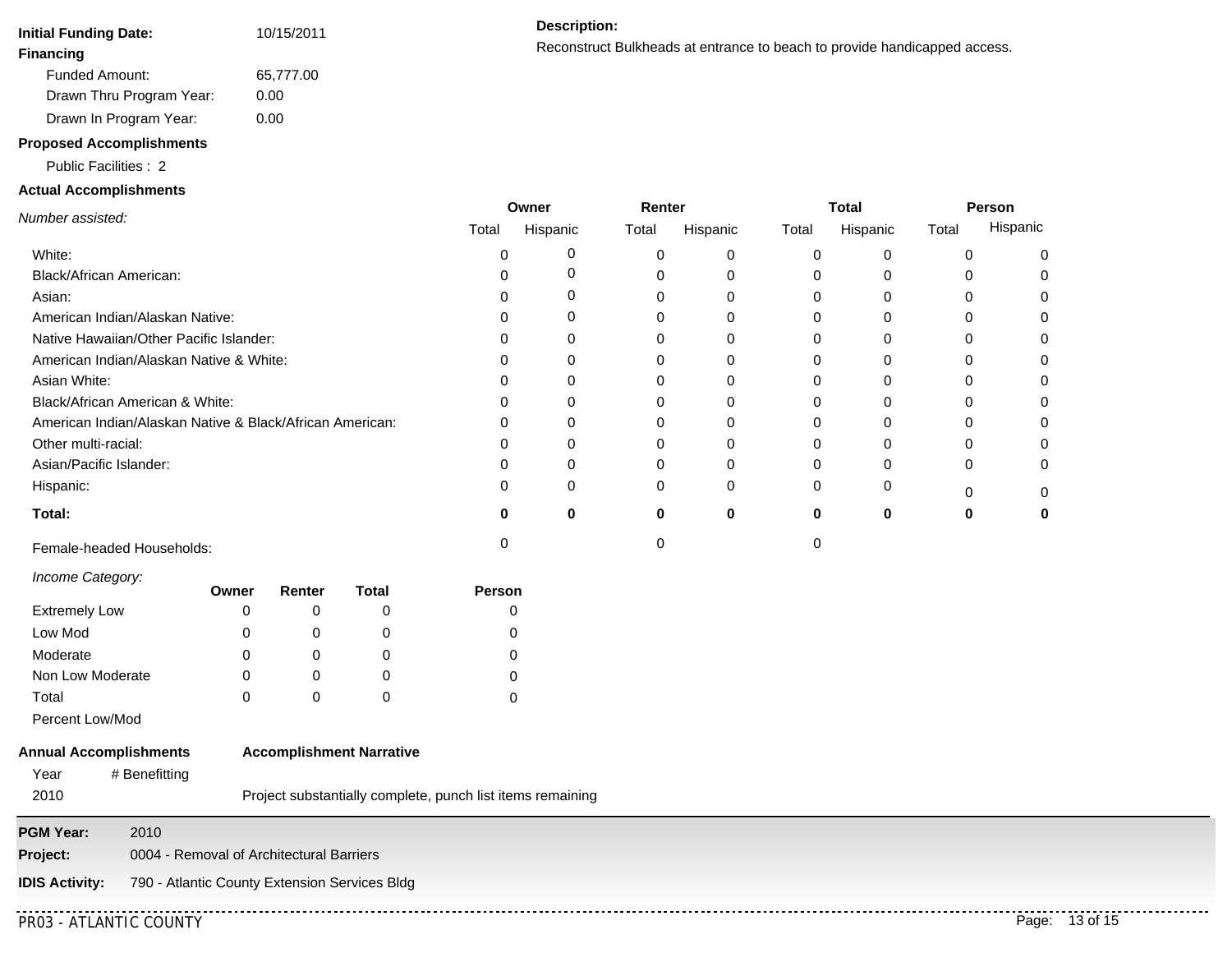**Initial Funding Date:** 10/15/2011

**Financing**

- Funded Amount: 65,777.00
- Drawn Thru Program Year: 0.00
- Drawn In Program Year: 0.00

**Description:**

Reconstruct Bulkheads at entrance to beach to provide handicapped access.

**Proposed Accomplishments**

Public Facilities : 2

**Actual Accomplishments**

| *Number assisted:* | Owner | | Renter | | Total | | Person | |
|---|---|---|---|---|---|---|---|---|
| | Total | Hispanic | Total | Hispanic | Total | Hispanic | Total | Hispanic |
| White: | 0 | 0 | 0 | 0 | 0 | 0 | 0 | 0 |
| Black/African American: | 0 | 0 | 0 | 0 | 0 | 0 | 0 | 0 |
| Asian: | 0 | 0 | 0 | 0 | 0 | 0 | 0 | 0 |
| American Indian/Alaskan Native: | 0 | 0 | 0 | 0 | 0 | 0 | 0 | 0 |
| Native Hawaiian/Other Pacific Islander: | 0 | 0 | 0 | 0 | 0 | 0 | 0 | 0 |
| American Indian/Alaskan Native & White: | 0 | 0 | 0 | 0 | 0 | 0 | 0 | 0 |
| Asian White: | 0 | 0 | 0 | 0 | 0 | 0 | 0 | 0 |
| Black/African American & White: | 0 | 0 | 0 | 0 | 0 | 0 | 0 | 0 |
| American Indian/Alaskan Native & Black/African American: | 0 | 0 | 0 | 0 | 0 | 0 | 0 | 0 |
| Other multi-racial: | 0 | 0 | 0 | 0 | 0 | 0 | 0 | 0 |
| Asian/Pacific Islander: | 0 | 0 | 0 | 0 | 0 | 0 | 0 | 0 |
| Hispanic: | 0 | 0 | 0 | 0 | 0 | 0 | 0 | 0 |
| **Total:** | **0** | **0** | **0** | **0** | **0** | **0** | **0** | **0** |
| Female-headed Households: | 0 | | 0 | | 0 | | | |

| *Income Category:* | Owner | Renter | Total | Person |
|---|---|---|---|---|
| Extremely Low | 0 | 0 | 0 | 0 |
| Low Mod | 0 | 0 | 0 | 0 |
| Moderate | 0 | 0 | 0 | 0 |
| Non Low Moderate | 0 | 0 | 0 | 0 |
| Total | 0 | 0 | 0 | 0 |
| Percent Low/Mod | | | | |

| **Annual Accomplishments** | | **Accomplishment Narrative** |
|---|---|---|
| Year | # Benefitting | |
| 2010 | | Project substantially complete, punch list items remaining |

---

**PGM Year:** 2010

**Project:** 0004 - Removal of Architectural Barriers

**IDIS Activity:** 790 - Atlantic County Extension Services Bldg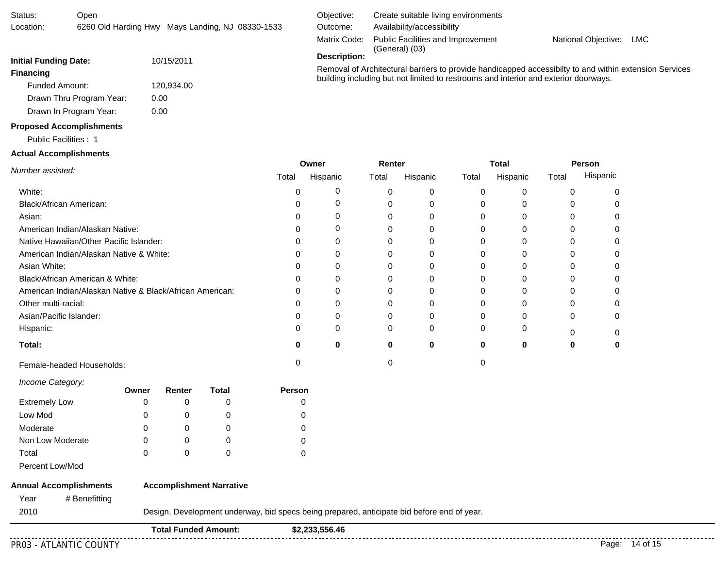Status: Open

Location: 6260 Old Harding Hwy Mays Landing, NJ 08330-1533

Objective: Create suitable living environments

Outcome: Availability/accessibility

Matrix Code: Public Facilities and Improvement (General) (03)

National Objective: LMC

**Description:**

Removal of Architectural barriers to provide handicapped accessibilty to and within extension Services building including but not limited to restrooms and interior and exterior doorways.

**Initial Funding Date:** 10/15/2011

**Financing**

- Funded Amount: 120,934.00
- Drawn Thru Program Year: 0.00
- Drawn In Program Year: 0.00

**Proposed Accomplishments**

Public Facilities : 1

**Actual Accomplishments**

| *Number assisted:* | Owner | | Renter | | Total | | Person | |
|---|---|---|---|---|---|---|---|---|
| | Total | Hispanic | Total | Hispanic | Total | Hispanic | Total | Hispanic |
| White: | 0 | 0 | 0 | 0 | 0 | 0 | 0 | 0 |
| Black/African American: | 0 | 0 | 0 | 0 | 0 | 0 | 0 | 0 |
| Asian: | 0 | 0 | 0 | 0 | 0 | 0 | 0 | 0 |
| American Indian/Alaskan Native: | 0 | 0 | 0 | 0 | 0 | 0 | 0 | 0 |
| Native Hawaiian/Other Pacific Islander: | 0 | 0 | 0 | 0 | 0 | 0 | 0 | 0 |
| American Indian/Alaskan Native & White: | 0 | 0 | 0 | 0 | 0 | 0 | 0 | 0 |
| Asian White: | 0 | 0 | 0 | 0 | 0 | 0 | 0 | 0 |
| Black/African American & White: | 0 | 0 | 0 | 0 | 0 | 0 | 0 | 0 |
| American Indian/Alaskan Native & Black/African American: | 0 | 0 | 0 | 0 | 0 | 0 | 0 | 0 |
| Other multi-racial: | 0 | 0 | 0 | 0 | 0 | 0 | 0 | 0 |
| Asian/Pacific Islander: | 0 | 0 | 0 | 0 | 0 | 0 | 0 | 0 |
| Hispanic: | 0 | 0 | 0 | 0 | 0 | 0 | 0 | 0 |
| **Total:** | **0** | **0** | **0** | **0** | **0** | **0** | **0** | **0** |
| Female-headed Households: | 0 | | 0 | | 0 | | | |

| *Income Category:* | Owner | Renter | Total | Person |
|---|---|---|---|---|
| Extremely Low | 0 | 0 | 0 | 0 |
| Low Mod | 0 | 0 | 0 | 0 |
| Moderate | 0 | 0 | 0 | 0 |
| Non Low Moderate | 0 | 0 | 0 | 0 |
| Total | 0 | 0 | 0 | 0 |
| Percent Low/Mod | | | | |

| **Annual Accomplishments** | | **Accomplishment Narrative** |
|---|---|---|
| Year | # Benefitting | |
| 2010 | | Design, Development underway, bid specs being prepared, anticipate bid before end of year. |

**Total Funded Amount:** **$2,233,556.46**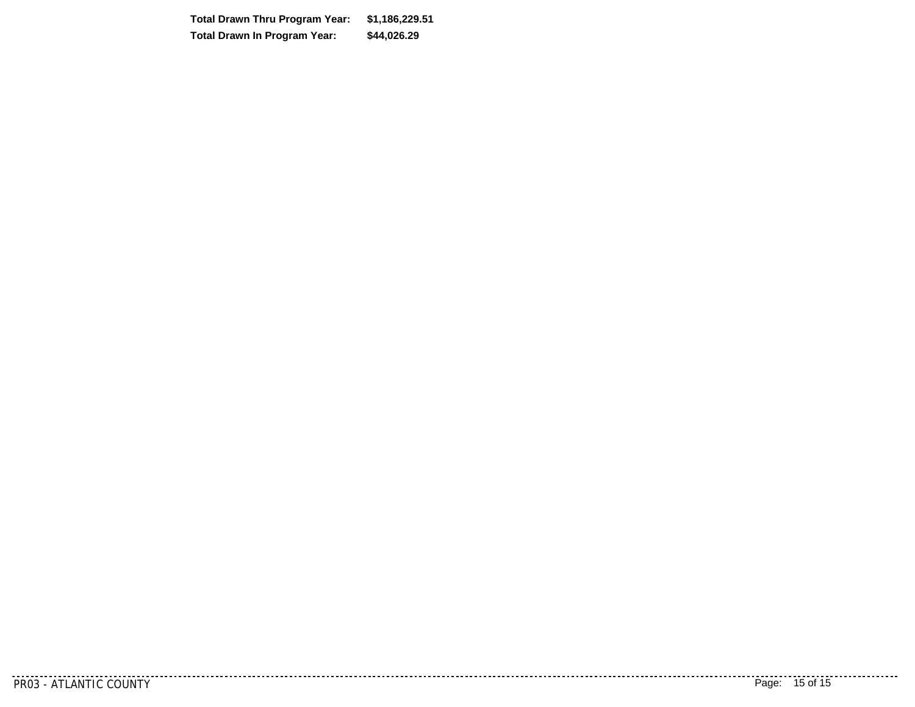**Total Drawn Thru Program Year:** **$1,186,229.51**

**Total Drawn In Program Year:** **$44,026.29**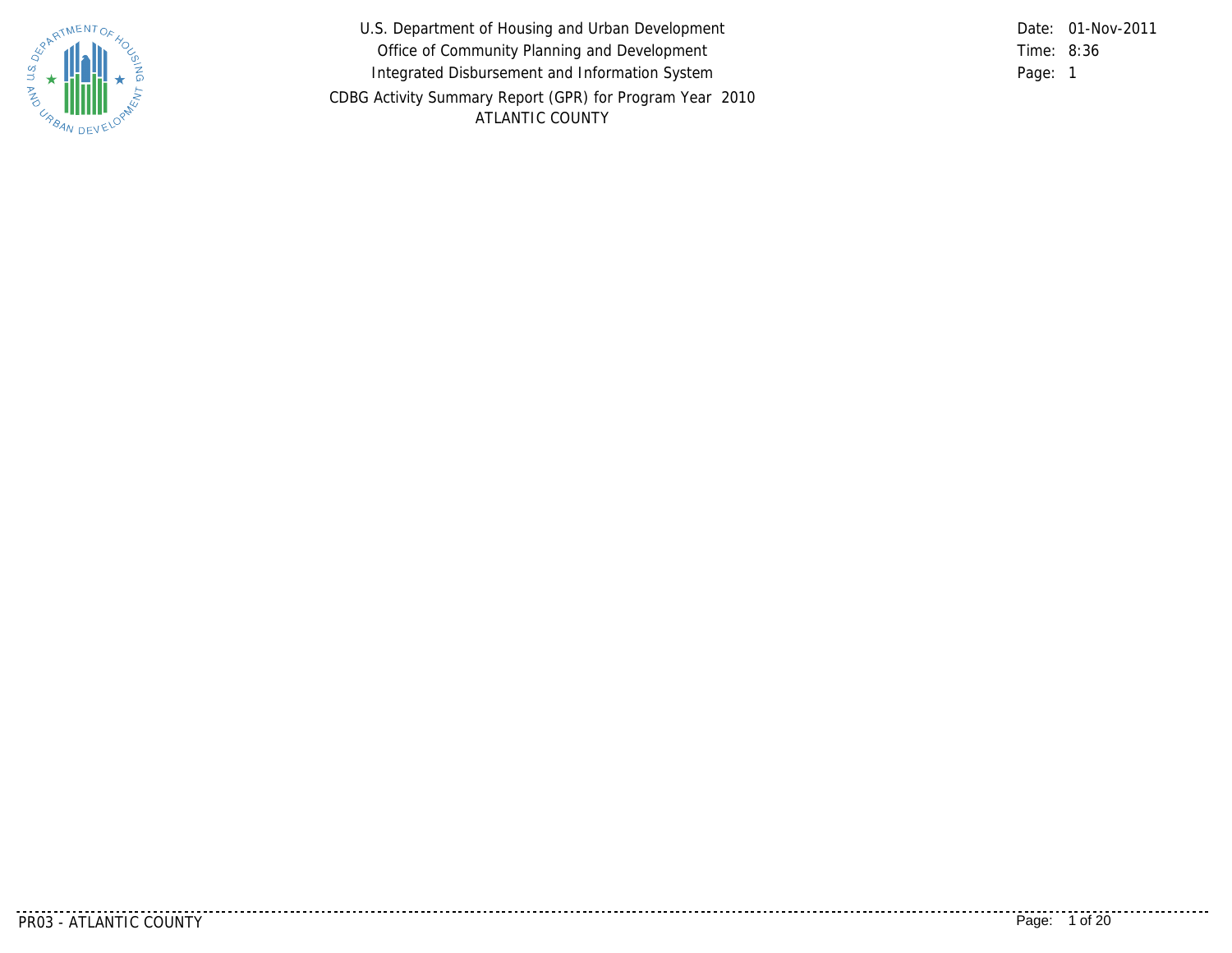U.S. Department of Housing and Urban Development
Office of Community Planning and Development
Integrated Disbursement and Information System
CDBG Activity Summary Report (GPR) for Program Year 2010
ATLANTIC COUNTY

Date: 01-Nov-2011
Time: 8:36
Page: 1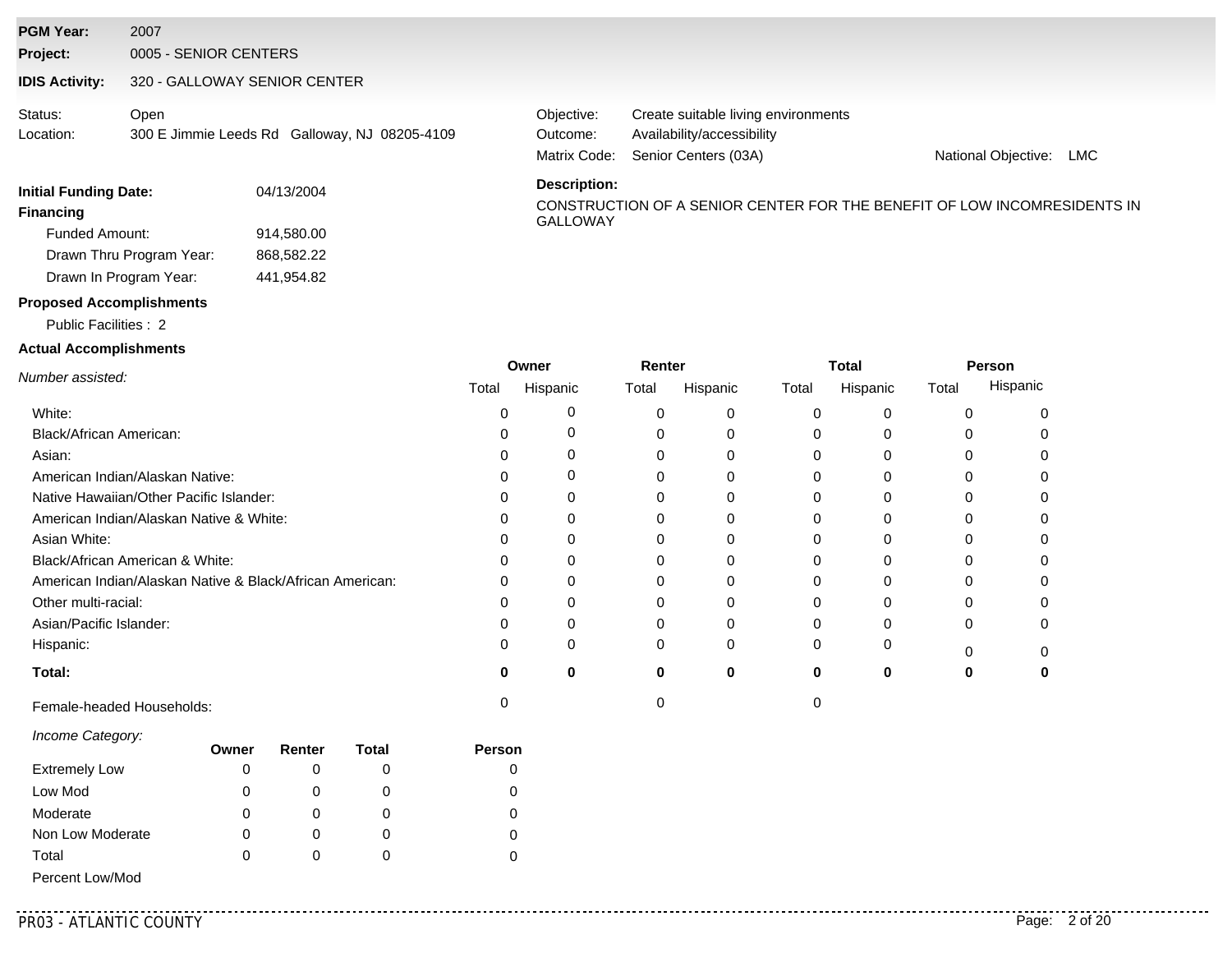**PGM Year:** 2007

**Project:** 0005 - SENIOR CENTERS

**IDIS Activity:** 320 - GALLOWAY SENIOR CENTER

Status: Open

Location: 300 E Jimmie Leeds Rd Galloway, NJ 08205-4109

Objective: Create suitable living environments

Outcome: Availability/accessibility

Matrix Code: Senior Centers (03A)

National Objective: LMC

**Initial Funding Date:** 04/13/2004

**Financing**

- Funded Amount: 914,580.00
- Drawn Thru Program Year: 868,582.22
- Drawn In Program Year: 441,954.82

**Description:**

CONSTRUCTION OF A SENIOR CENTER FOR THE BENEFIT OF LOW INCOMRESIDENTS IN GALLOWAY

**Proposed Accomplishments**

Public Facilities : 2

**Actual Accomplishments**

| *Number assisted:* | Owner | | Renter | | Total | | Person | |
|---|---|---|---|---|---|---|---|---|
| | Total | Hispanic | Total | Hispanic | Total | Hispanic | Total | Hispanic |
| White: | 0 | 0 | 0 | 0 | 0 | 0 | 0 | 0 |
| Black/African American: | 0 | 0 | 0 | 0 | 0 | 0 | 0 | 0 |
| Asian: | 0 | 0 | 0 | 0 | 0 | 0 | 0 | 0 |
| American Indian/Alaskan Native: | 0 | 0 | 0 | 0 | 0 | 0 | 0 | 0 |
| Native Hawaiian/Other Pacific Islander: | 0 | 0 | 0 | 0 | 0 | 0 | 0 | 0 |
| American Indian/Alaskan Native & White: | 0 | 0 | 0 | 0 | 0 | 0 | 0 | 0 |
| Asian White: | 0 | 0 | 0 | 0 | 0 | 0 | 0 | 0 |
| Black/African American & White: | 0 | 0 | 0 | 0 | 0 | 0 | 0 | 0 |
| American Indian/Alaskan Native & Black/African American: | 0 | 0 | 0 | 0 | 0 | 0 | 0 | 0 |
| Other multi-racial: | 0 | 0 | 0 | 0 | 0 | 0 | 0 | 0 |
| Asian/Pacific Islander: | 0 | 0 | 0 | 0 | 0 | 0 | 0 | 0 |
| Hispanic: | 0 | 0 | 0 | 0 | 0 | 0 | 0 | 0 |
| **Total:** | **0** | **0** | **0** | **0** | **0** | **0** | **0** | **0** |
| Female-headed Households: | 0 | | 0 | | 0 | | | |

| *Income Category:* | Owner | Renter | Total | Person |
|---|---|---|---|---|
| Extremely Low | 0 | 0 | 0 | 0 |
| Low Mod | 0 | 0 | 0 | 0 |
| Moderate | 0 | 0 | 0 | 0 |
| Non Low Moderate | 0 | 0 | 0 | 0 |
| Total | 0 | 0 | 0 | 0 |
| Percent Low/Mod | | | | |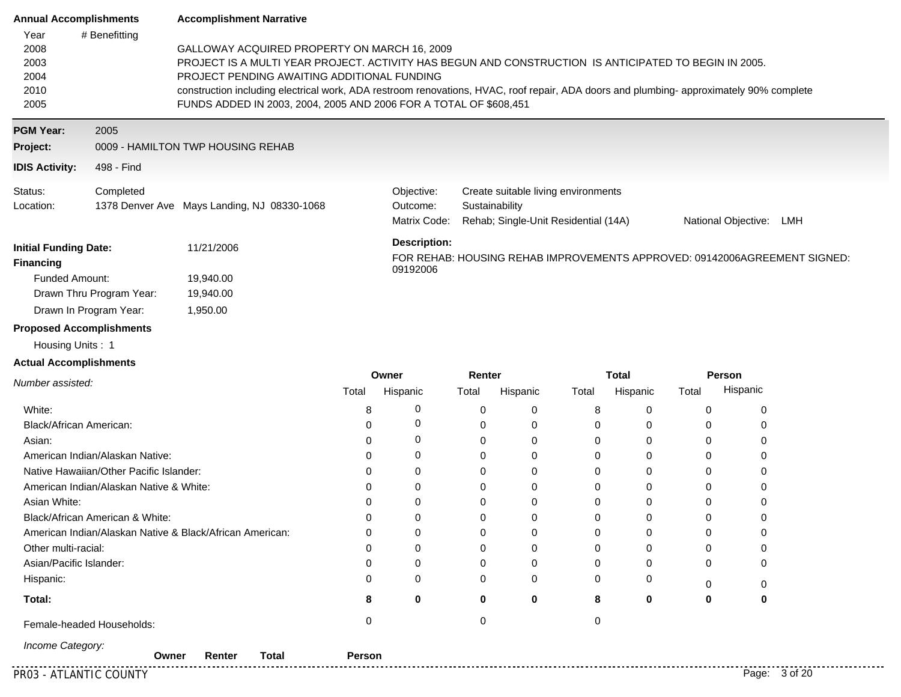| Annual Accomplishments | | Accomplishment Narrative |
|---|---|---|
| Year | # Benefitting | |
| 2008 | | GALLOWAY ACQUIRED PROPERTY ON MARCH 16, 2009 |
| 2003 | | PROJECT IS A MULTI YEAR PROJECT. ACTIVITY HAS BEGUN AND CONSTRUCTION IS ANTICIPATED TO BEGIN IN 2005. |
| 2004 | | PROJECT PENDING AWAITING ADDITIONAL FUNDING |
| 2010 | | construction including electrical work, ADA restroom renovations, HVAC, roof repair, ADA doors and plumbing- approximately 90% complete |
| 2005 | | FUNDS ADDED IN 2003, 2004, 2005 AND 2006 FOR A TOTAL OF $608,451 |

**PGM Year:** 2005

**Project:** 0009 - HAMILTON TWP HOUSING REHAB

**IDIS Activity:** 498 - Find

Status: Completed

Location: 1378 Denver Ave Mays Landing, NJ 08330-1068

Objective: Create suitable living environments

Outcome: Sustainability

Matrix Code: Rehab; Single-Unit Residential (14A)

National Objective: LMH

**Initial Funding Date:** 11/21/2006

**Financing**

- Funded Amount: 19,940.00
- Drawn Thru Program Year: 19,940.00
- Drawn In Program Year: 1,950.00

**Description:**

FOR REHAB: HOUSING REHAB IMPROVEMENTS APPROVED: 09142006AGREEMENT SIGNED: 09192006

**Proposed Accomplishments**

Housing Units : 1

**Actual Accomplishments**

| *Number assisted:* | Owner Total | Owner Hispanic | Renter Total | Renter Hispanic | Total Total | Total Hispanic | Person Total | Person Hispanic |
|---|---|---|---|---|---|---|---|---|
| White: | 8 | 0 | 0 | 0 | 8 | 0 | 0 | 0 |
| Black/African American: | 0 | 0 | 0 | 0 | 0 | 0 | 0 | 0 |
| Asian: | 0 | 0 | 0 | 0 | 0 | 0 | 0 | 0 |
| American Indian/Alaskan Native: | 0 | 0 | 0 | 0 | 0 | 0 | 0 | 0 |
| Native Hawaiian/Other Pacific Islander: | 0 | 0 | 0 | 0 | 0 | 0 | 0 | 0 |
| American Indian/Alaskan Native & White: | 0 | 0 | 0 | 0 | 0 | 0 | 0 | 0 |
| Asian White: | 0 | 0 | 0 | 0 | 0 | 0 | 0 | 0 |
| Black/African American & White: | 0 | 0 | 0 | 0 | 0 | 0 | 0 | 0 |
| American Indian/Alaskan Native & Black/African American: | 0 | 0 | 0 | 0 | 0 | 0 | 0 | 0 |
| Other multi-racial: | 0 | 0 | 0 | 0 | 0 | 0 | 0 | 0 |
| Asian/Pacific Islander: | 0 | 0 | 0 | 0 | 0 | 0 | 0 | 0 |
| Hispanic: | 0 | 0 | 0 | 0 | 0 | 0 | 0 | 0 |
| **Total:** | **8** | **0** | **0** | **0** | **8** | **0** | **0** | **0** |
| Female-headed Households: | 0 | | 0 | | 0 | | | |

*Income Category:*

| | Owner | Renter | Total | Person |
|---|---|---|---|---|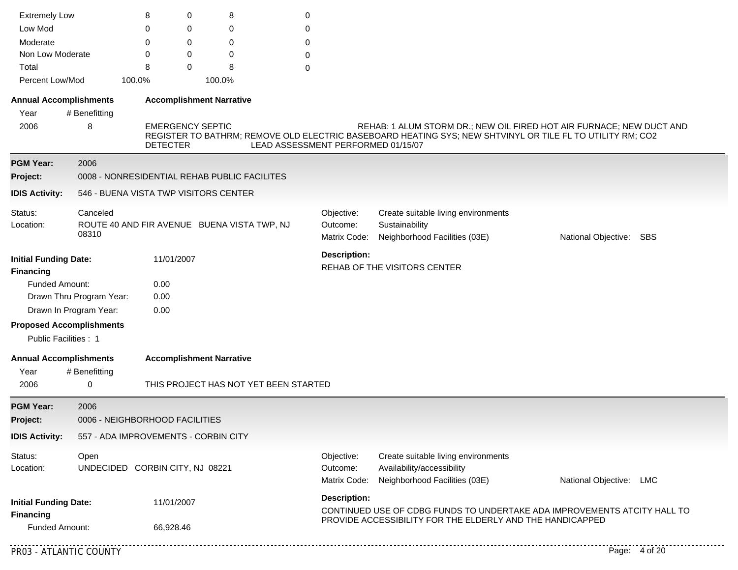| | | | | |
|---|---|---|---|---|
| Extremely Low | 8 | 0 | 8 | 0 |
| Low Mod | 0 | 0 | 0 | 0 |
| Moderate | 0 | 0 | 0 | 0 |
| Non Low Moderate | 0 | 0 | 0 | 0 |
| Total | 8 | 0 | 8 | 0 |
| Percent Low/Mod | 100.0% | | 100.0% | |

**Annual Accomplishments** | **Accomplishment Narrative**

| Year | # Benefitting | Accomplishment Narrative |
|---|---|---|
| 2006 | 8 | EMERGENCY SEPTIC REHAB: 1 ALUM STORM DR.; NEW OIL FIRED HOT AIR FURNACE; NEW DUCT AND REGISTER TO BATHRM; REMOVE OLD ELECTRIC BASEBOARD HEATING SYS; NEW SHTVINYL OR TILE FL TO UTILITY RM; CO2 DETECTER LEAD ASSESSMENT PERFORMED 01/15/07 |

---

**PGM Year:** 2006

**Project:** 0008 - NONRESIDENTIAL REHAB PUBLIC FACILITES

**IDIS Activity:** 546 - BUENA VISTA TWP VISITORS CENTER

Status: Canceled

Location: ROUTE 40 AND FIR AVENUE BUENA VISTA TWP, NJ 08310

Objective: Create suitable living environments

Outcome: Sustainability

Matrix Code: Neighborhood Facilities (03E)

National Objective: SBS

**Initial Funding Date:** 11/01/2007

**Financing**

- Funded Amount: 0.00
- Drawn Thru Program Year: 0.00
- Drawn In Program Year: 0.00

**Description:**

REHAB OF THE VISITORS CENTER

**Proposed Accomplishments**

Public Facilities : 1

**Annual Accomplishments**

| Year | # Benefitting | Accomplishment Narrative |
|---|---|---|
| 2006 | 0 | THIS PROJECT HAS NOT YET BEEN STARTED |

---

**PGM Year:** 2006

**Project:** 0006 - NEIGHBORHOOD FACILITIES

**IDIS Activity:** 557 - ADA IMPROVEMENTS - CORBIN CITY

Status: Open

Location: UNDECIDED CORBIN CITY, NJ 08221

Objective: Create suitable living environments

Outcome: Availability/accessibility

Matrix Code: Neighborhood Facilities (03E)

National Objective: LMC

**Initial Funding Date:** 11/01/2007

**Financing**

- Funded Amount: 66,928.46

**Description:**

CONTINUED USE OF CDBG FUNDS TO UNDERTAKE ADA IMPROVEMENTS ATCITY HALL TO PROVIDE ACCESSIBILITY FOR THE ELDERLY AND THE HANDICAPPED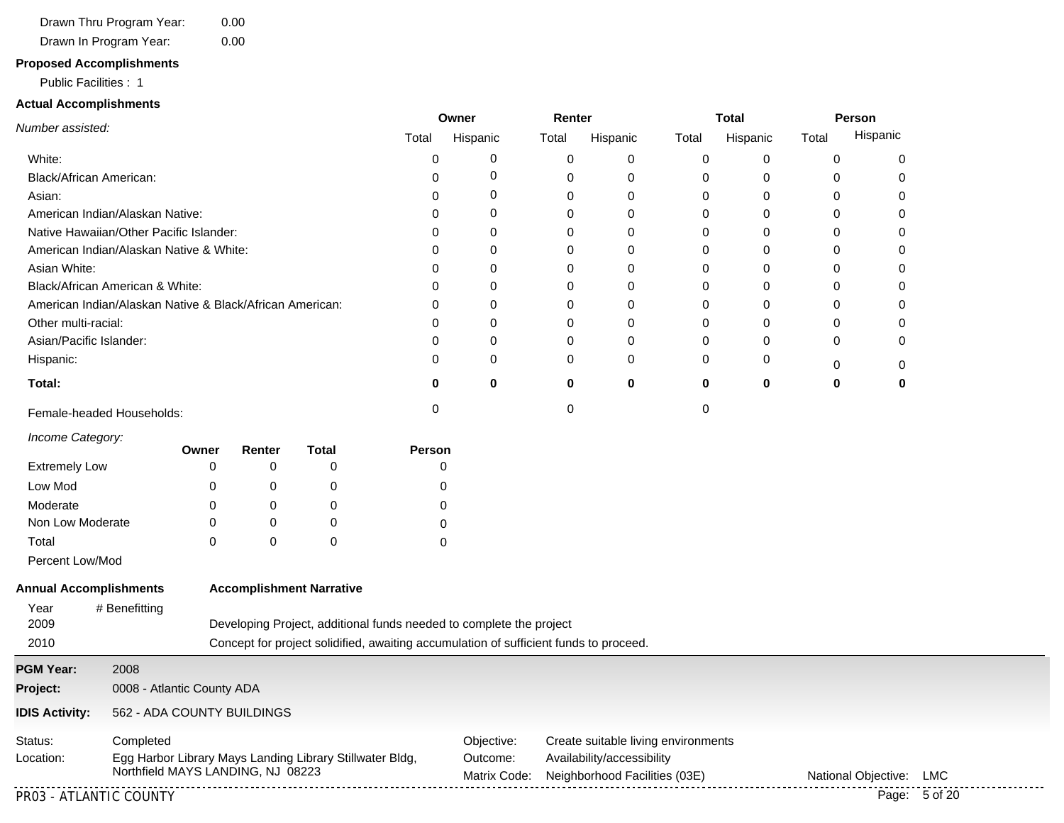Drawn Thru Program Year: 0.00

Drawn In Program Year: 0.00

**Proposed Accomplishments**

Public Facilities : 1

**Actual Accomplishments**

| *Number assisted:* | Owner | | Renter | | Total | | Person | |
|---|---|---|---|---|---|---|---|---|
| | Total | Hispanic | Total | Hispanic | Total | Hispanic | Total | Hispanic |
| White: | 0 | 0 | 0 | 0 | 0 | 0 | 0 | 0 |
| Black/African American: | 0 | 0 | 0 | 0 | 0 | 0 | 0 | 0 |
| Asian: | 0 | 0 | 0 | 0 | 0 | 0 | 0 | 0 |
| American Indian/Alaskan Native: | 0 | 0 | 0 | 0 | 0 | 0 | 0 | 0 |
| Native Hawaiian/Other Pacific Islander: | 0 | 0 | 0 | 0 | 0 | 0 | 0 | 0 |
| American Indian/Alaskan Native & White: | 0 | 0 | 0 | 0 | 0 | 0 | 0 | 0 |
| Asian White: | 0 | 0 | 0 | 0 | 0 | 0 | 0 | 0 |
| Black/African American & White: | 0 | 0 | 0 | 0 | 0 | 0 | 0 | 0 |
| American Indian/Alaskan Native & Black/African American: | 0 | 0 | 0 | 0 | 0 | 0 | 0 | 0 |
| Other multi-racial: | 0 | 0 | 0 | 0 | 0 | 0 | 0 | 0 |
| Asian/Pacific Islander: | 0 | 0 | 0 | 0 | 0 | 0 | 0 | 0 |
| Hispanic: | 0 | 0 | 0 | 0 | 0 | 0 | 0 | 0 |
| **Total:** | **0** | **0** | **0** | **0** | **0** | **0** | **0** | **0** |
| Female-headed Households: | 0 | | 0 | | 0 | | | |

| *Income Category:* | Owner | Renter | Total | Person |
|---|---|---|---|---|
| Extremely Low | 0 | 0 | 0 | 0 |
| Low Mod | 0 | 0 | 0 | 0 |
| Moderate | 0 | 0 | 0 | 0 |
| Non Low Moderate | 0 | 0 | 0 | 0 |
| Total | 0 | 0 | 0 | 0 |
| Percent Low/Mod | | | | |

| **Annual Accomplishments** | | **Accomplishment Narrative** |
|---|---|---|
| Year | # Benefitting | |
| 2009 | | Developing Project, additional funds needed to complete the project |
| 2010 | | Concept for project solidified, awaiting accumulation of sufficient funds to proceed. |

---

**PGM Year:** 2008

**Project:** 0008 - Atlantic County ADA

**IDIS Activity:** 562 - ADA COUNTY BUILDINGS

Status: Completed

Location: Egg Harbor Library Mays Landing Library Stillwater Bldg, Northfield MAYS LANDING, NJ 08223

Objective: Create suitable living environments

Outcome: Availability/accessibility

Matrix Code: Neighborhood Facilities (03E)

National Objective: LMC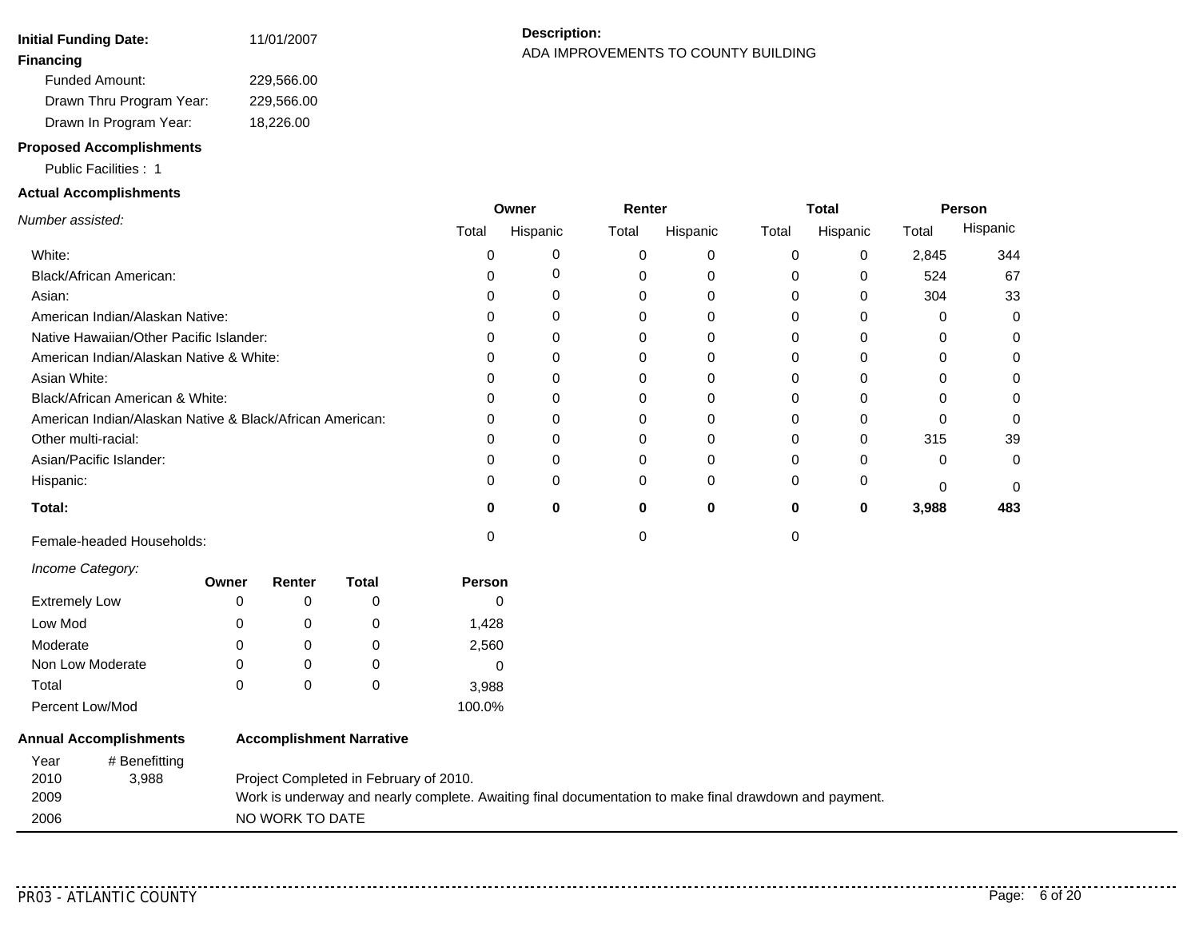**Initial Funding Date:** 11/01/2007

**Description:**
ADA IMPROVEMENTS TO COUNTY BUILDING

**Financing**

| | |
|---|---|
| Funded Amount: | 229,566.00 |
| Drawn Thru Program Year: | 229,566.00 |
| Drawn In Program Year: | 18,226.00 |

**Proposed Accomplishments**

Public Facilities : 1

**Actual Accomplishments**

| *Number assisted:* | Owner | | Renter | | Total | | Person | |
|---|---|---|---|---|---|---|---|---|
| | Total | Hispanic | Total | Hispanic | Total | Hispanic | Total | Hispanic |
| White: | 0 | 0 | 0 | 0 | 0 | 0 | 2,845 | 344 |
| Black/African American: | 0 | 0 | 0 | 0 | 0 | 0 | 524 | 67 |
| Asian: | 0 | 0 | 0 | 0 | 0 | 0 | 304 | 33 |
| American Indian/Alaskan Native: | 0 | 0 | 0 | 0 | 0 | 0 | 0 | 0 |
| Native Hawaiian/Other Pacific Islander: | 0 | 0 | 0 | 0 | 0 | 0 | 0 | 0 |
| American Indian/Alaskan Native & White: | 0 | 0 | 0 | 0 | 0 | 0 | 0 | 0 |
| Asian White: | 0 | 0 | 0 | 0 | 0 | 0 | 0 | 0 |
| Black/African American & White: | 0 | 0 | 0 | 0 | 0 | 0 | 0 | 0 |
| American Indian/Alaskan Native & Black/African American: | 0 | 0 | 0 | 0 | 0 | 0 | 0 | 0 |
| Other multi-racial: | 0 | 0 | 0 | 0 | 0 | 0 | 315 | 39 |
| Asian/Pacific Islander: | 0 | 0 | 0 | 0 | 0 | 0 | 0 | 0 |
| Hispanic: | 0 | 0 | 0 | 0 | 0 | 0 | 0 | 0 |
| **Total:** | **0** | **0** | **0** | **0** | **0** | **0** | **3,988** | **483** |
| Female-headed Households: | 0 | | 0 | | 0 | | | |

| *Income Category:* | Owner | Renter | Total | Person |
|---|---|---|---|---|
| Extremely Low | 0 | 0 | 0 | 0 |
| Low Mod | 0 | 0 | 0 | 1,428 |
| Moderate | 0 | 0 | 0 | 2,560 |
| Non Low Moderate | 0 | 0 | 0 | 0 |
| Total | 0 | 0 | 0 | 3,988 |
| Percent Low/Mod | | | | 100.0% |

| **Annual Accomplishments** | | **Accomplishment Narrative** |
|---|---|---|
| Year | # Benefitting | |
| 2010 | 3,988 | Project Completed in February of 2010. |
| 2009 | | Work is underway and nearly complete. Awaiting final documentation to make final drawdown and payment. |
| 2006 | | NO WORK TO DATE |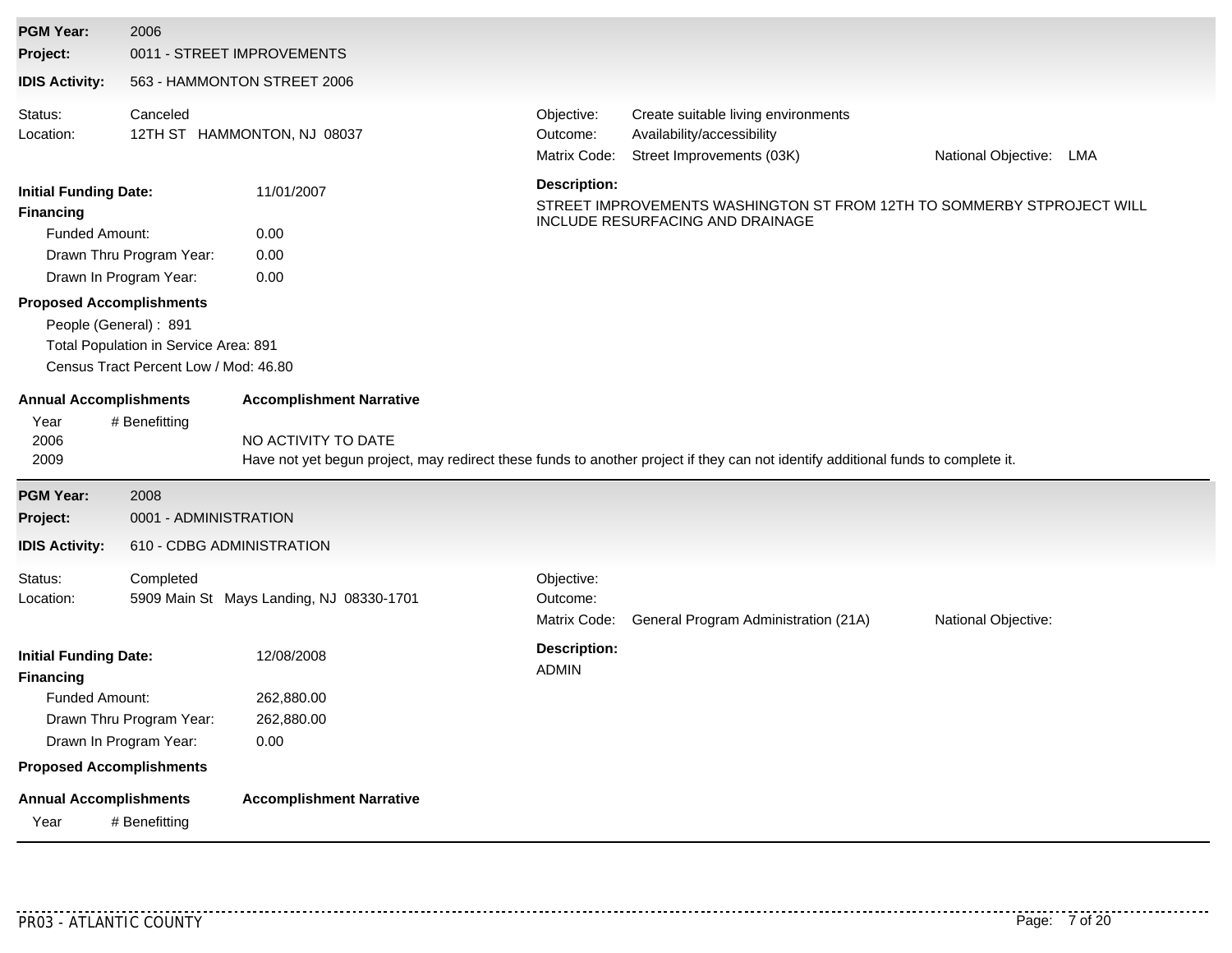**PGM Year:** 2006

**Project:** 0011 - STREET IMPROVEMENTS

**IDIS Activity:** 563 - HAMMONTON STREET 2006

Status: Canceled

Location: 12TH ST HAMMONTON, NJ 08037

Objective: Create suitable living environments

Outcome: Availability/accessibility

Matrix Code: Street Improvements (03K)

National Objective: LMA

**Initial Funding Date:** 11/01/2007

**Financing**

- Funded Amount: 0.00
- Drawn Thru Program Year: 0.00
- Drawn In Program Year: 0.00

**Description:**

STREET IMPROVEMENTS WASHINGTON ST FROM 12TH TO SOMMERBY STPROJECT WILL INCLUDE RESURFACING AND DRAINAGE

**Proposed Accomplishments**

- People (General) : 891
- Total Population in Service Area: 891
- Census Tract Percent Low / Mod: 46.80

| Annual Accomplishments | | Accomplishment Narrative |
|---|---|---|
| Year | # Benefitting | |
| 2006 | | NO ACTIVITY TO DATE |
| 2009 | | Have not yet begun project, may redirect these funds to another project if they can not identify additional funds to complete it. |

---

**PGM Year:** 2008

**Project:** 0001 - ADMINISTRATION

**IDIS Activity:** 610 - CDBG ADMINISTRATION

Status: Completed

Location: 5909 Main St Mays Landing, NJ 08330-1701

Objective:

Outcome:

Matrix Code: General Program Administration (21A)

National Objective:

**Initial Funding Date:** 12/08/2008

**Financing**

- Funded Amount: 262,880.00
- Drawn Thru Program Year: 262,880.00
- Drawn In Program Year: 0.00

**Description:**

ADMIN

**Proposed Accomplishments**

| Annual Accomplishments | | Accomplishment Narrative |
|---|---|---|
| Year | # Benefitting | |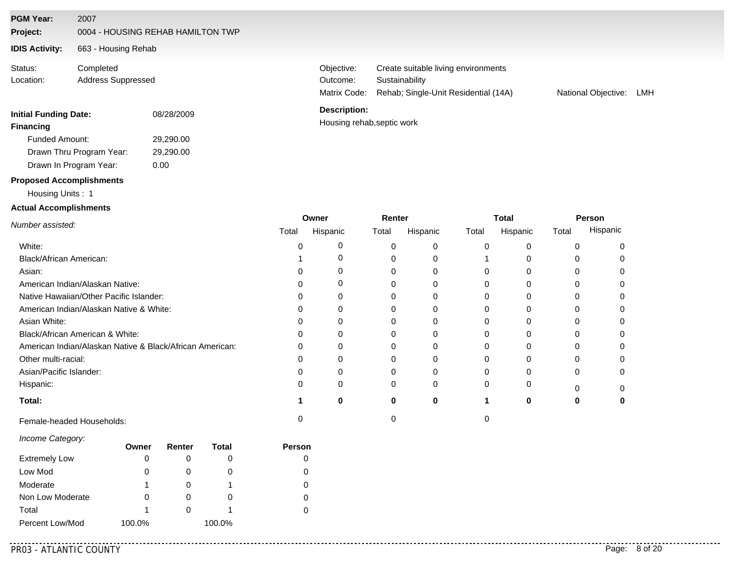**PGM Year:** 2007

**Project:** 0004 - HOUSING REHAB HAMILTON TWP

**IDIS Activity:** 663 - Housing Rehab

Status: Completed
Location: Address Suppressed

Objective: Create suitable living environments
Outcome: Sustainability
Matrix Code: Rehab; Single-Unit Residential (14A)
National Objective: LMH

**Initial Funding Date:** 08/28/2009

**Financing**

Funded Amount: 29,290.00
Drawn Thru Program Year: 29,290.00
Drawn In Program Year: 0.00

**Description:**
Housing rehab,septic work

**Proposed Accomplishments**

Housing Units : 1

**Actual Accomplishments**

| *Number assisted:* | Owner | | Renter | | Total | | Person | |
|---|---|---|---|---|---|---|---|---|
| | Total | Hispanic | Total | Hispanic | Total | Hispanic | Total | Hispanic |
| White: | 0 | 0 | 0 | 0 | 0 | 0 | 0 | 0 |
| Black/African American: | 1 | 0 | 0 | 0 | 1 | 0 | 0 | 0 |
| Asian: | 0 | 0 | 0 | 0 | 0 | 0 | 0 | 0 |
| American Indian/Alaskan Native: | 0 | 0 | 0 | 0 | 0 | 0 | 0 | 0 |
| Native Hawaiian/Other Pacific Islander: | 0 | 0 | 0 | 0 | 0 | 0 | 0 | 0 |
| American Indian/Alaskan Native & White: | 0 | 0 | 0 | 0 | 0 | 0 | 0 | 0 |
| Asian White: | 0 | 0 | 0 | 0 | 0 | 0 | 0 | 0 |
| Black/African American & White: | 0 | 0 | 0 | 0 | 0 | 0 | 0 | 0 |
| American Indian/Alaskan Native & Black/African American: | 0 | 0 | 0 | 0 | 0 | 0 | 0 | 0 |
| Other multi-racial: | 0 | 0 | 0 | 0 | 0 | 0 | 0 | 0 |
| Asian/Pacific Islander: | 0 | 0 | 0 | 0 | 0 | 0 | 0 | 0 |
| Hispanic: | 0 | 0 | 0 | 0 | 0 | 0 | 0 | 0 |
| **Total:** | **1** | **0** | **0** | **0** | **1** | **0** | **0** | **0** |
| Female-headed Households: | 0 | | 0 | | 0 | | | |

| *Income Category:* | Owner | Renter | Total | Person |
|---|---|---|---|---|
| Extremely Low | 0 | 0 | 0 | 0 |
| Low Mod | 0 | 0 | 0 | 0 |
| Moderate | 1 | 0 | 1 | 0 |
| Non Low Moderate | 0 | 0 | 0 | 0 |
| Total | 1 | 0 | 1 | 0 |
| Percent Low/Mod | 100.0% | | 100.0% | |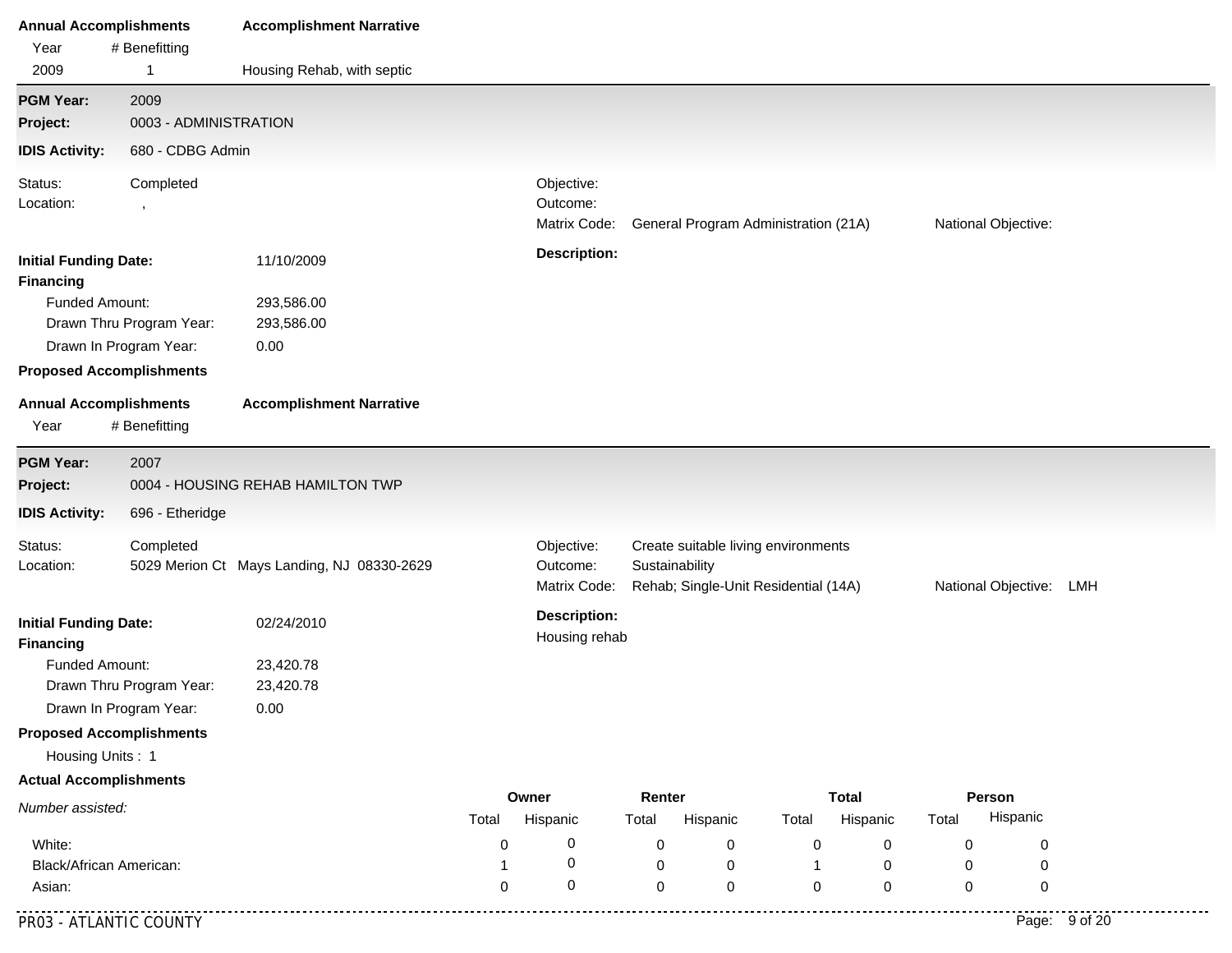| Annual Accomplishments | | Accomplishment Narrative |
|---|---|---|
| Year | # Benefitting | |
| 2009 | 1 | Housing Rehab, with septic |

---

**PGM Year:** 2009

**Project:** 0003 - ADMINISTRATION

**IDIS Activity:** 680 - CDBG Admin

Status: Completed
Location: ,

Objective:
Outcome:
Matrix Code: General Program Administration (21A)
National Objective:

**Initial Funding Date:** 11/10/2009

**Financing**

- Funded Amount: 293,586.00
- Drawn Thru Program Year: 293,586.00
- Drawn In Program Year: 0.00

**Description:**

**Proposed Accomplishments**

| Annual Accomplishments | | Accomplishment Narrative |
|---|---|---|
| Year | # Benefitting | |

---

**PGM Year:** 2007

**Project:** 0004 - HOUSING REHAB HAMILTON TWP

**IDIS Activity:** 696 - Etheridge

Status: Completed
Location: 5029 Merion Ct Mays Landing, NJ 08330-2629

Objective: Create suitable living environments
Outcome: Sustainability
Matrix Code: Rehab; Single-Unit Residential (14A)
National Objective: LMH

**Initial Funding Date:** 02/24/2010

**Financing**

- Funded Amount: 23,420.78
- Drawn Thru Program Year: 23,420.78
- Drawn In Program Year: 0.00

**Description:**
Housing rehab

**Proposed Accomplishments**

Housing Units : 1

**Actual Accomplishments**

| *Number assisted:* | Owner | | Renter | | Total | | Person | |
|---|---|---|---|---|---|---|---|---|
| | Total | Hispanic | Total | Hispanic | Total | Hispanic | Total | Hispanic |
| White: | 0 | 0 | 0 | 0 | 0 | 0 | 0 | 0 |
| Black/African American: | 1 | 0 | 0 | 0 | 1 | 0 | 0 | 0 |
| Asian: | 0 | 0 | 0 | 0 | 0 | 0 | 0 | 0 |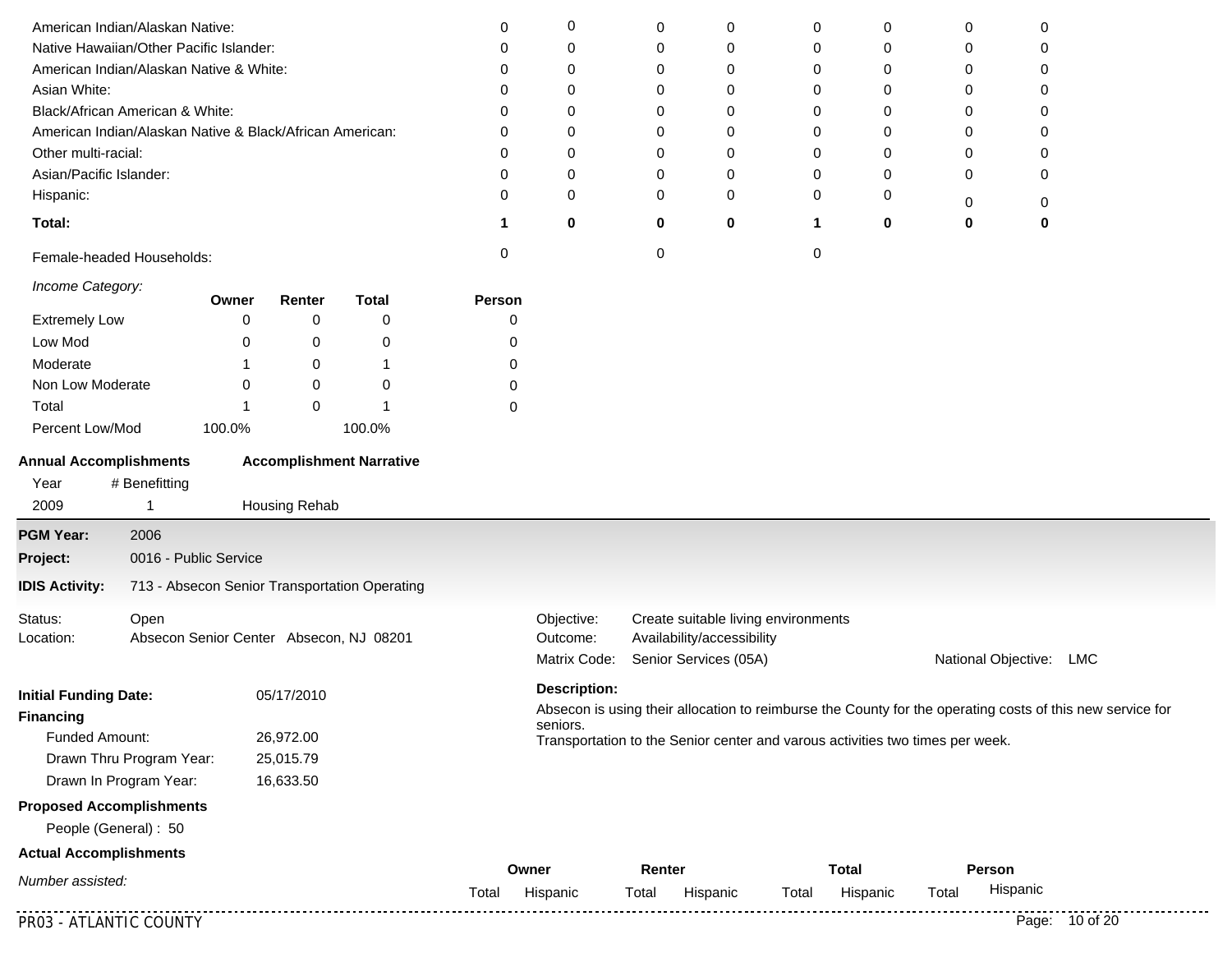| | Owner Total | Owner Hispanic | Renter Total | Renter Hispanic | Total Total | Total Hispanic | Person Total | Person Hispanic |
|---|---|---|---|---|---|---|---|---|
| American Indian/Alaskan Native: | 0 | 0 | 0 | 0 | 0 | 0 | 0 | 0 |
| Native Hawaiian/Other Pacific Islander: | 0 | 0 | 0 | 0 | 0 | 0 | 0 | 0 |
| American Indian/Alaskan Native & White: | 0 | 0 | 0 | 0 | 0 | 0 | 0 | 0 |
| Asian White: | 0 | 0 | 0 | 0 | 0 | 0 | 0 | 0 |
| Black/African American & White: | 0 | 0 | 0 | 0 | 0 | 0 | 0 | 0 |
| American Indian/Alaskan Native & Black/African American: | 0 | 0 | 0 | 0 | 0 | 0 | 0 | 0 |
| Other multi-racial: | 0 | 0 | 0 | 0 | 0 | 0 | 0 | 0 |
| Asian/Pacific Islander: | 0 | 0 | 0 | 0 | 0 | 0 | 0 | 0 |
| Hispanic: | 0 | 0 | 0 | 0 | 0 | 0 | 0 | 0 |
| **Total:** | **1** | **0** | **0** | **0** | **1** | **0** | **0** | **0** |
| Female-headed Households: | 0 | | 0 | | 0 | | | |

*Income Category:*

| | Owner | Renter | Total | Person |
|---|---|---|---|---|
| Extremely Low | 0 | 0 | 0 | 0 |
| Low Mod | 0 | 0 | 0 | 0 |
| Moderate | 1 | 0 | 1 | 0 |
| Non Low Moderate | 0 | 0 | 0 | 0 |
| Total | 1 | 0 | 1 | 0 |
| Percent Low/Mod | 100.0% | | 100.0% | |

**Annual Accomplishments**

| Year | # Benefitting | Accomplishment Narrative |
|---|---|---|
| 2009 | 1 | Housing Rehab |

---

**PGM Year:** 2006

**Project:** 0016 - Public Service

**IDIS Activity:** 713 - Absecon Senior Transportation Operating

Status: Open

Location: Absecon Senior Center Absecon, NJ 08201

Objective: Create suitable living environments

Outcome: Availability/accessibility

Matrix Code: Senior Services (05A)

National Objective: LMC

**Initial Funding Date:** 05/17/2010

**Financing**

Funded Amount: 26,972.00

Drawn Thru Program Year: 25,015.79

Drawn In Program Year: 16,633.50

**Description:**

Absecon is using their allocation to reimburse the County for the operating costs of this new service for seniors.
Transportation to the Senior center and varous activities two times per week.

**Proposed Accomplishments**

People (General) : 50

**Actual Accomplishments**

| *Number assisted:* | Owner Total | Owner Hispanic | Renter Total | Renter Hispanic | Total Total | Total Hispanic | Person Total | Person Hispanic |
|---|---|---|---|---|---|---|---|---|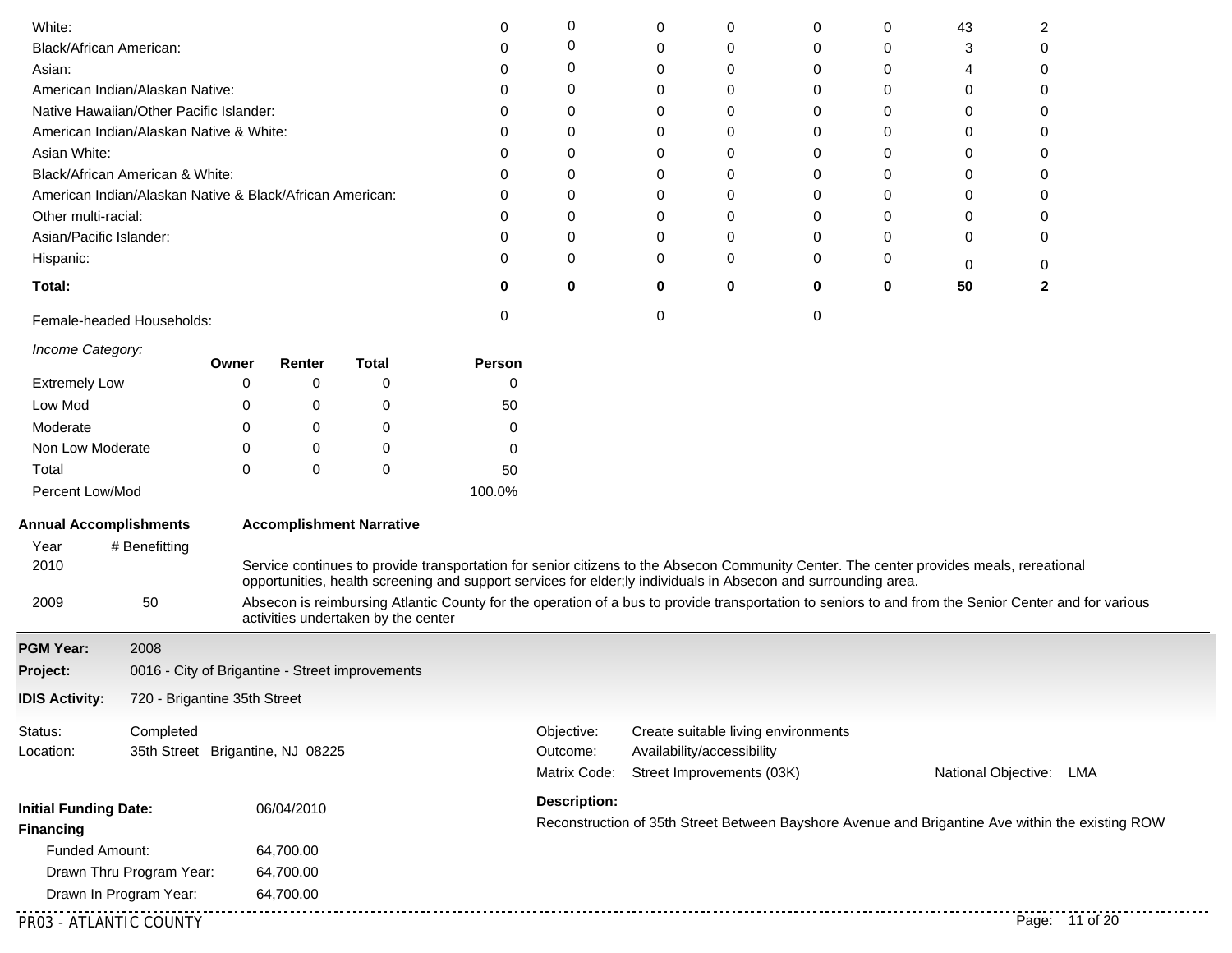| | | | | | | | | |
|---|---|---|---|---|---|---|---|---|
| White: | 0 | 0 | 0 | 0 | 0 | 0 | 43 | 2 |
| Black/African American: | 0 | 0 | 0 | 0 | 0 | 0 | 3 | 0 |
| Asian: | 0 | 0 | 0 | 0 | 0 | 0 | 4 | 0 |
| American Indian/Alaskan Native: | 0 | 0 | 0 | 0 | 0 | 0 | 0 | 0 |
| Native Hawaiian/Other Pacific Islander: | 0 | 0 | 0 | 0 | 0 | 0 | 0 | 0 |
| American Indian/Alaskan Native & White: | 0 | 0 | 0 | 0 | 0 | 0 | 0 | 0 |
| Asian White: | 0 | 0 | 0 | 0 | 0 | 0 | 0 | 0 |
| Black/African American & White: | 0 | 0 | 0 | 0 | 0 | 0 | 0 | 0 |
| American Indian/Alaskan Native & Black/African American: | 0 | 0 | 0 | 0 | 0 | 0 | 0 | 0 |
| Other multi-racial: | 0 | 0 | 0 | 0 | 0 | 0 | 0 | 0 |
| Asian/Pacific Islander: | 0 | 0 | 0 | 0 | 0 | 0 | 0 | 0 |
| Hispanic: | 0 | 0 | 0 | 0 | 0 | 0 | 0 | 0 |
| **Total:** | **0** | **0** | **0** | **0** | **0** | **0** | **50** | **2** |
| Female-headed Households: | 0 | | 0 | | 0 | | | |

*Income Category:*

| | Owner | Renter | Total | Person |
|---|---|---|---|---|
| Extremely Low | 0 | 0 | 0 | 0 |
| Low Mod | 0 | 0 | 0 | 50 |
| Moderate | 0 | 0 | 0 | 0 |
| Non Low Moderate | 0 | 0 | 0 | 0 |
| Total | 0 | 0 | 0 | 50 |
| Percent Low/Mod | | | | 100.0% |

**Annual Accomplishments** | **Accomplishment Narrative**

| Year | # Benefitting | Accomplishment Narrative |
|---|---|---|
| 2010 | | Service continues to provide transportation for senior citizens to the Absecon Community Center. The center provides meals, rereational opportunities, health screening and support services for elder;ly individuals in Absecon and surrounding area. |
| 2009 | 50 | Absecon is reimbursing Atlantic County for the operation of a bus to provide transportation to seniors to and from the Senior Center and for various activities undertaken by the center |

**PGM Year:** 2008

**Project:** 0016 - City of Brigantine - Street improvements

**IDIS Activity:** 720 - Brigantine 35th Street

Status: Completed

Location: 35th Street Brigantine, NJ 08225

Objective: Create suitable living environments

Outcome: Availability/accessibility

Matrix Code: Street Improvements (03K)

National Objective: LMA

**Initial Funding Date:** 06/04/2010

**Financing**

Funded Amount: 64,700.00

Drawn Thru Program Year: 64,700.00

Drawn In Program Year: 64,700.00

**Description:**

Reconstruction of 35th Street Between Bayshore Avenue and Brigantine Ave within the existing ROW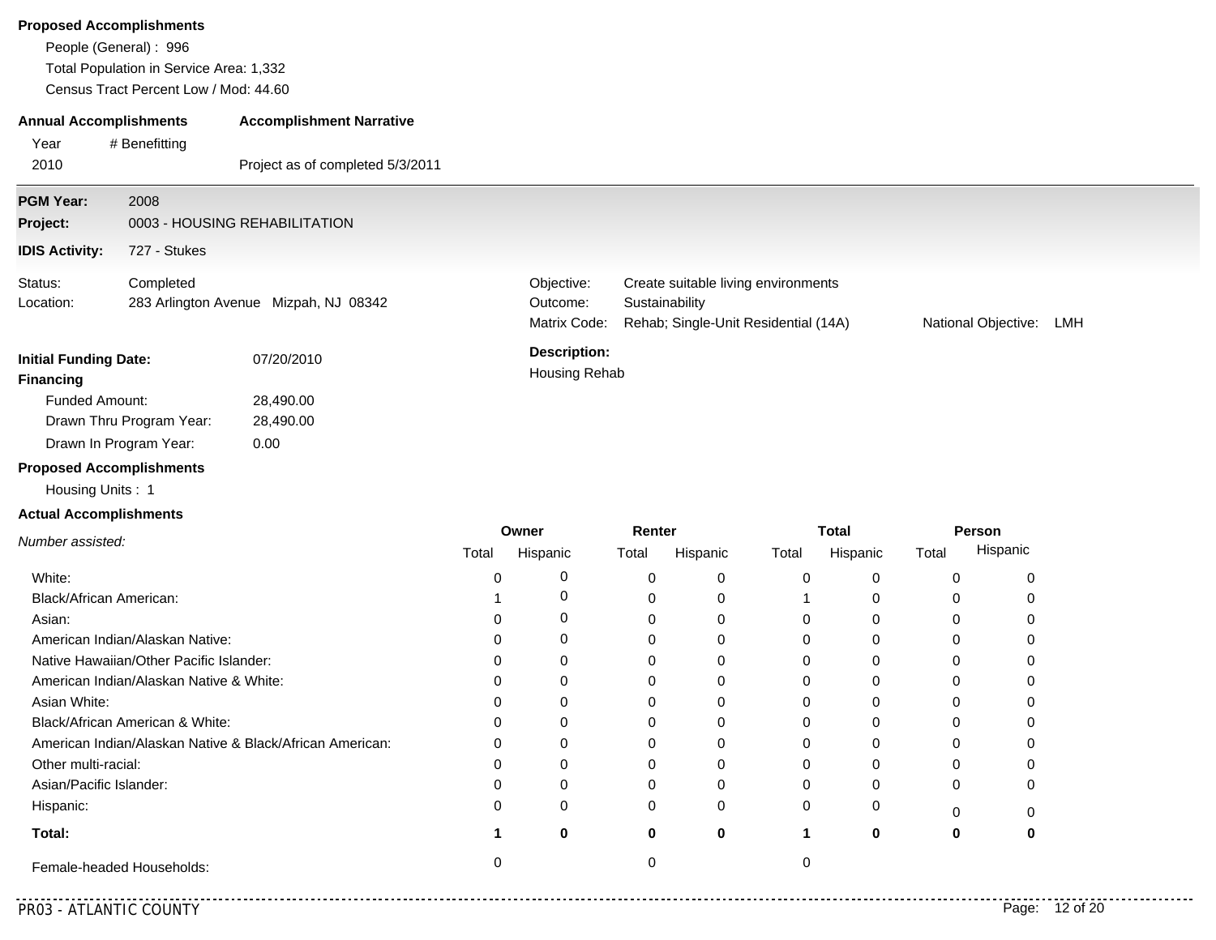**Proposed Accomplishments**

People (General) : 996

Total Population in Service Area: 1,332

Census Tract Percent Low / Mod: 44.60

| **Annual Accomplishments** | | **Accomplishment Narrative** |
|---|---|---|
| Year | # Benefitting | |
| 2010 | | Project as of completed 5/3/2011 |

---

**PGM Year:** 2008

**Project:** 0003 - HOUSING REHABILITATION

**IDIS Activity:** 727 - Stukes

Status: Completed

Location: 283 Arlington Avenue Mizpah, NJ 08342

Objective: Create suitable living environments

Outcome: Sustainability

Matrix Code: Rehab; Single-Unit Residential (14A)

National Objective: LMH

**Initial Funding Date:** 07/20/2010

**Financing**

Funded Amount: 28,490.00

Drawn Thru Program Year: 28,490.00

Drawn In Program Year: 0.00

**Description:**

Housing Rehab

**Proposed Accomplishments**

Housing Units : 1

**Actual Accomplishments**

| *Number assisted:* | Owner | | Renter | | Total | | Person | |
|---|---|---|---|---|---|---|---|---|
| | Total | Hispanic | Total | Hispanic | Total | Hispanic | Total | Hispanic |
| White: | 0 | 0 | 0 | 0 | 0 | 0 | 0 | 0 |
| Black/African American: | 1 | 0 | 0 | 0 | 1 | 0 | 0 | 0 |
| Asian: | 0 | 0 | 0 | 0 | 0 | 0 | 0 | 0 |
| American Indian/Alaskan Native: | 0 | 0 | 0 | 0 | 0 | 0 | 0 | 0 |
| Native Hawaiian/Other Pacific Islander: | 0 | 0 | 0 | 0 | 0 | 0 | 0 | 0 |
| American Indian/Alaskan Native & White: | 0 | 0 | 0 | 0 | 0 | 0 | 0 | 0 |
| Asian White: | 0 | 0 | 0 | 0 | 0 | 0 | 0 | 0 |
| Black/African American & White: | 0 | 0 | 0 | 0 | 0 | 0 | 0 | 0 |
| American Indian/Alaskan Native & Black/African American: | 0 | 0 | 0 | 0 | 0 | 0 | 0 | 0 |
| Other multi-racial: | 0 | 0 | 0 | 0 | 0 | 0 | 0 | 0 |
| Asian/Pacific Islander: | 0 | 0 | 0 | 0 | 0 | 0 | 0 | 0 |
| Hispanic: | 0 | 0 | 0 | 0 | 0 | 0 | 0 | 0 |
| **Total:** | **1** | **0** | **0** | **0** | **1** | **0** | **0** | **0** |
| Female-headed Households: | 0 | | 0 | | 0 | | | |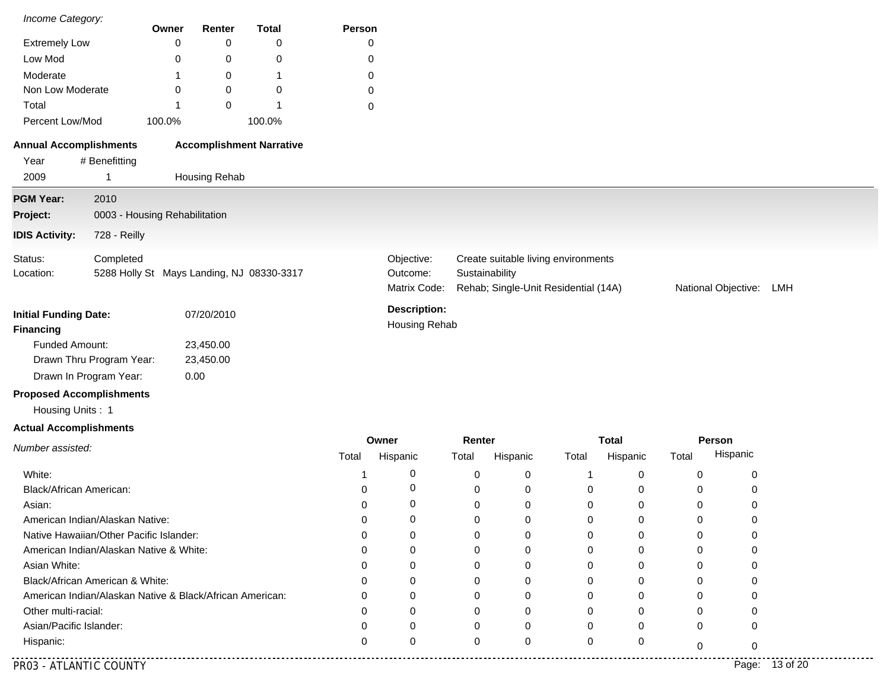*Income Category:*

| | Owner | Renter | Total | Person |
|---|---|---|---|---|
| Extremely Low | 0 | 0 | 0 | 0 |
| Low Mod | 0 | 0 | 0 | 0 |
| Moderate | 1 | 0 | 1 | 0 |
| Non Low Moderate | 0 | 0 | 0 | 0 |
| Total | 1 | 0 | 1 | 0 |
| Percent Low/Mod | 100.0% | | 100.0% | |

**Annual Accomplishments** **Accomplishment Narrative**

| Year | # Benefitting | |
|---|---|---|
| 2009 | 1 | Housing Rehab |

---

**PGM Year:** 2010

**Project:** 0003 - Housing Rehabilitation

**IDIS Activity:** 728 - Reilly

Status: Completed

Location: 5288 Holly St Mays Landing, NJ 08330-3317

Objective: Create suitable living environments

Outcome: Sustainability

Matrix Code: Rehab; Single-Unit Residential (14A)

National Objective: LMH

**Initial Funding Date:** 07/20/2010

**Financing**

Funded Amount: 23,450.00

Drawn Thru Program Year: 23,450.00

Drawn In Program Year: 0.00

**Description:**

Housing Rehab

**Proposed Accomplishments**

Housing Units : 1

**Actual Accomplishments**

| *Number assisted:* | Owner | | Renter | | Total | | Person | |
|---|---|---|---|---|---|---|---|---|
| | Total | Hispanic | Total | Hispanic | Total | Hispanic | Total | Hispanic |
| White: | 1 | 0 | 0 | 0 | 1 | 0 | 0 | 0 |
| Black/African American: | 0 | 0 | 0 | 0 | 0 | 0 | 0 | 0 |
| Asian: | 0 | 0 | 0 | 0 | 0 | 0 | 0 | 0 |
| American Indian/Alaskan Native: | 0 | 0 | 0 | 0 | 0 | 0 | 0 | 0 |
| Native Hawaiian/Other Pacific Islander: | 0 | 0 | 0 | 0 | 0 | 0 | 0 | 0 |
| American Indian/Alaskan Native & White: | 0 | 0 | 0 | 0 | 0 | 0 | 0 | 0 |
| Asian White: | 0 | 0 | 0 | 0 | 0 | 0 | 0 | 0 |
| Black/African American & White: | 0 | 0 | 0 | 0 | 0 | 0 | 0 | 0 |
| American Indian/Alaskan Native & Black/African American: | 0 | 0 | 0 | 0 | 0 | 0 | 0 | 0 |
| Other multi-racial: | 0 | 0 | 0 | 0 | 0 | 0 | 0 | 0 |
| Asian/Pacific Islander: | 0 | 0 | 0 | 0 | 0 | 0 | 0 | 0 |
| Hispanic: | 0 | 0 | 0 | 0 | 0 | 0 | 0 | 0 |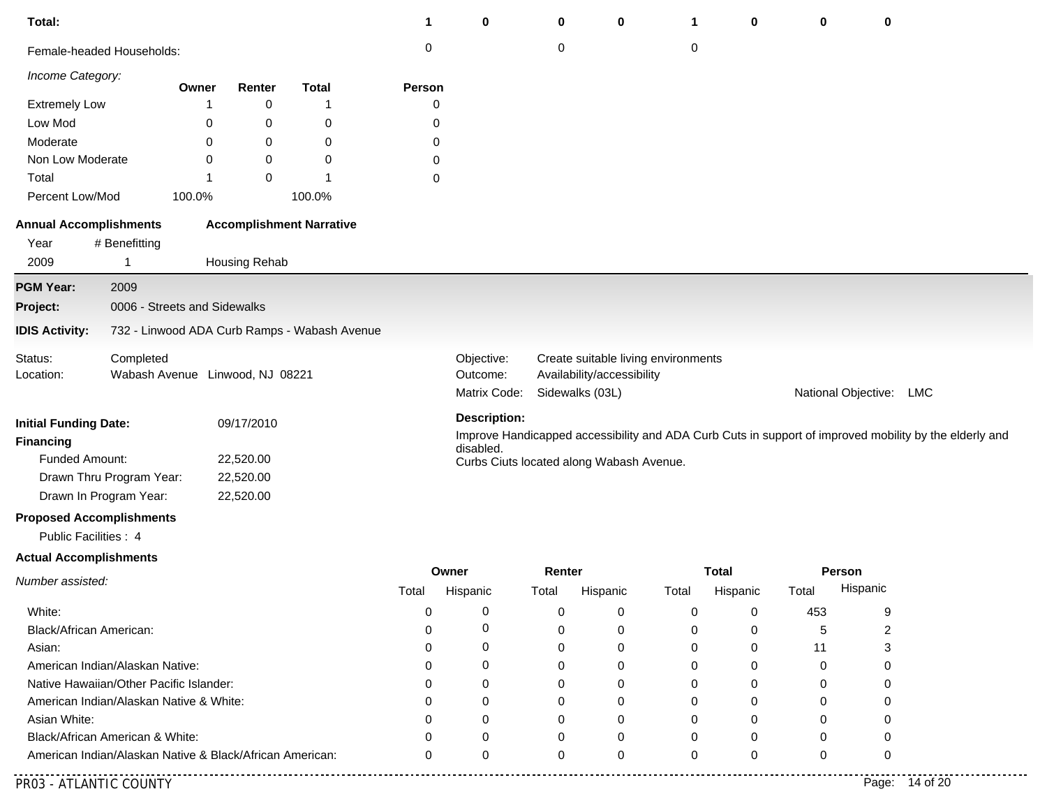| | | | | | | | | |
|---|---|---|---|---|---|---|---|---|
| **Total:** | **1** | **0** | **0** | **0** | **1** | **0** | **0** | **0** |
| Female-headed Households: | 0 | | 0 | | 0 | | | |

*Income Category:*

| | Owner | Renter | Total | Person |
|---|---|---|---|---|
| Extremely Low | 1 | 0 | 1 | 0 |
| Low Mod | 0 | 0 | 0 | 0 |
| Moderate | 0 | 0 | 0 | 0 |
| Non Low Moderate | 0 | 0 | 0 | 0 |
| Total | 1 | 0 | 1 | 0 |
| Percent Low/Mod | 100.0% | | 100.0% | |

**Annual Accomplishments** / **Accomplishment Narrative**

| Year | # Benefitting | |
|---|---|---|
| 2009 | 1 | Housing Rehab |

---

**PGM Year:** 2009

**Project:** 0006 - Streets and Sidewalks

**IDIS Activity:** 732 - Linwood ADA Curb Ramps - Wabash Avenue

Status: Completed

Location: Wabash Avenue Linwood, NJ 08221

Objective: Create suitable living environments

Outcome: Availability/accessibility

Matrix Code: Sidewalks (03L)

National Objective: LMC

**Initial Funding Date:** 09/17/2010

**Financing**

Funded Amount: 22,520.00

Drawn Thru Program Year: 22,520.00

Drawn In Program Year: 22,520.00

**Description:**

Improve Handicapped accessibility and ADA Curb Cuts in support of improved mobility by the elderly and disabled.
Curbs Ciuts located along Wabash Avenue.

**Proposed Accomplishments**

Public Facilities : 4

**Actual Accomplishments**

| *Number assisted:* | Owner | | Renter | | Total | | Person | |
|---|---|---|---|---|---|---|---|---|
| | Total | Hispanic | Total | Hispanic | Total | Hispanic | Total | Hispanic |
| White: | 0 | 0 | 0 | 0 | 0 | 0 | 453 | 9 |
| Black/African American: | 0 | 0 | 0 | 0 | 0 | 0 | 5 | 2 |
| Asian: | 0 | 0 | 0 | 0 | 0 | 0 | 11 | 3 |
| American Indian/Alaskan Native: | 0 | 0 | 0 | 0 | 0 | 0 | 0 | 0 |
| Native Hawaiian/Other Pacific Islander: | 0 | 0 | 0 | 0 | 0 | 0 | 0 | 0 |
| American Indian/Alaskan Native & White: | 0 | 0 | 0 | 0 | 0 | 0 | 0 | 0 |
| Asian White: | 0 | 0 | 0 | 0 | 0 | 0 | 0 | 0 |
| Black/African American & White: | 0 | 0 | 0 | 0 | 0 | 0 | 0 | 0 |
| American Indian/Alaskan Native & Black/African American: | 0 | 0 | 0 | 0 | 0 | 0 | 0 | 0 |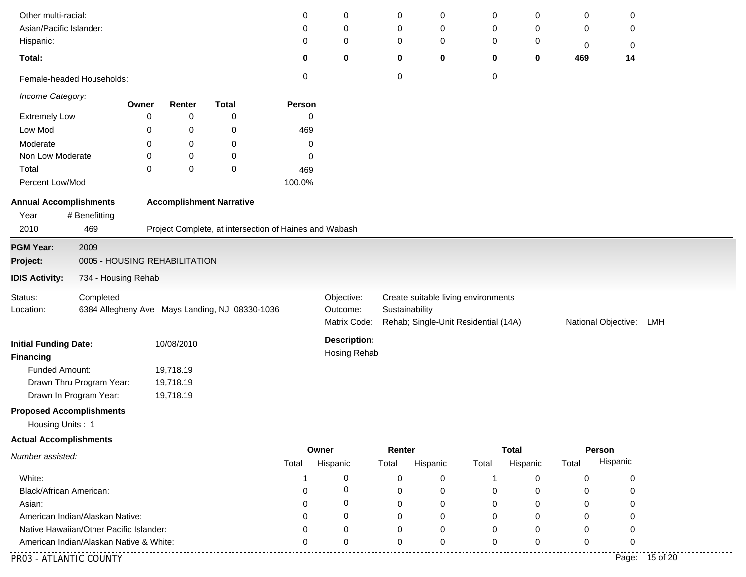| | Owner Total | Owner Hispanic | Renter Total | Renter Hispanic | Total Total | Total Hispanic | Person Total | Person Hispanic |
|---|---|---|---|---|---|---|---|---|
| Other multi-racial: | 0 | 0 | 0 | 0 | 0 | 0 | 0 | 0 |
| Asian/Pacific Islander: | 0 | 0 | 0 | 0 | 0 | 0 | 0 | 0 |
| Hispanic: | 0 | 0 | 0 | 0 | 0 | 0 | 0 | 0 |
| **Total:** | **0** | **0** | **0** | **0** | **0** | **0** | **469** | **14** |
| Female-headed Households: | 0 | | 0 | | 0 | | | |

*Income Category:*

| | Owner | Renter | Total | Person |
|---|---|---|---|---|
| Extremely Low | 0 | 0 | 0 | 0 |
| Low Mod | 0 | 0 | 0 | 469 |
| Moderate | 0 | 0 | 0 | 0 |
| Non Low Moderate | 0 | 0 | 0 | 0 |
| Total | 0 | 0 | 0 | 469 |
| Percent Low/Mod | | | | 100.0% |

**Annual Accomplishments**

| Year | # Benefitting | Accomplishment Narrative |
|---|---|---|
| 2010 | 469 | Project Complete, at intersection of Haines and Wabash |

---

**PGM Year:** 2009

**Project:** 0005 - HOUSING REHABILITATION

**IDIS Activity:** 734 - Housing Rehab

Status: Completed

Location: 6384 Allegheny Ave Mays Landing, NJ 08330-1036

Objective: Create suitable living environments

Outcome: Sustainability

Matrix Code: Rehab; Single-Unit Residential (14A)

National Objective: LMH

**Initial Funding Date:** 10/08/2010

**Financing**

Funded Amount: 19,718.19

Drawn Thru Program Year: 19,718.19

Drawn In Program Year: 19,718.19

**Description:**

Hosing Rehab

**Proposed Accomplishments**

Housing Units : 1

**Actual Accomplishments**

| *Number assisted:* | Owner Total | Owner Hispanic | Renter Total | Renter Hispanic | Total Total | Total Hispanic | Person Total | Person Hispanic |
|---|---|---|---|---|---|---|---|---|
| White: | 1 | 0 | 0 | 0 | 1 | 0 | 0 | 0 |
| Black/African American: | 0 | 0 | 0 | 0 | 0 | 0 | 0 | 0 |
| Asian: | 0 | 0 | 0 | 0 | 0 | 0 | 0 | 0 |
| American Indian/Alaskan Native: | 0 | 0 | 0 | 0 | 0 | 0 | 0 | 0 |
| Native Hawaiian/Other Pacific Islander: | 0 | 0 | 0 | 0 | 0 | 0 | 0 | 0 |
| American Indian/Alaskan Native & White: | 0 | 0 | 0 | 0 | 0 | 0 | 0 | 0 |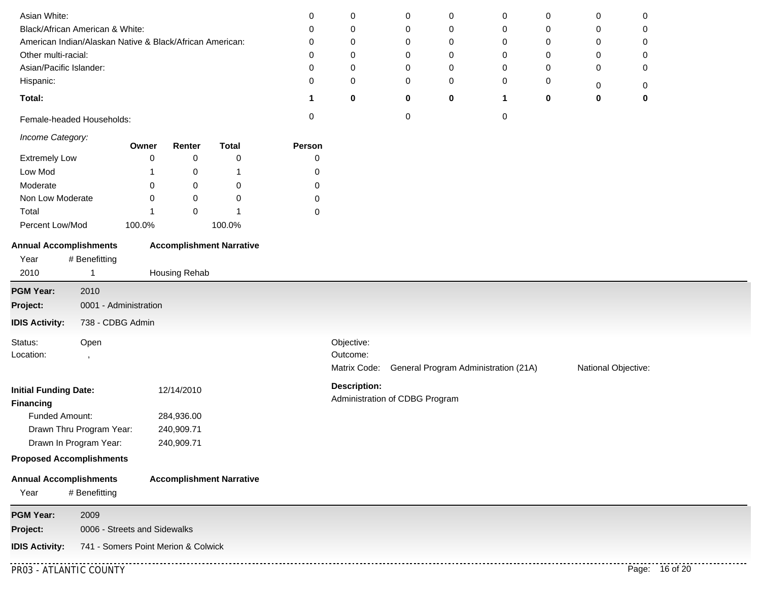| | | | | | | | | |
|---|---|---|---|---|---|---|---|---|
| Asian White: | 0 | 0 | 0 | 0 | 0 | 0 | 0 | 0 |
| Black/African American & White: | 0 | 0 | 0 | 0 | 0 | 0 | 0 | 0 |
| American Indian/Alaskan Native & Black/African American: | 0 | 0 | 0 | 0 | 0 | 0 | 0 | 0 |
| Other multi-racial: | 0 | 0 | 0 | 0 | 0 | 0 | 0 | 0 |
| Asian/Pacific Islander: | 0 | 0 | 0 | 0 | 0 | 0 | 0 | 0 |
| Hispanic: | 0 | 0 | 0 | 0 | 0 | 0 | 0 | 0 |
| **Total:** | **1** | **0** | **0** | **0** | **1** | **0** | **0** | **0** |
| Female-headed Households: | 0 | | 0 | | 0 | | | |

*Income Category:*

| | Owner | Renter | Total | Person |
|---|---|---|---|---|
| Extremely Low | 0 | 0 | 0 | 0 |
| Low Mod | 1 | 0 | 1 | 0 |
| Moderate | 0 | 0 | 0 | 0 |
| Non Low Moderate | 0 | 0 | 0 | 0 |
| Total | 1 | 0 | 1 | 0 |
| Percent Low/Mod | 100.0% | | 100.0% | |

**Annual Accomplishments** **Accomplishment Narrative**

| Year | # Benefitting | |
|---|---|---|
| 2010 | 1 | Housing Rehab |

---

**PGM Year:** 2010

**Project:** 0001 - Administration

**IDIS Activity:** 738 - CDBG Admin

Status: Open

Location: ,

Objective:

Outcome:

Matrix Code: General Program Administration (21A)

National Objective:

**Initial Funding Date:** 12/14/2010

**Financing**

- Funded Amount: 284,936.00
- Drawn Thru Program Year: 240,909.71
- Drawn In Program Year: 240,909.71

**Description:**

Administration of CDBG Program

**Proposed Accomplishments**

**Annual Accomplishments** **Accomplishment Narrative**

| Year | # Benefitting |
|---|---|

---

**PGM Year:** 2009

**Project:** 0006 - Streets and Sidewalks

**IDIS Activity:** 741 - Somers Point Merion & Colwick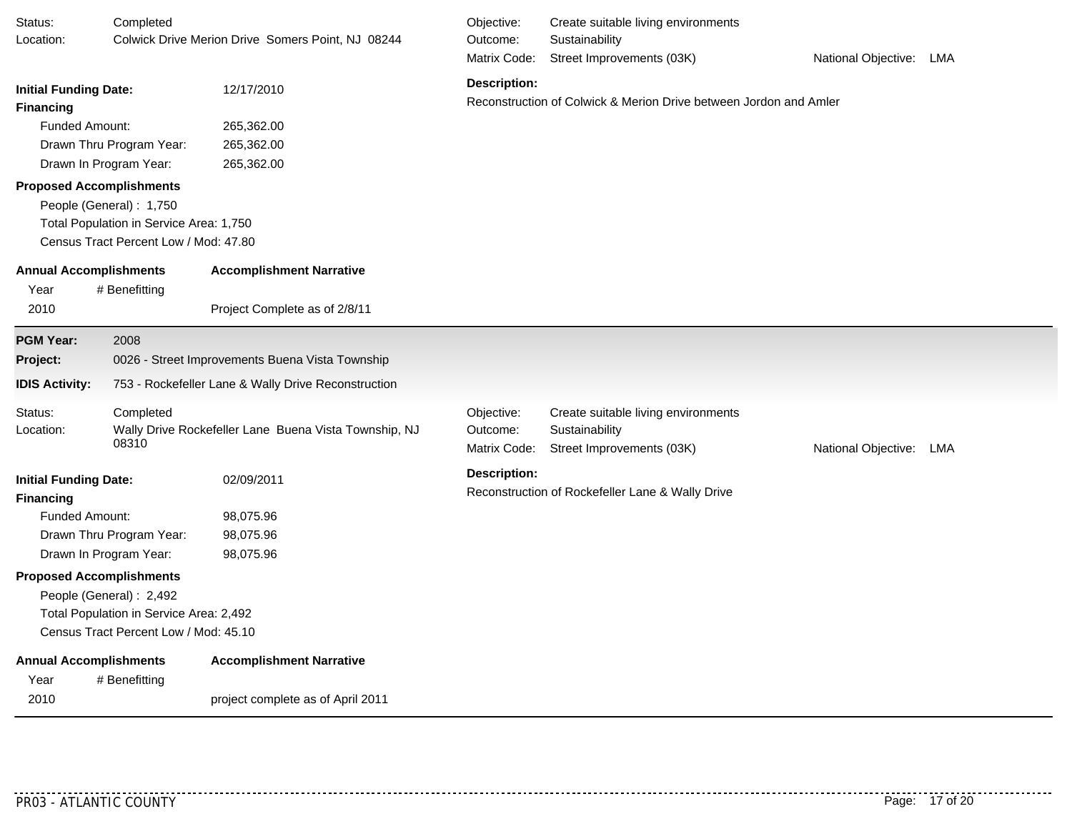Status: Completed
Location: Colwick Drive Merion Drive Somers Point, NJ 08244

Objective: Create suitable living environments
Outcome: Sustainability
Matrix Code: Street Improvements (03K)
National Objective: LMA

**Initial Funding Date:** 12/17/2010

**Financing**

- Funded Amount: 265,362.00
- Drawn Thru Program Year: 265,362.00
- Drawn In Program Year: 265,362.00

**Description:**

Reconstruction of Colwick & Merion Drive between Jordon and Amler

**Proposed Accomplishments**

- People (General) : 1,750
- Total Population in Service Area: 1,750
- Census Tract Percent Low / Mod: 47.80

| Annual Accomplishments | | Accomplishment Narrative |
|---|---|---|
| Year | # Benefitting | |
| 2010 | | Project Complete as of 2/8/11 |

---

**PGM Year:** 2008

**Project:** 0026 - Street Improvements Buena Vista Township

**IDIS Activity:** 753 - Rockefeller Lane & Wally Drive Reconstruction

Status: Completed
Location: Wally Drive Rockefeller Lane Buena Vista Township, NJ 08310

Objective: Create suitable living environments
Outcome: Sustainability
Matrix Code: Street Improvements (03K)
National Objective: LMA

**Initial Funding Date:** 02/09/2011

**Financing**

- Funded Amount: 98,075.96
- Drawn Thru Program Year: 98,075.96
- Drawn In Program Year: 98,075.96

**Description:**

Reconstruction of Rockefeller Lane & Wally Drive

**Proposed Accomplishments**

- People (General) : 2,492
- Total Population in Service Area: 2,492
- Census Tract Percent Low / Mod: 45.10

| Annual Accomplishments | | Accomplishment Narrative |
|---|---|---|
| Year | # Benefitting | |
| 2010 | | project complete as of April 2011 |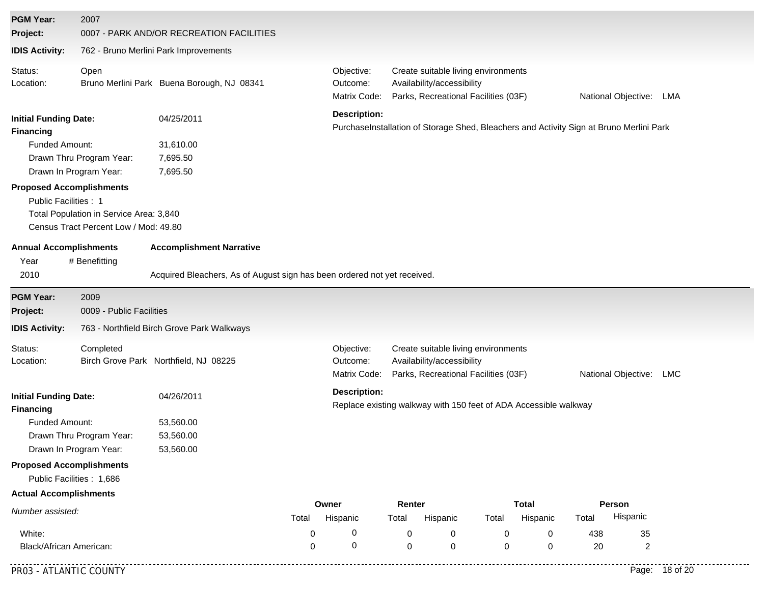**PGM Year:** 2007

**Project:** 0007 - PARK AND/OR RECREATION FACILITIES

**IDIS Activity:** 762 - Bruno Merlini Park Improvements

Status: Open

Location: Bruno Merlini Park Buena Borough, NJ 08341

Objective: Create suitable living environments

Outcome: Availability/accessibility

Matrix Code: Parks, Recreational Facilities (03F)

National Objective: LMA

**Initial Funding Date:** 04/25/2011

**Description:**

PurchaseInstallation of Storage Shed, Bleachers and Activity Sign at Bruno Merlini Park

**Financing**

Funded Amount: 31,610.00

Drawn Thru Program Year: 7,695.50

Drawn In Program Year: 7,695.50

**Proposed Accomplishments**

Public Facilities : 1

Total Population in Service Area: 3,840

Census Tract Percent Low / Mod: 49.80

**Annual Accomplishments**

| Year | # Benefitting | Accomplishment Narrative |
|---|---|---|
| 2010 | | Acquired Bleachers, As of August sign has been ordered not yet received. |

---

**PGM Year:** 2009

**Project:** 0009 - Public Facilities

**IDIS Activity:** 763 - Northfield Birch Grove Park Walkways

Status: Completed

Location: Birch Grove Park Northfield, NJ 08225

Objective: Create suitable living environments

Outcome: Availability/accessibility

Matrix Code: Parks, Recreational Facilities (03F)

National Objective: LMC

**Initial Funding Date:** 04/26/2011

**Description:**

Replace existing walkway with 150 feet of ADA Accessible walkway

**Financing**

Funded Amount: 53,560.00

Drawn Thru Program Year: 53,560.00

Drawn In Program Year: 53,560.00

**Proposed Accomplishments**

Public Facilities : 1,686

**Actual Accomplishments**

| *Number assisted:* | Owner | | Renter | | Total | | Person | |
|---|---|---|---|---|---|---|---|---|
| | Total | Hispanic | Total | Hispanic | Total | Hispanic | Total | Hispanic |
| White: | 0 | 0 | 0 | 0 | 0 | 0 | 438 | 35 |
| Black/African American: | 0 | 0 | 0 | 0 | 0 | 0 | 20 | 2 |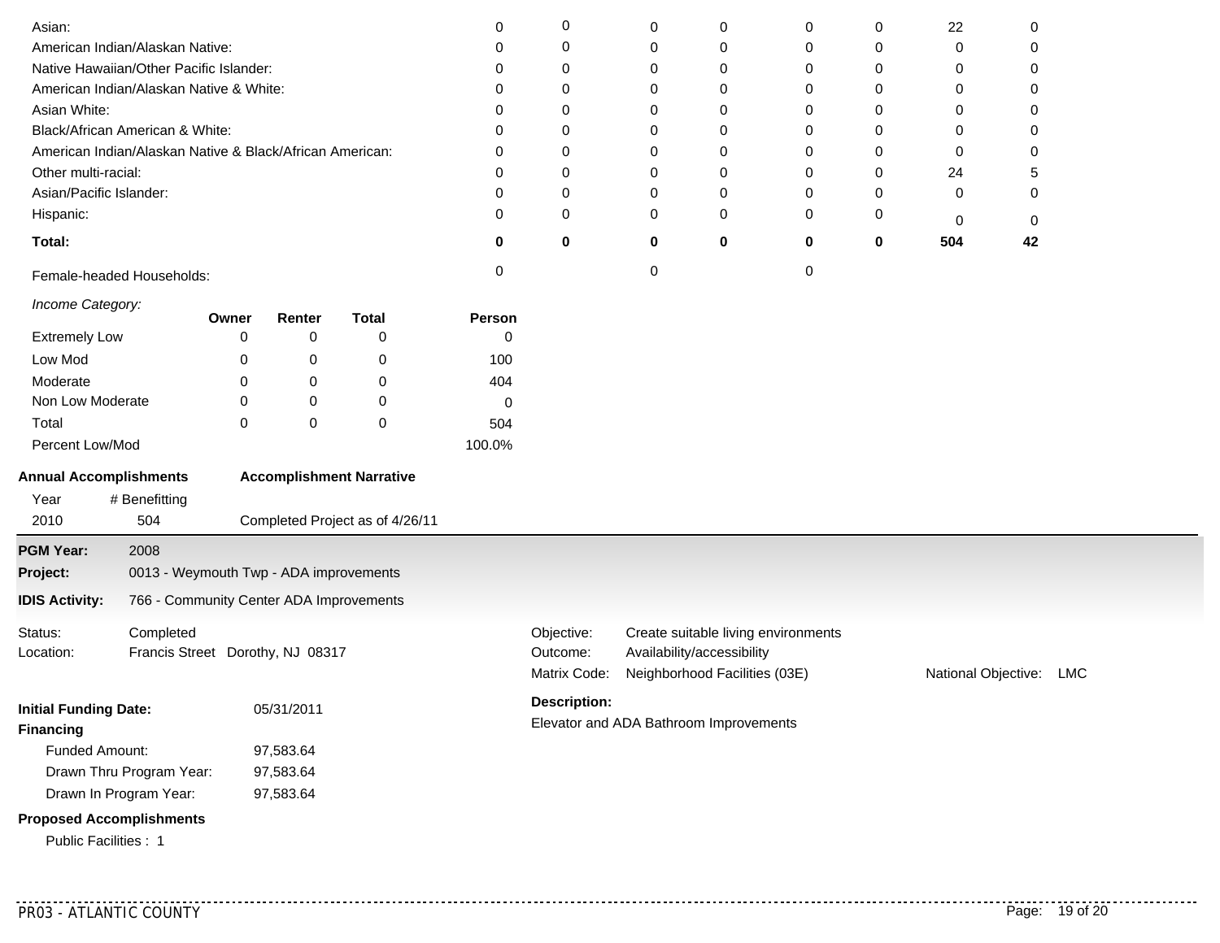| | | | | | | | | |
|---|---|---|---|---|---|---|---|---|
| Asian: | 0 | 0 | 0 | 0 | 0 | 0 | 22 | 0 |
| American Indian/Alaskan Native: | 0 | 0 | 0 | 0 | 0 | 0 | 0 | 0 |
| Native Hawaiian/Other Pacific Islander: | 0 | 0 | 0 | 0 | 0 | 0 | 0 | 0 |
| American Indian/Alaskan Native & White: | 0 | 0 | 0 | 0 | 0 | 0 | 0 | 0 |
| Asian White: | 0 | 0 | 0 | 0 | 0 | 0 | 0 | 0 |
| Black/African American & White: | 0 | 0 | 0 | 0 | 0 | 0 | 0 | 0 |
| American Indian/Alaskan Native & Black/African American: | 0 | 0 | 0 | 0 | 0 | 0 | 0 | 0 |
| Other multi-racial: | 0 | 0 | 0 | 0 | 0 | 0 | 24 | 5 |
| Asian/Pacific Islander: | 0 | 0 | 0 | 0 | 0 | 0 | 0 | 0 |
| Hispanic: | 0 | 0 | 0 | 0 | 0 | 0 | 0 | 0 |
| **Total:** | **0** | **0** | **0** | **0** | **0** | **0** | **504** | **42** |
| Female-headed Households: | 0 | | 0 | | 0 | | | |

*Income Category:*

| | Owner | Renter | Total | Person |
|---|---|---|---|---|
| Extremely Low | 0 | 0 | 0 | 0 |
| Low Mod | 0 | 0 | 0 | 100 |
| Moderate | 0 | 0 | 0 | 404 |
| Non Low Moderate | 0 | 0 | 0 | 0 |
| Total | 0 | 0 | 0 | 504 |
| Percent Low/Mod | | | | 100.0% |

**Annual Accomplishments** | **Accomplishment Narrative**

| Year | # Benefitting | |
|---|---|---|
| 2010 | 504 | Completed Project as of 4/26/11 |

---

**PGM Year:** 2008

**Project:** 0013 - Weymouth Twp - ADA improvements

**IDIS Activity:** 766 - Community Center ADA Improvements

Status: Completed
Location: Francis Street Dorothy, NJ 08317

Objective: Create suitable living environments
Outcome: Availability/accessibility
Matrix Code: Neighborhood Facilities (03E)
National Objective: LMC

**Initial Funding Date:** 05/31/2011

**Financing**

Funded Amount: 97,583.64
Drawn Thru Program Year: 97,583.64
Drawn In Program Year: 97,583.64

**Description:**

Elevator and ADA Bathroom Improvements

**Proposed Accomplishments**

Public Facilities : 1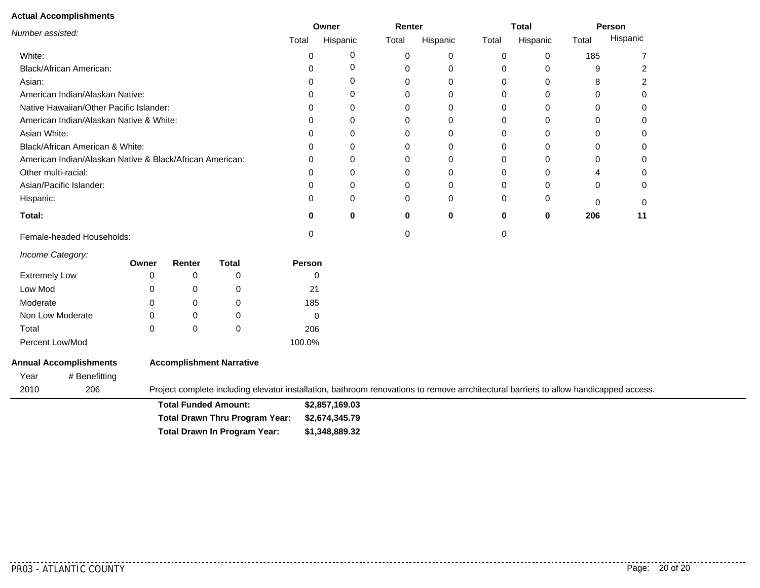**Actual Accomplishments**

| *Number assisted:* | Owner | | Renter | | Total | | Person | |
|---|---|---|---|---|---|---|---|---|
| | Total | Hispanic | Total | Hispanic | Total | Hispanic | Total | Hispanic |
| White: | 0 | 0 | 0 | 0 | 0 | 0 | 185 | 7 |
| Black/African American: | 0 | 0 | 0 | 0 | 0 | 0 | 9 | 2 |
| Asian: | 0 | 0 | 0 | 0 | 0 | 0 | 8 | 2 |
| American Indian/Alaskan Native: | 0 | 0 | 0 | 0 | 0 | 0 | 0 | 0 |
| Native Hawaiian/Other Pacific Islander: | 0 | 0 | 0 | 0 | 0 | 0 | 0 | 0 |
| American Indian/Alaskan Native & White: | 0 | 0 | 0 | 0 | 0 | 0 | 0 | 0 |
| Asian White: | 0 | 0 | 0 | 0 | 0 | 0 | 0 | 0 |
| Black/African American & White: | 0 | 0 | 0 | 0 | 0 | 0 | 0 | 0 |
| American Indian/Alaskan Native & Black/African American: | 0 | 0 | 0 | 0 | 0 | 0 | 0 | 0 |
| Other multi-racial: | 0 | 0 | 0 | 0 | 0 | 0 | 4 | 0 |
| Asian/Pacific Islander: | 0 | 0 | 0 | 0 | 0 | 0 | 0 | 0 |
| Hispanic: | 0 | 0 | 0 | 0 | 0 | 0 | 0 | 0 |
| **Total:** | **0** | **0** | **0** | **0** | **0** | **0** | **206** | **11** |
| Female-headed Households: | 0 | | 0 | | 0 | | | |

| *Income Category:* | Owner | Renter | Total | Person |
|---|---|---|---|---|
| Extremely Low | 0 | 0 | 0 | 0 |
| Low Mod | 0 | 0 | 0 | 21 |
| Moderate | 0 | 0 | 0 | 185 |
| Non Low Moderate | 0 | 0 | 0 | 0 |
| Total | 0 | 0 | 0 | 206 |
| Percent Low/Mod | | | | 100.0% |

**Annual Accomplishments**

| Year | # Benefitting | **Accomplishment Narrative** |
|---|---|---|
| 2010 | 206 | Project complete including elevator installation, bathroom renovations to remove arrchitectural barriers to allow handicapped access. |

**Total Funded Amount:** $2,857,169.03

**Total Drawn Thru Program Year:** $2,674,345.79

**Total Drawn In Program Year:** $1,348,889.32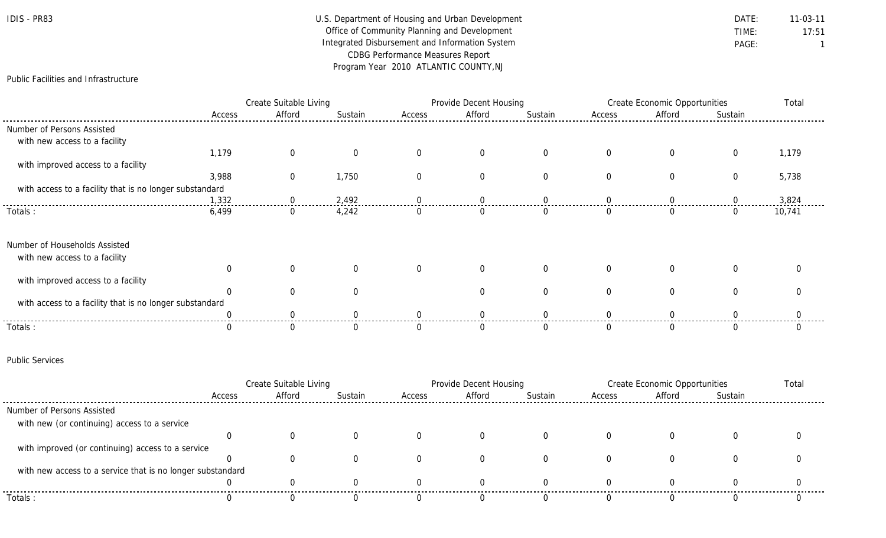U.S. Department of Housing and Urban Development
Office of Community Planning and Development
Integrated Disbursement and Information System
CDBG Performance Measures Report
Program Year 2010 ATLANTIC COUNTY,NJ

## Public Facilities and Infrastructure

| | Create Suitable Living | | | Provide Decent Housing | | | Create Economic Opportunities | | | Total |
|---|---|---|---|---|---|---|---|---|---|---|
| | Access | Afford | Sustain | Access | Afford | Sustain | Access | Afford | Sustain | |
| **Number of Persons Assisted** | | | | | | | | | | |
| with new access to a facility | 1,179 | 0 | 0 | 0 | 0 | 0 | 0 | 0 | 0 | 1,179 |
| with improved access to a facility | 3,988 | 0 | 1,750 | 0 | 0 | 0 | 0 | 0 | 0 | 5,738 |
| with access to a facility that is no longer substandard | 1,332 | 0 | 2,492 | 0 | 0 | 0 | 0 | 0 | 0 | 3,824 |
| Totals : | 6,499 | 0 | 4,242 | 0 | 0 | 0 | 0 | 0 | 0 | 10,741 |

| | Create Suitable Living | | | Provide Decent Housing | | | Create Economic Opportunities | | | Total |
|---|---|---|---|---|---|---|---|---|---|---|
| | Access | Afford | Sustain | Access | Afford | Sustain | Access | Afford | Sustain | |
| **Number of Households Assisted** | | | | | | | | | | |
| with new access to a facility | 0 | 0 | 0 | 0 | 0 | 0 | 0 | 0 | 0 | 0 |
| with improved access to a facility | 0 | 0 | 0 | | 0 | 0 | 0 | 0 | 0 | 0 |
| with access to a facility that is no longer substandard | 0 | 0 | 0 | 0 | 0 | 0 | 0 | 0 | 0 | 0 |
| Totals : | 0 | 0 | 0 | 0 | 0 | 0 | 0 | 0 | 0 | 0 |

## Public Services

| | Create Suitable Living | | | Provide Decent Housing | | | Create Economic Opportunities | | | Total |
|---|---|---|---|---|---|---|---|---|---|---|
| | Access | Afford | Sustain | Access | Afford | Sustain | Access | Afford | Sustain | |
| **Number of Persons Assisted** | | | | | | | | | | |
| with new (or continuing) access to a service | 0 | 0 | 0 | 0 | 0 | 0 | 0 | 0 | 0 | 0 |
| with improved (or continuing) access to a service | 0 | 0 | 0 | 0 | 0 | 0 | 0 | 0 | 0 | 0 |
| with new access to a service that is no longer substandard | 0 | 0 | 0 | 0 | 0 | 0 | 0 | 0 | 0 | 0 |
| Totals : | 0 | 0 | 0 | 0 | 0 | 0 | 0 | 0 | 0 | 0 |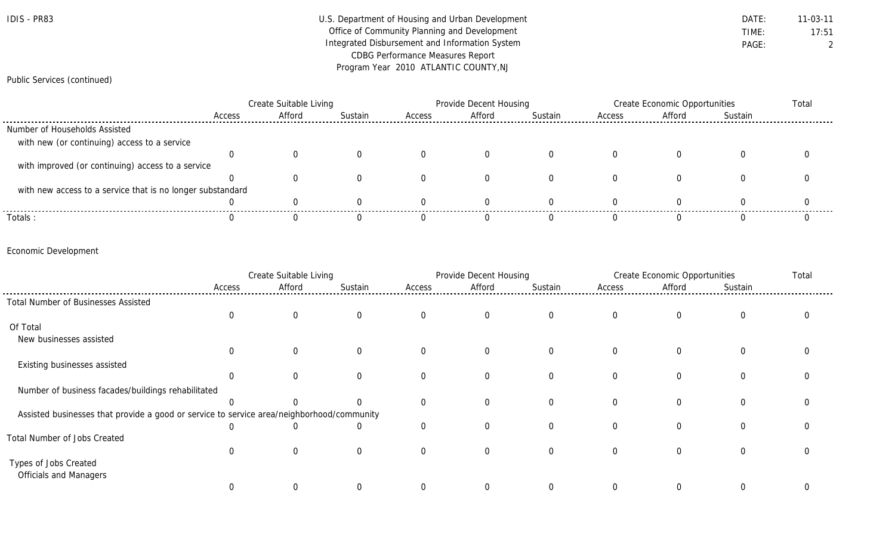IDIS - PR83

U.S. Department of Housing and Urban Development
Office of Community Planning and Development
Integrated Disbursement and Information System
CDBG Performance Measures Report
Program Year 2010 ATLANTIC COUNTY,NJ

DATE: 11-03-11
TIME: 17:51
PAGE: 2

Public Services (continued)

| | Create Suitable Living | | | Provide Decent Housing | | | Create Economic Opportunities | | | Total |
|---|---|---|---|---|---|---|---|---|---|---|
| | Access | Afford | Sustain | Access | Afford | Sustain | Access | Afford | Sustain | |
| Number of Households Assisted | | | | | | | | | | |
| with new (or continuing) access to a service | 0 | 0 | 0 | 0 | 0 | 0 | 0 | 0 | 0 | 0 |
| with improved (or continuing) access to a service | 0 | 0 | 0 | 0 | 0 | 0 | 0 | 0 | 0 | 0 |
| with new access to a service that is no longer substandard | 0 | 0 | 0 | 0 | 0 | 0 | 0 | 0 | 0 | 0 |
| Totals : | 0 | 0 | 0 | 0 | 0 | 0 | 0 | 0 | 0 | 0 |

Economic Development

| | Create Suitable Living | | | Provide Decent Housing | | | Create Economic Opportunities | | | Total |
|---|---|---|---|---|---|---|---|---|---|---|
| | Access | Afford | Sustain | Access | Afford | Sustain | Access | Afford | Sustain | |
| Total Number of Businesses Assisted | 0 | 0 | 0 | 0 | 0 | 0 | 0 | 0 | 0 | 0 |
| Of Total | | | | | | | | | | |
| New businesses assisted | 0 | 0 | 0 | 0 | 0 | 0 | 0 | 0 | 0 | 0 |
| Existing businesses assisted | 0 | 0 | 0 | 0 | 0 | 0 | 0 | 0 | 0 | 0 |
| Number of business facades/buildings rehabilitated | 0 | 0 | 0 | 0 | 0 | 0 | 0 | 0 | 0 | 0 |
| Assisted businesses that provide a good or service to service area/neighborhood/community | 0 | 0 | 0 | 0 | 0 | 0 | 0 | 0 | 0 | 0 |
| Total Number of Jobs Created | 0 | 0 | 0 | 0 | 0 | 0 | 0 | 0 | 0 | 0 |
| Types of Jobs Created | | | | | | | | | | |
| Officials and Managers | 0 | 0 | 0 | 0 | 0 | 0 | 0 | 0 | 0 | 0 |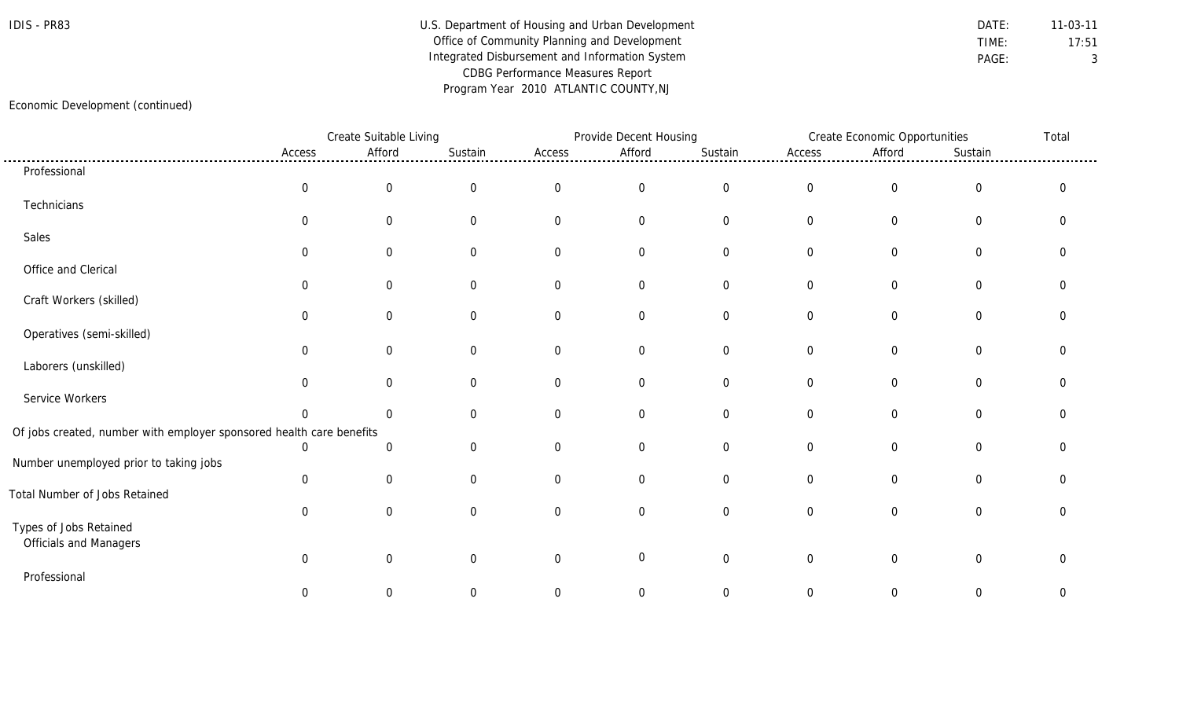Economic Development (continued)

| | Create Suitable Living | | | Provide Decent Housing | | | Create Economic Opportunities | | | Total |
|---|---|---|---|---|---|---|---|---|---|---|
| | Access | Afford | Sustain | Access | Afford | Sustain | Access | Afford | Sustain | |
| Professional | 0 | 0 | 0 | 0 | 0 | 0 | 0 | 0 | 0 | 0 |
| Technicians | 0 | 0 | 0 | 0 | 0 | 0 | 0 | 0 | 0 | 0 |
| Sales | 0 | 0 | 0 | 0 | 0 | 0 | 0 | 0 | 0 | 0 |
| Office and Clerical | 0 | 0 | 0 | 0 | 0 | 0 | 0 | 0 | 0 | 0 |
| Craft Workers (skilled) | 0 | 0 | 0 | 0 | 0 | 0 | 0 | 0 | 0 | 0 |
| Operatives (semi-skilled) | 0 | 0 | 0 | 0 | 0 | 0 | 0 | 0 | 0 | 0 |
| Laborers (unskilled) | 0 | 0 | 0 | 0 | 0 | 0 | 0 | 0 | 0 | 0 |
| Service Workers | 0 | 0 | 0 | 0 | 0 | 0 | 0 | 0 | 0 | 0 |
| Of jobs created, number with employer sponsored health care benefits | 0 | 0 | 0 | 0 | 0 | 0 | 0 | 0 | 0 | 0 |
| Number unemployed prior to taking jobs | 0 | 0 | 0 | 0 | 0 | 0 | 0 | 0 | 0 | 0 |
| Total Number of Jobs Retained | 0 | 0 | 0 | 0 | 0 | 0 | 0 | 0 | 0 | 0 |
| Types of Jobs Retained | | | | | | | | | | |
| Officials and Managers | 0 | 0 | 0 | 0 | 0 | 0 | 0 | 0 | 0 | 0 |
| Professional | 0 | 0 | 0 | 0 | 0 | 0 | 0 | 0 | 0 | 0 |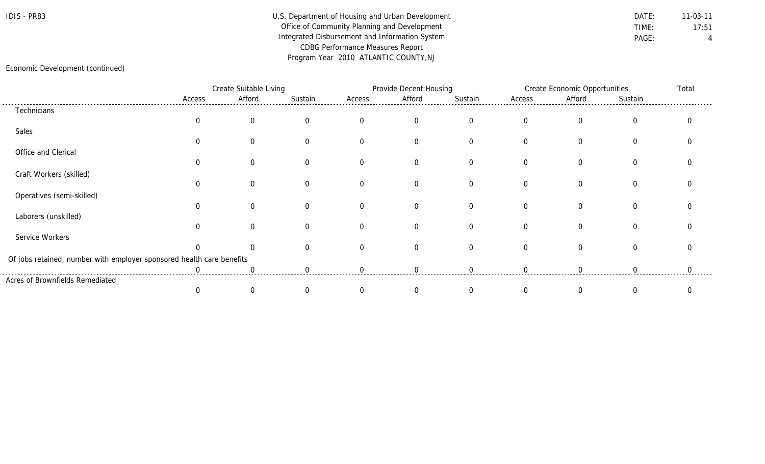Economic Development (continued)

| | Create Suitable Living | | | Provide Decent Housing | | | Create Economic Opportunities | | | Total |
|---|---|---|---|---|---|---|---|---|---|---|
| | Access | Afford | Sustain | Access | Afford | Sustain | Access | Afford | Sustain | |
| Technicians | 0 | 0 | 0 | 0 | 0 | 0 | 0 | 0 | 0 | 0 |
| Sales | 0 | 0 | 0 | 0 | 0 | 0 | 0 | 0 | 0 | 0 |
| Office and Clerical | 0 | 0 | 0 | 0 | 0 | 0 | 0 | 0 | 0 | 0 |
| Craft Workers (skilled) | 0 | 0 | 0 | 0 | 0 | 0 | 0 | 0 | 0 | 0 |
| Operatives (semi-skilled) | 0 | 0 | 0 | 0 | 0 | 0 | 0 | 0 | 0 | 0 |
| Laborers (unskilled) | 0 | 0 | 0 | 0 | 0 | 0 | 0 | 0 | 0 | 0 |
| Service Workers | 0 | 0 | 0 | 0 | 0 | 0 | 0 | 0 | 0 | 0 |
| Of jobs retained, number with employer sponsored health care benefits | 0 | 0 | 0 | 0 | 0 | 0 | 0 | 0 | 0 | 0 |
| Acres of Brownfields Remediated | 0 | 0 | 0 | 0 | 0 | 0 | 0 | 0 | 0 | 0 |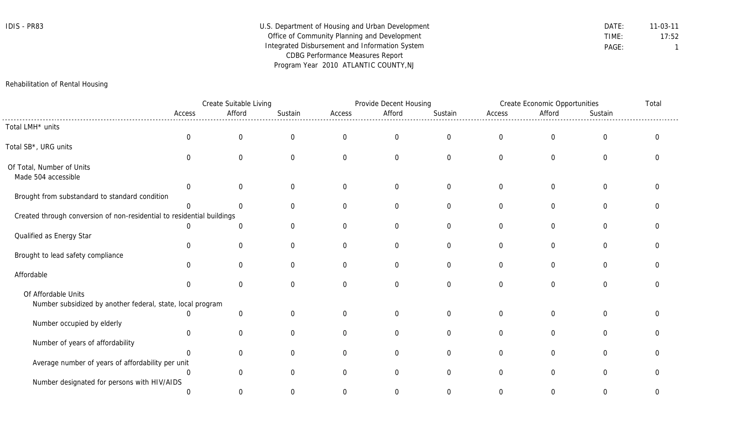IDIS - PR83

U.S. Department of Housing and Urban Development
Office of Community Planning and Development
Integrated Disbursement and Information System
CDBG Performance Measures Report
Program Year 2010 ATLANTIC COUNTY,NJ

DATE: 11-03-11
TIME: 17:52
PAGE: 1

Rehabilitation of Rental Housing

| | Create Suitable Living | | | Provide Decent Housing | | | Create Economic Opportunities | | | Total |
|---|---|---|---|---|---|---|---|---|---|---|
| | Access | Afford | Sustain | Access | Afford | Sustain | Access | Afford | Sustain | |
| Total LMH* units | 0 | 0 | 0 | 0 | 0 | 0 | 0 | 0 | 0 | 0 |
| Total SB*, URG units | 0 | 0 | 0 | 0 | 0 | 0 | 0 | 0 | 0 | 0 |
| Of Total, Number of Units | | | | | | | | | | |
| Made 504 accessible | 0 | 0 | 0 | 0 | 0 | 0 | 0 | 0 | 0 | 0 |
| Brought from substandard to standard condition | 0 | 0 | 0 | 0 | 0 | 0 | 0 | 0 | 0 | 0 |
| Created through conversion of non-residential to residential buildings | 0 | 0 | 0 | 0 | 0 | 0 | 0 | 0 | 0 | 0 |
| Qualified as Energy Star | 0 | 0 | 0 | 0 | 0 | 0 | 0 | 0 | 0 | 0 |
| Brought to lead safety compliance | 0 | 0 | 0 | 0 | 0 | 0 | 0 | 0 | 0 | 0 |
| Affordable | 0 | 0 | 0 | 0 | 0 | 0 | 0 | 0 | 0 | 0 |
| Of Affordable Units | | | | | | | | | | |
| Number subsidized by another federal, state, local program | 0 | 0 | 0 | 0 | 0 | 0 | 0 | 0 | 0 | 0 |
| Number occupied by elderly | 0 | 0 | 0 | 0 | 0 | 0 | 0 | 0 | 0 | 0 |
| Number of years of affordability | 0 | 0 | 0 | 0 | 0 | 0 | 0 | 0 | 0 | 0 |
| Average number of years of affordability per unit | 0 | 0 | 0 | 0 | 0 | 0 | 0 | 0 | 0 | 0 |
| Number designated for persons with HIV/AIDS | 0 | 0 | 0 | 0 | 0 | 0 | 0 | 0 | 0 | 0 |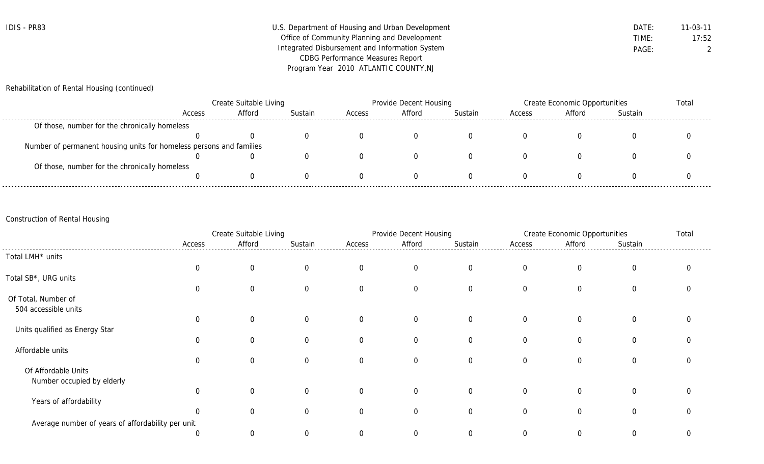Rehabilitation of Rental Housing (continued)

| | Create Suitable Living | | | Provide Decent Housing | | | Create Economic Opportunities | | | Total |
|---|---|---|---|---|---|---|---|---|---|---|
| | Access | Afford | Sustain | Access | Afford | Sustain | Access | Afford | Sustain | |
| Of those, number for the chronically homeless | 0 | 0 | 0 | 0 | 0 | 0 | 0 | 0 | 0 | 0 |
| Number of permanent housing units for homeless persons and families | 0 | 0 | 0 | 0 | 0 | 0 | 0 | 0 | 0 | 0 |
| Of those, number for the chronically homeless | 0 | 0 | 0 | 0 | 0 | 0 | 0 | 0 | 0 | 0 |

Construction of Rental Housing

| | Create Suitable Living | | | Provide Decent Housing | | | Create Economic Opportunities | | | Total |
|---|---|---|---|---|---|---|---|---|---|---|
| | Access | Afford | Sustain | Access | Afford | Sustain | Access | Afford | Sustain | |
| Total LMH* units | 0 | 0 | 0 | 0 | 0 | 0 | 0 | 0 | 0 | 0 |
| Total SB*, URG units | 0 | 0 | 0 | 0 | 0 | 0 | 0 | 0 | 0 | 0 |
| Of Total, Number of 504 accessible units | 0 | 0 | 0 | 0 | 0 | 0 | 0 | 0 | 0 | 0 |
| Units qualified as Energy Star | 0 | 0 | 0 | 0 | 0 | 0 | 0 | 0 | 0 | 0 |
| Affordable units | 0 | 0 | 0 | 0 | 0 | 0 | 0 | 0 | 0 | 0 |
| Of Affordable Units Number occupied by elderly | 0 | 0 | 0 | 0 | 0 | 0 | 0 | 0 | 0 | 0 |
| Years of affordability | 0 | 0 | 0 | 0 | 0 | 0 | 0 | 0 | 0 | 0 |
| Average number of years of affordability per unit | 0 | 0 | 0 | 0 | 0 | 0 | 0 | 0 | 0 | 0 |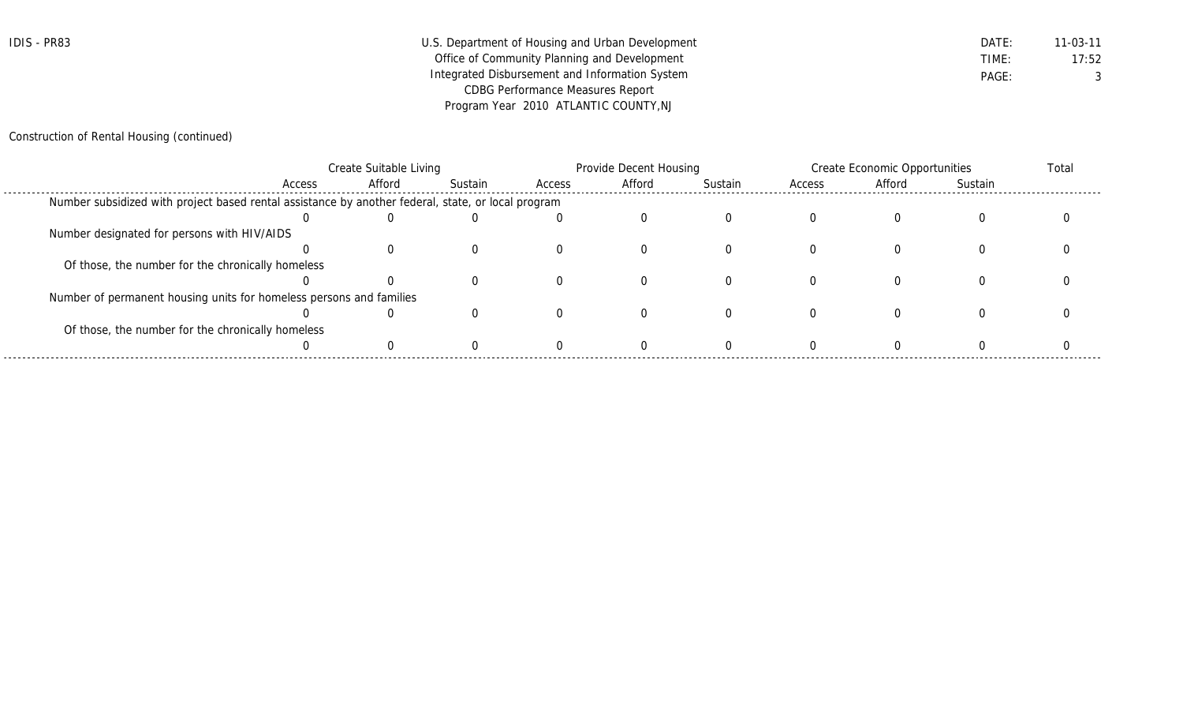Construction of Rental Housing (continued)

| | Create Suitable Living | | | Provide Decent Housing | | | Create Economic Opportunities | | | Total |
|---|---|---|---|---|---|---|---|---|---|---|
| | Access | Afford | Sustain | Access | Afford | Sustain | Access | Afford | Sustain | |
| Number subsidized with project based rental assistance by another federal, state, or local program | 0 | 0 | 0 | 0 | 0 | 0 | 0 | 0 | 0 | 0 |
| Number designated for persons with HIV/AIDS | 0 | 0 | 0 | 0 | 0 | 0 | 0 | 0 | 0 | 0 |
| Of those, the number for the chronically homeless | 0 | 0 | 0 | 0 | 0 | 0 | 0 | 0 | 0 | 0 |
| Number of permanent housing units for homeless persons and families | 0 | 0 | 0 | 0 | 0 | 0 | 0 | 0 | 0 | 0 |
| Of those, the number for the chronically homeless | 0 | 0 | 0 | 0 | 0 | 0 | 0 | 0 | 0 | 0 |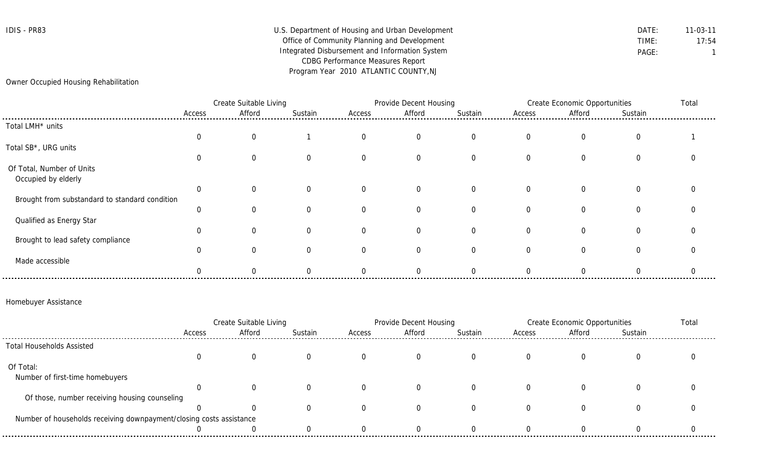IDIS - PR83

U.S. Department of Housing and Urban Development
Office of Community Planning and Development
Integrated Disbursement and Information System
CDBG Performance Measures Report
Program Year 2010 ATLANTIC COUNTY,NJ

DATE: 11-03-11
TIME: 17:54
PAGE: 1

## Owner Occupied Housing Rehabilitation

| | Create Suitable Living | | | Provide Decent Housing | | | Create Economic Opportunities | | | Total |
|---|---|---|---|---|---|---|---|---|---|---|
| | Access | Afford | Sustain | Access | Afford | Sustain | Access | Afford | Sustain | |
| Total LMH* units | 0 | 0 | 1 | 0 | 0 | 0 | 0 | 0 | 0 | 1 |
| Total SB*, URG units | 0 | 0 | 0 | 0 | 0 | 0 | 0 | 0 | 0 | 0 |
| Of Total, Number of Units | | | | | | | | | | |
| Occupied by elderly | 0 | 0 | 0 | 0 | 0 | 0 | 0 | 0 | 0 | 0 |
| Brought from substandard to standard condition | 0 | 0 | 0 | 0 | 0 | 0 | 0 | 0 | 0 | 0 |
| Qualified as Energy Star | 0 | 0 | 0 | 0 | 0 | 0 | 0 | 0 | 0 | 0 |
| Brought to lead safety compliance | 0 | 0 | 0 | 0 | 0 | 0 | 0 | 0 | 0 | 0 |
| Made accessible | 0 | 0 | 0 | 0 | 0 | 0 | 0 | 0 | 0 | 0 |

## Homebuyer Assistance

| | Create Suitable Living | | | Provide Decent Housing | | | Create Economic Opportunities | | | Total |
|---|---|---|---|---|---|---|---|---|---|---|
| | Access | Afford | Sustain | Access | Afford | Sustain | Access | Afford | Sustain | |
| Total Households Assisted | 0 | 0 | 0 | 0 | 0 | 0 | 0 | 0 | 0 | 0 |
| Of Total: | | | | | | | | | | |
| Number of first-time homebuyers | 0 | 0 | 0 | 0 | 0 | 0 | 0 | 0 | 0 | 0 |
| Of those, number receiving housing counseling | 0 | 0 | 0 | 0 | 0 | 0 | 0 | 0 | 0 | 0 |
| Number of households receiving downpayment/closing costs assistance | 0 | 0 | 0 | 0 | 0 | 0 | 0 | 0 | 0 | 0 |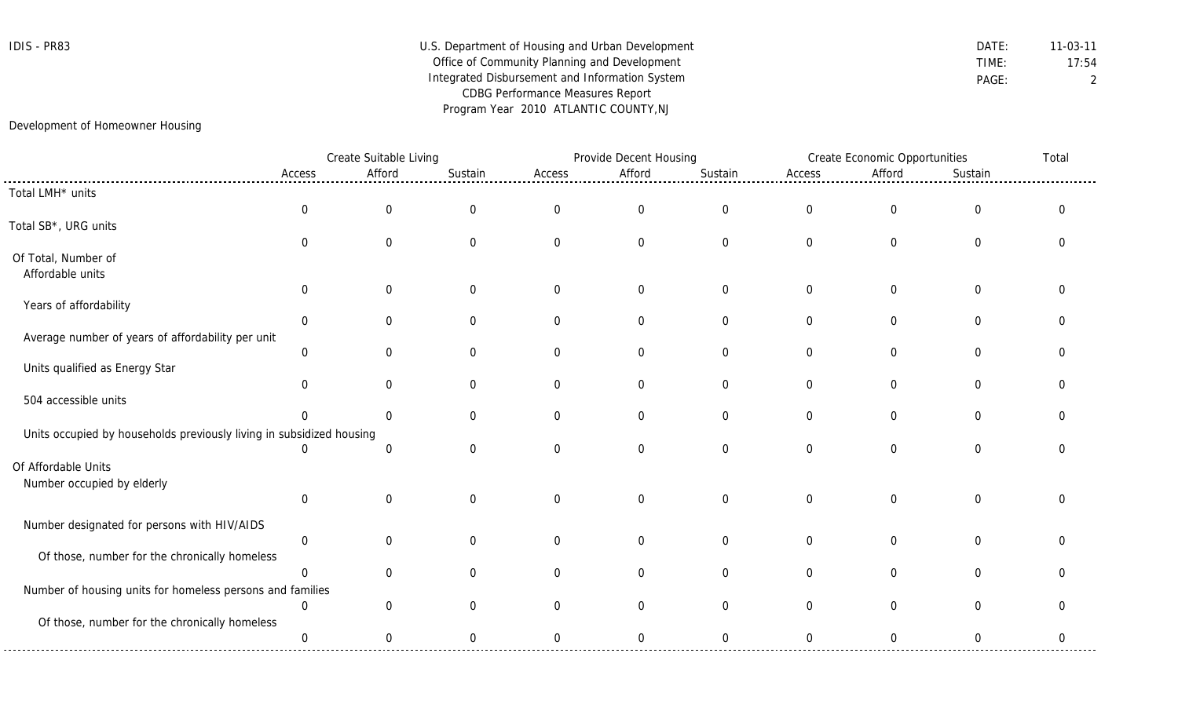IDIS - PR83

U.S. Department of Housing and Urban Development
Office of Community Planning and Development
Integrated Disbursement and Information System
CDBG Performance Measures Report
Program Year 2010 ATLANTIC COUNTY,NJ

DATE: 11-03-11
TIME: 17:54

## Development of Homeowner Housing

| | Create Suitable Living | | | Provide Decent Housing | | | Create Economic Opportunities | | | Total |
|---|---|---|---|---|---|---|---|---|---|---|
| | Access | Afford | Sustain | Access | Afford | Sustain | Access | Afford | Sustain | |
| Total LMH* units | 0 | 0 | 0 | 0 | 0 | 0 | 0 | 0 | 0 | 0 |
| Total SB*, URG units | 0 | 0 | 0 | 0 | 0 | 0 | 0 | 0 | 0 | 0 |
| Of Total, Number of | | | | | | | | | | |
| Affordable units | 0 | 0 | 0 | 0 | 0 | 0 | 0 | 0 | 0 | 0 |
| Years of affordability | 0 | 0 | 0 | 0 | 0 | 0 | 0 | 0 | 0 | 0 |
| Average number of years of affordability per unit | 0 | 0 | 0 | 0 | 0 | 0 | 0 | 0 | 0 | 0 |
| Units qualified as Energy Star | 0 | 0 | 0 | 0 | 0 | 0 | 0 | 0 | 0 | 0 |
| 504 accessible units | 0 | 0 | 0 | 0 | 0 | 0 | 0 | 0 | 0 | 0 |
| Units occupied by households previously living in subsidized housing | 0 | 0 | 0 | 0 | 0 | 0 | 0 | 0 | 0 | 0 |
| Of Affordable Units | | | | | | | | | | |
| Number occupied by elderly | 0 | 0 | 0 | 0 | 0 | 0 | 0 | 0 | 0 | 0 |
| Number designated for persons with HIV/AIDS | 0 | 0 | 0 | 0 | 0 | 0 | 0 | 0 | 0 | 0 |
| Of those, number for the chronically homeless | 0 | 0 | 0 | 0 | 0 | 0 | 0 | 0 | 0 | 0 |
| Number of housing units for homeless persons and families | 0 | 0 | 0 | 0 | 0 | 0 | 0 | 0 | 0 | 0 |
| Of those, number for the chronically homeless | 0 | 0 | 0 | 0 | 0 | 0 | 0 | 0 | 0 | 0 |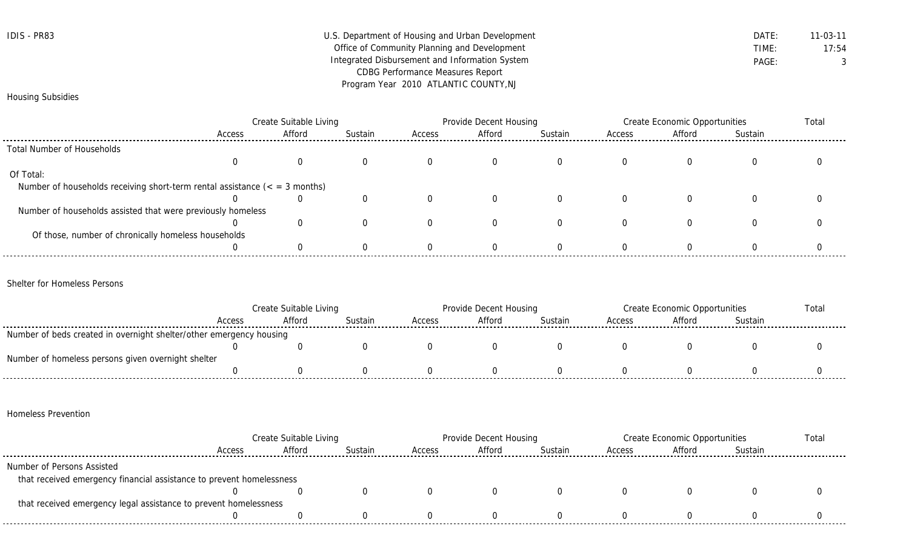IDIS - PR83

U.S. Department of Housing and Urban Development
Office of Community Planning and Development
Integrated Disbursement and Information System
CDBG Performance Measures Report
Program Year 2010 ATLANTIC COUNTY,NJ

DATE: 11-03-11
TIME: 17:54

## Housing Subsidies

| | Create Suitable Living | | | Provide Decent Housing | | | Create Economic Opportunities | | | Total |
|---|---|---|---|---|---|---|---|---|---|---|
| | Access | Afford | Sustain | Access | Afford | Sustain | Access | Afford | Sustain | |
| Total Number of Households | 0 | 0 | 0 | 0 | 0 | 0 | 0 | 0 | 0 | 0 |
| Of Total: | | | | | | | | | | |
| Number of households receiving short-term rental assistance (< = 3 months) | 0 | 0 | 0 | 0 | 0 | 0 | 0 | 0 | 0 | 0 |
| Number of households assisted that were previously homeless | 0 | 0 | 0 | 0 | 0 | 0 | 0 | 0 | 0 | 0 |
| Of those, number of chronically homeless households | 0 | 0 | 0 | 0 | 0 | 0 | 0 | 0 | 0 | 0 |

## Shelter for Homeless Persons

| | Create Suitable Living | | | Provide Decent Housing | | | Create Economic Opportunities | | | Total |
|---|---|---|---|---|---|---|---|---|---|---|
| | Access | Afford | Sustain | Access | Afford | Sustain | Access | Afford | Sustain | |
| Number of beds created in overnight shelter/other emergency housing | 0 | 0 | 0 | 0 | 0 | 0 | 0 | 0 | 0 | 0 |
| Number of homeless persons given overnight shelter | 0 | 0 | 0 | 0 | 0 | 0 | 0 | 0 | 0 | 0 |

## Homeless Prevention

| | Create Suitable Living | | | Provide Decent Housing | | | Create Economic Opportunities | | | Total |
|---|---|---|---|---|---|---|---|---|---|---|
| | Access | Afford | Sustain | Access | Afford | Sustain | Access | Afford | Sustain | |
| Number of Persons Assisted | | | | | | | | | | |
| that received emergency financial assistance to prevent homelessness | 0 | 0 | 0 | 0 | 0 | 0 | 0 | 0 | 0 | 0 |
| that received emergency legal assistance to prevent homelessness | 0 | 0 | 0 | 0 | 0 | 0 | 0 | 0 | 0 | 0 |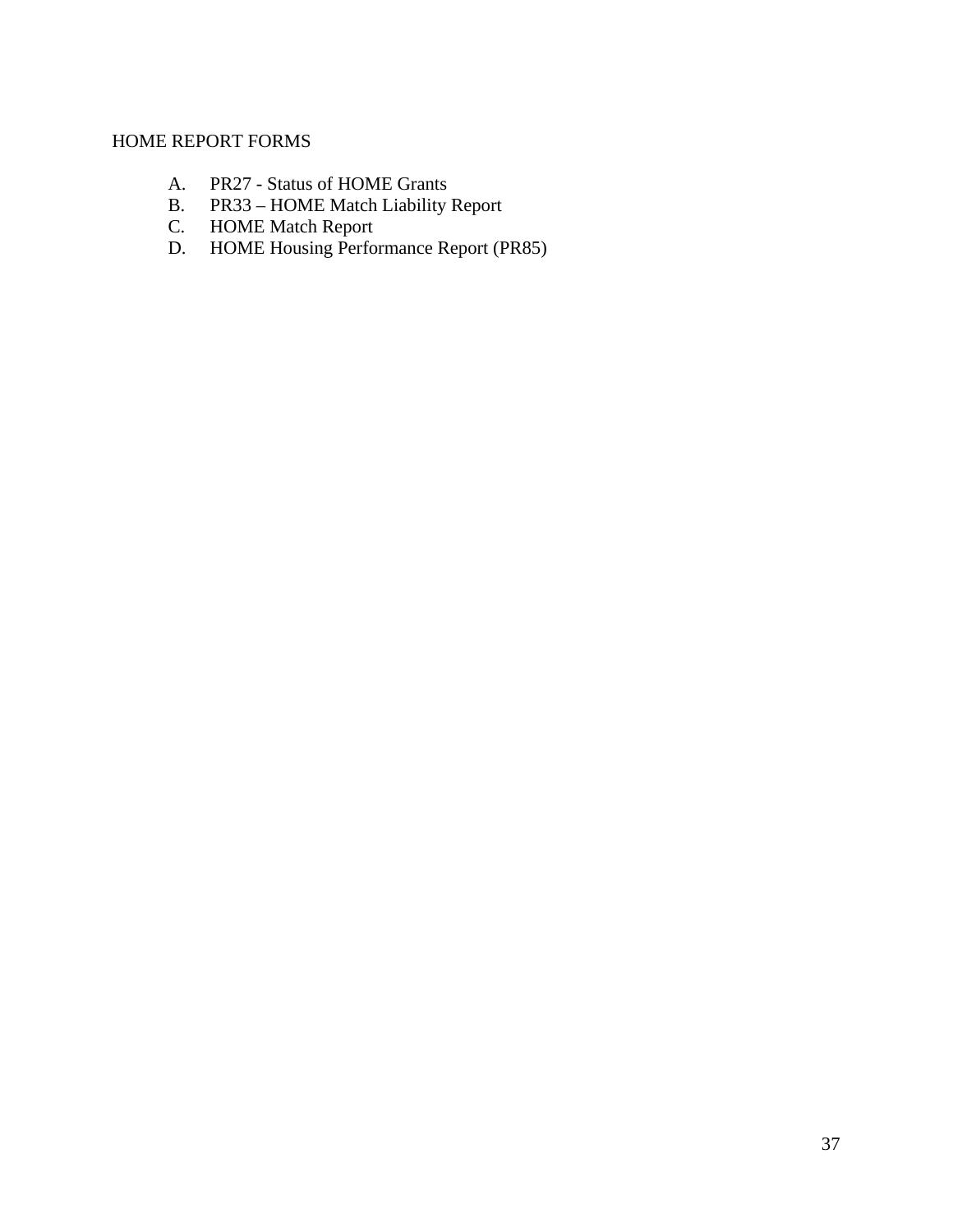# HOME REPORT FORMS

A. PR27 - Status of HOME Grants
B. PR33 – HOME Match Liability Report
C. HOME Match Report
D. HOME Housing Performance Report (PR85)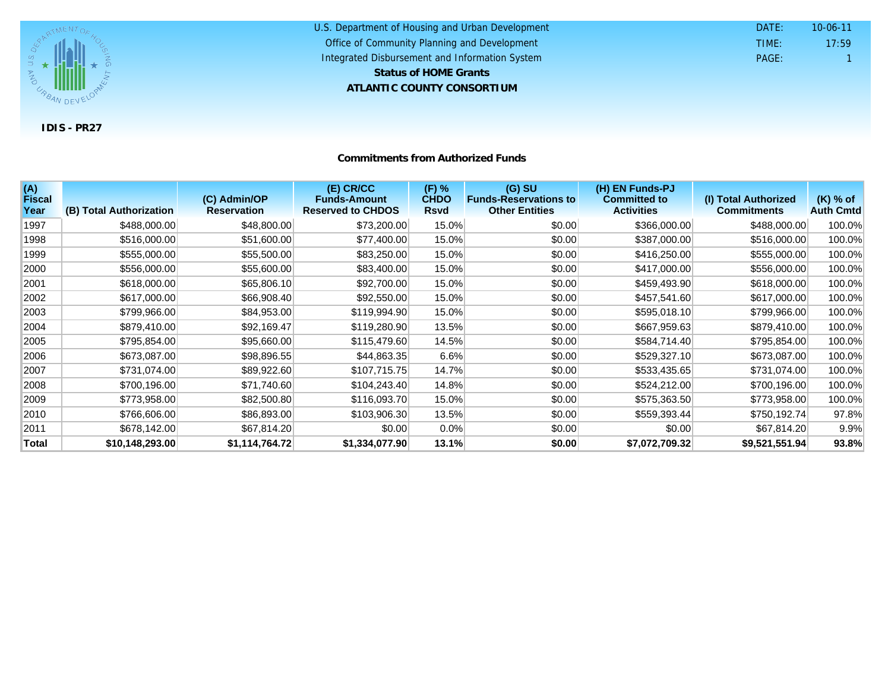U.S. Department of Housing and Urban Development
Office of Community Planning and Development
Integrated Disbursement and Information System

**Status of HOME Grants**

**ATLANTIC COUNTY CONSORTIUM**

DATE: 10-06-11
TIME: 17:59
PAGE: 1

**IDIS - PR27**

### Commitments from Authorized Funds

| (A) Fiscal Year | (B) Total Authorization | (C) Admin/OP Reservation | (E) CR/CC Funds-Amount Reserved to CHDOS | (F) % CHDO Rsvd | (G) SU Funds-Reservations to Other Entities | (H) EN Funds-PJ Committed to Activities | (I) Total Authorized Commitments | (K) % of Auth Cmtd |
|---|---|---|---|---|---|---|---|---|
| 1997 | $488,000.00 | $48,800.00 | $73,200.00 | 15.0% | $0.00 | $366,000.00 | $488,000.00 | 100.0% |
| 1998 | $516,000.00 | $51,600.00 | $77,400.00 | 15.0% | $0.00 | $387,000.00 | $516,000.00 | 100.0% |
| 1999 | $555,000.00 | $55,500.00 | $83,250.00 | 15.0% | $0.00 | $416,250.00 | $555,000.00 | 100.0% |
| 2000 | $556,000.00 | $55,600.00 | $83,400.00 | 15.0% | $0.00 | $417,000.00 | $556,000.00 | 100.0% |
| 2001 | $618,000.00 | $65,806.10 | $92,700.00 | 15.0% | $0.00 | $459,493.90 | $618,000.00 | 100.0% |
| 2002 | $617,000.00 | $66,908.40 | $92,550.00 | 15.0% | $0.00 | $457,541.60 | $617,000.00 | 100.0% |
| 2003 | $799,966.00 | $84,953.00 | $119,994.90 | 15.0% | $0.00 | $595,018.10 | $799,966.00 | 100.0% |
| 2004 | $879,410.00 | $92,169.47 | $119,280.90 | 13.5% | $0.00 | $667,959.63 | $879,410.00 | 100.0% |
| 2005 | $795,854.00 | $95,660.00 | $115,479.60 | 14.5% | $0.00 | $584,714.40 | $795,854.00 | 100.0% |
| 2006 | $673,087.00 | $98,896.55 | $44,863.35 | 6.6% | $0.00 | $529,327.10 | $673,087.00 | 100.0% |
| 2007 | $731,074.00 | $89,922.60 | $107,715.75 | 14.7% | $0.00 | $533,435.65 | $731,074.00 | 100.0% |
| 2008 | $700,196.00 | $71,740.60 | $104,243.40 | 14.8% | $0.00 | $524,212.00 | $700,196.00 | 100.0% |
| 2009 | $773,958.00 | $82,500.80 | $116,093.70 | 15.0% | $0.00 | $575,363.50 | $773,958.00 | 100.0% |
| 2010 | $766,606.00 | $86,893.00 | $103,906.30 | 13.5% | $0.00 | $559,393.44 | $750,192.74 | 97.8% |
| 2011 | $678,142.00 | $67,814.20 | $0.00 | 0.0% | $0.00 | $0.00 | $67,814.20 | 9.9% |
| **Total** | **$10,148,293.00** | **$1,114,764.72** | **$1,334,077.90** | **13.1%** | **$0.00** | **$7,072,709.32** | **$9,521,551.94** | **93.8%** |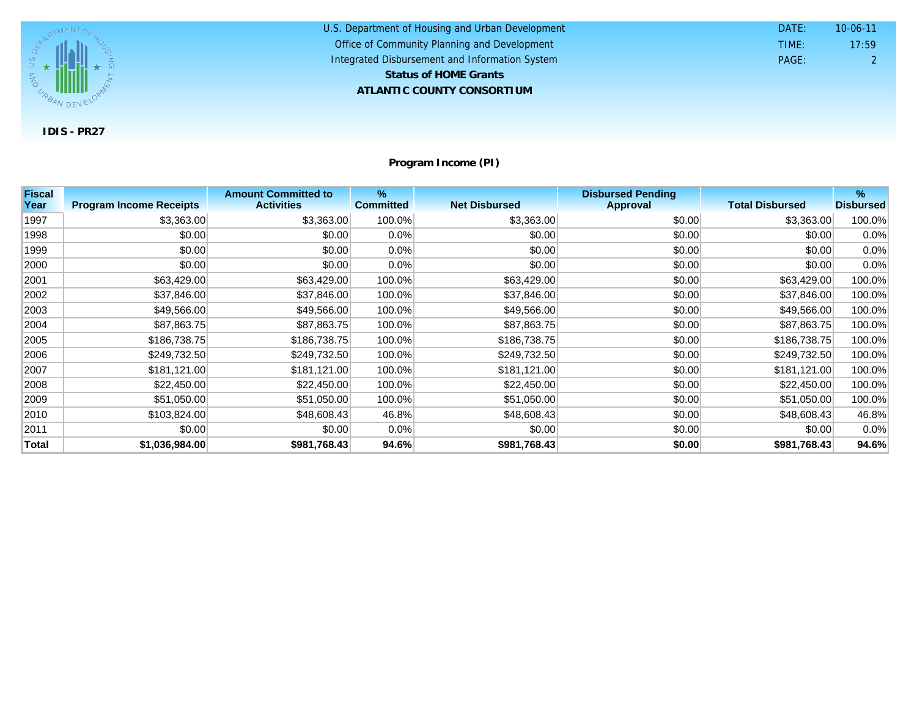U.S. Department of Housing and Urban Development
Office of Community Planning and Development
Integrated Disbursement and Information System

**Status of HOME Grants**

**ATLANTIC COUNTY CONSORTIUM**

DATE: 10-06-11
TIME: 17:59
PAGE: 2

**IDIS - PR27**

## Program Income (PI)

| Fiscal Year | Program Income Receipts | Amount Committed to Activities | % Committed | Net Disbursed | Disbursed Pending Approval | Total Disbursed | % Disbursed |
|---|---|---|---|---|---|---|---|
| 1997 | $3,363.00 | $3,363.00 | 100.0% | $3,363.00 | $0.00 | $3,363.00 | 100.0% |
| 1998 | $0.00 | $0.00 | 0.0% | $0.00 | $0.00 | $0.00 | 0.0% |
| 1999 | $0.00 | $0.00 | 0.0% | $0.00 | $0.00 | $0.00 | 0.0% |
| 2000 | $0.00 | $0.00 | 0.0% | $0.00 | $0.00 | $0.00 | 0.0% |
| 2001 | $63,429.00 | $63,429.00 | 100.0% | $63,429.00 | $0.00 | $63,429.00 | 100.0% |
| 2002 | $37,846.00 | $37,846.00 | 100.0% | $37,846.00 | $0.00 | $37,846.00 | 100.0% |
| 2003 | $49,566.00 | $49,566.00 | 100.0% | $49,566.00 | $0.00 | $49,566.00 | 100.0% |
| 2004 | $87,863.75 | $87,863.75 | 100.0% | $87,863.75 | $0.00 | $87,863.75 | 100.0% |
| 2005 | $186,738.75 | $186,738.75 | 100.0% | $186,738.75 | $0.00 | $186,738.75 | 100.0% |
| 2006 | $249,732.50 | $249,732.50 | 100.0% | $249,732.50 | $0.00 | $249,732.50 | 100.0% |
| 2007 | $181,121.00 | $181,121.00 | 100.0% | $181,121.00 | $0.00 | $181,121.00 | 100.0% |
| 2008 | $22,450.00 | $22,450.00 | 100.0% | $22,450.00 | $0.00 | $22,450.00 | 100.0% |
| 2009 | $51,050.00 | $51,050.00 | 100.0% | $51,050.00 | $0.00 | $51,050.00 | 100.0% |
| 2010 | $103,824.00 | $48,608.43 | 46.8% | $48,608.43 | $0.00 | $48,608.43 | 46.8% |
| 2011 | $0.00 | $0.00 | 0.0% | $0.00 | $0.00 | $0.00 | 0.0% |
| **Total** | **$1,036,984.00** | **$981,768.43** | **94.6%** | **$981,768.43** | **$0.00** | **$981,768.43** | **94.6%** |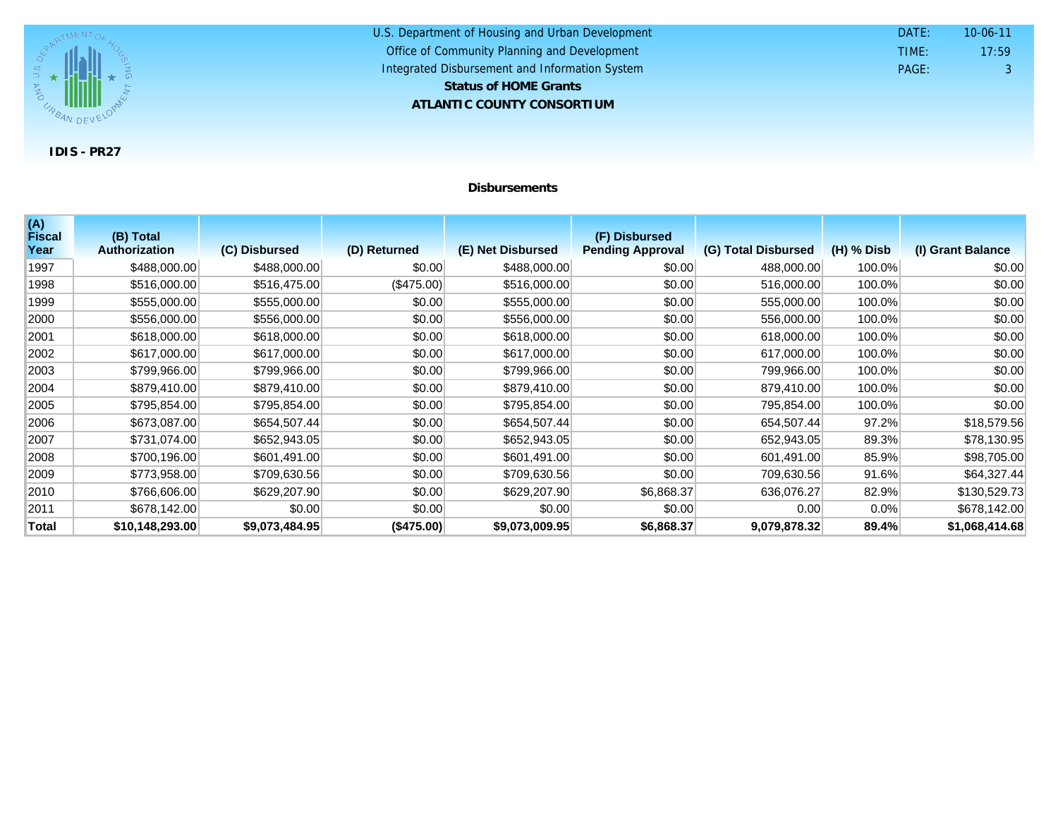U.S. Department of Housing and Urban Development
Office of Community Planning and Development
Integrated Disbursement and Information System

**Status of HOME Grants**

**ATLANTIC COUNTY CONSORTIUM**

DATE: 10-06-11
TIME: 17:59

**IDIS - PR27**

### Disbursements

| (A) Fiscal Year | (B) Total Authorization | (C) Disbursed | (D) Returned | (E) Net Disbursed | (F) Disbursed Pending Approval | (G) Total Disbursed | (H) % Disb | (I) Grant Balance |
|---|---|---|---|---|---|---|---|---|
| 1997 | $488,000.00 | $488,000.00 | $0.00 | $488,000.00 | $0.00 | 488,000.00 | 100.0% | $0.00 |
| 1998 | $516,000.00 | $516,475.00 | ($475.00) | $516,000.00 | $0.00 | 516,000.00 | 100.0% | $0.00 |
| 1999 | $555,000.00 | $555,000.00 | $0.00 | $555,000.00 | $0.00 | 555,000.00 | 100.0% | $0.00 |
| 2000 | $556,000.00 | $556,000.00 | $0.00 | $556,000.00 | $0.00 | 556,000.00 | 100.0% | $0.00 |
| 2001 | $618,000.00 | $618,000.00 | $0.00 | $618,000.00 | $0.00 | 618,000.00 | 100.0% | $0.00 |
| 2002 | $617,000.00 | $617,000.00 | $0.00 | $617,000.00 | $0.00 | 617,000.00 | 100.0% | $0.00 |
| 2003 | $799,966.00 | $799,966.00 | $0.00 | $799,966.00 | $0.00 | 799,966.00 | 100.0% | $0.00 |
| 2004 | $879,410.00 | $879,410.00 | $0.00 | $879,410.00 | $0.00 | 879,410.00 | 100.0% | $0.00 |
| 2005 | $795,854.00 | $795,854.00 | $0.00 | $795,854.00 | $0.00 | 795,854.00 | 100.0% | $0.00 |
| 2006 | $673,087.00 | $654,507.44 | $0.00 | $654,507.44 | $0.00 | 654,507.44 | 97.2% | $18,579.56 |
| 2007 | $731,074.00 | $652,943.05 | $0.00 | $652,943.05 | $0.00 | 652,943.05 | 89.3% | $78,130.95 |
| 2008 | $700,196.00 | $601,491.00 | $0.00 | $601,491.00 | $0.00 | 601,491.00 | 85.9% | $98,705.00 |
| 2009 | $773,958.00 | $709,630.56 | $0.00 | $709,630.56 | $0.00 | 709,630.56 | 91.6% | $64,327.44 |
| 2010 | $766,606.00 | $629,207.90 | $0.00 | $629,207.90 | $6,868.37 | 636,076.27 | 82.9% | $130,529.73 |
| 2011 | $678,142.00 | $0.00 | $0.00 | $0.00 | $0.00 | 0.00 | 0.0% | $678,142.00 |
| **Total** | **$10,148,293.00** | **$9,073,484.95** | **($475.00)** | **$9,073,009.95** | **$6,868.37** | **9,079,878.32** | **89.4%** | **$1,068,414.68** |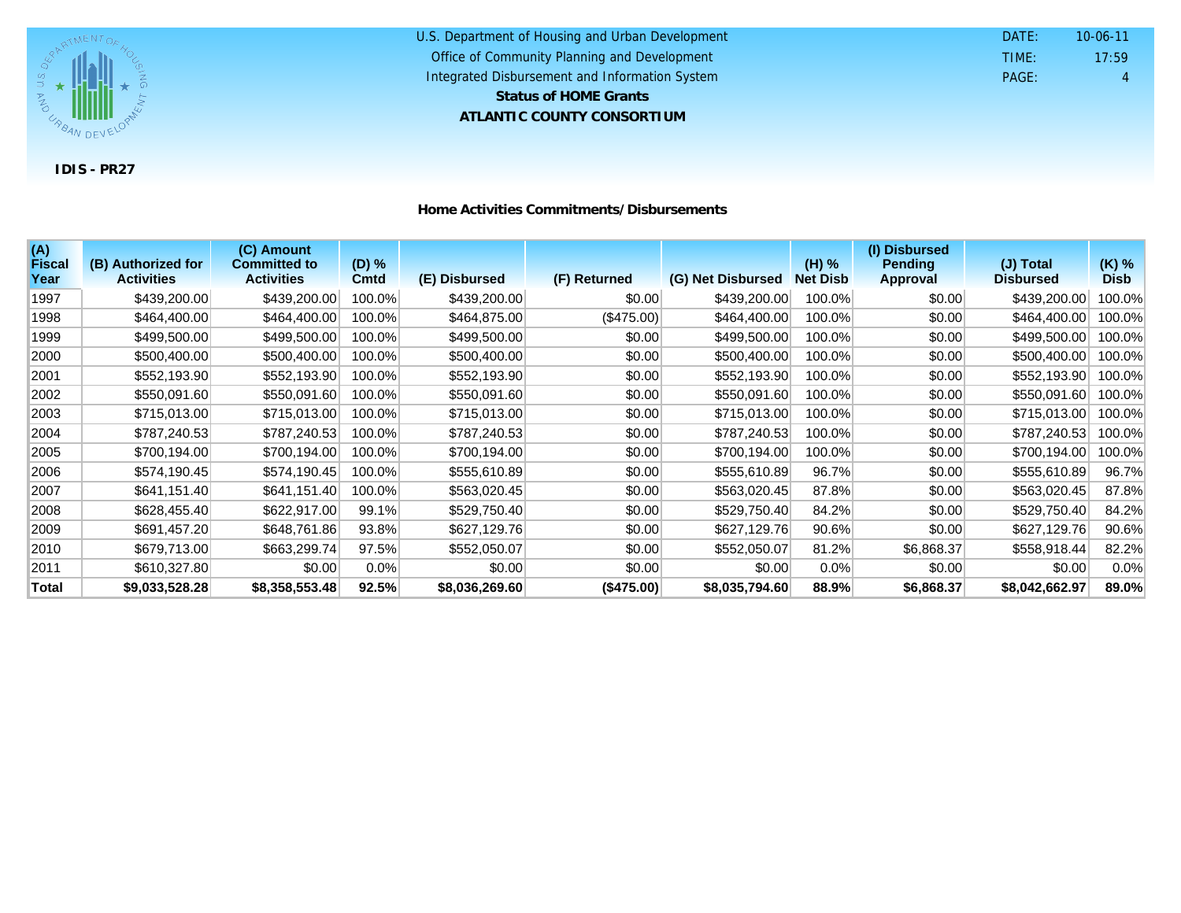U.S. Department of Housing and Urban Development

Office of Community Planning and Development

Integrated Disbursement and Information System

**Status of HOME Grants**

**ATLANTIC COUNTY CONSORTIUM**

DATE: 10-06-11
TIME: 17:59
PAGE: 4

**IDIS - PR27**

**Home Activities Commitments/Disbursements**

| (A) Fiscal Year | (B) Authorized for Activities | (C) Amount Committed to Activities | (D) % Cmtd | (E) Disbursed | (F) Returned | (G) Net Disbursed | (H) % Net Disb | (I) Disbursed Pending Approval | (J) Total Disbursed | (K) % Disb |
|---|---|---|---|---|---|---|---|---|---|---|
| 1997 | $439,200.00 | $439,200.00 | 100.0% | $439,200.00 | $0.00 | $439,200.00 | 100.0% | $0.00 | $439,200.00 | 100.0% |
| 1998 | $464,400.00 | $464,400.00 | 100.0% | $464,875.00 | ($475.00) | $464,400.00 | 100.0% | $0.00 | $464,400.00 | 100.0% |
| 1999 | $499,500.00 | $499,500.00 | 100.0% | $499,500.00 | $0.00 | $499,500.00 | 100.0% | $0.00 | $499,500.00 | 100.0% |
| 2000 | $500,400.00 | $500,400.00 | 100.0% | $500,400.00 | $0.00 | $500,400.00 | 100.0% | $0.00 | $500,400.00 | 100.0% |
| 2001 | $552,193.90 | $552,193.90 | 100.0% | $552,193.90 | $0.00 | $552,193.90 | 100.0% | $0.00 | $552,193.90 | 100.0% |
| 2002 | $550,091.60 | $550,091.60 | 100.0% | $550,091.60 | $0.00 | $550,091.60 | 100.0% | $0.00 | $550,091.60 | 100.0% |
| 2003 | $715,013.00 | $715,013.00 | 100.0% | $715,013.00 | $0.00 | $715,013.00 | 100.0% | $0.00 | $715,013.00 | 100.0% |
| 2004 | $787,240.53 | $787,240.53 | 100.0% | $787,240.53 | $0.00 | $787,240.53 | 100.0% | $0.00 | $787,240.53 | 100.0% |
| 2005 | $700,194.00 | $700,194.00 | 100.0% | $700,194.00 | $0.00 | $700,194.00 | 100.0% | $0.00 | $700,194.00 | 100.0% |
| 2006 | $574,190.45 | $574,190.45 | 100.0% | $555,610.89 | $0.00 | $555,610.89 | 96.7% | $0.00 | $555,610.89 | 96.7% |
| 2007 | $641,151.40 | $641,151.40 | 100.0% | $563,020.45 | $0.00 | $563,020.45 | 87.8% | $0.00 | $563,020.45 | 87.8% |
| 2008 | $628,455.40 | $622,917.00 | 99.1% | $529,750.40 | $0.00 | $529,750.40 | 84.2% | $0.00 | $529,750.40 | 84.2% |
| 2009 | $691,457.20 | $648,761.86 | 93.8% | $627,129.76 | $0.00 | $627,129.76 | 90.6% | $0.00 | $627,129.76 | 90.6% |
| 2010 | $679,713.00 | $663,299.74 | 97.5% | $552,050.07 | $0.00 | $552,050.07 | 81.2% | $6,868.37 | $558,918.44 | 82.2% |
| 2011 | $610,327.80 | $0.00 | 0.0% | $0.00 | $0.00 | $0.00 | 0.0% | $0.00 | $0.00 | 0.0% |
| **Total** | **$9,033,528.28** | **$8,358,553.48** | **92.5%** | **$8,036,269.60** | **($475.00)** | **$8,035,794.60** | **88.9%** | **$6,868.37** | **$8,042,662.97** | **89.0%** |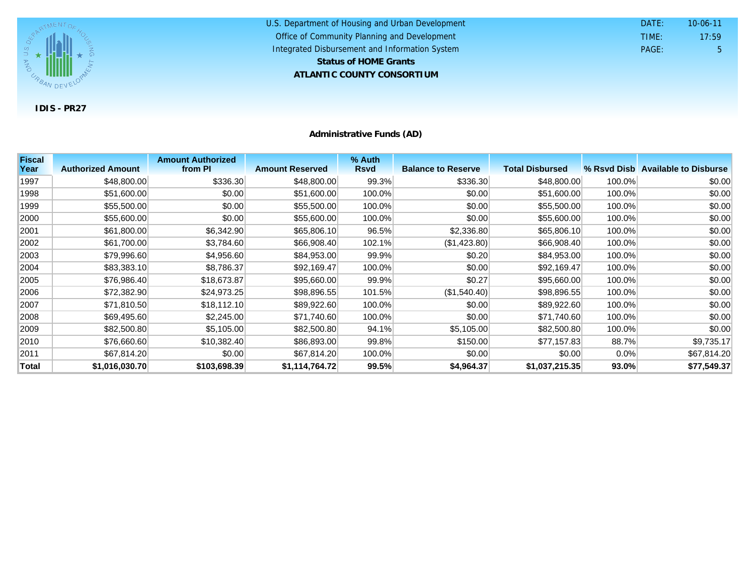U.S. Department of Housing and Urban Development
Office of Community Planning and Development
Integrated Disbursement and Information System

**Status of HOME Grants**

**ATLANTIC COUNTY CONSORTIUM**

DATE: 10-06-11
TIME: 17:59
PAGE: 5

**IDIS - PR27**

### Administrative Funds (AD)

| Fiscal Year | Authorized Amount | Amount Authorized from PI | Amount Reserved | % Auth Rsvd | Balance to Reserve | Total Disbursed | % Rsvd Disb | Available to Disburse |
|---|---|---|---|---|---|---|---|---|
| 1997 | $48,800.00 | $336.30 | $48,800.00 | 99.3% | $336.30 | $48,800.00 | 100.0% | $0.00 |
| 1998 | $51,600.00 | $0.00 | $51,600.00 | 100.0% | $0.00 | $51,600.00 | 100.0% | $0.00 |
| 1999 | $55,500.00 | $0.00 | $55,500.00 | 100.0% | $0.00 | $55,500.00 | 100.0% | $0.00 |
| 2000 | $55,600.00 | $0.00 | $55,600.00 | 100.0% | $0.00 | $55,600.00 | 100.0% | $0.00 |
| 2001 | $61,800.00 | $6,342.90 | $65,806.10 | 96.5% | $2,336.80 | $65,806.10 | 100.0% | $0.00 |
| 2002 | $61,700.00 | $3,784.60 | $66,908.40 | 102.1% | ($1,423.80) | $66,908.40 | 100.0% | $0.00 |
| 2003 | $79,996.60 | $4,956.60 | $84,953.00 | 99.9% | $0.20 | $84,953.00 | 100.0% | $0.00 |
| 2004 | $83,383.10 | $8,786.37 | $92,169.47 | 100.0% | $0.00 | $92,169.47 | 100.0% | $0.00 |
| 2005 | $76,986.40 | $18,673.87 | $95,660.00 | 99.9% | $0.27 | $95,660.00 | 100.0% | $0.00 |
| 2006 | $72,382.90 | $24,973.25 | $98,896.55 | 101.5% | ($1,540.40) | $98,896.55 | 100.0% | $0.00 |
| 2007 | $71,810.50 | $18,112.10 | $89,922.60 | 100.0% | $0.00 | $89,922.60 | 100.0% | $0.00 |
| 2008 | $69,495.60 | $2,245.00 | $71,740.60 | 100.0% | $0.00 | $71,740.60 | 100.0% | $0.00 |
| 2009 | $82,500.80 | $5,105.00 | $82,500.80 | 94.1% | $5,105.00 | $82,500.80 | 100.0% | $0.00 |
| 2010 | $76,660.60 | $10,382.40 | $86,893.00 | 99.8% | $150.00 | $77,157.83 | 88.7% | $9,735.17 |
| 2011 | $67,814.20 | $0.00 | $67,814.20 | 100.0% | $0.00 | $0.00 | 0.0% | $67,814.20 |
| **Total** | **$1,016,030.70** | **$103,698.39** | **$1,114,764.72** | **99.5%** | **$4,964.37** | **$1,037,215.35** | **93.0%** | **$77,549.37** |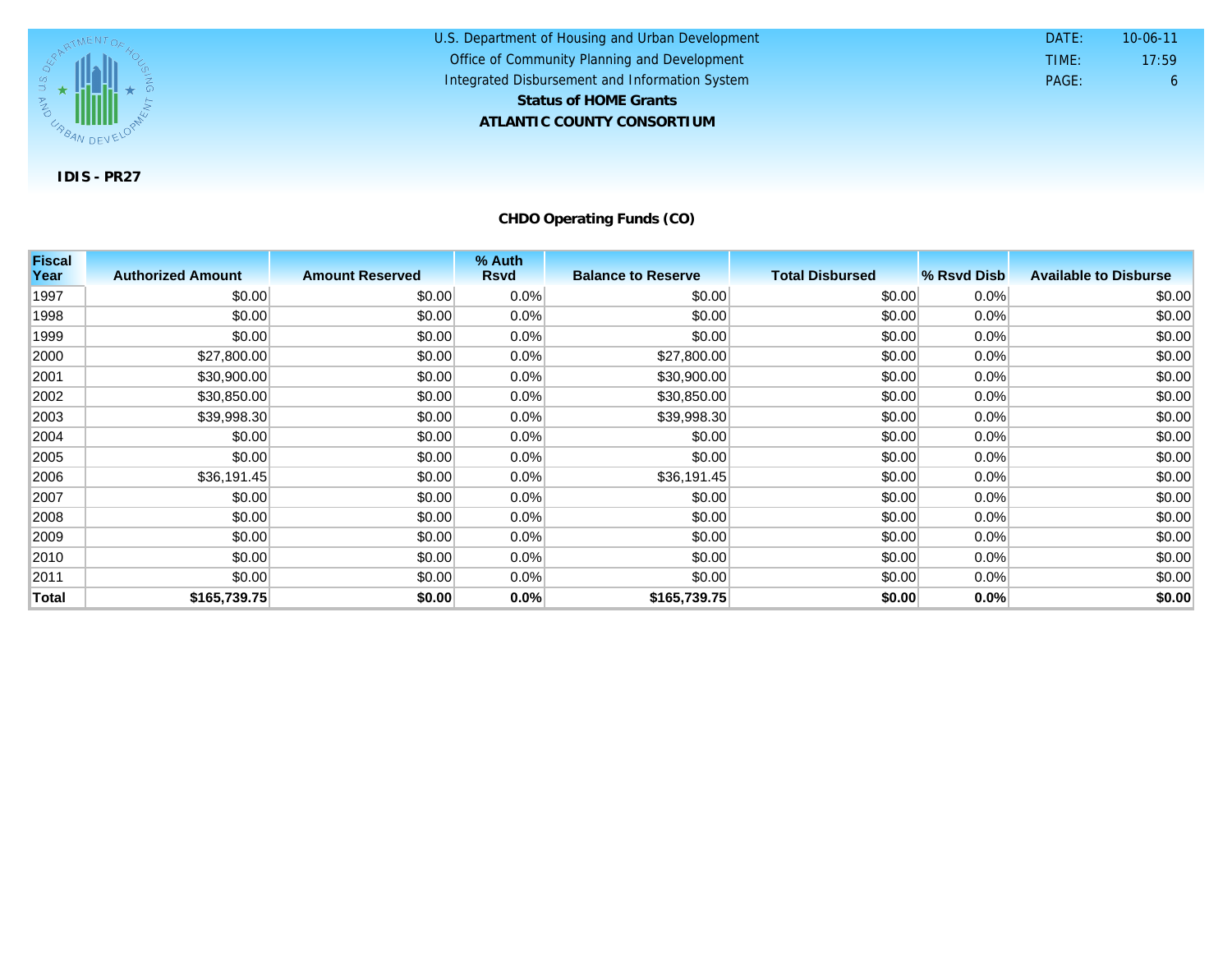U.S. Department of Housing and Urban Development
Office of Community Planning and Development
Integrated Disbursement and Information System

**Status of HOME Grants**

**ATLANTIC COUNTY CONSORTIUM**

DATE: 10-06-11
TIME: 17:59
PAGE: 6

**IDIS - PR27**

## CHDO Operating Funds (CO)

| Fiscal Year | Authorized Amount | Amount Reserved | % Auth Rsvd | Balance to Reserve | Total Disbursed | % Rsvd Disb | Available to Disburse |
|---|---|---|---|---|---|---|---|
| 1997 | $0.00 | $0.00 | 0.0% | $0.00 | $0.00 | 0.0% | $0.00 |
| 1998 | $0.00 | $0.00 | 0.0% | $0.00 | $0.00 | 0.0% | $0.00 |
| 1999 | $0.00 | $0.00 | 0.0% | $0.00 | $0.00 | 0.0% | $0.00 |
| 2000 | $27,800.00 | $0.00 | 0.0% | $27,800.00 | $0.00 | 0.0% | $0.00 |
| 2001 | $30,900.00 | $0.00 | 0.0% | $30,900.00 | $0.00 | 0.0% | $0.00 |
| 2002 | $30,850.00 | $0.00 | 0.0% | $30,850.00 | $0.00 | 0.0% | $0.00 |
| 2003 | $39,998.30 | $0.00 | 0.0% | $39,998.30 | $0.00 | 0.0% | $0.00 |
| 2004 | $0.00 | $0.00 | 0.0% | $0.00 | $0.00 | 0.0% | $0.00 |
| 2005 | $0.00 | $0.00 | 0.0% | $0.00 | $0.00 | 0.0% | $0.00 |
| 2006 | $36,191.45 | $0.00 | 0.0% | $36,191.45 | $0.00 | 0.0% | $0.00 |
| 2007 | $0.00 | $0.00 | 0.0% | $0.00 | $0.00 | 0.0% | $0.00 |
| 2008 | $0.00 | $0.00 | 0.0% | $0.00 | $0.00 | 0.0% | $0.00 |
| 2009 | $0.00 | $0.00 | 0.0% | $0.00 | $0.00 | 0.0% | $0.00 |
| 2010 | $0.00 | $0.00 | 0.0% | $0.00 | $0.00 | 0.0% | $0.00 |
| 2011 | $0.00 | $0.00 | 0.0% | $0.00 | $0.00 | 0.0% | $0.00 |
| **Total** | **$165,739.75** | **$0.00** | **0.0%** | **$165,739.75** | **$0.00** | **0.0%** | **$0.00** |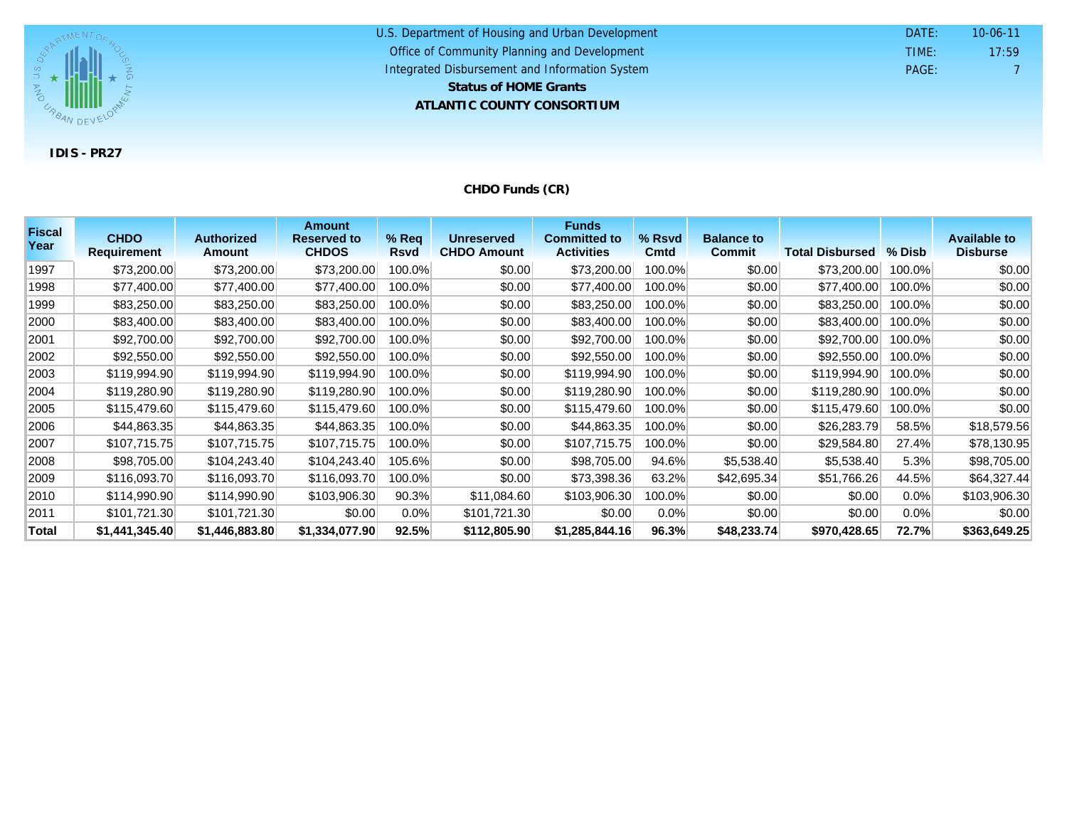U.S. Department of Housing and Urban Development
Office of Community Planning and Development
Integrated Disbursement and Information System

**Status of HOME Grants**

**ATLANTIC COUNTY CONSORTIUM**

DATE: 10-06-11
TIME: 17:59
PAGE: 7

**IDIS - PR27**

## CHDO Funds (CR)

| Fiscal Year | CHDO Requirement | Authorized Amount | Amount Reserved to CHDOS | % Req Rsvd | Unreserved CHDO Amount | Funds Committed to Activities | % Rsvd Cmtd | Balance to Commit | Total Disbursed | % Disb | Available to Disburse |
|---|---|---|---|---|---|---|---|---|---|---|---|
| 1997 | $73,200.00 | $73,200.00 | $73,200.00 | 100.0% | $0.00 | $73,200.00 | 100.0% | $0.00 | $73,200.00 | 100.0% | $0.00 |
| 1998 | $77,400.00 | $77,400.00 | $77,400.00 | 100.0% | $0.00 | $77,400.00 | 100.0% | $0.00 | $77,400.00 | 100.0% | $0.00 |
| 1999 | $83,250.00 | $83,250.00 | $83,250.00 | 100.0% | $0.00 | $83,250.00 | 100.0% | $0.00 | $83,250.00 | 100.0% | $0.00 |
| 2000 | $83,400.00 | $83,400.00 | $83,400.00 | 100.0% | $0.00 | $83,400.00 | 100.0% | $0.00 | $83,400.00 | 100.0% | $0.00 |
| 2001 | $92,700.00 | $92,700.00 | $92,700.00 | 100.0% | $0.00 | $92,700.00 | 100.0% | $0.00 | $92,700.00 | 100.0% | $0.00 |
| 2002 | $92,550.00 | $92,550.00 | $92,550.00 | 100.0% | $0.00 | $92,550.00 | 100.0% | $0.00 | $92,550.00 | 100.0% | $0.00 |
| 2003 | $119,994.90 | $119,994.90 | $119,994.90 | 100.0% | $0.00 | $119,994.90 | 100.0% | $0.00 | $119,994.90 | 100.0% | $0.00 |
| 2004 | $119,280.90 | $119,280.90 | $119,280.90 | 100.0% | $0.00 | $119,280.90 | 100.0% | $0.00 | $119,280.90 | 100.0% | $0.00 |
| 2005 | $115,479.60 | $115,479.60 | $115,479.60 | 100.0% | $0.00 | $115,479.60 | 100.0% | $0.00 | $115,479.60 | 100.0% | $0.00 |
| 2006 | $44,863.35 | $44,863.35 | $44,863.35 | 100.0% | $0.00 | $44,863.35 | 100.0% | $0.00 | $26,283.79 | 58.5% | $18,579.56 |
| 2007 | $107,715.75 | $107,715.75 | $107,715.75 | 100.0% | $0.00 | $107,715.75 | 100.0% | $0.00 | $29,584.80 | 27.4% | $78,130.95 |
| 2008 | $98,705.00 | $104,243.40 | $104,243.40 | 105.6% | $0.00 | $98,705.00 | 94.6% | $5,538.40 | $5,538.40 | 5.3% | $98,705.00 |
| 2009 | $116,093.70 | $116,093.70 | $116,093.70 | 100.0% | $0.00 | $73,398.36 | 63.2% | $42,695.34 | $51,766.26 | 44.5% | $64,327.44 |
| 2010 | $114,990.90 | $114,990.90 | $103,906.30 | 90.3% | $11,084.60 | $103,906.30 | 100.0% | $0.00 | $0.00 | 0.0% | $103,906.30 |
| 2011 | $101,721.30 | $101,721.30 | $0.00 | 0.0% | $101,721.30 | $0.00 | 0.0% | $0.00 | $0.00 | 0.0% | $0.00 |
| **Total** | **$1,441,345.40** | **$1,446,883.80** | **$1,334,077.90** | **92.5%** | **$112,805.90** | **$1,285,844.16** | **96.3%** | **$48,233.74** | **$970,428.65** | **72.7%** | **$363,649.25** |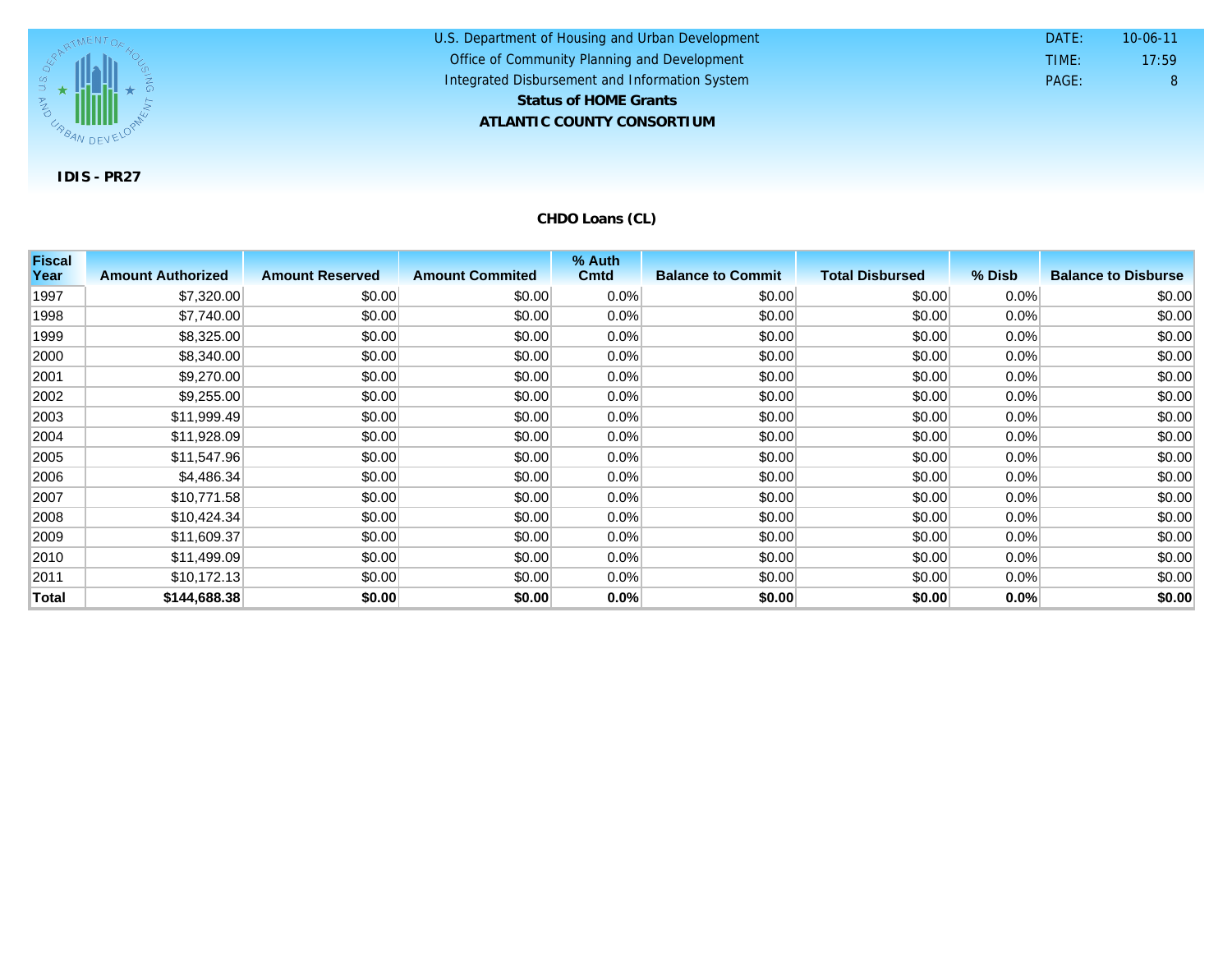U.S. Department of Housing and Urban Development
Office of Community Planning and Development
Integrated Disbursement and Information System
**Status of HOME Grants**
**ATLANTIC COUNTY CONSORTIUM**

DATE: 10-06-11
TIME: 17:59
PAGE: 8

**IDIS - PR27**

## CHDO Loans (CL)

| Fiscal Year | Amount Authorized | Amount Reserved | Amount Commited | % Auth Cmtd | Balance to Commit | Total Disbursed | % Disb | Balance to Disburse |
|---|---|---|---|---|---|---|---|---|
| 1997 | $7,320.00 | $0.00 | $0.00 | 0.0% | $0.00 | $0.00 | 0.0% | $0.00 |
| 1998 | $7,740.00 | $0.00 | $0.00 | 0.0% | $0.00 | $0.00 | 0.0% | $0.00 |
| 1999 | $8,325.00 | $0.00 | $0.00 | 0.0% | $0.00 | $0.00 | 0.0% | $0.00 |
| 2000 | $8,340.00 | $0.00 | $0.00 | 0.0% | $0.00 | $0.00 | 0.0% | $0.00 |
| 2001 | $9,270.00 | $0.00 | $0.00 | 0.0% | $0.00 | $0.00 | 0.0% | $0.00 |
| 2002 | $9,255.00 | $0.00 | $0.00 | 0.0% | $0.00 | $0.00 | 0.0% | $0.00 |
| 2003 | $11,999.49 | $0.00 | $0.00 | 0.0% | $0.00 | $0.00 | 0.0% | $0.00 |
| 2004 | $11,928.09 | $0.00 | $0.00 | 0.0% | $0.00 | $0.00 | 0.0% | $0.00 |
| 2005 | $11,547.96 | $0.00 | $0.00 | 0.0% | $0.00 | $0.00 | 0.0% | $0.00 |
| 2006 | $4,486.34 | $0.00 | $0.00 | 0.0% | $0.00 | $0.00 | 0.0% | $0.00 |
| 2007 | $10,771.58 | $0.00 | $0.00 | 0.0% | $0.00 | $0.00 | 0.0% | $0.00 |
| 2008 | $10,424.34 | $0.00 | $0.00 | 0.0% | $0.00 | $0.00 | 0.0% | $0.00 |
| 2009 | $11,609.37 | $0.00 | $0.00 | 0.0% | $0.00 | $0.00 | 0.0% | $0.00 |
| 2010 | $11,499.09 | $0.00 | $0.00 | 0.0% | $0.00 | $0.00 | 0.0% | $0.00 |
| 2011 | $10,172.13 | $0.00 | $0.00 | 0.0% | $0.00 | $0.00 | 0.0% | $0.00 |
| **Total** | **$144,688.38** | **$0.00** | **$0.00** | **0.0%** | **$0.00** | **$0.00** | **0.0%** | **$0.00** |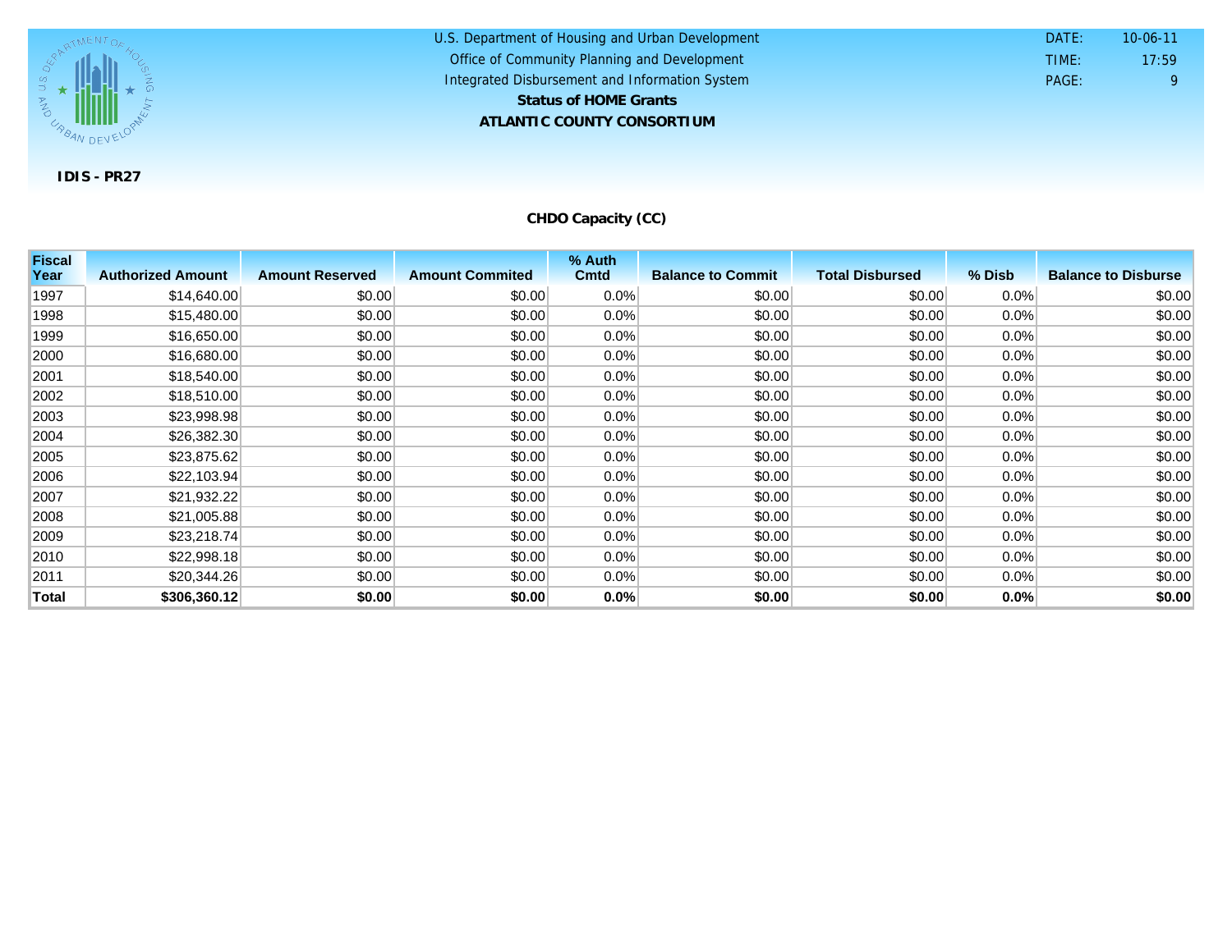U.S. Department of Housing and Urban Development
Office of Community Planning and Development
Integrated Disbursement and Information System
**Status of HOME Grants**
**ATLANTIC COUNTY CONSORTIUM**

DATE: 10-06-11
TIME: 17:59
PAGE: 9

**IDIS - PR27**

## CHDO Capacity (CC)

| Fiscal Year | Authorized Amount | Amount Reserved | Amount Commited | % Auth Cmtd | Balance to Commit | Total Disbursed | % Disb | Balance to Disburse |
|---|---|---|---|---|---|---|---|---|
| 1997 | $14,640.00 | $0.00 | $0.00 | 0.0% | $0.00 | $0.00 | 0.0% | $0.00 |
| 1998 | $15,480.00 | $0.00 | $0.00 | 0.0% | $0.00 | $0.00 | 0.0% | $0.00 |
| 1999 | $16,650.00 | $0.00 | $0.00 | 0.0% | $0.00 | $0.00 | 0.0% | $0.00 |
| 2000 | $16,680.00 | $0.00 | $0.00 | 0.0% | $0.00 | $0.00 | 0.0% | $0.00 |
| 2001 | $18,540.00 | $0.00 | $0.00 | 0.0% | $0.00 | $0.00 | 0.0% | $0.00 |
| 2002 | $18,510.00 | $0.00 | $0.00 | 0.0% | $0.00 | $0.00 | 0.0% | $0.00 |
| 2003 | $23,998.98 | $0.00 | $0.00 | 0.0% | $0.00 | $0.00 | 0.0% | $0.00 |
| 2004 | $26,382.30 | $0.00 | $0.00 | 0.0% | $0.00 | $0.00 | 0.0% | $0.00 |
| 2005 | $23,875.62 | $0.00 | $0.00 | 0.0% | $0.00 | $0.00 | 0.0% | $0.00 |
| 2006 | $22,103.94 | $0.00 | $0.00 | 0.0% | $0.00 | $0.00 | 0.0% | $0.00 |
| 2007 | $21,932.22 | $0.00 | $0.00 | 0.0% | $0.00 | $0.00 | 0.0% | $0.00 |
| 2008 | $21,005.88 | $0.00 | $0.00 | 0.0% | $0.00 | $0.00 | 0.0% | $0.00 |
| 2009 | $23,218.74 | $0.00 | $0.00 | 0.0% | $0.00 | $0.00 | 0.0% | $0.00 |
| 2010 | $22,998.18 | $0.00 | $0.00 | 0.0% | $0.00 | $0.00 | 0.0% | $0.00 |
| 2011 | $20,344.26 | $0.00 | $0.00 | 0.0% | $0.00 | $0.00 | 0.0% | $0.00 |
| **Total** | **$306,360.12** | **$0.00** | **$0.00** | **0.0%** | **$0.00** | **$0.00** | **0.0%** | **$0.00** |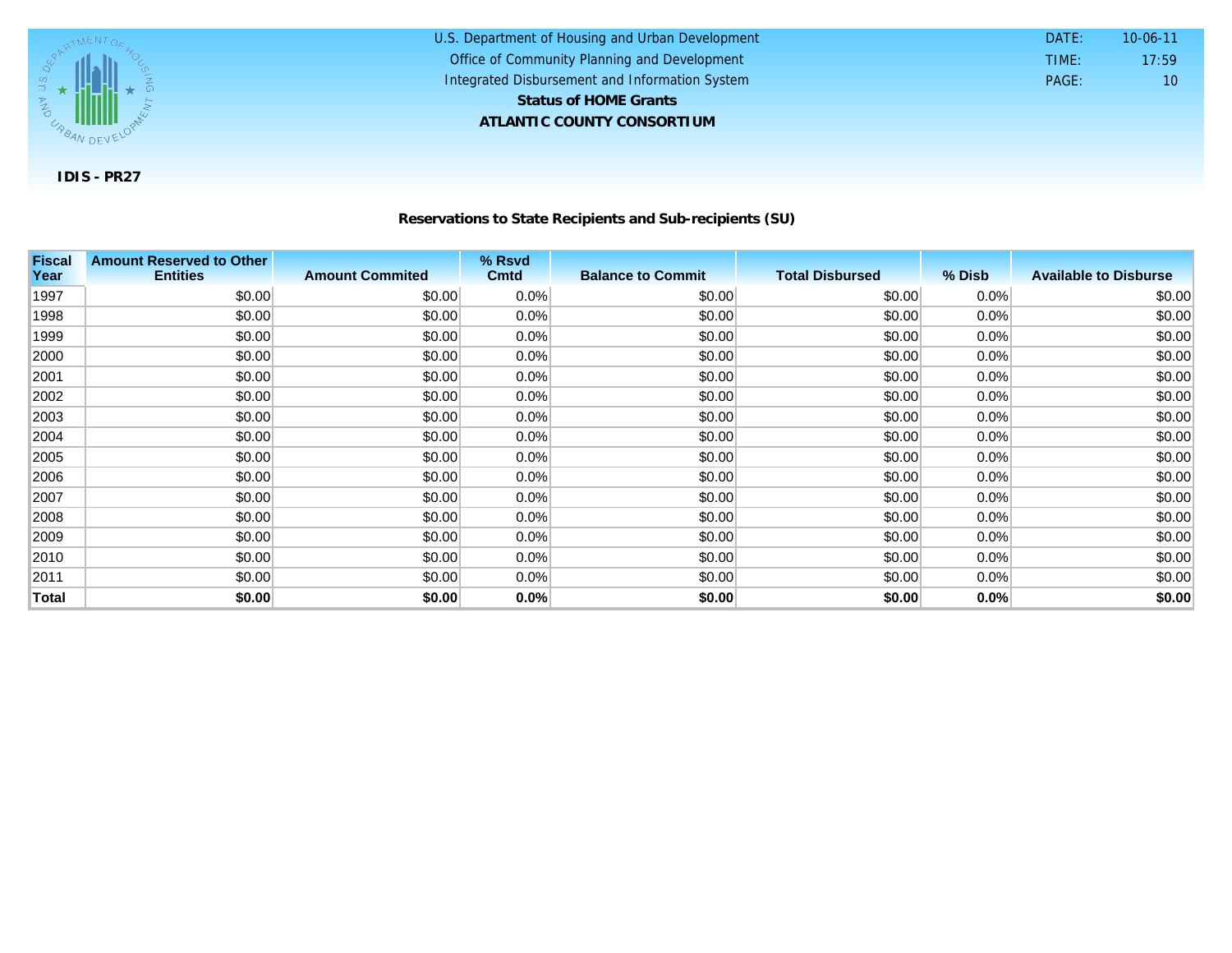U.S. Department of Housing and Urban Development
Office of Community Planning and Development
Integrated Disbursement and Information System
**Status of HOME Grants**
**ATLANTIC COUNTY CONSORTIUM**

DATE: 10-06-11
TIME: 17:59
PAGE: 10

**IDIS - PR27**

## Reservations to State Recipients and Sub-recipients (SU)

| Fiscal Year | Amount Reserved to Other Entities | Amount Commited | % Rsvd Cmtd | Balance to Commit | Total Disbursed | % Disb | Available to Disburse |
|---|---|---|---|---|---|---|---|
| 1997 | $0.00 | $0.00 | 0.0% | $0.00 | $0.00 | 0.0% | $0.00 |
| 1998 | $0.00 | $0.00 | 0.0% | $0.00 | $0.00 | 0.0% | $0.00 |
| 1999 | $0.00 | $0.00 | 0.0% | $0.00 | $0.00 | 0.0% | $0.00 |
| 2000 | $0.00 | $0.00 | 0.0% | $0.00 | $0.00 | 0.0% | $0.00 |
| 2001 | $0.00 | $0.00 | 0.0% | $0.00 | $0.00 | 0.0% | $0.00 |
| 2002 | $0.00 | $0.00 | 0.0% | $0.00 | $0.00 | 0.0% | $0.00 |
| 2003 | $0.00 | $0.00 | 0.0% | $0.00 | $0.00 | 0.0% | $0.00 |
| 2004 | $0.00 | $0.00 | 0.0% | $0.00 | $0.00 | 0.0% | $0.00 |
| 2005 | $0.00 | $0.00 | 0.0% | $0.00 | $0.00 | 0.0% | $0.00 |
| 2006 | $0.00 | $0.00 | 0.0% | $0.00 | $0.00 | 0.0% | $0.00 |
| 2007 | $0.00 | $0.00 | 0.0% | $0.00 | $0.00 | 0.0% | $0.00 |
| 2008 | $0.00 | $0.00 | 0.0% | $0.00 | $0.00 | 0.0% | $0.00 |
| 2009 | $0.00 | $0.00 | 0.0% | $0.00 | $0.00 | 0.0% | $0.00 |
| 2010 | $0.00 | $0.00 | 0.0% | $0.00 | $0.00 | 0.0% | $0.00 |
| 2011 | $0.00 | $0.00 | 0.0% | $0.00 | $0.00 | 0.0% | $0.00 |
| **Total** | **$0.00** | **$0.00** | **0.0%** | **$0.00** | **$0.00** | **0.0%** | **$0.00** |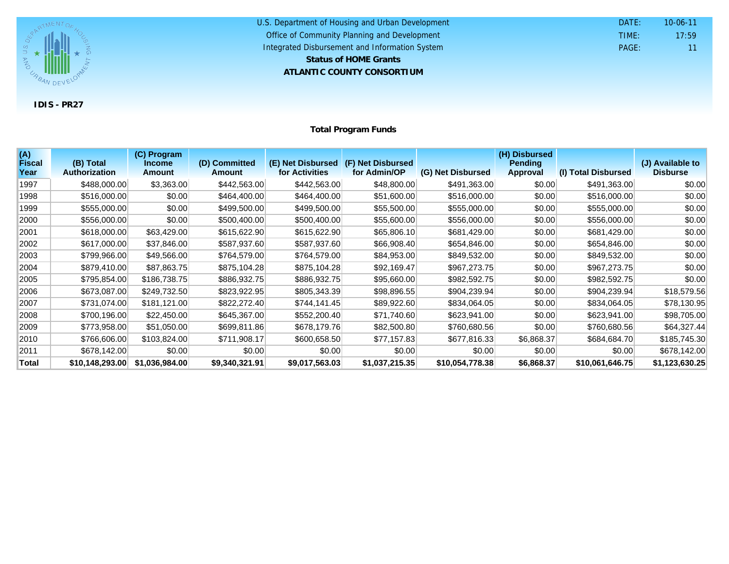U.S. Department of Housing and Urban Development
Office of Community Planning and Development
Integrated Disbursement and Information System

**Status of HOME Grants**

**ATLANTIC COUNTY CONSORTIUM**

DATE: 10-06-11
TIME: 17:59
PAGE: 11

**IDIS - PR27**

### Total Program Funds

| (A) Fiscal Year | (B) Total Authorization | (C) Program Income Amount | (D) Committed Amount | (E) Net Disbursed for Activities | (F) Net Disbursed for Admin/OP | (G) Net Disbursed | (H) Disbursed Pending Approval | (I) Total Disbursed | (J) Available to Disburse |
|---|---|---|---|---|---|---|---|---|---|
| 1997 | $488,000.00 | $3,363.00 | $442,563.00 | $442,563.00 | $48,800.00 | $491,363.00 | $0.00 | $491,363.00 | $0.00 |
| 1998 | $516,000.00 | $0.00 | $464,400.00 | $464,400.00 | $51,600.00 | $516,000.00 | $0.00 | $516,000.00 | $0.00 |
| 1999 | $555,000.00 | $0.00 | $499,500.00 | $499,500.00 | $55,500.00 | $555,000.00 | $0.00 | $555,000.00 | $0.00 |
| 2000 | $556,000.00 | $0.00 | $500,400.00 | $500,400.00 | $55,600.00 | $556,000.00 | $0.00 | $556,000.00 | $0.00 |
| 2001 | $618,000.00 | $63,429.00 | $615,622.90 | $615,622.90 | $65,806.10 | $681,429.00 | $0.00 | $681,429.00 | $0.00 |
| 2002 | $617,000.00 | $37,846.00 | $587,937.60 | $587,937.60 | $66,908.40 | $654,846.00 | $0.00 | $654,846.00 | $0.00 |
| 2003 | $799,966.00 | $49,566.00 | $764,579.00 | $764,579.00 | $84,953.00 | $849,532.00 | $0.00 | $849,532.00 | $0.00 |
| 2004 | $879,410.00 | $87,863.75 | $875,104.28 | $875,104.28 | $92,169.47 | $967,273.75 | $0.00 | $967,273.75 | $0.00 |
| 2005 | $795,854.00 | $186,738.75 | $886,932.75 | $886,932.75 | $95,660.00 | $982,592.75 | $0.00 | $982,592.75 | $0.00 |
| 2006 | $673,087.00 | $249,732.50 | $823,922.95 | $805,343.39 | $98,896.55 | $904,239.94 | $0.00 | $904,239.94 | $18,579.56 |
| 2007 | $731,074.00 | $181,121.00 | $822,272.40 | $744,141.45 | $89,922.60 | $834,064.05 | $0.00 | $834,064.05 | $78,130.95 |
| 2008 | $700,196.00 | $22,450.00 | $645,367.00 | $552,200.40 | $71,740.60 | $623,941.00 | $0.00 | $623,941.00 | $98,705.00 |
| 2009 | $773,958.00 | $51,050.00 | $699,811.86 | $678,179.76 | $82,500.80 | $760,680.56 | $0.00 | $760,680.56 | $64,327.44 |
| 2010 | $766,606.00 | $103,824.00 | $711,908.17 | $600,658.50 | $77,157.83 | $677,816.33 | $6,868.37 | $684,684.70 | $185,745.30 |
| 2011 | $678,142.00 | $0.00 | $0.00 | $0.00 | $0.00 | $0.00 | $0.00 | $0.00 | $678,142.00 |
| **Total** | **$10,148,293.00** | **$1,036,984.00** | **$9,340,321.91** | **$9,017,563.03** | **$1,037,215.35** | **$10,054,778.38** | **$6,868.37** | **$10,061,646.75** | **$1,123,630.25** |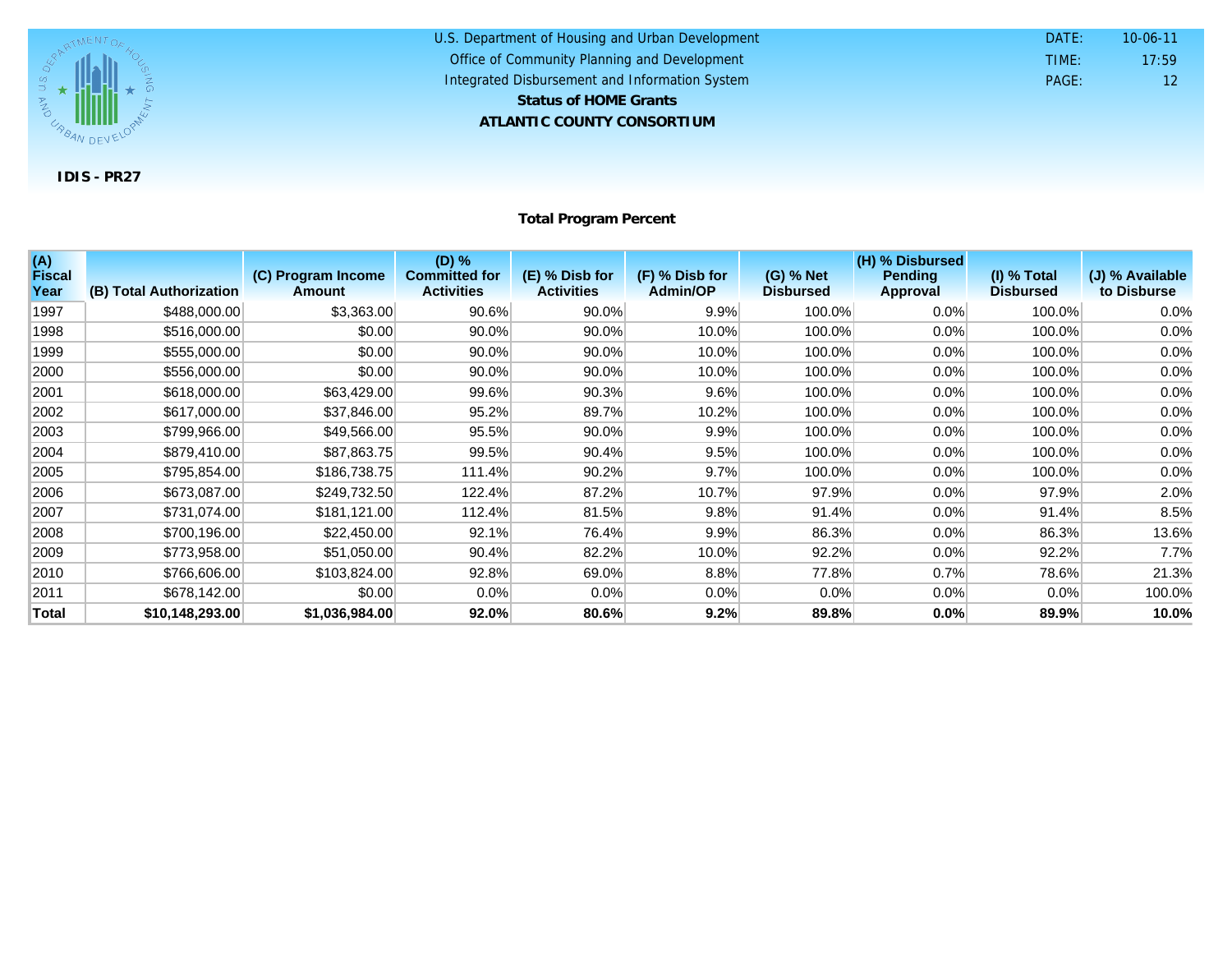U.S. Department of Housing and Urban Development
Office of Community Planning and Development
Integrated Disbursement and Information System

**Status of HOME Grants**

**ATLANTIC COUNTY CONSORTIUM**

DATE: 10-06-11
TIME: 17:59
PAGE: 12

**IDIS - PR27**

### Total Program Percent

| (A) Fiscal Year | (B) Total Authorization | (C) Program Income Amount | (D) % Committed for Activities | (E) % Disb for Activities | (F) % Disb for Admin/OP | (G) % Net Disbursed | (H) % Disbursed Pending Approval | (I) % Total Disbursed | (J) % Available to Disburse |
|---|---|---|---|---|---|---|---|---|---|
| 1997 | $488,000.00 | $3,363.00 | 90.6% | 90.0% | 9.9% | 100.0% | 0.0% | 100.0% | 0.0% |
| 1998 | $516,000.00 | $0.00 | 90.0% | 90.0% | 10.0% | 100.0% | 0.0% | 100.0% | 0.0% |
| 1999 | $555,000.00 | $0.00 | 90.0% | 90.0% | 10.0% | 100.0% | 0.0% | 100.0% | 0.0% |
| 2000 | $556,000.00 | $0.00 | 90.0% | 90.0% | 10.0% | 100.0% | 0.0% | 100.0% | 0.0% |
| 2001 | $618,000.00 | $63,429.00 | 99.6% | 90.3% | 9.6% | 100.0% | 0.0% | 100.0% | 0.0% |
| 2002 | $617,000.00 | $37,846.00 | 95.2% | 89.7% | 10.2% | 100.0% | 0.0% | 100.0% | 0.0% |
| 2003 | $799,966.00 | $49,566.00 | 95.5% | 90.0% | 9.9% | 100.0% | 0.0% | 100.0% | 0.0% |
| 2004 | $879,410.00 | $87,863.75 | 99.5% | 90.4% | 9.5% | 100.0% | 0.0% | 100.0% | 0.0% |
| 2005 | $795,854.00 | $186,738.75 | 111.4% | 90.2% | 9.7% | 100.0% | 0.0% | 100.0% | 0.0% |
| 2006 | $673,087.00 | $249,732.50 | 122.4% | 87.2% | 10.7% | 97.9% | 0.0% | 97.9% | 2.0% |
| 2007 | $731,074.00 | $181,121.00 | 112.4% | 81.5% | 9.8% | 91.4% | 0.0% | 91.4% | 8.5% |
| 2008 | $700,196.00 | $22,450.00 | 92.1% | 76.4% | 9.9% | 86.3% | 0.0% | 86.3% | 13.6% |
| 2009 | $773,958.00 | $51,050.00 | 90.4% | 82.2% | 10.0% | 92.2% | 0.0% | 92.2% | 7.7% |
| 2010 | $766,606.00 | $103,824.00 | 92.8% | 69.0% | 8.8% | 77.8% | 0.7% | 78.6% | 21.3% |
| 2011 | $678,142.00 | $0.00 | 0.0% | 0.0% | 0.0% | 0.0% | 0.0% | 0.0% | 100.0% |
| **Total** | **$10,148,293.00** | **$1,036,984.00** | **92.0%** | **80.6%** | **9.2%** | **89.8%** | **0.0%** | **89.9%** | **10.0%** |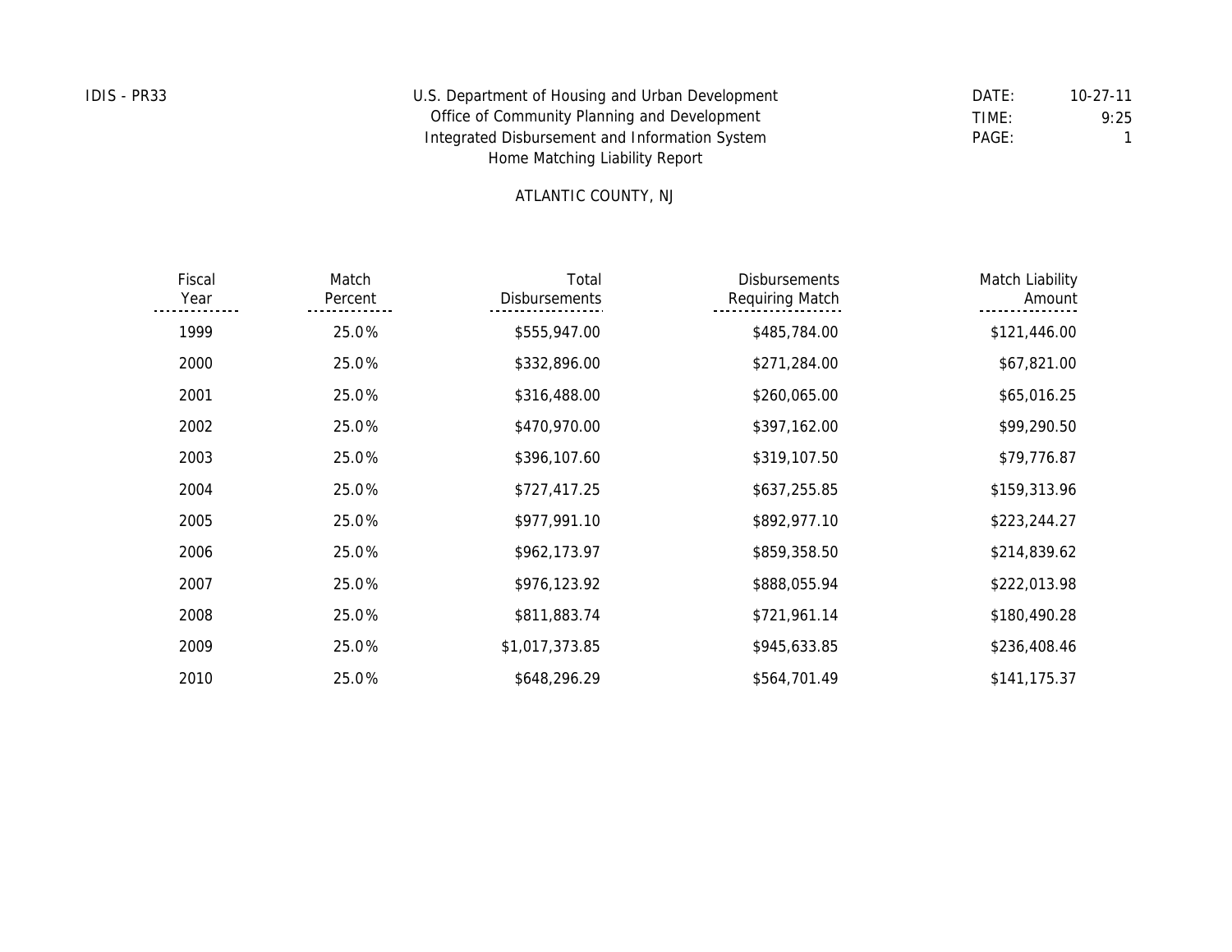IDIS - PR33

U.S. Department of Housing and Urban Development
Office of Community Planning and Development
Integrated Disbursement and Information System
Home Matching Liability Report

DATE: 10-27-11
TIME: 9:25
PAGE: 1

ATLANTIC COUNTY, NJ

| Fiscal Year | Match Percent | Total Disbursements | Disbursements Requiring Match | Match Liability Amount |
|---|---|---|---|---|
| 1999 | 25.0% | $555,947.00 | $485,784.00 | $121,446.00 |
| 2000 | 25.0% | $332,896.00 | $271,284.00 | $67,821.00 |
| 2001 | 25.0% | $316,488.00 | $260,065.00 | $65,016.25 |
| 2002 | 25.0% | $470,970.00 | $397,162.00 | $99,290.50 |
| 2003 | 25.0% | $396,107.60 | $319,107.50 | $79,776.87 |
| 2004 | 25.0% | $727,417.25 | $637,255.85 | $159,313.96 |
| 2005 | 25.0% | $977,991.10 | $892,977.10 | $223,244.27 |
| 2006 | 25.0% | $962,173.97 | $859,358.50 | $214,839.62 |
| 2007 | 25.0% | $976,123.92 | $888,055.94 | $222,013.98 |
| 2008 | 25.0% | $811,883.74 | $721,961.14 | $180,490.28 |
| 2009 | 25.0% | $1,017,373.85 | $945,633.85 | $236,408.46 |
| 2010 | 25.0% | $648,296.29 | $564,701.49 | $141,175.37 |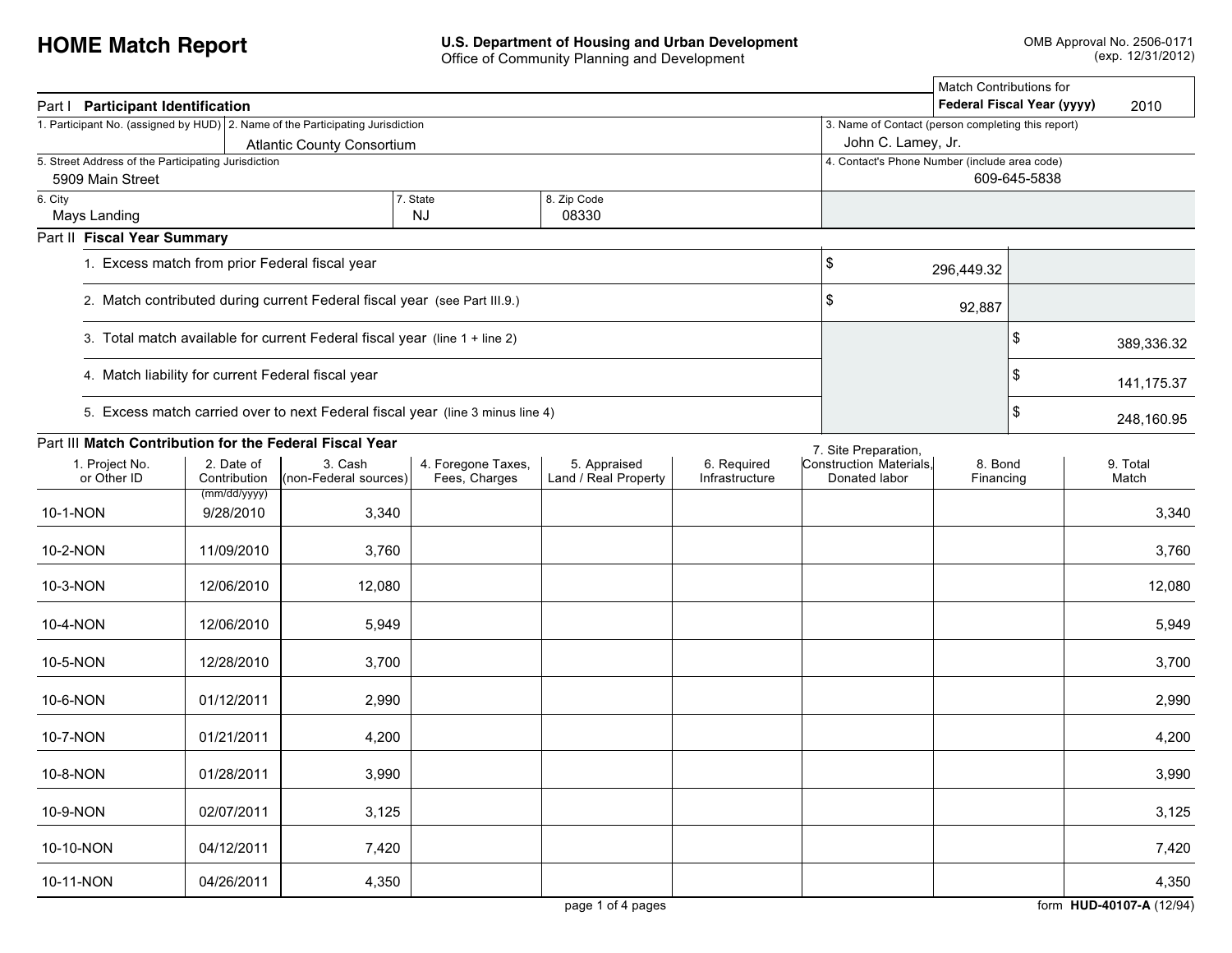# HOME Match Report

**U.S. Department of Housing and Urban Development**
Office of Community Planning and Development

OMB Approval No. 2506-0171
(exp. 12/31/2012)

Match Contributions for **Federal Fiscal Year (yyyy)** 2010

## Part I Participant Identification

| 1. Participant No. (assigned by HUD) | 2. Name of the Participating Jurisdiction | 3. Name of Contact (person completing this report) |
|---|---|---|
| | Atlantic County Consortium | John C. Lamey, Jr. |

| 5. Street Address of the Participating Jurisdiction | 4. Contact's Phone Number (include area code) |
|---|---|
| 5909 Main Street | 609-645-5838 |

| 6. City | 7. State | 8. Zip Code |
|---|---|---|
| Mays Landing | NJ | 08330 |

## Part II Fiscal Year Summary

| | | |
|---|---|---|
| 1. Excess match from prior Federal fiscal year | $ 296,449.32 | |
| 2. Match contributed during current Federal fiscal year (see Part III.9.) | $ 92,887 | |
| 3. Total match available for current Federal fiscal year (line 1 + line 2) | | $ 389,336.32 |
| 4. Match liability for current Federal fiscal year | | $ 141,175.37 |
| 5. Excess match carried over to next Federal fiscal year (line 3 minus line 4) | | $ 248,160.95 |

## Part III Match Contribution for the Federal Fiscal Year

| 1. Project No. or Other ID | 2. Date of Contribution (mm/dd/yyyy) | 3. Cash (non-Federal sources) | 4. Foregone Taxes, Fees, Charges | 5. Appraised Land / Real Property | 6. Required Infrastructure | 7. Site Preparation, Construction Materials, Donated labor | 8. Bond Financing | 9. Total Match |
|---|---|---|---|---|---|---|---|---|
| 10-1-NON | 9/28/2010 | 3,340 | | | | | | 3,340 |
| 10-2-NON | 11/09/2010 | 3,760 | | | | | | 3,760 |
| 10-3-NON | 12/06/2010 | 12,080 | | | | | | 12,080 |
| 10-4-NON | 12/06/2010 | 5,949 | | | | | | 5,949 |
| 10-5-NON | 12/28/2010 | 3,700 | | | | | | 3,700 |
| 10-6-NON | 01/12/2011 | 2,990 | | | | | | 2,990 |
| 10-7-NON | 01/21/2011 | 4,200 | | | | | | 4,200 |
| 10-8-NON | 01/28/2011 | 3,990 | | | | | | 3,990 |
| 10-9-NON | 02/07/2011 | 3,125 | | | | | | 3,125 |
| 10-10-NON | 04/12/2011 | 7,420 | | | | | | 7,420 |
| 10-11-NON | 04/26/2011 | 4,350 | | | | | | 4,350 |

form **HUD-40107-A** (12/94)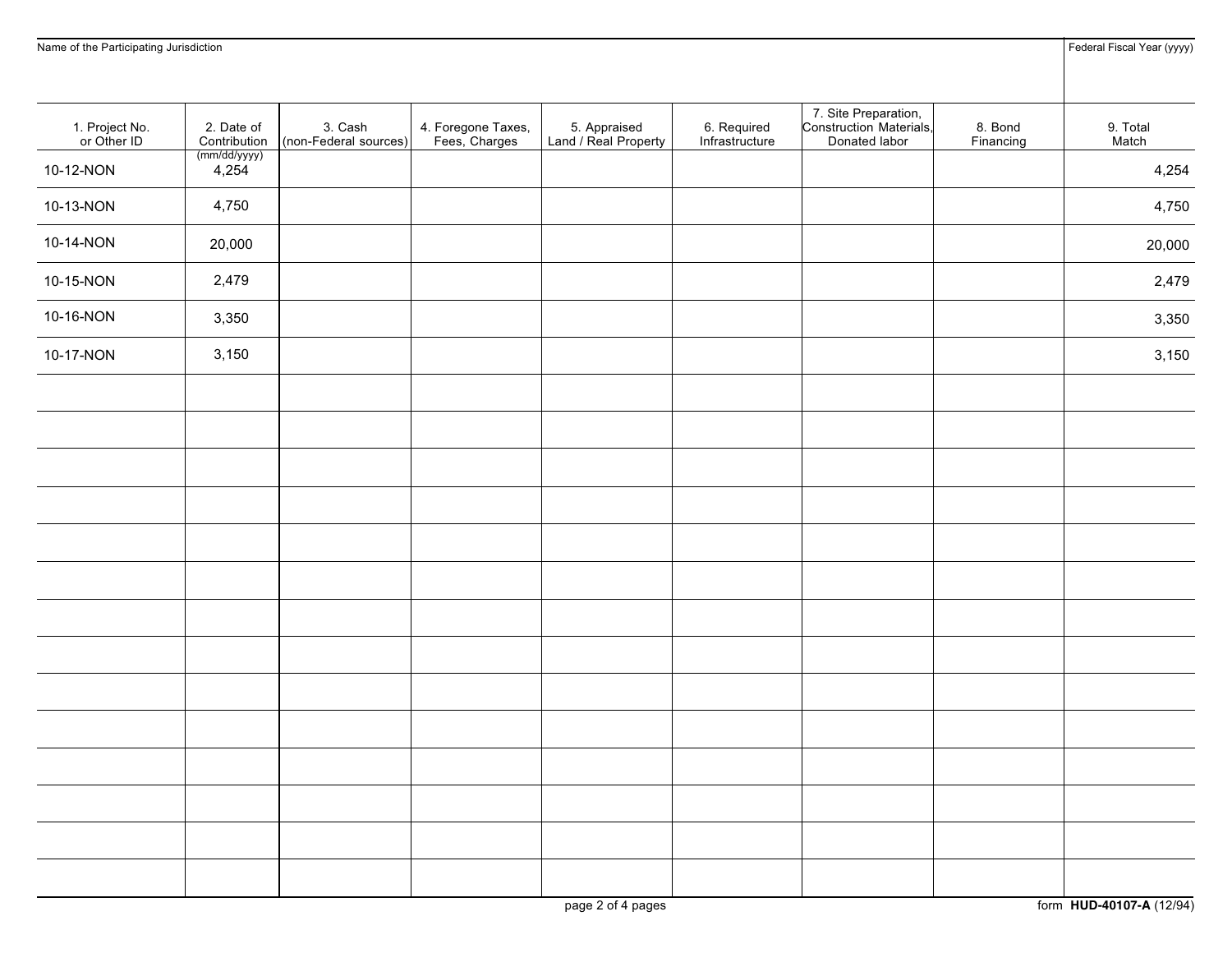| Name of the Participating Jurisdiction | | | | | | | | Federal Fiscal Year (yyyy) |
|---|---|---|---|---|---|---|---|---|
| 1. Project No. or Other ID | 2. Date of Contribution (mm/dd/yyyy) | 3. Cash (non-Federal sources) | 4. Foregone Taxes, Fees, Charges | 5. Appraised Land / Real Property | 6. Required Infrastructure | 7. Site Preparation, Construction Materials, Donated labor | 8. Bond Financing | 9. Total Match |
| 10-12-NON | 4,254 | | | | | | | 4,254 |
| 10-13-NON | 4,750 | | | | | | | 4,750 |
| 10-14-NON | 20,000 | | | | | | | 20,000 |
| 10-15-NON | 2,479 | | | | | | | 2,479 |
| 10-16-NON | 3,350 | | | | | | | 3,350 |
| 10-17-NON | 3,150 | | | | | | | 3,150 |
| | | | | | | | | |
| | | | | | | | | |
| | | | | | | | | |
| | | | | | | | | |
| | | | | | | | | |
| | | | | | | | | |
| | | | | | | | | |
| | | | | | | | | |
| | | | | | | | | |
| | | | | | | | | |
| | | | | | | | | |
| | | | | | | | | |
| | | | | | | | | |
| | | | | | | | | |

form **HUD-40107-A** (12/94)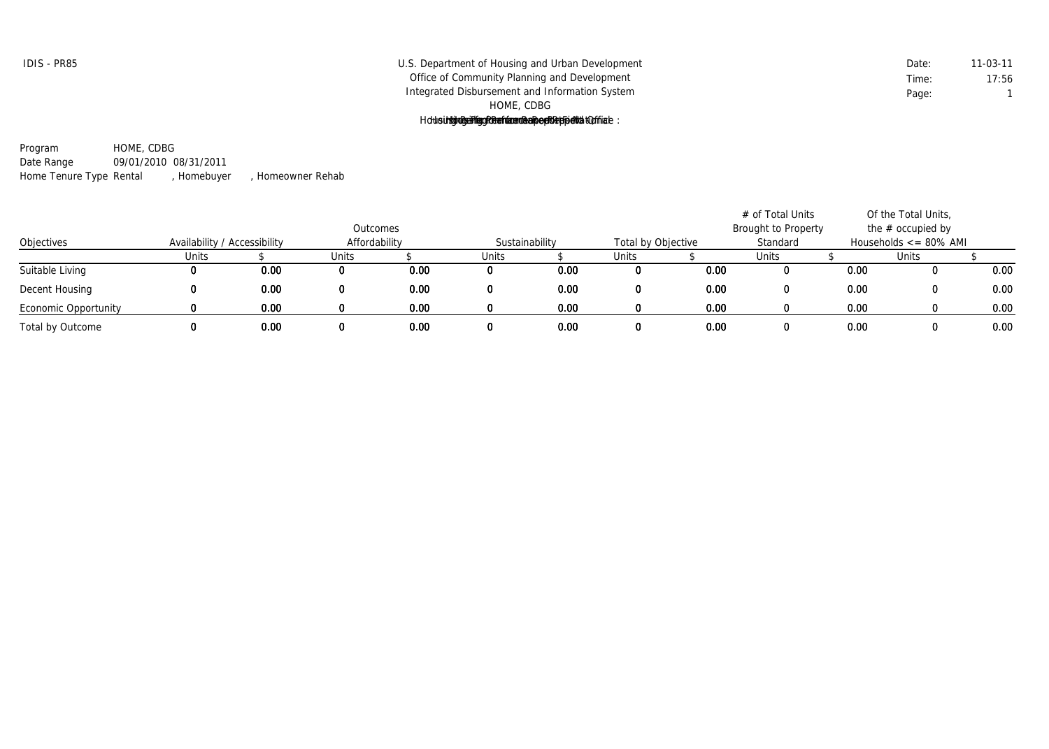IDIS - PR85

U.S. Department of Housing and Urban Development
Office of Community Planning and Development
Integrated Disbursement and Information System
HOME, CDBG
Housing Performance Report - Field Office :

Date: 11-03-11
Time: 17:56
Page: 1

Program HOME, CDBG
Date Range 09/01/2010 08/31/2011
Home Tenure Type Rental , Homebuyer , Homeowner Rehab

| Objectives | Availability / Accessibility | | Outcomes Affordability | | Sustainability | | Total by Objective | | # of Total Units Brought to Property Standard | | Of the Total Units, the # occupied by Households <= 80% AMI | |
|---|---|---|---|---|---|---|---|---|---|---|---|---|
| | Units | $ | Units | $ | Units | $ | Units | $ | Units | $ | Units | $ |
| Suitable Living | 0 | 0.00 | 0 | 0.00 | 0 | 0.00 | 0 | 0.00 | 0 | 0.00 | 0 | 0.00 |
| Decent Housing | 0 | 0.00 | 0 | 0.00 | 0 | 0.00 | 0 | 0.00 | 0 | 0.00 | 0 | 0.00 |
| Economic Opportunity | 0 | 0.00 | 0 | 0.00 | 0 | 0.00 | 0 | 0.00 | 0 | 0.00 | 0 | 0.00 |
| Total by Outcome | 0 | 0.00 | 0 | 0.00 | 0 | 0.00 | 0 | 0.00 | 0 | 0.00 | 0 | 0.00 |